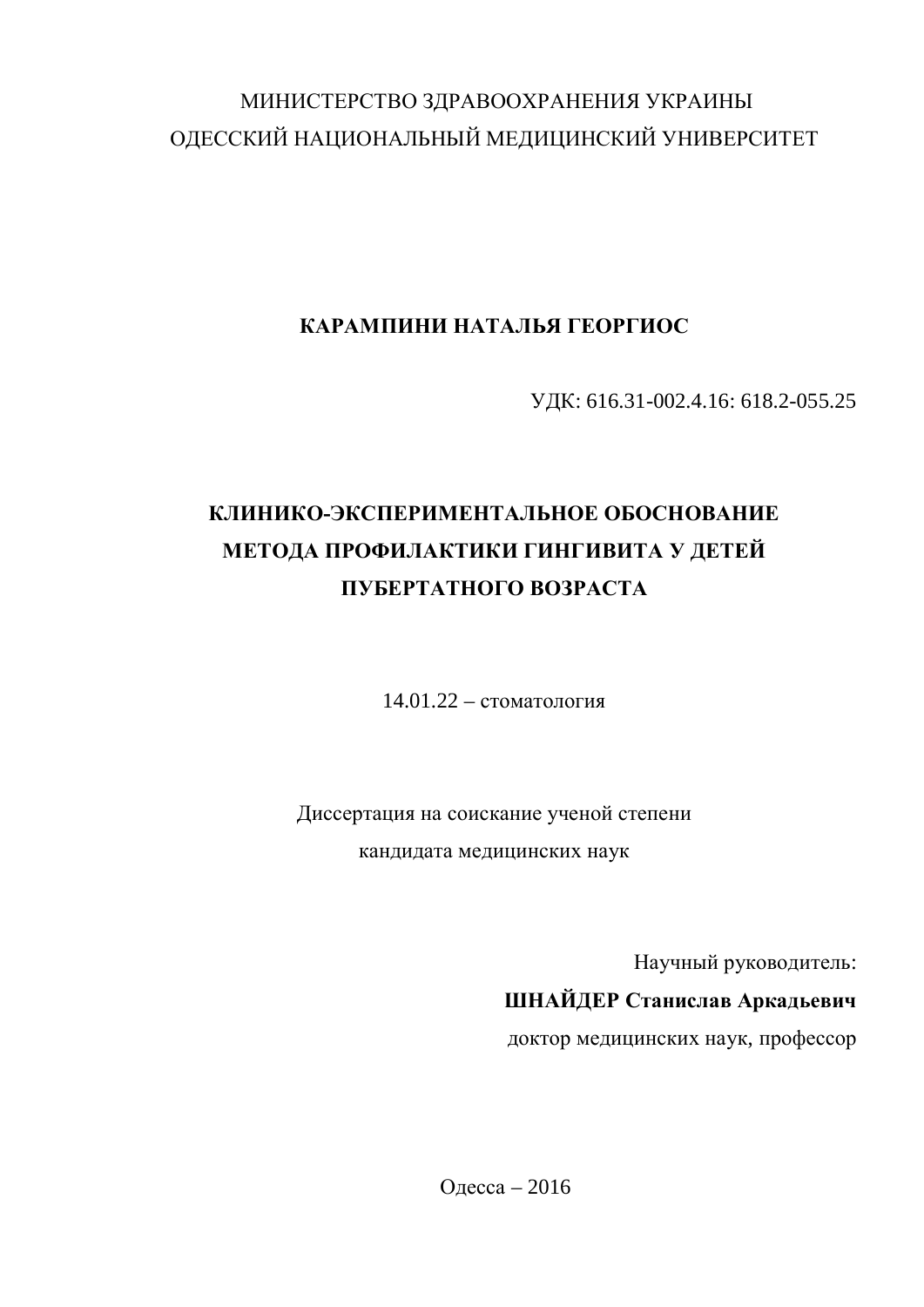МИНИСТЕРСТВО ЗДРАВООХРАНЕНИЯ УКРАИНЫ
ОДЕССКИЙ НАЦИОНАЛЬНЫЙ МЕДИЦИНСКИЙ УНИВЕРСИТЕТ

**КАРАМПИНИ НАТАЛЬЯ ГЕОРГИОС**

УДК: 616.31-002.4.16: 618.2-055.25

# КЛИНИКО-ЭКСПЕРИМЕНТАЛЬНОЕ ОБОСНОВАНИЕ МЕТОДА ПРОФИЛАКТИКИ ГИНГИВИТА У ДЕТЕЙ ПУБЕРТАТНОГО ВОЗРАСТА

14.01.22 – стоматология

Диссертация на соискание ученой степени
кандидата медицинских наук

Научный руководитель:
**ШНАЙДЕР Станислав Аркадьевич**
доктор медицинских наук, профессор

Одесса – 2016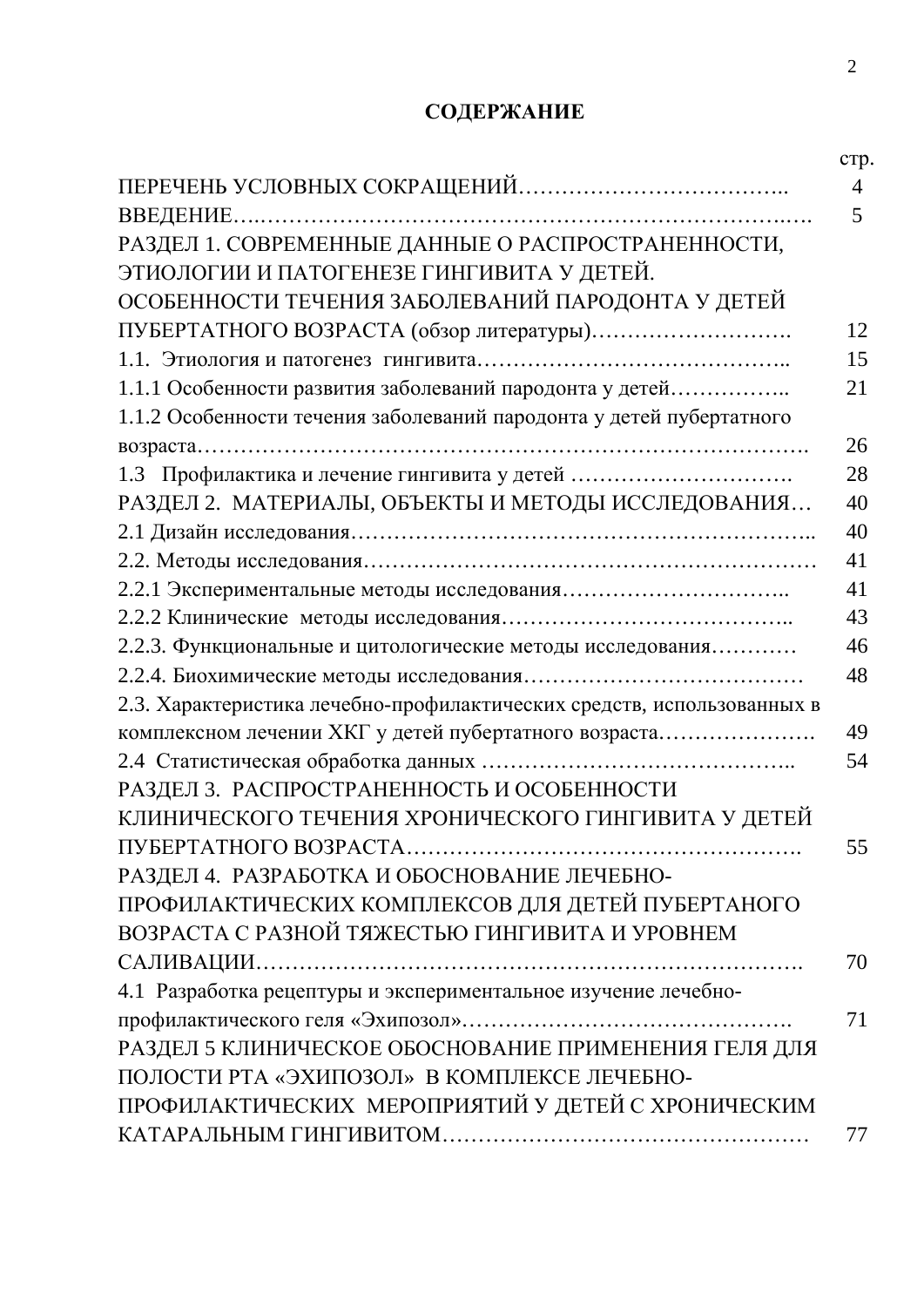# СОДЕРЖАНИЕ

| | стр. |
|---|---|
| ПЕРЕЧЕНЬ УСЛОВНЫХ СОКРАЩЕНИЙ……………………………….. | 4 |
| ВВЕДЕНИЕ…..…………………………………………………………….…. | 5 |
| РАЗДЕЛ 1. СОВРЕМЕННЫЕ ДАННЫЕ О РАСПРОСТРАНЕННОСТИ, ЭТИОЛОГИИ И ПАТОГЕНЕЗЕ ГИНГИВИТА У ДЕТЕЙ. ОСОБЕННОСТИ ТЕЧЕНИЯ ЗАБОЛЕВАНИЙ ПАРОДОНТА У ДЕТЕЙ ПУБЕРТАТНОГО ВОЗРАСТА (обзор литературы)………………………. | 12 |
| 1.1. Этиология и патогенез гингивита………………………………….. | 15 |
| 1.1.1 Особенности развития заболеваний пародонта у детей…………….. | 21 |
| 1.1.2 Особенности течения заболеваний пародонта у детей пубертатного возраста………………………………………………………………………. | 26 |
| 1.3 Профилактика и лечение гингивита у детей ……………………….. | 28 |
| РАЗДЕЛ 2. МАТЕРИАЛЫ, ОБЪЕКТЫ И МЕТОДЫ ИССЛЕДОВАНИЯ… | 40 |
| 2.1 Дизайн исследования…………………………………………………….. | 40 |
| 2.2. Методы исследования…………………………………………………… | 41 |
| 2.2.1 Экспериментальные методы исследования………………………….. | 41 |
| 2.2.2 Клинические методы исследования……………………………….. | 43 |
| 2.2.3. Функциональные и цитологические методы исследования………… | 46 |
| 2.2.4. Биохимические методы исследования………………………………… | 48 |
| 2.3. Характеристика лечебно-профилактических средств, использованных в комплексном лечении ХКГ у детей пубертатного возраста…………………. | 49 |
| 2.4 Статистическая обработка данных ………………………………….. | 54 |
| РАЗДЕЛ 3. РАСПРОСТРАНЕННОСТЬ И ОСОБЕННОСТИ КЛИНИЧЕСКОГО ТЕЧЕНИЯ ХРОНИЧЕСКОГО ГИНГИВИТА У ДЕТЕЙ ПУБЕРТАТНОГО ВОЗРАСТА……………………………………………. | 55 |
| РАЗДЕЛ 4. РАЗРАБОТКА И ОБОСНОВАНИЕ ЛЕЧЕБНО-ПРОФИЛАКТИЧЕСКИХ КОМПЛЕКСОВ ДЛЯ ДЕТЕЙ ПУБЕРТАНОГО ВОЗРАСТА С РАЗНОЙ ТЯЖЕСТЬЮ ГИНГИВИТА И УРОВНЕМ САЛИВАЦИИ………………………………………………………………. | 70 |
| 4.1 Разработка рецептуры и экспериментальное изучение лечебно-профилактического геля «Эхипозол»………………………………………. | 71 |
| РАЗДЕЛ 5 КЛИНИЧЕСКОЕ ОБОСНОВАНИЕ ПРИМЕНЕНИЯ ГЕЛЯ ДЛЯ ПОЛОСТИ РТА «ЭХИПОЗОЛ» В КОМПЛЕКСЕ ЛЕЧЕБНО-ПРОФИЛАКТИЧЕСКИХ МЕРОПРИЯТИЙ У ДЕТЕЙ С ХРОНИЧЕСКИМ КАТАРАЛЬНЫМ ГИНГИВИТОМ…………………………………………… | 77 |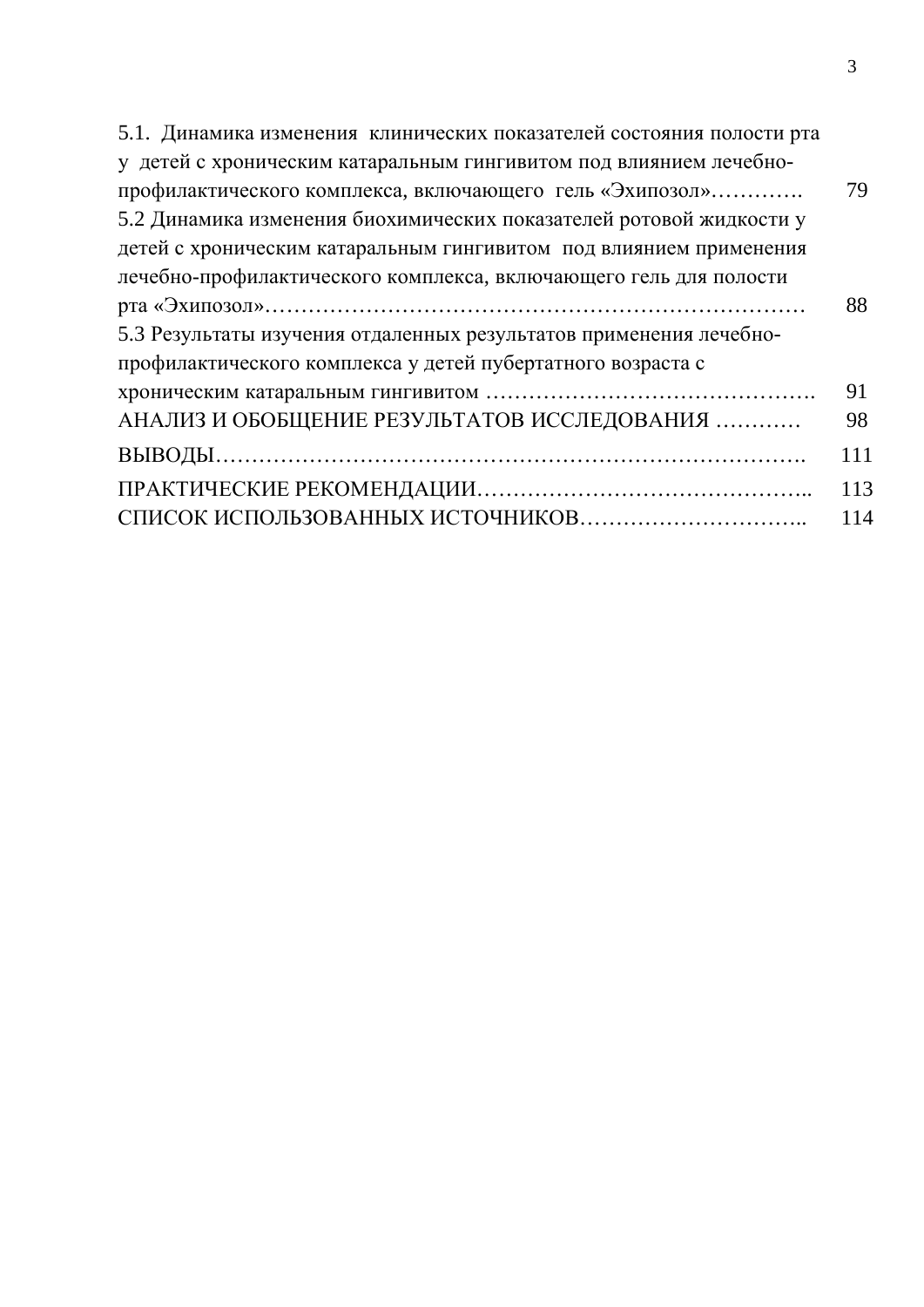5.1. Динамика изменения клинических показателей состояния полости рта у детей с хроническим катаральным гингивитом под влиянием лечебно-профилактического комплекса, включающего гель «Эхипозол»…………. 79

5.2 Динамика изменения биохимических показателей ротовой жидкости у детей с хроническим катаральным гингивитом под влиянием применения лечебно-профилактического комплекса, включающего гель для полости рта «Эхипозол»……………………………………………………………… 88

5.3 Результаты изучения отдаленных результатов применения лечебно-профилактического комплекса у детей пубертатного возраста с хроническим катаральным гингивитом ………………………………………. 91

АНАЛИЗ И ОБОБЩЕНИЕ РЕЗУЛЬТАТОВ ИССЛЕДОВАНИЯ ………… 98

ВЫВОДЫ……………………………………………………………………. 111

ПРАКТИЧЕСКИЕ РЕКОМЕНДАЦИИ…………………………………….. 113

СПИСОК ИСПОЛЬЗОВАННЫХ ИСТОЧНИКОВ………………………….. 114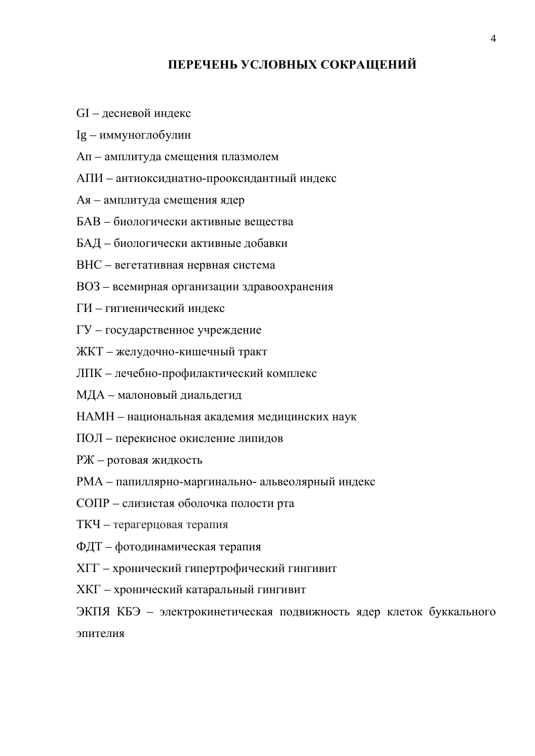## ПЕРЕЧЕНЬ УСЛОВНЫХ СОКРАЩЕНИЙ

GI – десневой индекс

Ig – иммуноглобулин

Ап – амплитуда смещения плазмолем

АПИ – антиоксиднатно-прооксидантный индекс

Ая – амплитуда смещения ядер

БАВ – биологически активные вещества

БАД – биологически активные добавки

ВНС – вегетативная нервная система

ВОЗ – всемирная организации здравоохранения

ГИ – гигиенический индекс

ГУ – государственное учреждение

ЖКТ – желудочно-кишечный тракт

ЛПК – лечебно-профилактический комплекс

МДА – малоновый диальдегид

НАМН – национальная академия медицинских наук

ПОЛ – перекисное окисление липидов

РЖ – ротовая жидкость

РМА – папиллярно-маргинально- альвеолярный индекс

СОПР – слизистая оболочка полости рта

ТКЧ – терагерцовая терапия

ФДТ – фотодинамическая терапия

ХГГ – хронический гипертрофический гингивит

ХКГ – хронический катаральный гингивит

ЭКПЯ КБЭ – электрокинетическая подвижность ядер клеток буккального эпителия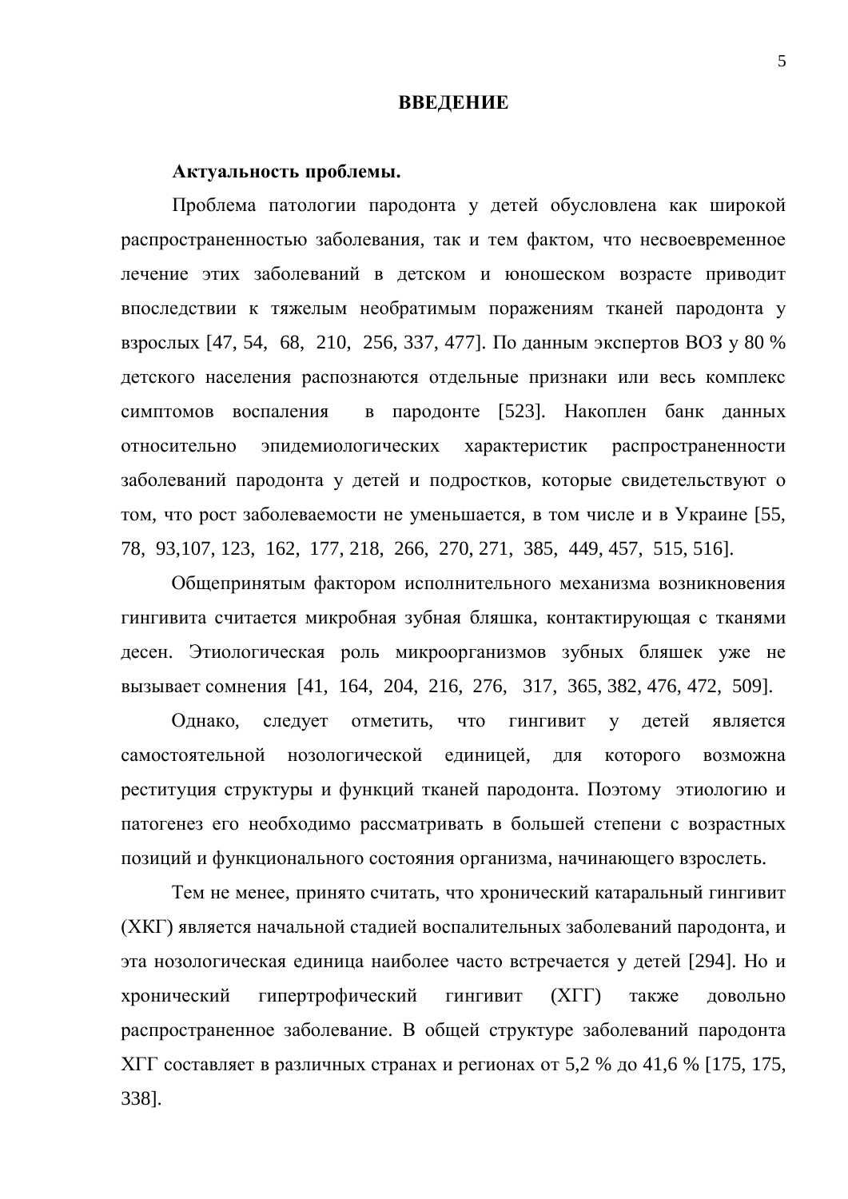# ВВЕДЕНИЕ

**Актуальность проблемы.**

Проблема патологии пародонта у детей обусловлена как широкой распространенностью заболевания, так и тем фактом, что несвоевременное лечение этих заболеваний в детском и юношеском возрасте приводит впоследствии к тяжелым необратимым поражениям тканей пародонта у взрослых [47, 54, 68, 210, 256, 337, 477]. По данным экспертов ВОЗ у 80 % детского населения распознаются отдельные признаки или весь комплекс симптомов воспаления в пародонте [523]. Накоплен банк данных относительно эпидемиологических характеристик распространенности заболеваний пародонта у детей и подростков, которые свидетельствуют о том, что рост заболеваемости не уменьшается, в том числе и в Украине [55, 78, 93,107, 123, 162, 177, 218, 266, 270, 271, 385, 449, 457, 515, 516].

Общепринятым фактором исполнительного механизма возникновения гингивита считается микробная зубная бляшка, контактирующая с тканями десен. Этиологическая роль микроорганизмов зубных бляшек уже не вызывает сомнения [41, 164, 204, 216, 276, 317, 365, 382, 476, 472, 509].

Однако, следует отметить, что гингивит у детей является самостоятельной нозологической единицей, для которого возможна реституция структуры и функций тканей пародонта. Поэтому этиологию и патогенез его необходимо рассматривать в большей степени с возрастных позиций и функционального состояния организма, начинающего взрослеть.

Тем не менее, принято считать, что хронический катаральный гингивит (ХКГ) является начальной стадией воспалительных заболеваний пародонта, и эта нозологическая единица наиболее часто встречается у детей [294]. Но и хронический гипертрофический гингивит (ХГГ) также довольно распространенное заболевание. В общей структуре заболеваний пародонта ХГГ составляет в различных странах и регионах от 5,2 % до 41,6 % [175, 175, 338].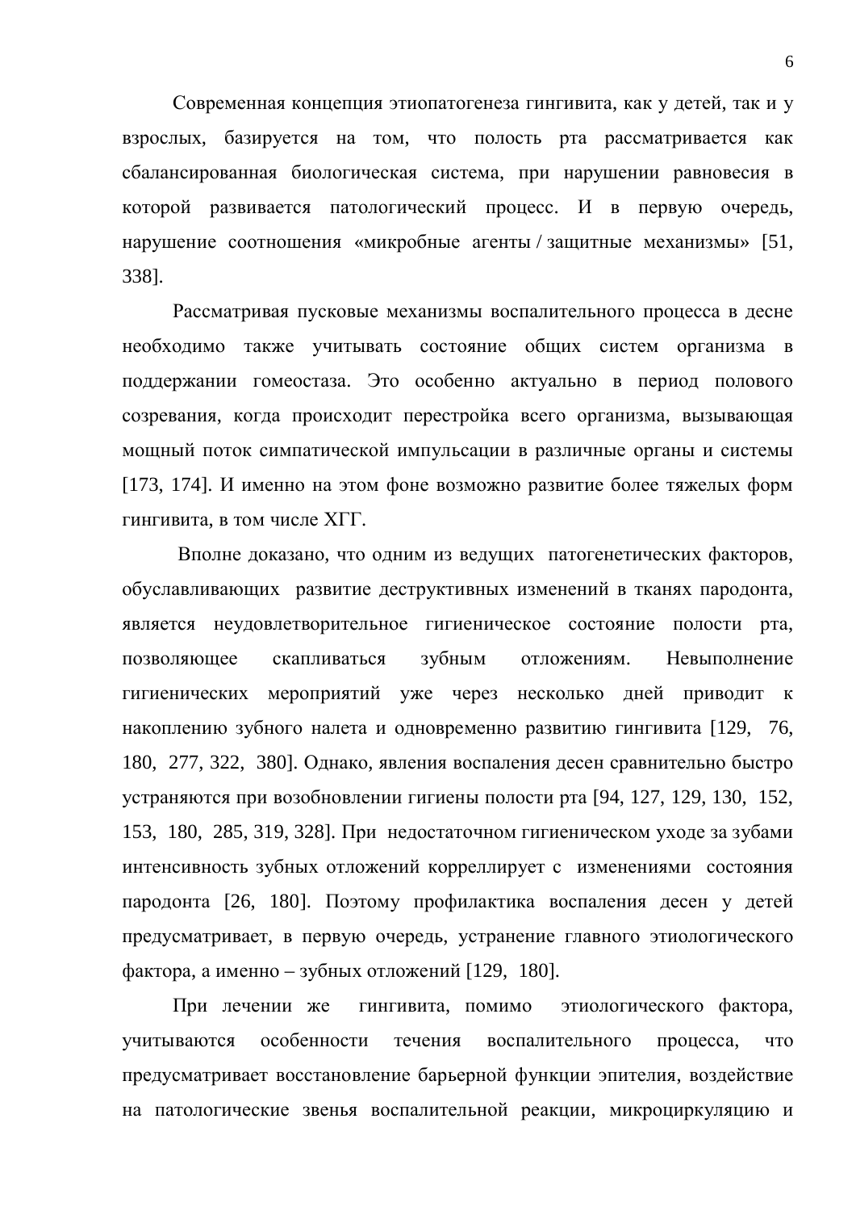Современная концепция этиопатогенеза гингивита, как у детей, так и у взрослых, базируется на том, что полость рта рассматривается как сбалансированная биологическая система, при нарушении равновесия в которой развивается патологический процесс. И в первую очередь, нарушение соотношения «микробные агенты / защитные механизмы» [51, 338].

Рассматривая пусковые механизмы воспалительного процесса в десне необходимо также учитывать состояние общих систем организма в поддержании гомеостаза. Это особенно актуально в период полового созревания, когда происходит перестройка всего организма, вызывающая мощный поток симпатической импульсации в различные органы и системы [173, 174]. И именно на этом фоне возможно развитие более тяжелых форм гингивита, в том числе ХГГ.

Вполне доказано, что одним из ведущих патогенетических факторов, обуславливающих развитие деструктивных изменений в тканях пародонта, является неудовлетворительное гигиеническое состояние полости рта, позволяющее скапливаться зубным отложениям. Невыполнение гигиенических мероприятий уже через несколько дней приводит к накоплению зубного налета и одновременно развитию гингивита [129, 76, 180, 277, 322, 380]. Однако, явления воспаления десен сравнительно быстро устраняются при возобновлении гигиены полости рта [94, 127, 129, 130, 152, 153, 180, 285, 319, 328]. При недостаточном гигиеническом уходе за зубами интенсивность зубных отложений корреллирует с изменениями состояния пародонта [26, 180]. Поэтому профилактика воспаления десен у детей предусматривает, в первую очередь, устранение главного этиологического фактора, а именно – зубных отложений [129, 180].

При лечении же гингивита, помимо этиологического фактора, учитываются особенности течения воспалительного процесса, что предусматривает восстановление барьерной функции эпителия, воздействие на патологические звенья воспалительной реакции, микроциркуляцию и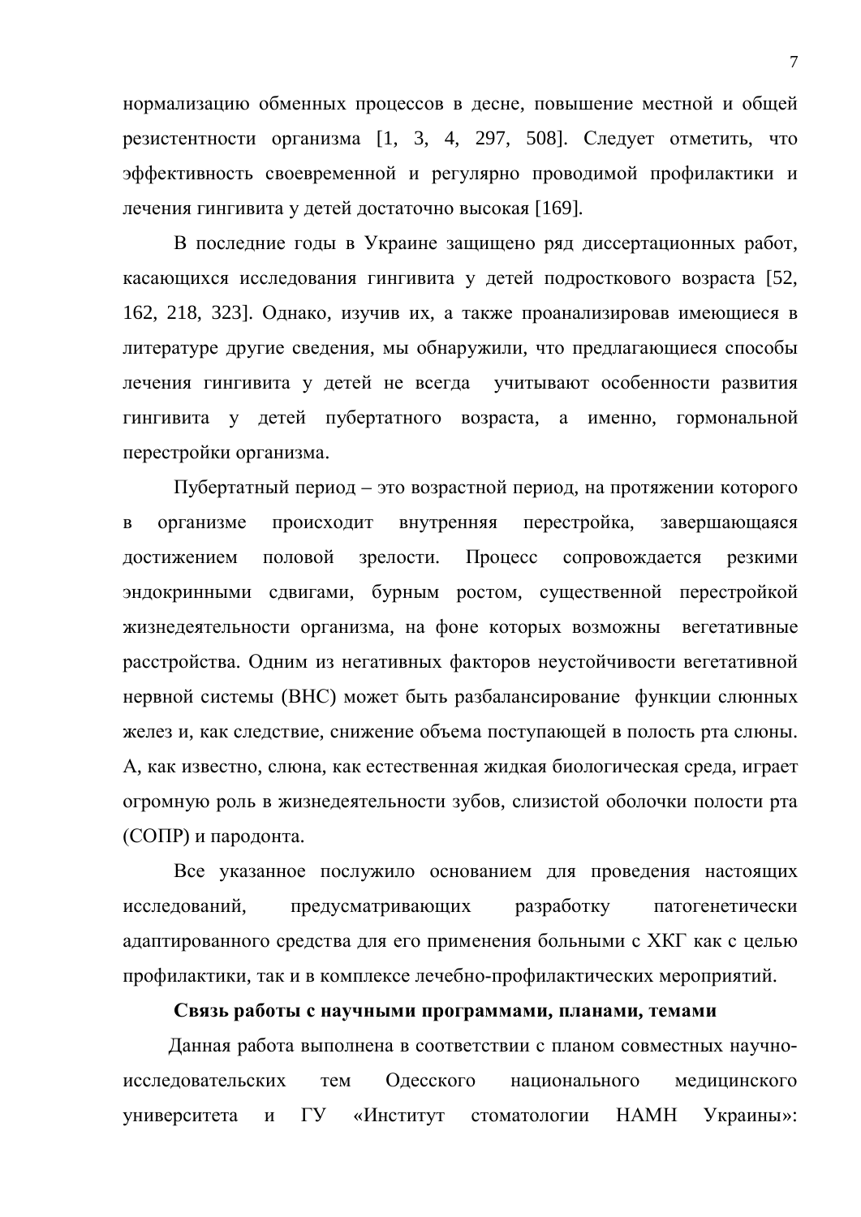нормализацию обменных процессов в десне, повышение местной и общей резистентности организма [1, 3, 4, 297, 508]. Следует отметить, что эффективность своевременной и регулярно проводимой профилактики и лечения гингивита у детей достаточно высокая [169].

В последние годы в Украине защищено ряд диссертационных работ, касающихся исследования гингивита у детей подросткового возраста [52, 162, 218, 323]. Однако, изучив их, а также проанализировав имеющиеся в литературе другие сведения, мы обнаружили, что предлагающиеся способы лечения гингивита у детей не всегда учитывают особенности развития гингивита у детей пубертатного возраста, а именно, гормональной перестройки организма.

Пубертатный период – это возрастной период, на протяжении которого в организме происходит внутренняя перестройка, завершающаяся достижением половой зрелости. Процесс сопровождается резкими эндокринными сдвигами, бурным ростом, существенной перестройкой жизнедеятельности организма, на фоне которых возможны вегетативные расстройства. Одним из негативных факторов неустойчивости вегетативной нервной системы (ВНС) может быть разбалансирование функции слюнных желез и, как следствие, снижение объема поступающей в полость рта слюны. А, как известно, слюна, как естественная жидкая биологическая среда, играет огромную роль в жизнедеятельности зубов, слизистой оболочки полости рта (СОПР) и пародонта.

Все указанное послужило основанием для проведения настоящих исследований, предусматривающих разработку патогенетически адаптированного средства для его применения больными с ХКГ как с целью профилактики, так и в комплексе лечебно-профилактических мероприятий.

**Связь работы с научными программами, планами, темами**

Данная работа выполнена в соответствии с планом совместных научно-исследовательских тем Одесского национального медицинского университета и ГУ «Институт стоматологии НАМН Украины»: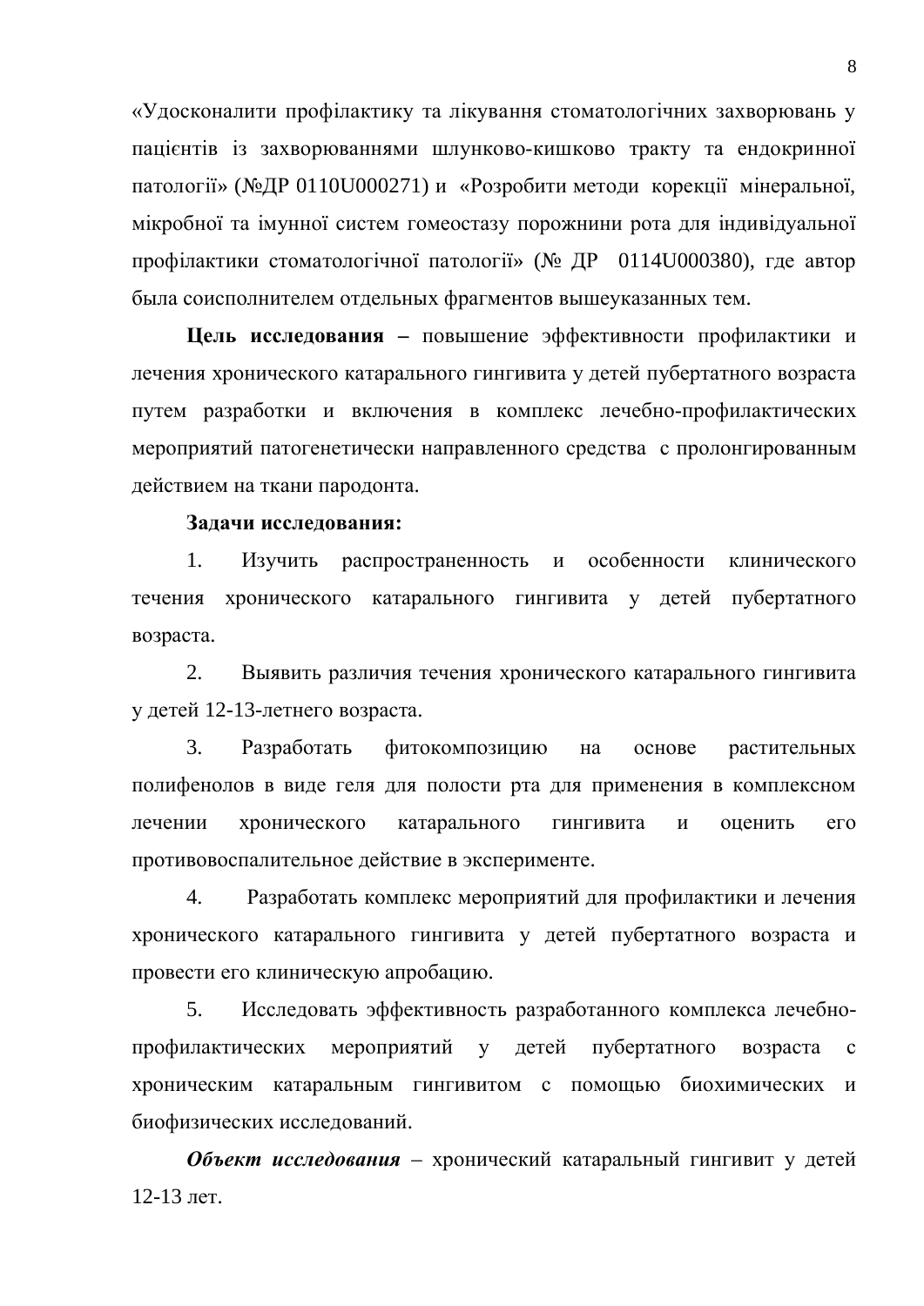«Удосконалити профілактику та лікування стоматологічних захворювань у пацієнтів із захворюваннями шлунково-кишково тракту та ендокринної патології» (№ДР 0110U000271) и «Розробити методи корекції мінеральної, мікробної та імунної систем гомеостазу порожнини рота для індивідуальної профілактики стоматологічної патології» (№ ДР 0114U000380), где автор была соисполнителем отдельных фрагментов вышеуказанных тем.

**Цель исследования –** повышение эффективности профилактики и лечения хронического катарального гингивита у детей пубертатного возраста путем разработки и включения в комплекс лечебно-профилактических мероприятий патогенетически направленного средства с пролонгированным действием на ткани пародонта.

**Задачи исследования:**

1. Изучить распространенность и особенности клинического течения хронического катарального гингивита у детей пубертатного возраста.

2. Выявить различия течения хронического катарального гингивита у детей 12-13-летнего возраста.

3. Разработать фитокомпозицию на основе растительных полифенолов в виде геля для полости рта для применения в комплексном лечении хронического катарального гингивита и оценить его противовоспалительное действие в эксперименте.

4. Разработать комплекс мероприятий для профилактики и лечения хронического катарального гингивита у детей пубертатного возраста и провести его клиническую апробацию.

5. Исследовать эффективность разработанного комплекса лечебно-профилактических мероприятий у детей пубертатного возраста с хроническим катаральным гингивитом с помощью биохимических и биофизических исследований.

***Объект исследования*** – хронический катаральный гингивит у детей 12-13 лет.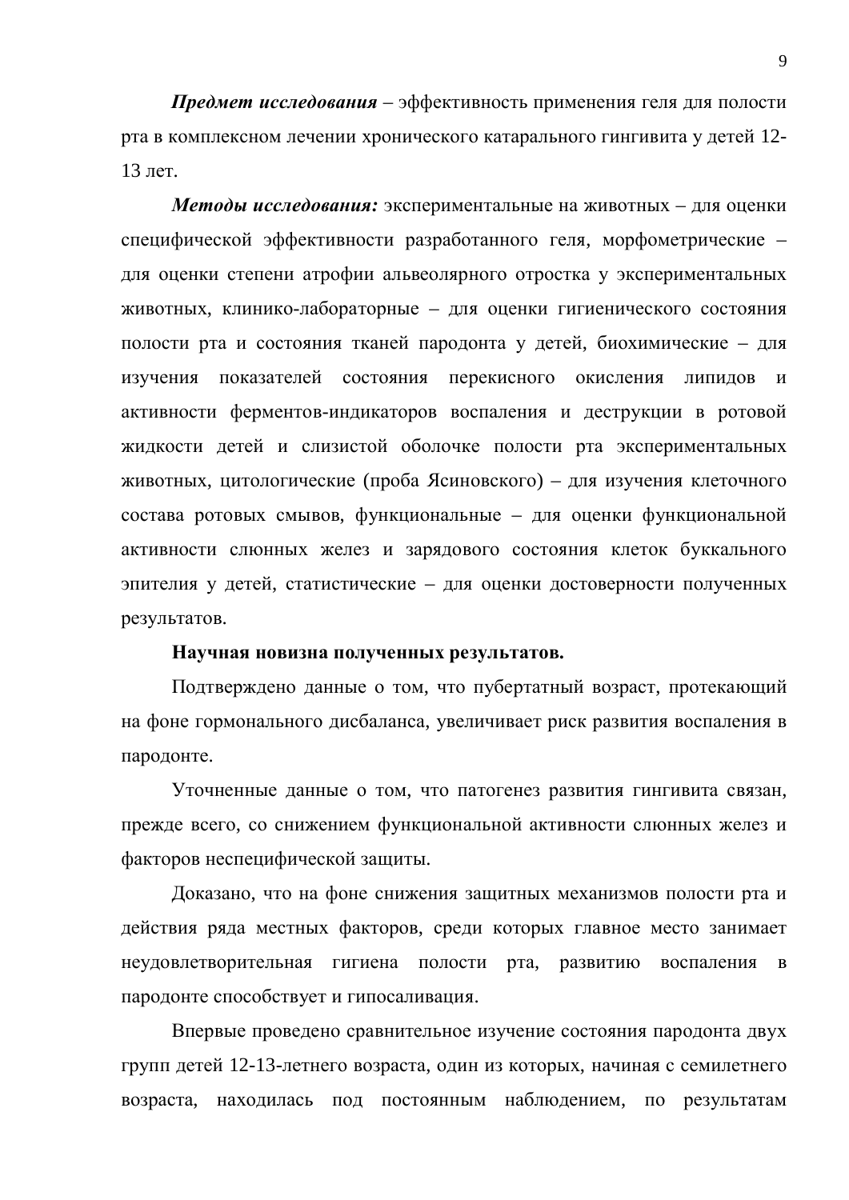***Предмет исследования*** – эффективность применения геля для полости рта в комплексном лечении хронического катарального гингивита у детей 12-13 лет.

***Методы исследования:*** экспериментальные на животных – для оценки специфической эффективности разработанного геля, морфометрические – для оценки степени атрофии альвеолярного отростка у экспериментальных животных, клинико-лабораторные – для оценки гигиенического состояния полости рта и состояния тканей пародонта у детей, биохимические – для изучения показателей состояния перекисного окисления липидов и активности ферментов-индикаторов воспаления и деструкции в ротовой жидкости детей и слизистой оболочке полости рта экспериментальных животных, цитологические (проба Ясиновского) – для изучения клеточного состава ротовых смывов, функциональные – для оценки функциональной активности слюнных желез и зарядового состояния клеток буккального эпителия у детей, статистические – для оценки достоверности полученных результатов.

**Научная новизна полученных результатов.**

Подтверждено данные о том, что пубертатный возраст, протекающий на фоне гормонального дисбаланса, увеличивает риск развития воспаления в пародонте.

Уточненные данные о том, что патогенез развития гингивита связан, прежде всего, со снижением функциональной активности слюнных желез и факторов неспецифической защиты.

Доказано, что на фоне снижения защитных механизмов полости рта и действия ряда местных факторов, среди которых главное место занимает неудовлетворительная гигиена полости рта, развитию воспаления в пародонте способствует и гипосаливация.

Впервые проведено сравнительное изучение состояния пародонта двух групп детей 12-13-летнего возраста, один из которых, начиная с семилетнего возраста, находилась под постоянным наблюдением, по результатам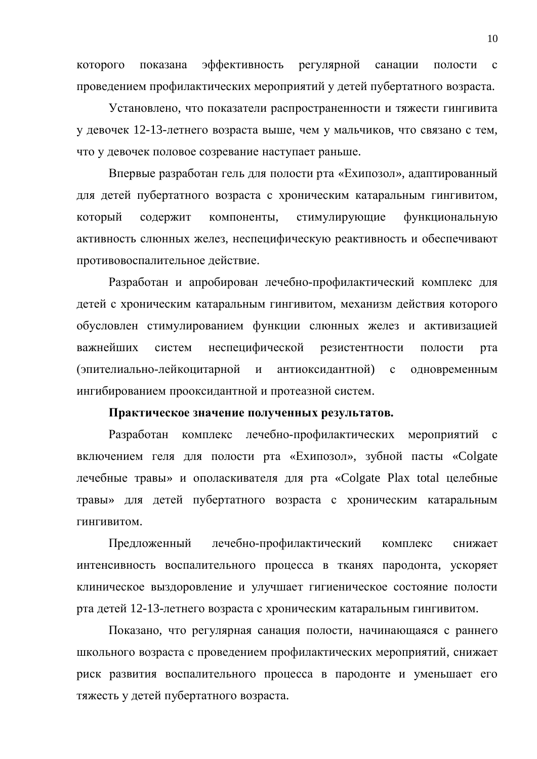которого показана эффективность регулярной санации полости с проведением профилактических мероприятий у детей пубертатного возраста.

Установлено, что показатели распространенности и тяжести гингивита у девочек 12-13-летнего возраста выше, чем у мальчиков, что связано с тем, что у девочек половое созревание наступает раньше.

Впервые разработан гель для полости рта «Ехипозол», адаптированный для детей пубертатного возраста с хроническим катаральным гингивитом, который содержит компоненты, стимулирующие функциональную активность слюнных желез, неспецифическую реактивность и обеспечивают противовоспалительное действие.

Разработан и апробирован лечебно-профилактический комплекс для детей с хроническим катаральным гингивитом, механизм действия которого обусловлен стимулированием функции слюнных желез и активизацией важнейших систем неспецифической резистентности полости рта (эпителиально-лейкоцитарной и антиоксидантной) с одновременным ингибированием прооксидантной и протеазной систем.

**Практическое значение полученных результатов.**

Разработан комплекс лечебно-профилактических мероприятий с включением геля для полости рта «Ехипозол», зубной пасты «Colgate лечебные травы» и ополаскивателя для рта «Colgate Plax total целебные травы» для детей пубертатного возраста с хроническим катаральным гингивитом.

Предложенный лечебно-профилактический комплекс снижает интенсивность воспалительного процесса в тканях пародонта, ускоряет клиническое выздоровление и улучшает гигиеническое состояние полости рта детей 12-13-летнего возраста с хроническим катаральным гингивитом.

Показано, что регулярная санация полости, начинающаяся с раннего школьного возраста с проведением профилактических мероприятий, снижает риск развития воспалительного процесса в пародонте и уменьшает его тяжесть у детей пубертатного возраста.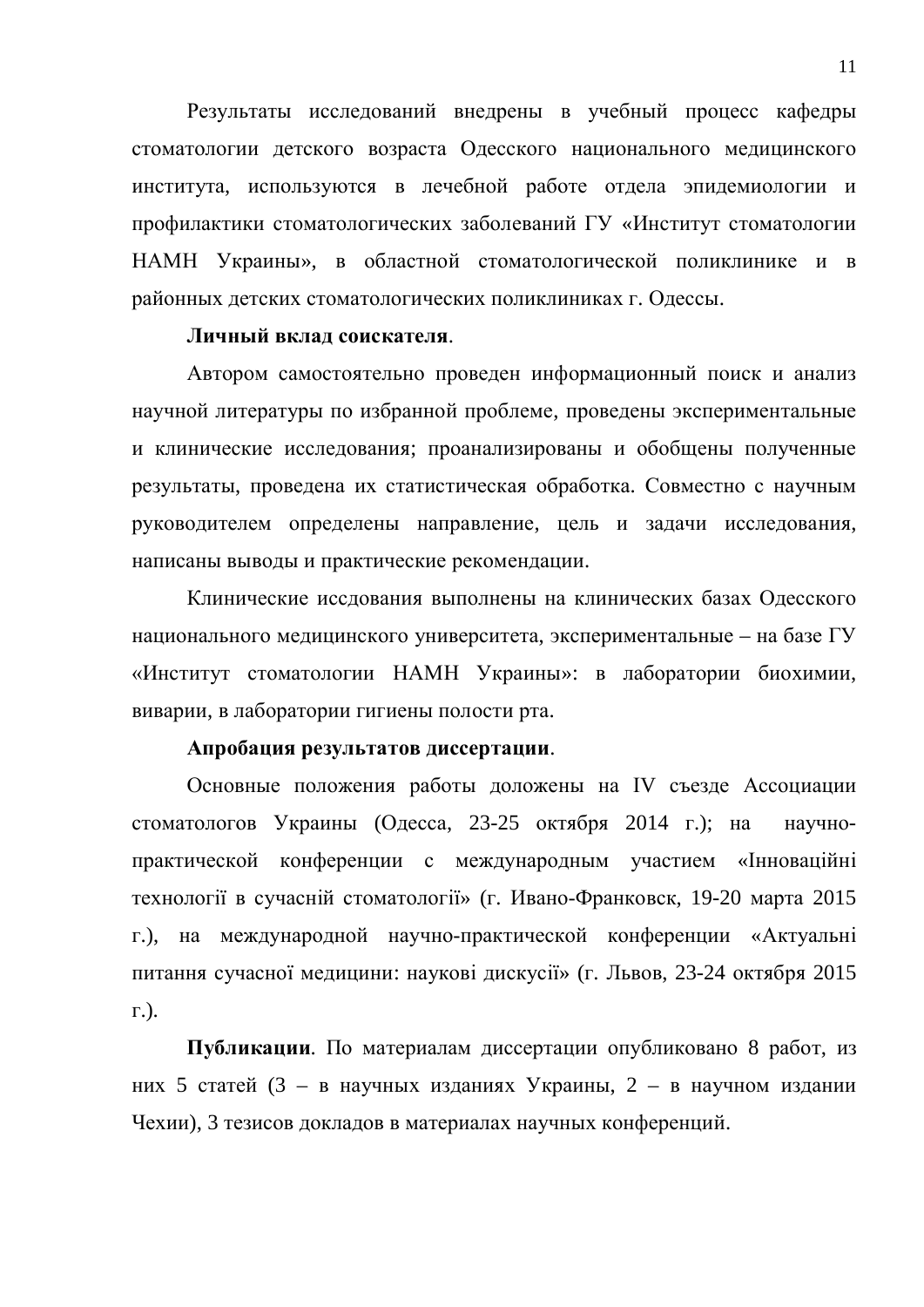Результаты исследований внедрены в учебный процесс кафедры стоматологии детского возраста Одесского национального медицинского института, используются в лечебной работе отдела эпидемиологии и профилактики стоматологических заболеваний ГУ «Институт стоматологии НАМН Украины», в областной стоматологической поликлинике и в районных детских стоматологических поликлиниках г. Одессы.

**Личный вклад соискателя**.

Автором самостоятельно проведен информационный поиск и анализ научной литературы по избранной проблеме, проведены экспериментальные и клинические исследования; проанализированы и обобщены полученные результаты, проведена их статистическая обработка. Совместно с научным руководителем определены направление, цель и задачи исследования, написаны выводы и практические рекомендации.

Клинические иссдования выполнены на клинических базах Одесского национального медицинского университета, экспериментальные – на базе ГУ «Институт стоматологии НАМН Украины»: в лаборатории биохимии, виварии, в лаборатории гигиены полости рта.

**Апробация результатов диссертации**.

Основные положения работы доложены на IV съезде Ассоциации стоматологов Украины (Одесса, 23-25 октября 2014 г.); на научно-практической конференции с международным участием «Інноваційні технології в сучасній стоматології» (г. Ивано-Франковск, 19-20 марта 2015 г.), на международной научно-практической конференции «Актуальні питання сучасної медицини: наукові дискусії» (г. Львов, 23-24 октября 2015 г.).

**Публикации**. По материалам диссертации опубликовано 8 работ, из них 5 статей (3 – в научных изданиях Украины, 2 – в научном издании Чехии), 3 тезисов докладов в материалах научных конференций.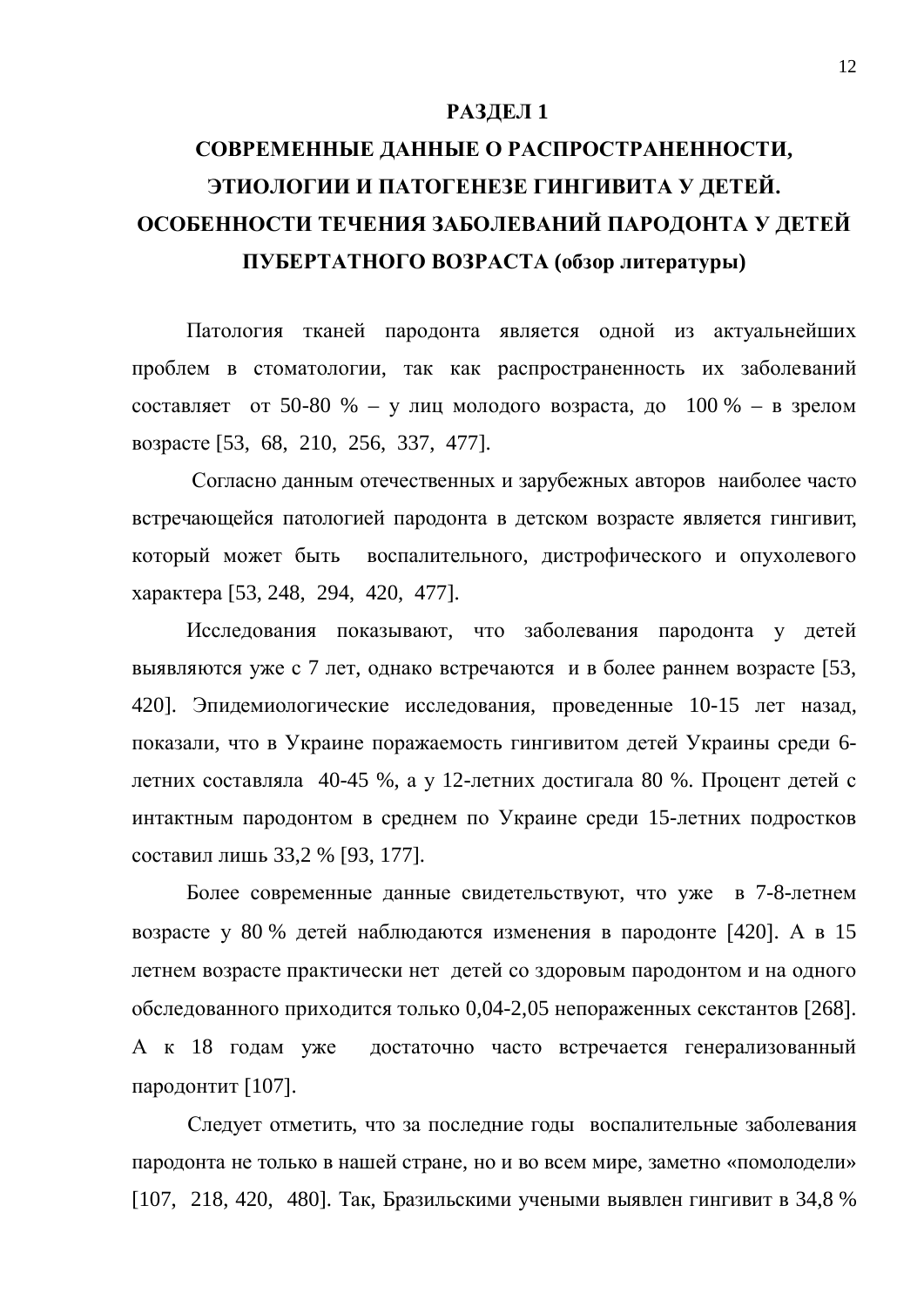# РАЗДЕЛ 1

# СОВРЕМЕННЫЕ ДАННЫЕ О РАСПРОСТРАНЕННОСТИ, ЭТИОЛОГИИ И ПАТОГЕНЕЗЕ ГИНГИВИТА У ДЕТЕЙ. ОСОБЕННОСТИ ТЕЧЕНИЯ ЗАБОЛЕВАНИЙ ПАРОДОНТА У ДЕТЕЙ ПУБЕРТАТНОГО ВОЗРАСТА (обзор литературы)

Патология тканей пародонта является одной из актуальнейших проблем в стоматологии, так как распространенность их заболеваний составляет от 50-80 % – у лиц молодого возраста, до 100 % – в зрелом возрасте [53, 68, 210, 256, 337, 477].

Согласно данным отечественных и зарубежных авторов наиболее часто встречающейся патологией пародонта в детском возрасте является гингивит, который может быть воспалительного, дистрофического и опухолевого характера [53, 248, 294, 420, 477].

Исследования показывают, что заболевания пародонта у детей выявляются уже с 7 лет, однако встречаются и в более раннем возрасте [53, 420]. Эпидемиологические исследования, проведенные 10-15 лет назад, показали, что в Украине поражаемость гингивитом детей Украины среди 6-летних составляла 40-45 %, а у 12-летних достигала 80 %. Процент детей с интактным пародонтом в среднем по Украине среди 15-летних подростков составил лишь 33,2 % [93, 177].

Более современные данные свидетельствуют, что уже в 7-8-летнем возрасте у 80 % детей наблюдаются изменения в пародонте [420]. А в 15 летнем возрасте практически нет детей со здоровым пародонтом и на одного обследованного приходится только 0,04-2,05 непораженных секстантов [268]. А к 18 годам уже достаточно часто встречается генерализованный пародонтит [107].

Следует отметить, что за последние годы воспалительные заболевания пародонта не только в нашей стране, но и во всем мире, заметно «помолодели» [107, 218, 420, 480]. Так, Бразильскими учеными выявлен гингивит в 34,8 %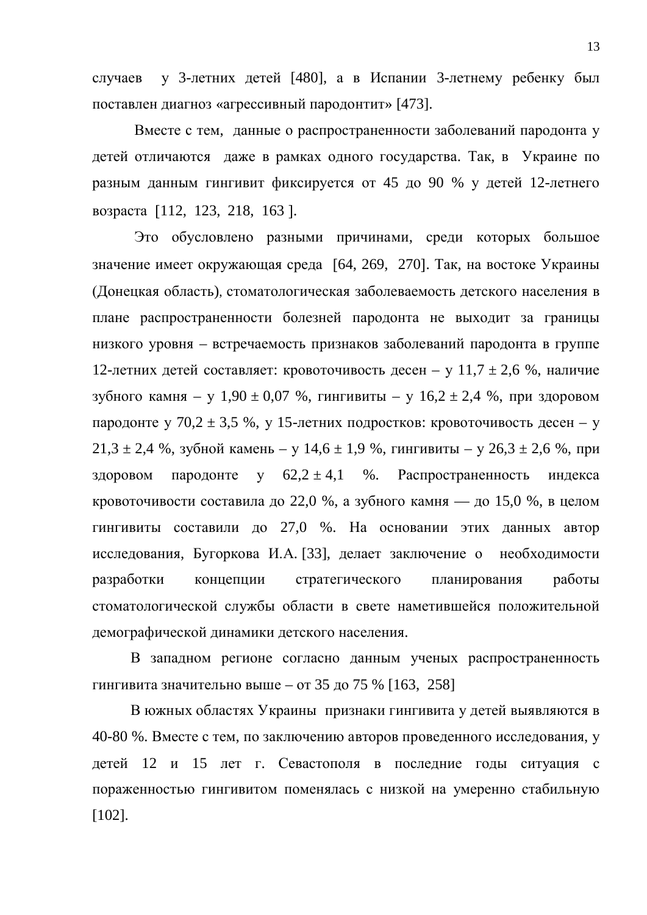случаев у 3-летних детей [480], а в Испании 3-летнему ребенку был поставлен диагноз «агрессивный пародонтит» [473].

Вместе с тем, данные о распространенности заболеваний пародонта у детей отличаются даже в рамках одного государства. Так, в Украине по разным данным гингивит фиксируется от 45 до 90 % у детей 12-летнего возраста [112, 123, 218, 163 ].

Это обусловлено разными причинами, среди которых большое значение имеет окружающая среда [64, 269, 270]. Так, на востоке Украины (Донецкая область), стоматологическая заболеваемость детского населения в плане распространенности болезней пародонта не выходит за границы низкого уровня – встречаемость признаков заболеваний пародонта в группе 12-летних детей составляет: кровоточивость десен – у 11,7 ± 2,6 %, наличие зубного камня – у 1,90 ± 0,07 %, гингивиты – у 16,2 ± 2,4 %, при здоровом пародонте у 70,2 ± 3,5 %, у 15-летних подростков: кровоточивость десен – у 21,3 ± 2,4 %, зубной камень – у 14,6 ± 1,9 %, гингивиты – у 26,3 ± 2,6 %, при здоровом пародонте у 62,2 ± 4,1 %. Распространенность индекса кровоточивости составила до 22,0 %, а зубного камня — до 15,0 %, в целом гингивиты составили до 27,0 %. На основании этих данных автор исследования, Бугоркова И.А. [33], делает заключение о необходимости разработки концепции стратегического планирования работы стоматологической службы области в свете наметившейся положительной демографической динамики детского населения.

В западном регионе согласно данным ученых распространенность гингивита значительно выше – от 35 до 75 % [163, 258]

В южных областях Украины признаки гингивита у детей выявляются в 40-80 %. Вместе с тем, по заключению авторов проведенного исследования, у детей 12 и 15 лет г. Севастополя в последние годы ситуация с пораженностью гингивитом поменялась с низкой на умеренно стабильную [102].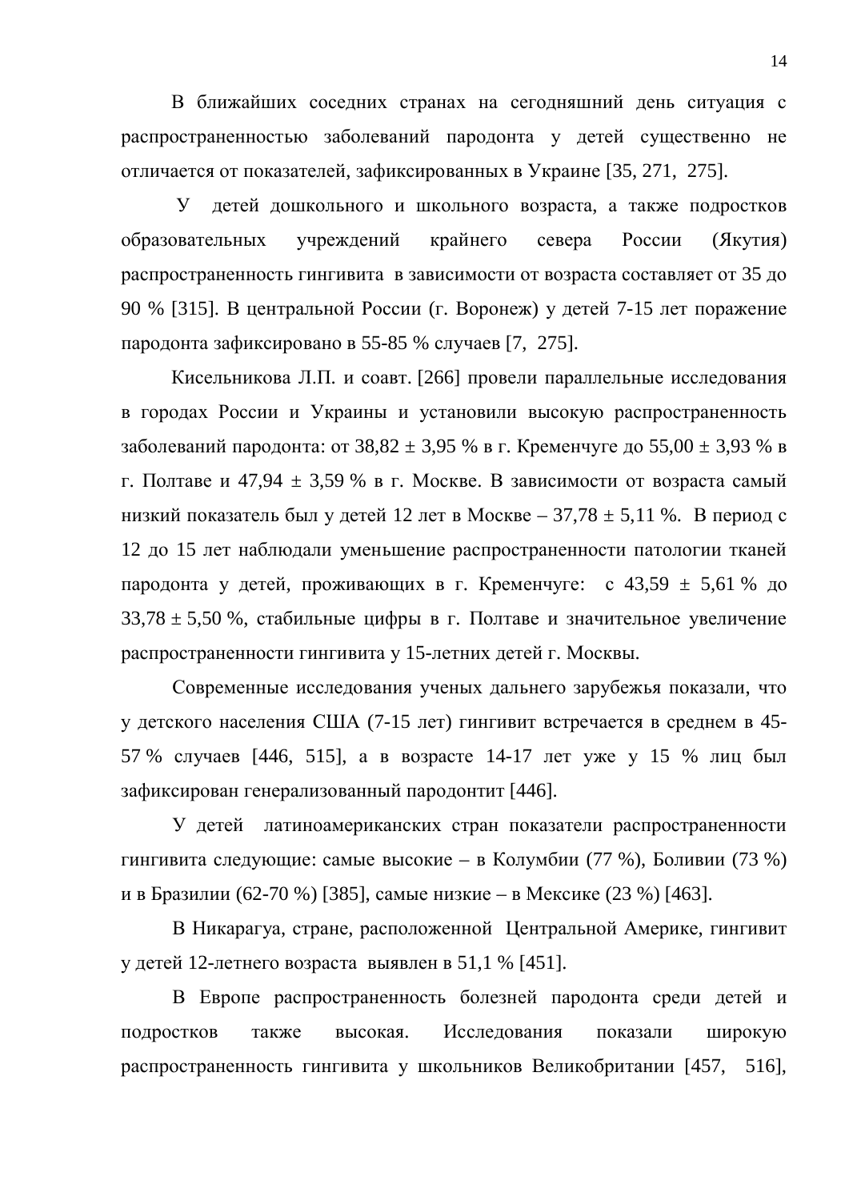В ближайших соседних странах на сегодняшний день ситуация с распространенностью заболеваний пародонта у детей существенно не отличается от показателей, зафиксированных в Украине [35, 271, 275].

У детей дошкольного и школьного возраста, а также подростков образовательных учреждений крайнего севера России (Якутия) распространенность гингивита в зависимости от возраста составляет от 35 до 90 % [315]. В центральной России (г. Воронеж) у детей 7-15 лет поражение пародонта зафиксировано в 55-85 % случаев [7, 275].

Кисельникова Л.П. и соавт. [266] провели параллельные исследования в городах России и Украины и установили высокую распространенность заболеваний пародонта: от 38,82 ± 3,95 % в г. Кременчуге до 55,00 ± 3,93 % в г. Полтаве и 47,94 ± 3,59 % в г. Москве. В зависимости от возраста самый низкий показатель был у детей 12 лет в Москве – 37,78 ± 5,11 %. В период с 12 до 15 лет наблюдали уменьшение распространенности патологии тканей пародонта у детей, проживающих в г. Кременчуге: с 43,59 ± 5,61 % до 33,78 ± 5,50 %, стабильные цифры в г. Полтаве и значительное увеличение распространенности гингивита у 15-летних детей г. Москвы.

Современные исследования ученых дальнего зарубежья показали, что у детского населения США (7-15 лет) гингивит встречается в среднем в 45-57 % случаев [446, 515], а в возрасте 14-17 лет уже у 15 % лиц был зафиксирован генерализованный пародонтит [446].

У детей латиноамериканских стран показатели распространенности гингивита следующие: самые высокие – в Колумбии (77 %), Боливии (73 %) и в Бразилии (62-70 %) [385], самые низкие – в Мексике (23 %) [463].

В Никарагуа, стране, расположенной Центральной Америке, гингивит у детей 12-летнего возраста выявлен в 51,1 % [451].

В Европе распространенность болезней пародонта среди детей и подростков также высокая. Исследования показали широкую распространенность гингивита у школьников Великобритании [457, 516],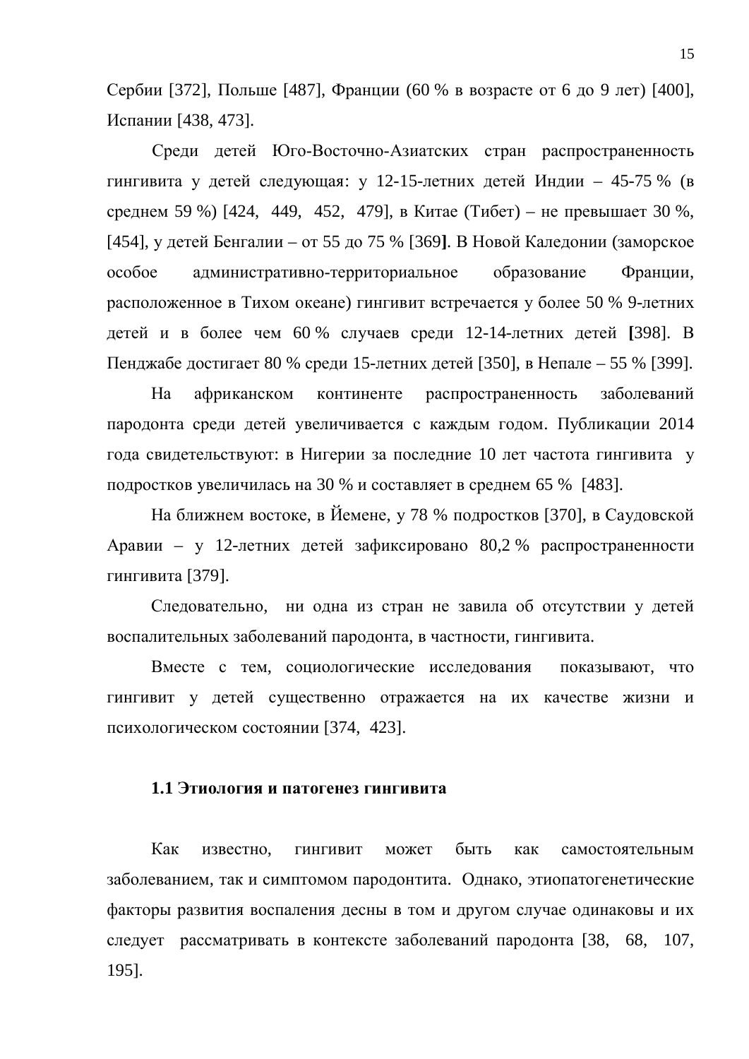Сербии [372], Польше [487], Франции (60 % в возрасте от 6 до 9 лет) [400], Испании [438, 473].

Среди детей Юго-Восточно-Азиатских стран распространенность гингивита у детей следующая: у 12-15-летних детей Индии – 45-75 % (в среднем 59 %) [424, 449, 452, 479], в Китае (Тибет) – не превышает 30 %, [454], у детей Бенгалии – от 55 до 75 % [369]. В Новой Каледонии (заморское особое административно-территориальное образование Франции, расположенное в Тихом океане) гингивит встречается у более 50 % 9-летних детей и в более чем 60 % случаев среди 12-14-летних детей [398]. В Пенджабе достигает 80 % среди 15-летних детей [350], в Непале – 55 % [399].

На африканском континенте распространенность заболеваний пародонта среди детей увеличивается с каждым годом. Публикации 2014 года свидетельствуют: в Нигерии за последние 10 лет частота гингивита у подростков увеличилась на 30 % и составляет в среднем 65 % [483].

На ближнем востоке, в Йемене, у 78 % подростков [370], в Саудовской Аравии – у 12-летних детей зафиксировано 80,2 % распространенности гингивита [379].

Следовательно, ни одна из стран не завила об отсутствии у детей воспалительных заболеваний пародонта, в частности, гингивита.

Вместе с тем, социологические исследования показывают, что гингивит у детей существенно отражается на их качестве жизни и психологическом состоянии [374, 423].

## 1.1 Этиология и патогенез гингивита

Как известно, гингивит может быть как самостоятельным заболеванием, так и симптомом пародонтита. Однако, этиопатогенетические факторы развития воспаления десны в том и другом случае одинаковы и их следует рассматривать в контексте заболеваний пародонта [38, 68, 107, 195].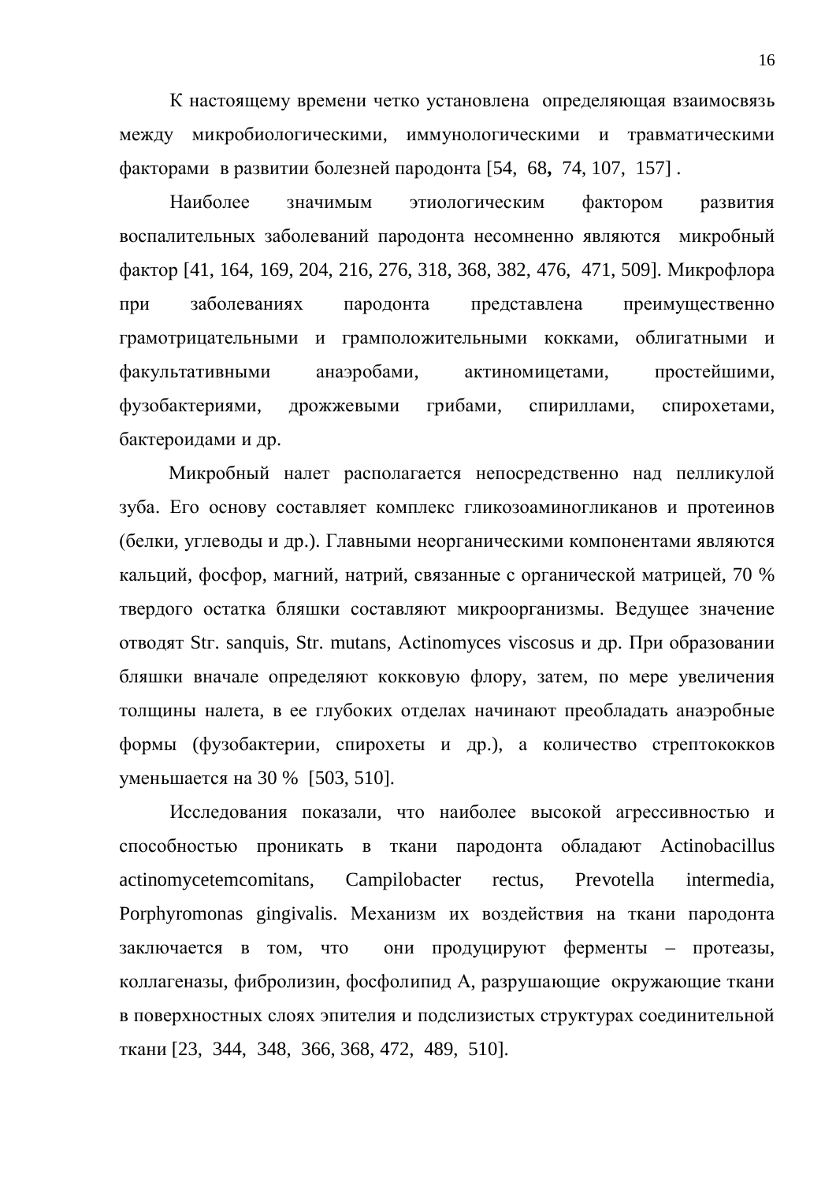К настоящему времени четко установлена определяющая взаимосвязь между микробиологическими, иммунологическими и травматическими факторами в развитии болезней пародонта [54, 68, 74, 107, 157] .

Наиболее значимым этиологическим фактором развития воспалительных заболеваний пародонта несомненно являются микробный фактор [41, 164, 169, 204, 216, 276, 318, 368, 382, 476, 471, 509]. Микрофлора при заболеваниях пародонта представлена преимущественно грамотрицательными и грамположительными кокками, облигатными и факультативными анаэробами, актиномицетами, простейшими, фузобактериями, дрожжевыми грибами, спириллами, спирохетами, бактероидами и др.

Микробный налет располагается непосредственно над пелликулой зуба. Его основу составляет комплекс гликозоаминогликанов и протеинов (белки, углеводы и др.). Главными неорганическими компонентами являются кальций, фосфор, магний, натрий, связанные с органической матрицей, 70 % твердого остатка бляшки составляют микроорганизмы. Ведущее значение отводят Str. sanquis, Str. mutans, Actinomyces viscosus и др. При образовании бляшки вначале определяют кокковую флору, затем, по мере увеличения толщины налета, в ее глубоких отделах начинают преобладать анаэробные формы (фузобактерии, спирохеты и др.), а количество стрептококков уменьшается на 30 % [503, 510].

Исследования показали, что наиболее высокой агрессивностью и способностью проникать в ткани пародонта обладают Actinobacillus actinomycetemcomitans, Campilobacter rectus, Prevotella intermedia, Porphyromonas gingivalis. Механизм их воздействия на ткани пародонта заключается в том, что они продуцируют ферменты – протеазы, коллагеназы, фибролизин, фосфолипид А, разрушающие окружающие ткани в поверхностных слоях эпителия и подслизистых структурах соединительной ткани [23, 344, 348, 366, 368, 472, 489, 510].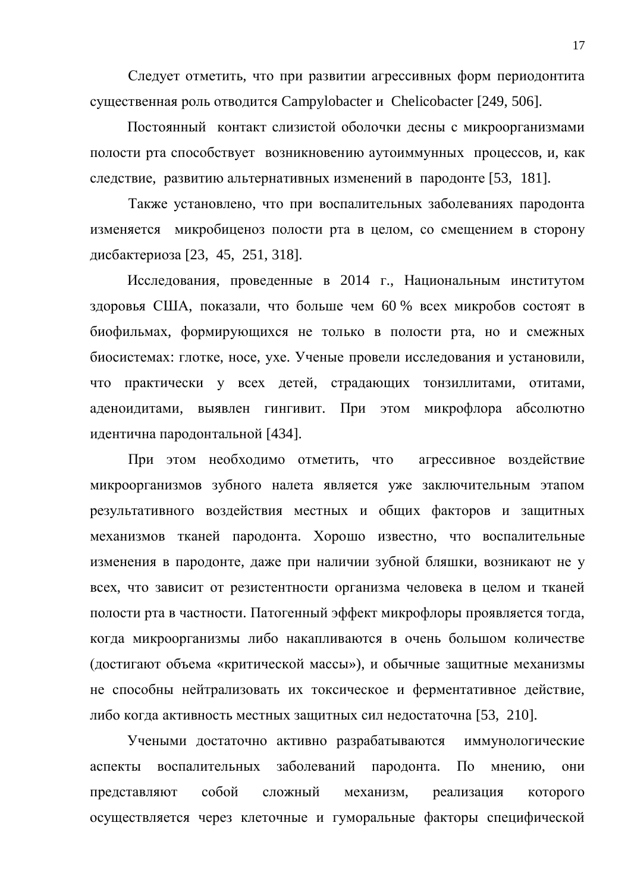Следует отметить, что при развитии агрессивных форм периодонтита существенная роль отводится Campylobacter и Chelicobacter [249, 506].

Постоянный контакт слизистой оболочки десны с микроорганизмами полости рта способствует возникновению аутоиммунных процессов, и, как следствие, развитию альтернативных изменений в пародонте [53, 181].

Также установлено, что при воспалительных заболеваниях пародонта изменяется микробиценоз полости рта в целом, со смещением в сторону дисбактериоза [23, 45, 251, 318].

Исследования, проведенные в 2014 г., Национальным институтом здоровья США, показали, что больше чем 60 % всех микробов состоят в биофильмах, формирующихся не только в полости рта, но и смежных биосистемах: глотке, носе, ухе. Ученые провели исследования и установили, что практически у всех детей, страдающих тонзиллитами, отитами, аденоидитами, выявлен гингивит. При этом микрофлора абсолютно идентична пародонтальной [434].

При этом необходимо отметить, что агрессивное воздействие микроорганизмов зубного налета является уже заключительным этапом результативного воздействия местных и общих факторов и защитных механизмов тканей пародонта. Хорошо известно, что воспалительные изменения в пародонте, даже при наличии зубной бляшки, возникают не у всех, что зависит от резистентности организма человека в целом и тканей полости рта в частности. Патогенный эффект микрофлоры проявляется тогда, когда микроорганизмы либо накапливаются в очень большом количестве (достигают объема «критической массы»), и обычные защитные механизмы не способны нейтрализовать их токсическое и ферментативное действие, либо когда активность местных защитных сил недостаточна [53, 210].

Учеными достаточно активно разрабатываются иммунологические аспекты воспалительных заболеваний пародонта. По мнению, они представляют собой сложный механизм, реализация которого осуществляется через клеточные и гуморальные факторы специфической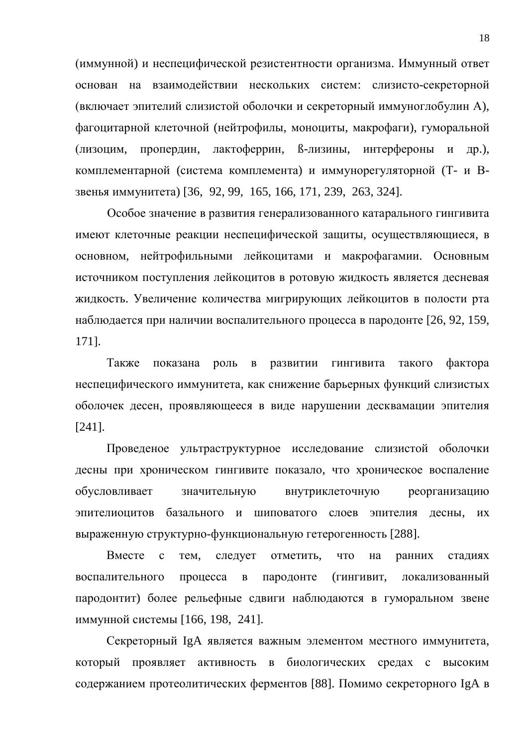(иммунной) и неспецифической резистентности организма. Иммунный ответ основан на взаимодействии нескольких систем: слизисто-секреторной (включает эпителий слизистой оболочки и секреторный иммуноглобулин А), фагоцитарной клеточной (нейтрофилы, моноциты, макрофаги), гуморальной (лизоцим, пропердин, лактоферрин, ß-лизины, интерфероны и др.), комплементарной (система комплемента) и иммунорегуляторной (Т- и В-звенья иммунитета) [36, 92, 99, 165, 166, 171, 239, 263, 324].

Особое значение в развития генерализованного катарального гингивита имеют клеточные реакции неспецифической защиты, осуществляющиеся, в основном, нейтрофильными лейкоцитами и макрофагамии. Основным источником поступления лейкоцитов в ротовую жидкость является десневая жидкость. Увеличение количества мигрирующих лейкоцитов в полости рта наблюдается при наличии воспалительного процесса в пародонте [26, 92, 159, 171].

Также показана роль в развитии гингивита такого фактора неспецифического иммунитета, как снижение барьерных функций слизистых оболочек десен, проявляющееся в виде нарушении десквамации эпителия [241].

Проведеное ультраструктурное исследование слизистой оболочки десны при хроническом гингивите показало, что хроническое воспаление обусловливает значительную внутриклеточную реорганизацию эпителиоцитов базального и шиповатого слоев эпителия десны, их выраженную структурно-функциональную гетерогенность [288].

Вместе с тем, следует отметить, что на ранних стадиях воспалительного процесса в пародонте (гингивит, локализованный пародонтит) более рельефные сдвиги наблюдаются в гуморальном звене иммунной системы [166, 198, 241].

Секреторный IgA является важным элементом местного иммунитета, который проявляет активность в биологических средах с высоким содержанием протеолитических ферментов [88]. Помимо секреторного IgA в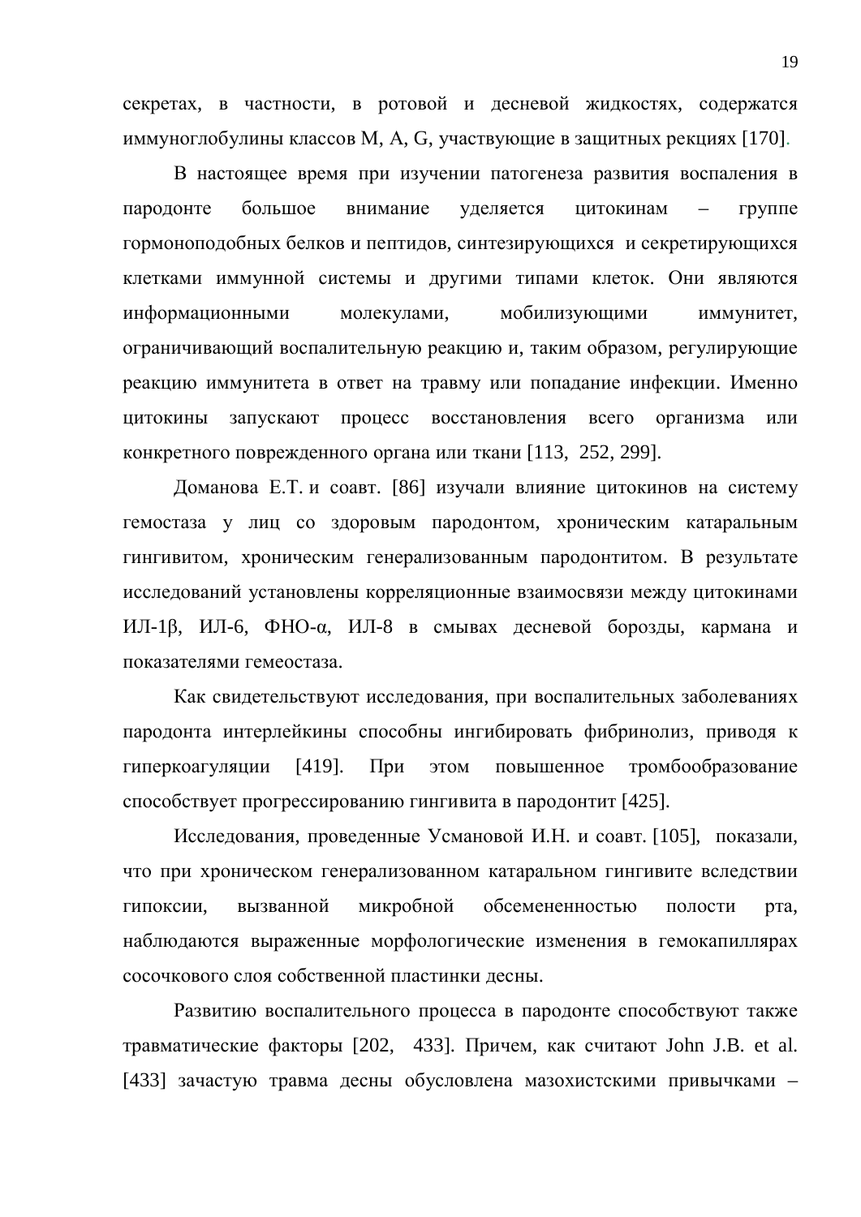секретах, в частности, в ротовой и десневой жидкостях, содержатся иммуноглобулины классов M, A, G, участвующие в защитных рекциях [170].

В настоящее время при изучении патогенеза развития воспаления в пародонте большое внимание уделяется цитокинам – группе гормоноподобных белков и пептидов, синтезирующихся и секретирующихся клетками иммунной системы и другими типами клеток. Они являются информационными молекулами, мобилизующими иммунитет, ограничивающий воспалительную реакцию и, таким образом, регулирующие реакцию иммунитета в ответ на травму или попадание инфекции. Именно цитокины запускают процесс восстановления всего организма или конкретного поврежденного органа или ткани [113, 252, 299].

Доманова Е.Т. и соавт. [86] изучали влияние цитокинов на систему гемостаза у лиц со здоровым пародонтом, хроническим катаральным гингивитом, хроническим генерализованным пародонтитом. В результате исследований установлены корреляционные взаимосвязи между цитокинами ИЛ-1β, ИЛ-6, ФНО-α, ИЛ-8 в смывах десневой борозды, кармана и показателями гемеостаза.

Как свидетельствуют исследования, при воспалительных заболеваниях пародонта интерлейкины способны ингибировать фибринолиз, приводя к гиперкоагуляции [419]. При этом повышенное тромбообразование способствует прогрессированию гингивита в пародонтит [425].

Исследования, проведенные Усмановой И.Н. и соавт. [105], показали, что при хроническом генерализованном катаральном гингивите вследствии гипоксии, вызванной микробной обсемененностью полости рта, наблюдаются выраженные морфологические изменения в гемокапиллярах сосочкового слоя собственной пластинки десны.

Развитию воспалительного процесса в пародонте способствуют также травматические факторы [202, 433]. Причем, как считают John J.B. et al. [433] зачастую травма десны обусловлена мазохистскими привычками –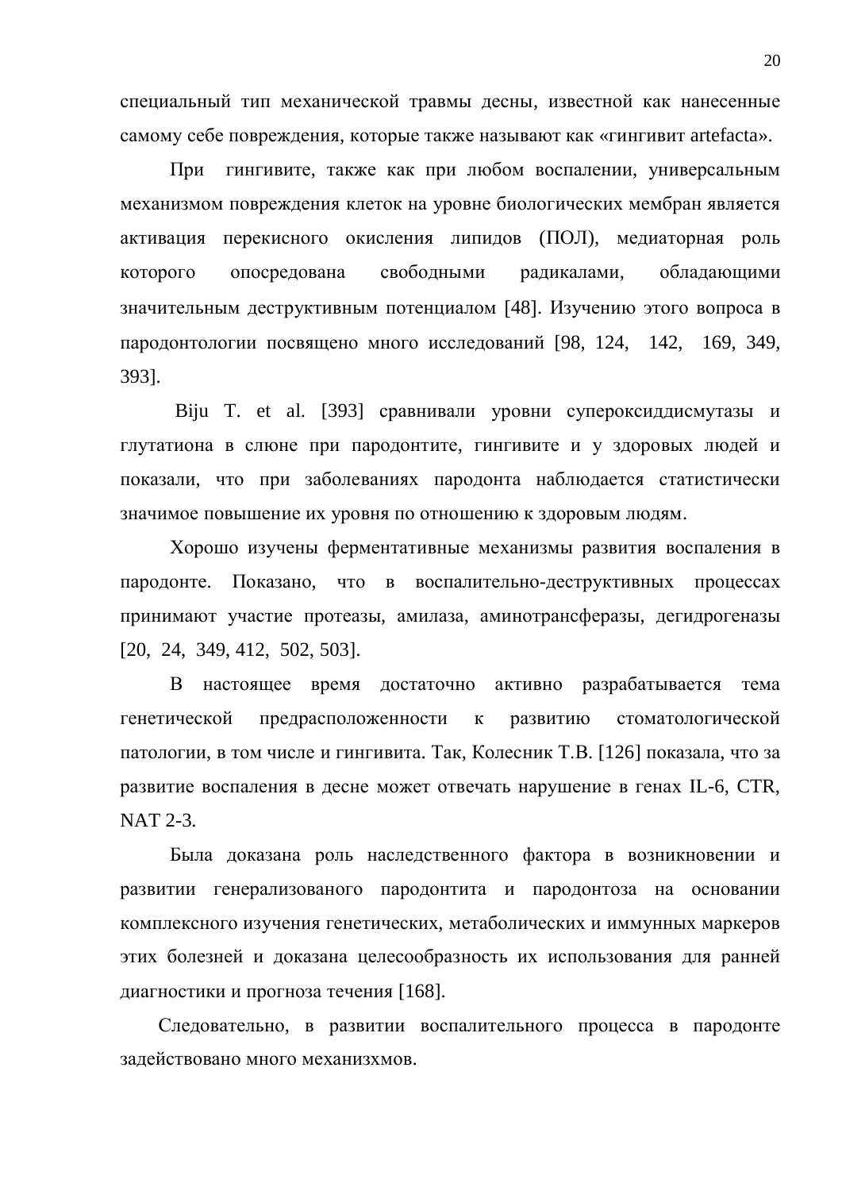специальный тип механической травмы десны, известной как нанесенные самому себе повреждения, которые также называют как «гингивит artefacta».

При гингивите, также как при любом воспалении, универсальным механизмом повреждения клеток на уровне биологических мембран является активация перекисного окисления липидов (ПОЛ), медиаторная роль которого опосредована свободными радикалами, обладающими значительным деструктивным потенциалом [48]. Изучению этого вопроса в пародонтологии посвящено много исследований [98, 124, 142, 169, 349, 393].

Biju T. et al. [393] сравнивали уровни супероксиддисмутазы и глутатиона в слюне при пародонтите, гингивите и у здоровых людей и показали, что при заболеваниях пародонта наблюдается статистически значимое повышение их уровня по отношению к здоровым людям.

Хорошо изучены ферментативные механизмы развития воспаления в пародонте. Показано, что в воспалительно-деструктивных процессах принимают участие протеазы, амилаза, аминотрансферазы, дегидрогеназы [20, 24, 349, 412, 502, 503].

В настоящее время достаточно активно разрабатывается тема генетической предрасположенности к развитию стоматологической патологии, в том числе и гингивита. Так, Колесник Т.В. [126] показала, что за развитие воспаления в десне может отвечать нарушение в генах IL-6, CTR, NAT 2-3.

Была доказана роль наследственного фактора в возникновении и развитии генерализованого пародонтита и пародонтоза на основании комплексного изучения генетических, метаболических и иммунных маркеров этих болезней и доказана целесообразность их использования для ранней диагностики и прогноза течения [168].

Следовательно, в развитии воспалительного процесса в пародонте задействовано много механизхмов.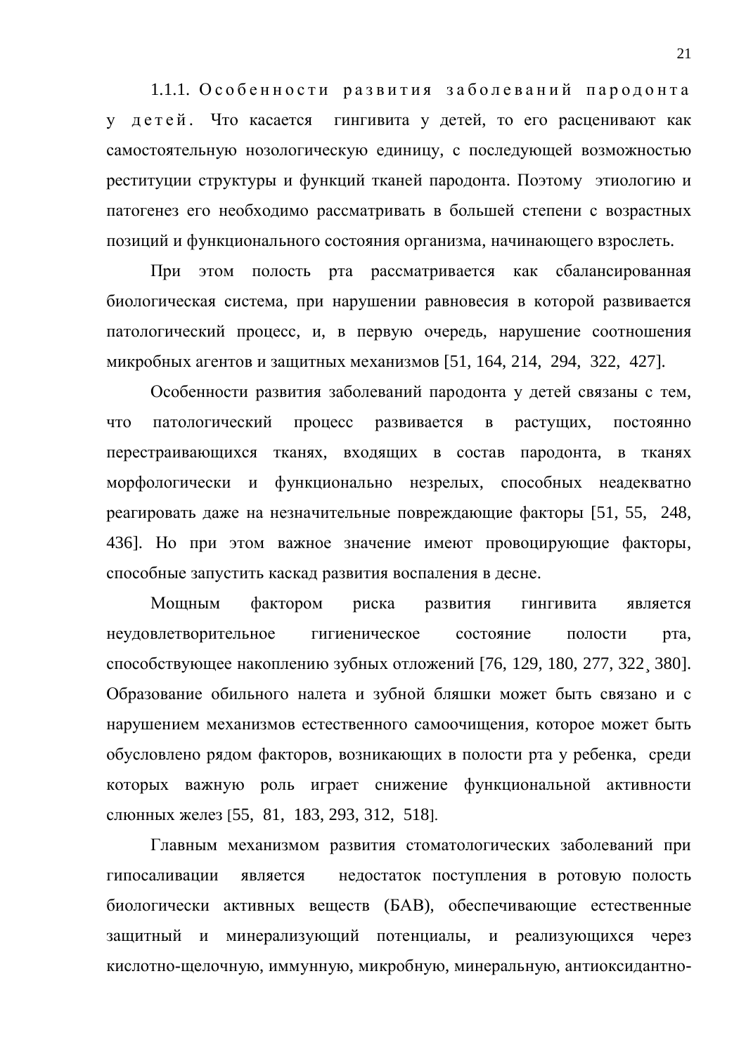1.1.1. *Особенности развития заболеваний пародонта у детей.* Что касается гингивита у детей, то его расценивают как самостоятельную нозологическую единицу, с последующей возможностью реституции структуры и функций тканей пародонта. Поэтому этиологию и патогенез его необходимо рассматривать в большей степени с возрастных позиций и функционального состояния организма, начинающего взрослеть.

При этом полость рта рассматривается как сбалансированная биологическая система, при нарушении равновесия в которой развивается патологический процесс, и, в первую очередь, нарушение соотношения микробных агентов и защитных механизмов [51, 164, 214, 294, 322, 427].

Особенности развития заболеваний пародонта у детей связаны с тем, что патологический процесс развивается в растущих, постоянно перестраивающихся тканях, входящих в состав пародонта, в тканях морфологически и функционально незрелых, способных неадекватно реагировать даже на незначительные повреждающие факторы [51, 55, 248, 436]. Но при этом важное значение имеют провоцирующие факторы, способные запустить каскад развития воспаления в десне.

Мощным фактором риска развития гингивита является неудовлетворительное гигиеническое состояние полости рта, способствующее накоплению зубных отложений [76, 129, 180, 277, 322¸ 380]. Образование обильного налета и зубной бляшки может быть связано и с нарушением механизмов естественного самоочищения, которое может быть обусловлено рядом факторов, возникающих в полости рта у ребенка, среди которых важную роль играет снижение функциональной активности слюнных желез [55, 81, 183, 293, 312, 518].

Главным механизмом развития стоматологических заболеваний при гипосаливации является недостаток поступления в ротовую полость биологически активных веществ (БАВ), обеспечивающие естественные защитный и минерализующий потенциалы, и реализующихся через кислотно-щелочную, иммунную, микробную, минеральную, антиоксидантно-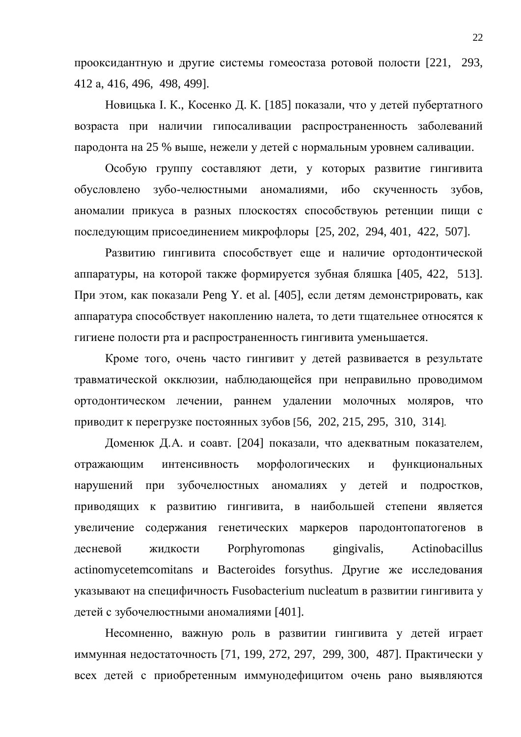прооксидантную и другие системы гомеостаза ротовой полости [221, 293, 412 а, 416, 496, 498, 499].

Новицька І. К., Косенко Д. К. [185] показали, что у детей пубертатного возраста при наличии гипосаливации распространенность заболеваний пародонта на 25 % выше, нежели у детей с нормальным уровнем саливации.

Особую группу составляют дети, у которых развитие гингивита обусловлено зубо-челюстными аномалиями, ибо скученность зубов, аномалии прикуса в разных плоскостях способствуюь ретенции пищи с последующим присоединением микрофлоры [25, 202, 294, 401, 422, 507].

Развитию гингивита способствует еще и наличие ортодонтической аппаратуры, на которой также формируется зубная бляшка [405, 422, 513]. При этом, как показали Peng Y. et al. [405], если детям демонстрировать, как аппаратура способствует накоплению налета, то дети тщательнее относятся к гигиене полости рта и распространенность гингивита уменьшается.

Кроме того, очень часто гингивит у детей развивается в результате травматической окклюзии, наблюдающейся при неправильно проводимом ортодонтическом лечении, раннем удалении молочных моляров, что приводит к перегрузке постоянных зубов [56, 202, 215, 295, 310, 314].

Доменюк Д.А. и соавт. [204] показали, что адекватным показателем, отражающим интенсивность морфологических и функциональных нарушений при зубочелюстных аномалиях у детей и подростков, приводящих к развитию гингивита, в наибольшей степени является увеличение содержания генетических маркеров пародонтопатогенов в десневой жидкости Porphyromonas gingivalis, Actinobacillus actinomycetemcomitans и Bacteroides forsythus. Другие же исследования указывают на специфичность Fusobacterium nucleatum в развитии гингивита у детей с зубочелюстными аномалиями [401].

Несомненно, важную роль в развитии гингивита у детей играет иммунная недостаточность [71, 199, 272, 297, 299, 300, 487]. Практически у всех детей с приобретенным иммунодефицитом очень рано выявляются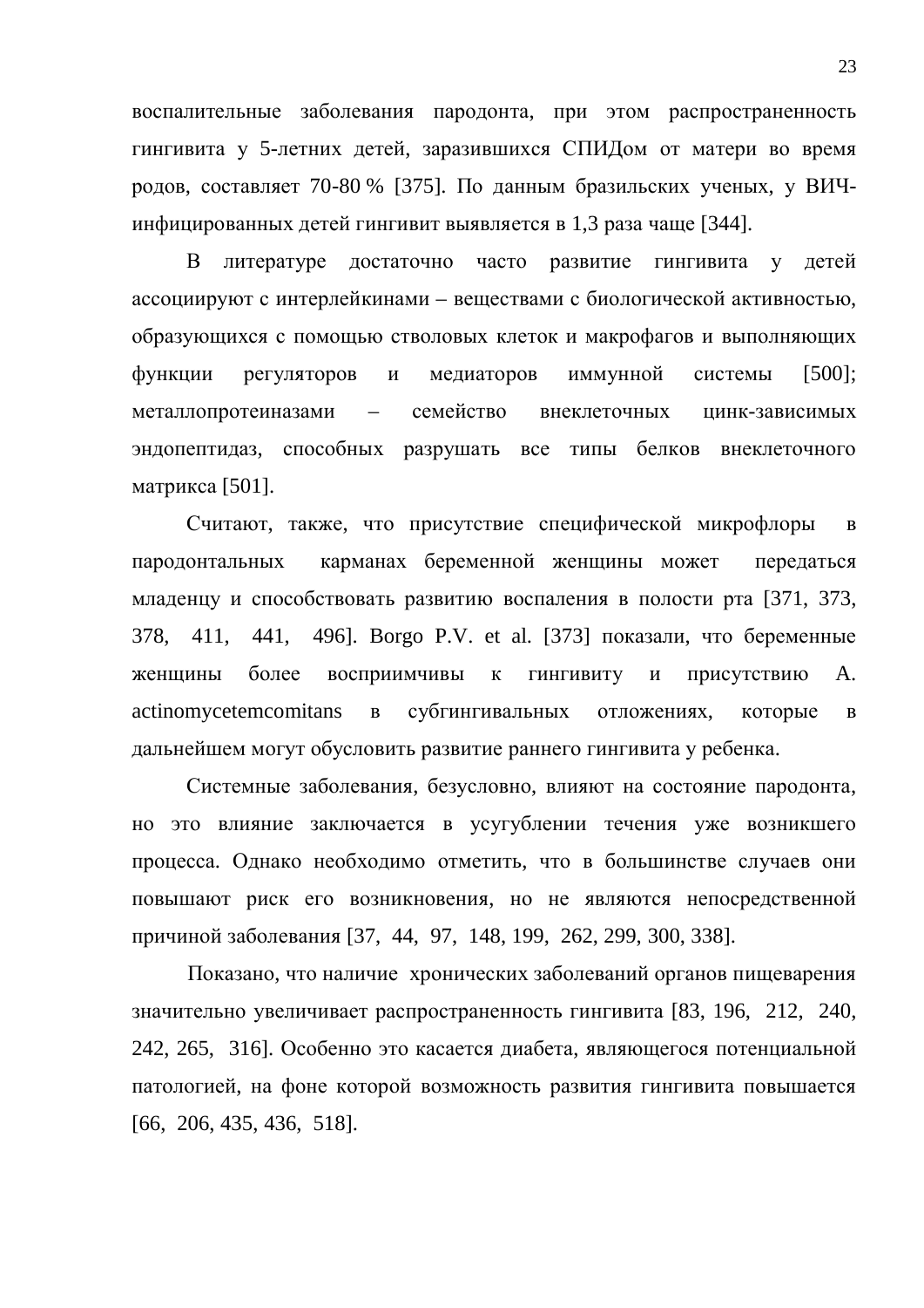воспалительные заболевания пародонта, при этом распространенность гингивита у 5-летних детей, заразившихся СПИДом от матери во время родов, составляет 70-80 % [375]. По данным бразильских ученых, у ВИЧ-инфицированных детей гингивит выявляется в 1,3 раза чаще [344].

В литературе достаточно часто развитие гингивита у детей ассоциируют с интерлейкинами – веществами с биологической активностью, образующихся с помощью стволовых клеток и макрофагов и выполняющих функции регуляторов и медиаторов иммунной системы [500]; металлопротеиназами – семейство внеклеточных цинк-зависимых эндопептидаз, способных разрушать все типы белков внеклеточного матрикса [501].

Считают, также, что присутствие специфической микрофлоры в пародонтальных карманах беременной женщины может передаться младенцу и способствовать развитию воспаления в полости рта [371, 373, 378, 411, 441, 496]. Borgo P.V. et al. [373] показали, что беременные женщины более восприимчивы к гингивиту и присутствию A. actinomycetemcomitans в субгингивальных отложениях, которые в дальнейшем могут обусловить развитие раннего гингивита у ребенка.

Системные заболевания, безусловно, влияют на состояние пародонта, но это влияние заключается в усугублении течения уже возникшего процесса. Однако необходимо отметить, что в большинстве случаев они повышают риск его возникновения, но не являются непосредственной причиной заболевания [37, 44, 97, 148, 199, 262, 299, 300, 338].

Показано, что наличие хронических заболеваний органов пищеварения значительно увеличивает распространенность гингивита [83, 196, 212, 240, 242, 265, 316]. Особенно это касается диабета, являющегося потенциальной патологией, на фоне которой возможность развития гингивита повышается [66, 206, 435, 436, 518].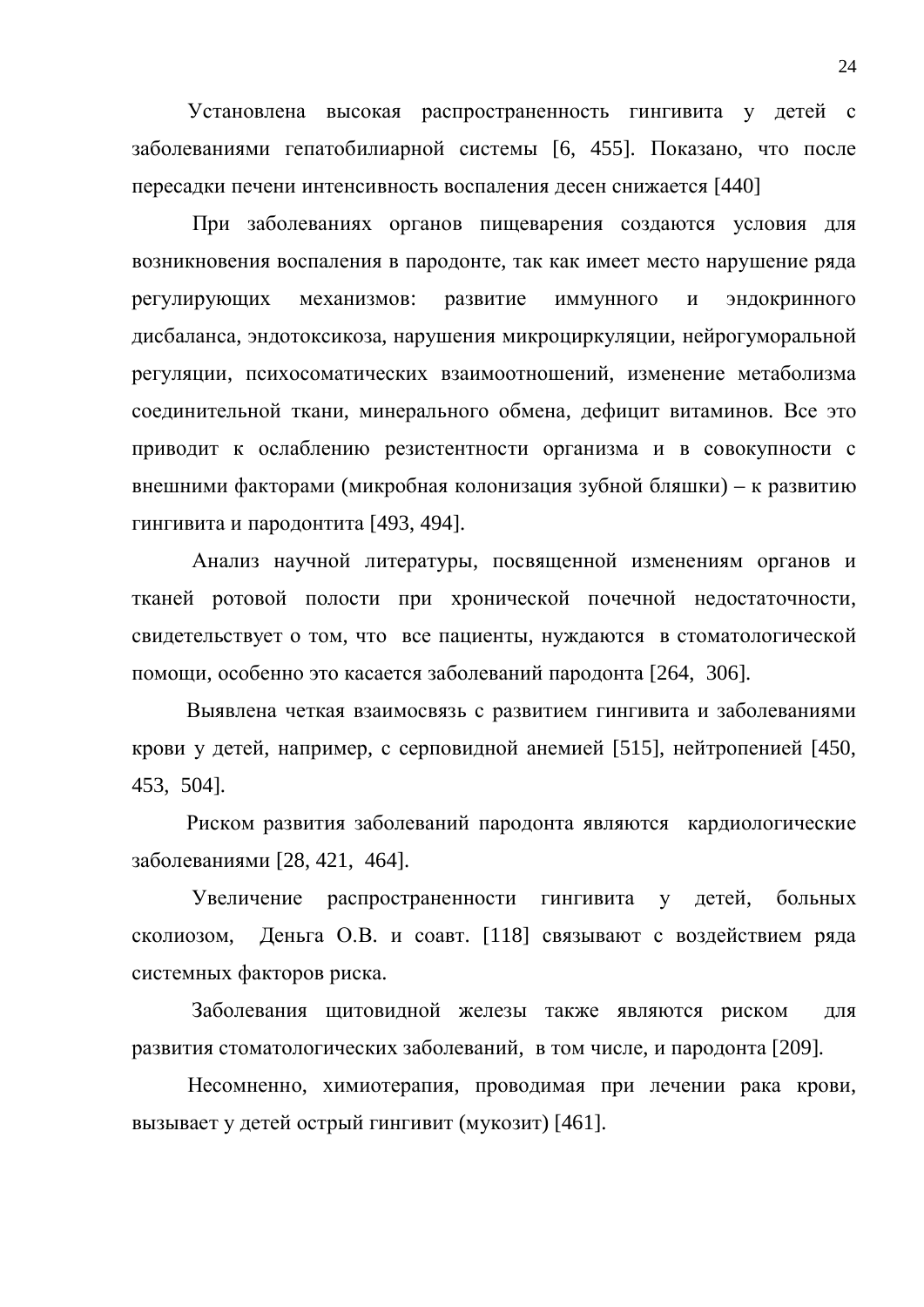Установлена высокая распространенность гингивита у детей с заболеваниями гепатобилиарной системы [6, 455]. Показано, что после пересадки печени интенсивность воспаления десен снижается [440]

При заболеваниях органов пищеварения создаются условия для возникновения воспаления в пародонте, так как имеет место нарушение ряда регулирующих механизмов: развитие иммунного и эндокринного дисбаланса, эндотоксикоза, нарушения микроциркуляции, нейрогуморальной регуляции, психосоматических взаимоотношений, изменение метаболизма соединительной ткани, минерального обмена, дефицит витаминов. Все это приводит к ослаблению резистентности организма и в совокупности с внешними факторами (микробная колонизация зубной бляшки) – к развитию гингивита и пародонтита [493, 494].

Анализ научной литературы, посвященной изменениям органов и тканей ротовой полости при хронической почечной недостаточности, свидетельствует о том, что все пациенты, нуждаются в стоматологической помощи, особенно это касается заболеваний пародонта [264, 306].

Выявлена четкая взаимосвязь с развитием гингивита и заболеваниями крови у детей, например, с серповидной анемией [515], нейтропенией [450, 453, 504].

Риском развития заболеваний пародонта являются кардиологические заболеваниями [28, 421, 464].

Увеличение распространенности гингивита у детей, больных сколиозом, Деньга О.В. и соавт. [118] связывают с воздействием ряда системных факторов риска.

Заболевания щитовидной железы также являются риском для развития стоматологических заболеваний, в том числе, и пародонта [209].

Несомненно, химиотерапия, проводимая при лечении рака крови, вызывает у детей острый гингивит (мукозит) [461].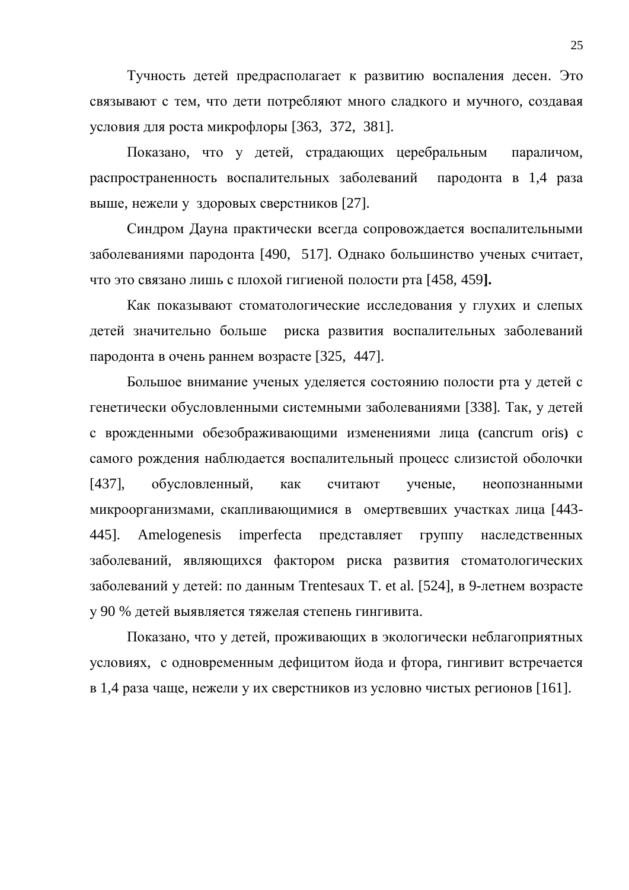Тучность детей предрасполагает к развитию воспаления десен. Это связывают с тем, что дети потребляют много сладкого и мучного, создавая условия для роста микрофлоры [363, 372, 381].

Показано, что у детей, страдающих церебральным параличом, распространенность воспалительных заболеваний пародонта в 1,4 раза выше, нежели у здоровых сверстников [27].

Синдром Дауна практически всегда сопровождается воспалительными заболеваниями пародонта [490, 517]. Однако большинство ученых считает, что это связано лишь с плохой гигиеной полости рта [458, 459**].**

Как показывают стоматологические исследования у глухих и слепых детей значительно больше риска развития воспалительных заболеваний пародонта в очень раннем возрасте [325, 447].

Большое внимание ученых уделяется состоянию полости рта у детей с генетически обусловленными системными заболеваниями [338]. Так, у детей с врожденными обезображивающими изменениями лица (cancrum oris) с самого рождения наблюдается воспалительный процесс слизистой оболочки [437], обусловленный, как считают ученые, неопознанными микроорганизмами, скапливающимися в омертвевших участках лица [443-445]. Amelogenesis imperfecta представляет группу наследственных заболеваний, являющихся фактором риска развития стоматологических заболеваний у детей: по данным Trentesaux T. et al. [524], в 9-летнем возрасте у 90 % детей выявляется тяжелая степень гингивита.

Показано, что у детей, проживающих в экологически неблагоприятных условиях, с одновременным дефицитом йода и фтора, гингивит встречается в 1,4 раза чаще, нежели у их сверстников из условно чистых регионов [161].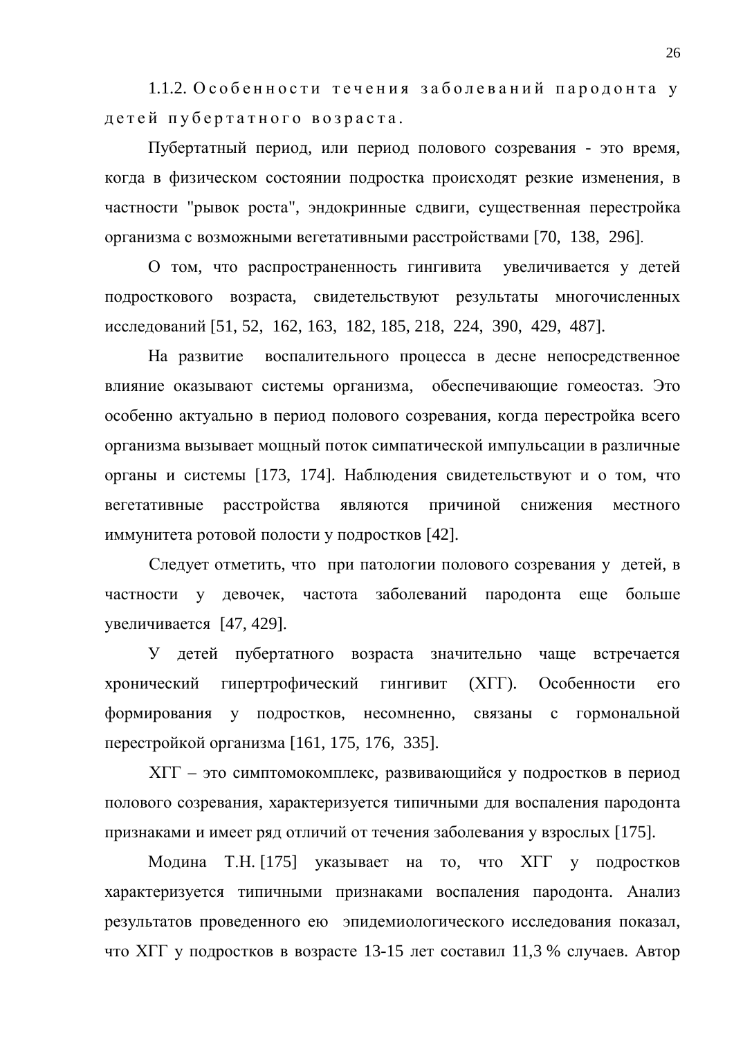### 1.1.2. Особенности течения заболеваний пародонта у детей пубертатного возраста.

Пубертатный период, или период полового созревания - это время, когда в физическом состоянии подростка происходят резкие изменения, в частности "рывок роста", эндокринные сдвиги, существенная перестройка организма с возможными вегетативными расстройствами [70, 138, 296].

О том, что распространенность гингивита увеличивается у детей подросткового возраста, свидетельствуют результаты многочисленных исследований [51, 52, 162, 163, 182, 185, 218, 224, 390, 429, 487].

На развитие воспалительного процесса в десне непосредственное влияние оказывают системы организма, обеспечивающие гомеостаз. Это особенно актуально в период полового созревания, когда перестройка всего организма вызывает мощный поток симпатической импульсации в различные органы и системы [173, 174]. Наблюдения свидетельствуют и о том, что вегетативные расстройства являются причиной снижения местного иммунитета ротовой полости у подростков [42].

Следует отметить, что при патологии полового созревания у детей, в частности у девочек, частота заболеваний пародонта еще больше увеличивается [47, 429].

У детей пубертатного возраста значительно чаще встречается хронический гипертрофический гингивит (ХГГ). Особенности его формирования у подростков, несомненно, связаны с гормональной перестройкой организма [161, 175, 176, 335].

ХГГ – это симптомокомплекс, развивающийся у подростков в период полового созревания, характеризуется типичными для воспаления пародонта признаками и имеет ряд отличий от течения заболевания у взрослых [175].

Модина Т.Н. [175] указывает на то, что ХГГ у подростков характеризуется типичными признаками воспаления пародонта. Анализ результатов проведенного ею эпидемиологического исследования показал, что ХГГ у подростков в возрасте 13-15 лет составил 11,3 % случаев. Автор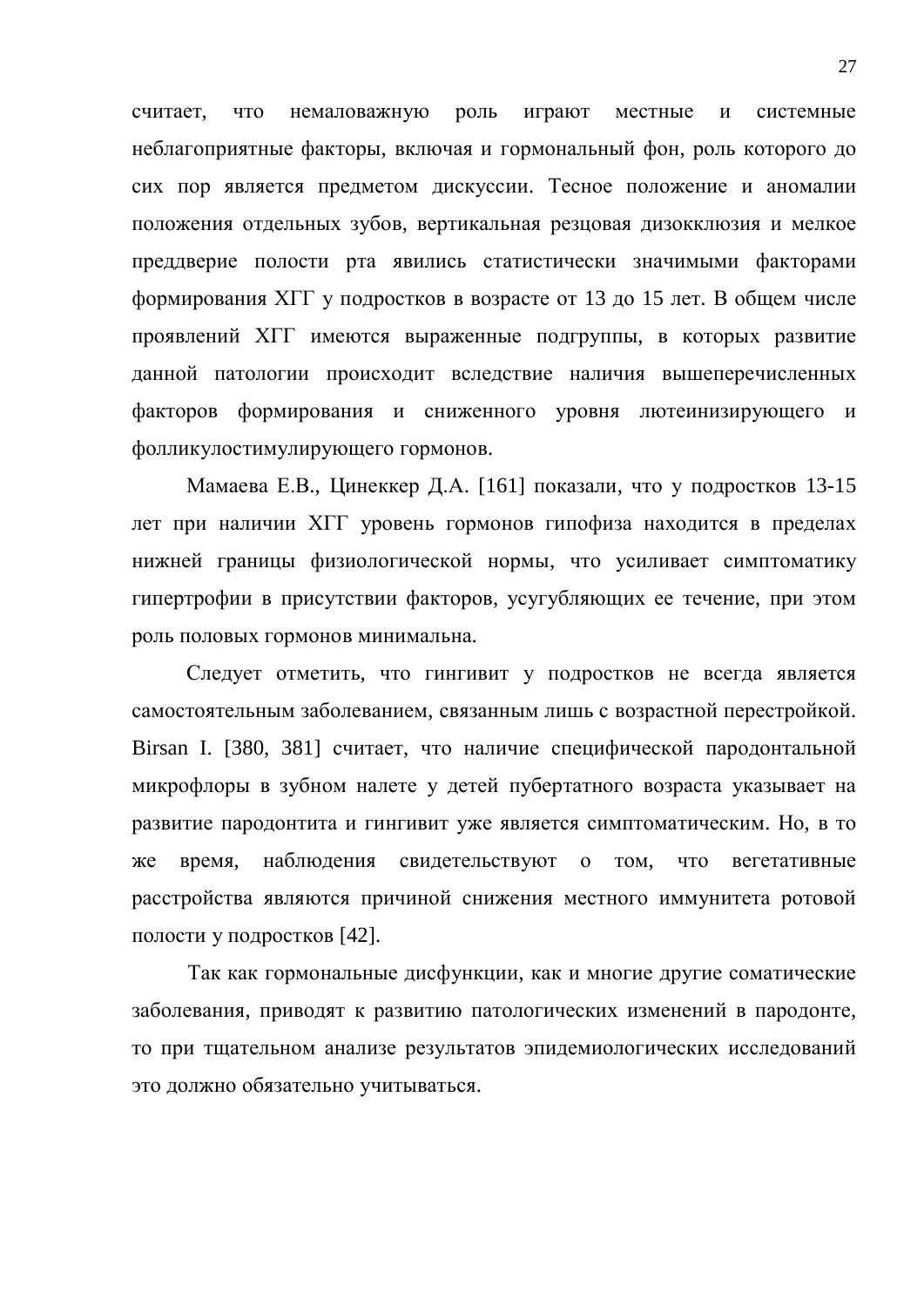считает, что немаловажную роль играют местные и системные неблагоприятные факторы, включая и гормональный фон, роль которого до сих пор является предметом дискуссии. Тесное положение и аномалии положения отдельных зубов, вертикальная резцовая дизокклюзия и мелкое преддверие полости рта явились статистически значимыми факторами формирования ХГГ у подростков в возрасте от 13 до 15 лет. В общем числе проявлений ХГГ имеются выраженные подгруппы, в которых развитие данной патологии происходит вследствие наличия вышеперечисленных факторов формирования и сниженного уровня лютеинизирующего и фолликулостимулирующего гормонов.

Мамаева Е.В., Цинеккер Д.А. [161] показали, что у подростков 13-15 лет при наличии ХГГ уровень гормонов гипофиза находится в пределах нижней границы физиологической нормы, что усиливает симптоматику гипертрофии в присутствии факторов, усугубляющих ее течение, при этом роль половых гормонов минимальна.

Следует отметить, что гингивит у подростков не всегда является самостоятельным заболеванием, связанным лишь с возрастной перестройкой. Birsan I. [380, 381] считает, что наличие специфической пародонтальной микрофлоры в зубном налете у детей пубертатного возраста указывает на развитие пародонтита и гингивит уже является симптоматическим. Но, в то же время, наблюдения свидетельствуют о том, что вегетативные расстройства являются причиной снижения местного иммунитета ротовой полости у подростков [42].

Так как гормональные дисфункции, как и многие другие соматические заболевания, приводят к развитию патологических изменений в пародонте, то при тщательном анализе результатов эпидемиологических исследований это должно обязательно учитываться.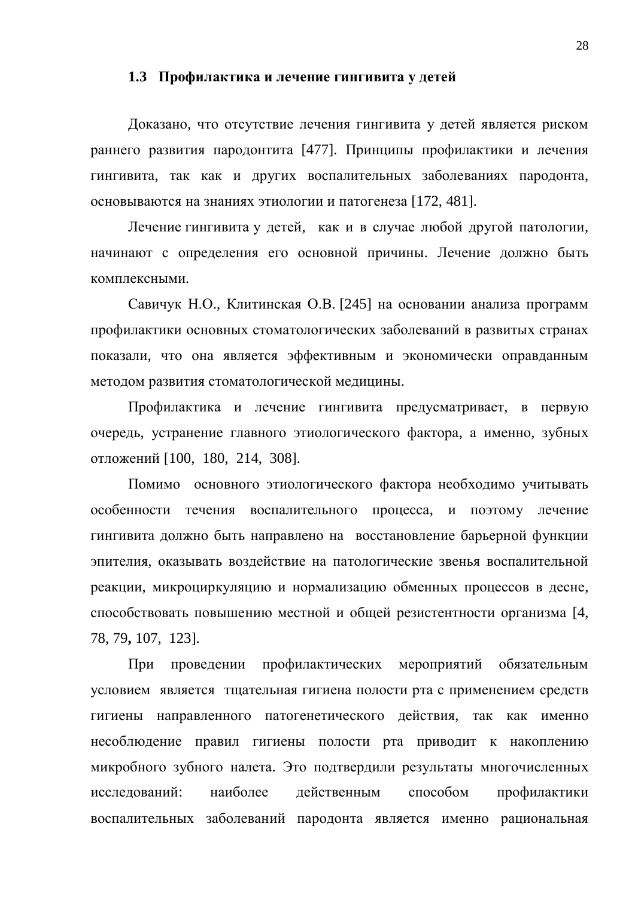## 1.3 Профилактика и лечение гингивита у детей

Доказано, что отсутствие лечения гингивита у детей является риском раннего развития пародонтита [477]. Принципы профилактики и лечения гингивита, так как и других воспалительных заболеваниях пародонта, основываются на знаниях этиологии и патогенеза [172, 481].

Лечение гингивита у детей, как и в случае любой другой патологии, начинают с определения его основной причины. Лечение должно быть комплексными.

Савичук Н.О., Клитинская О.В. [245] на основании анализа программ профилактики основных стоматологических заболеваний в развитых странах показали, что она является эффективным и экономически оправданным методом развития стоматологической медицины.

Профилактика и лечение гингивита предусматривает, в первую очередь, устранение главного этиологического фактора, а именно, зубных отложений [100, 180, 214, 308].

Помимо основного этиологического фактора необходимо учитывать особенности течения воспалительного процесса, и поэтому лечение гингивита должно быть направлено на восстановление барьерной функции эпителия, оказывать воздействие на патологические звенья воспалительной реакции, микроциркуляцию и нормализацию обменных процессов в десне, способствовать повышению местной и общей резистентности организма [4, 78, 79**,** 107, 123].

При проведении профилактических мероприятий обязательным условием является тщательная гигиена полости рта с применением средств гигиены направленного патогенетического действия, так как именно несоблюдение правил гигиены полости рта приводит к накоплению микробного зубного налета. Это подтвердили результаты многочисленных исследований: наиболее действенным способом профилактики воспалительных заболеваний пародонта является именно рациональная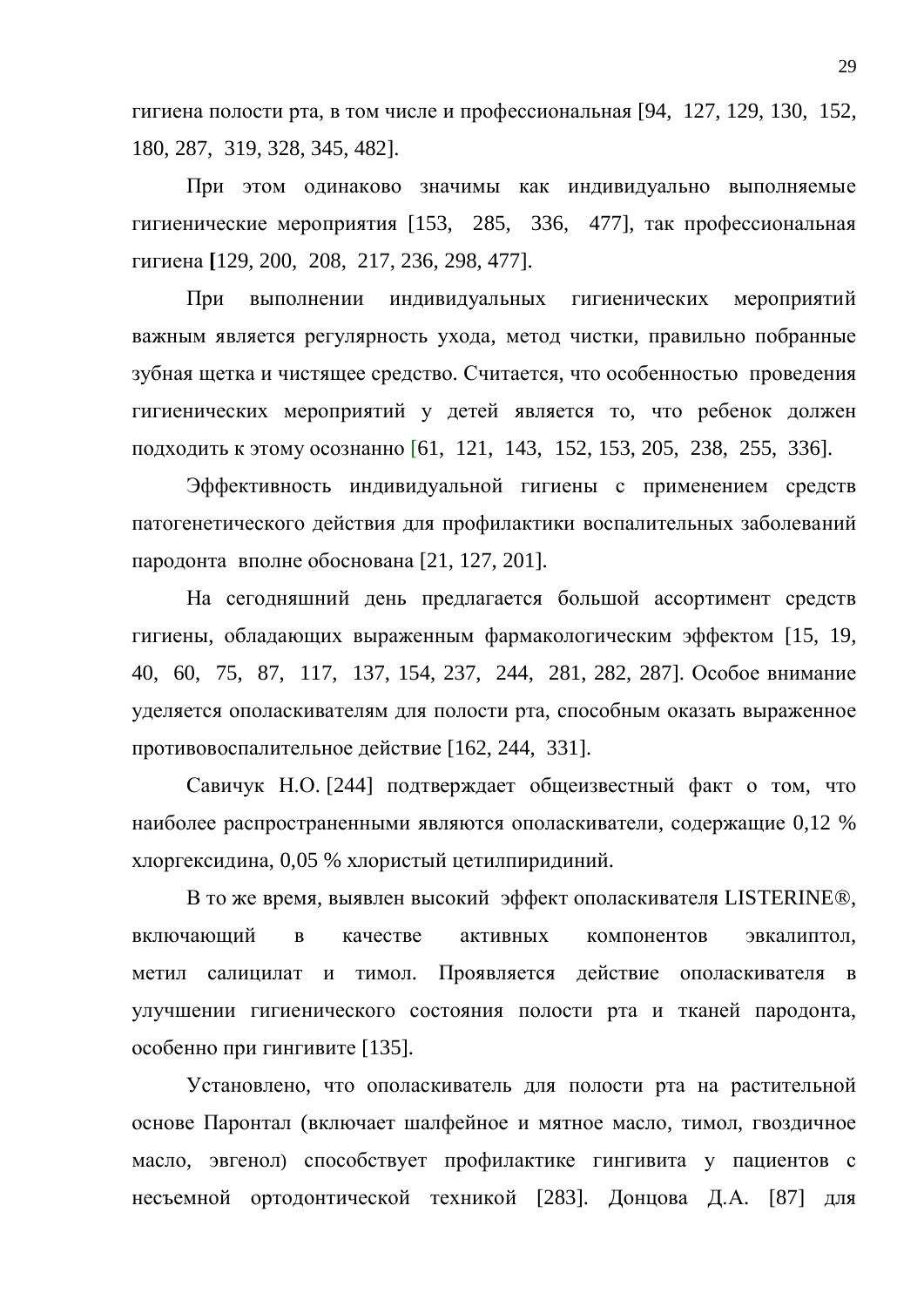гигиена полости рта, в том числе и профессиональная [94, 127, 129, 130, 152, 180, 287, 319, 328, 345, 482].

При этом одинаково значимы как индивидуально выполняемые гигиенические мероприятия [153, 285, 336, 477], так профессиональная гигиена [129, 200, 208, 217, 236, 298, 477].

При выполнении индивидуальных гигиенических мероприятий важным является регулярность ухода, метод чистки, правильно побранные зубная щетка и чистящее средство. Считается, что особенностью проведения гигиенических мероприятий у детей является то, что ребенок должен подходить к этому осознанно [61, 121, 143, 152, 153, 205, 238, 255, 336].

Эффективность индивидуальной гигиены с применением средств патогенетического действия для профилактики воспалительных заболеваний пародонта вполне обоснована [21, 127, 201].

На сегодняшний день предлагается большой ассортимент средств гигиены, обладающих выраженным фармакологическим эффектом [15, 19, 40, 60, 75, 87, 117, 137, 154, 237, 244, 281, 282, 287]. Особое внимание уделяется ополаскивателям для полости рта, способным оказать выраженное противовоспалительное действие [162, 244, 331].

Савичук Н.О. [244] подтверждает общеизвестный факт о том, что наиболее распространенными являются ополаскиватели, содержащие 0,12 % хлоргексидина, 0,05 % хлористый цетилпиридиний.

В то же время, выявлен высокий эффект ополаскивателя LISTERINE®, включающий в качестве активных компонентов эвкалиптол, метил салицилат и тимол. Проявляется действие ополаскивателя в улучшении гигиенического состояния полости рта и тканей пародонта, особенно при гингивите [135].

Установлено, что ополаскиватель для полости рта на растительной основе Паронтал (включает шалфейное и мятное масло, тимол, гвоздичное масло, эвгенол) способствует профилактике гингивита у пациентов с несъемной ортодонтической техникой [283]. Донцова Д.А. [87] для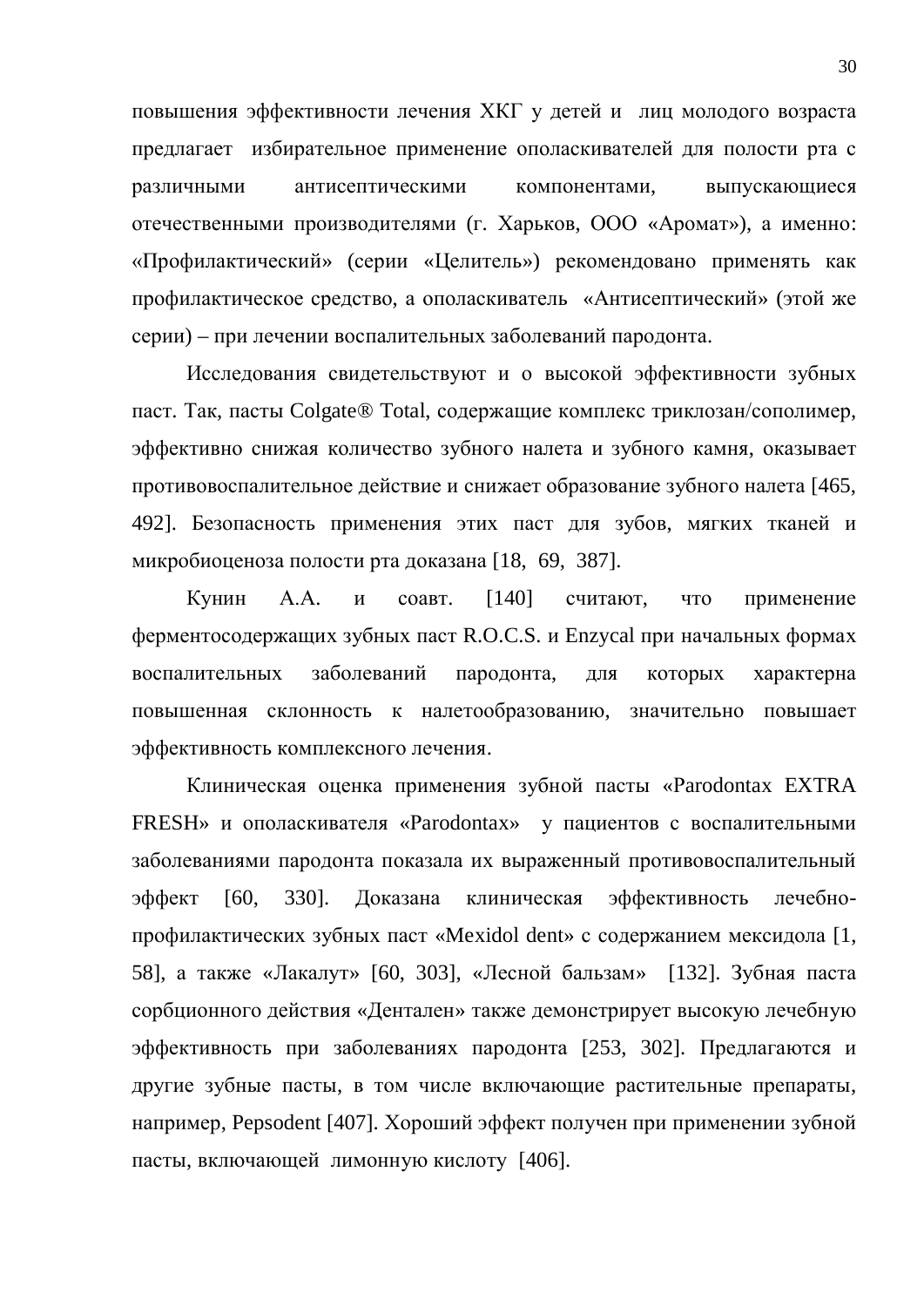повышения эффективности лечения ХКГ у детей и лиц молодого возраста предлагает избирательное применение ополаскивателей для полости рта с различными антисептическими компонентами, выпускающиеся отечественными производителями (г. Харьков, ООО «Аромат»), а именно: «Профилактический» (серии «Целитель») рекомендовано применять как профилактическое средство, а ополаскиватель «Антисептический» (этой же серии) – при лечении воспалительных заболеваний пародонта.

Исследования свидетельствуют и о высокой эффективности зубных паст. Так, пасты Colgate® Total, содержащие комплекс триклозан/сополимер, эффективно снижая количество зубного налета и зубного камня, оказывает противовоспалительное действие и снижает образование зубного налета [465, 492]. Безопасность применения этих паст для зубов, мягких тканей и микробиоценоза полости рта доказана [18, 69, 387].

Кунин А.А. и соавт. [140] считают, что применение ферментосодержащих зубных паст R.O.C.S. и Enzycal при начальных формах воспалительных заболеваний пародонта, для которых характерна повышенная склонность к налетообразованию, значительно повышает эффективность комплексного лечения.

Клиническая оценка применения зубной пасты «Parodontax EXTRA FRESH» и ополаскивателя «Parodontax» у пациентов с воспалительными заболеваниями пародонта показала их выраженный противовоспалительный эффект [60, 330]. Доказана клиническая эффективность лечебно-профилактических зубных паст «Mexidol dent» с содержанием мексидола [1, 58], а также «Лакалут» [60, 303], «Лесной бальзам» [132]. Зубная паста сорбционного действия «Денталèн» также демонстрирует высокую лечебную эффективность при заболеваниях пародонта [253, 302]. Предлагаются и другие зубные пасты, в том числе включающие растительные препараты, например, Pepsodent [407]. Хороший эффект получен при применении зубной пасты, включающей лимонную кислоту [406].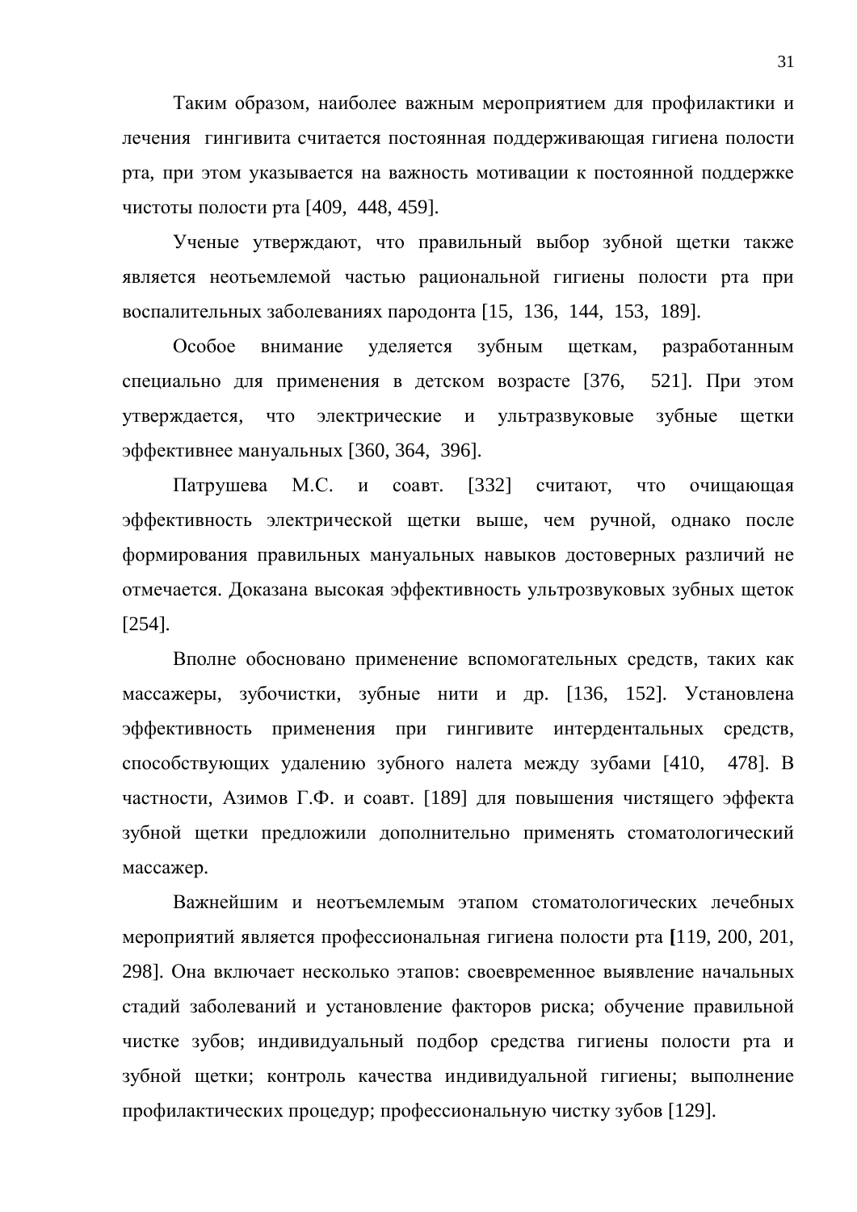Таким образом, наиболее важным мероприятием для профилактики и лечения гингивита считается постоянная поддерживающая гигиена полости рта, при этом указывается на важность мотивации к постоянной поддержке чистоты полости рта [409, 448, 459].

Ученые утверждают, что правильный выбор зубной щетки также является неотьемлемой частью рациональной гигиены полости рта при воспалительных заболеваниях пародонта [15, 136, 144, 153, 189].

Особое внимание уделяется зубным щеткам, разработанным специально для применения в детском возрасте [376, 521]. При этом утверждается, что электрические и ультразвуковые зубные щетки эффективнее мануальных [360, 364, 396].

Патрушева М.С. и соавт. [332] считают, что очищающая эффективность электрической щетки выше, чем ручной, однако после формирования правильных мануальных навыков достоверных различий не отмечается. Доказана высокая эффективность ультрозвуковых зубных щеток [254].

Вполне обосновано применение вспомогательных средств, таких как массажеры, зубочистки, зубные нити и др. [136, 152]. Установлена эффективность применения при гингивите интердентальных средств, способствующих удалению зубного налета между зубами [410, 478]. В частности, Азимов Г.Ф. и соавт. [189] для повышения чистящего эффекта зубной щетки предложили дополнительно применять стоматологический массажер.

Важнейшим и неотъемлемым этапом стоматологических лечебных мероприятий является профессиональная гигиена полости рта [119, 200, 201, 298]. Она включает несколько этапов: своевременное выявление начальных стадий заболеваний и установление факторов риска; обучение правильной чистке зубов; индивидуальный подбор средства гигиены полости рта и зубной щетки; контроль качества индивидуальной гигиены; выполнение профилактических процедур; профессиональную чистку зубов [129].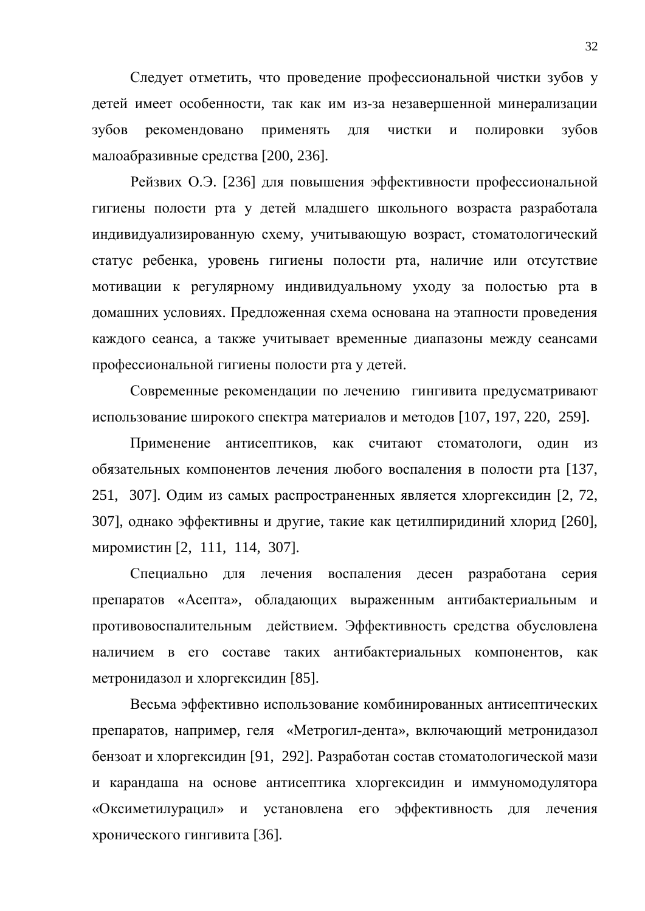Следует отметить, что проведение профессиональной чистки зубов у детей имеет особенности, так как им из-за незавершенной минерализации зубов рекомендовано применять для чистки и полировки зубов малоабразивные средства [200, 236].

Рейзвих О.Э. [236] для повышения эффективности профессиональной гигиены полости рта у детей младшего школьного возраста разработала индивидуализированную схему, учитывающую возраст, стоматологический статус ребенка, уровень гигиены полости рта, наличие или отсутствие мотивации к регулярному индивидуальному уходу за полостью рта в домашних условиях. Предложенная схема основана на этапности проведения каждого сеанса, а также учитывает временные диапазоны между сеансами профессиональной гигиены полости рта у детей.

Современные рекомендации по лечению гингивита предусматривают использование широкого спектра материалов и методов [107, 197, 220, 259].

Применение антисептиков, как считают стоматологи, один из обязательных компонентов лечения любого воспаления в полости рта [137, 251, 307]. Одим из самых распространенных является хлоргексидин [2, 72, 307], однако эффективны и другие, такие как цетилпиридиний хлорид [260], миромистин [2, 111, 114, 307].

Специально для лечения воспаления десен разработана серия препаратов «Асепта», обладающих выраженным антибактериальным и противовоспалительным действием. Эффективность средства обусловлена наличием в его составе таких антибактериальных компонентов, как метронидазол и хлоргексидин [85].

Весьма эффективно использование комбинированных антисептических препаратов, например, геля «Метрогил-дента», включающий метронидазол бензоат и хлоргексидин [91, 292]. Разработан состав стоматологической мази и карандаша на основе антисептика хлоргексидин и иммуномодулятора «Оксиметилурацил» и установлена его эффективность для лечения хронического гингивита [36].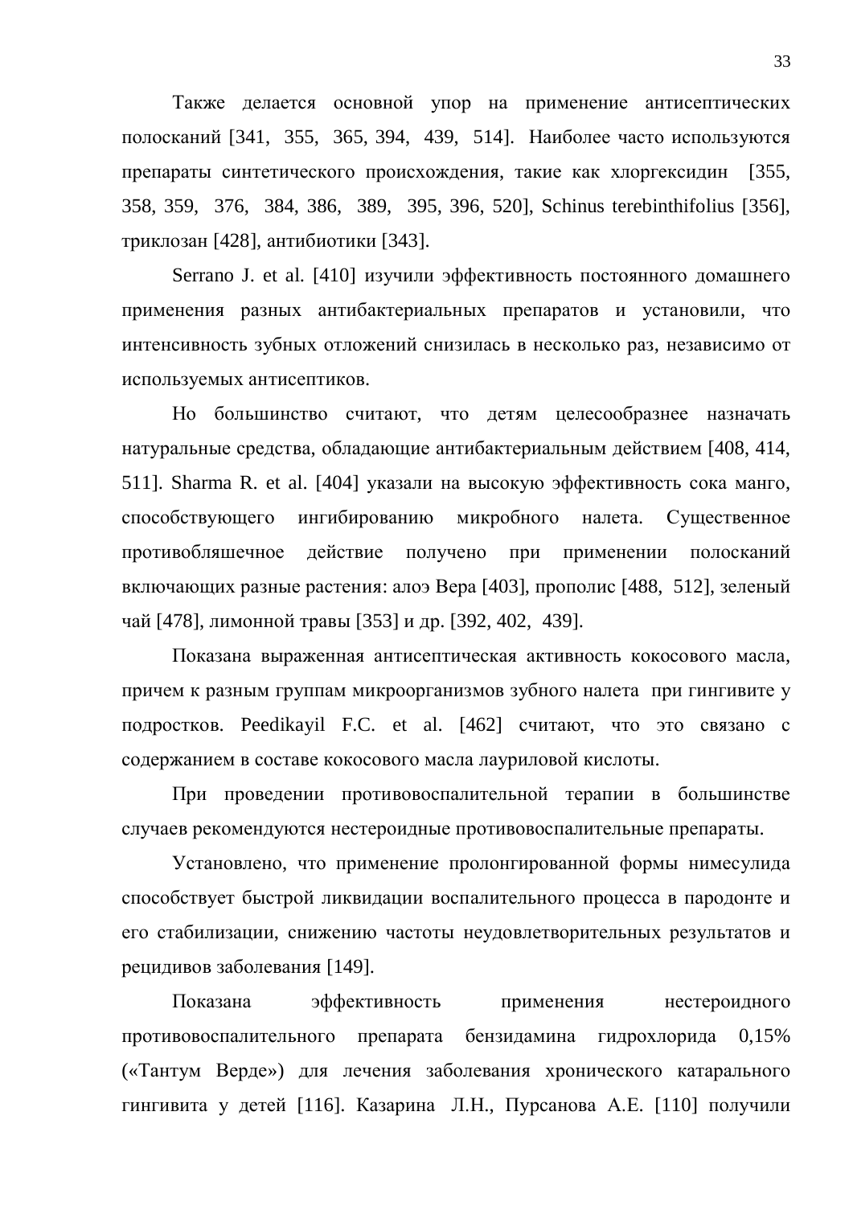Также делается основной упор на применение антисептических полосканий [341, 355, 365, 394, 439, 514]. Наиболее часто используются препараты синтетического происхождения, такие как хлоргексидин [355, 358, 359, 376, 384, 386, 389, 395, 396, 520], Schinus terebinthifolius [356], триклозан [428], антибиотики [343].

Serrano J. et al. [410] изучили эффективность постоянного домашнего применения разных антибактериальных препаратов и установили, что интенсивность зубных отложений снизилась в несколько раз, независимо от используемых антисептиков.

Но большинство считают, что детям целесообразнее назначать натуральные средства, обладающие антибактериальным действием [408, 414, 511]. Sharma R. et al. [404] указали на высокую эффективность сока манго, способствующего ингибированию микробного налета. Существенное противобляшечное действие получено при применении полосканий включающих разные растения: алоэ Вера [403], прополис [488, 512], зеленый чай [478], лимонной травы [353] и др. [392, 402, 439].

Показана выраженная антисептическая активность кокосового масла, причем к разным группам микроорганизмов зубного налета при гингивите у подростков. Peedikayil F.C. et al. [462] считают, что это связано с содержанием в составе кокосового масла лауриловой кислоты.

При проведении противовоспалительной терапии в большинстве случаев рекомендуются нестероидные противовоспалительные препараты.

Установлено, что применение пролонгированной формы нимесулида способствует быстрой ликвидации воспалительного процесса в пародонте и его стабилизации, снижению частоты неудовлетворительных результатов и рецидивов заболевания [149].

Показана эффективность применения нестероидного противовоспалительного препарата бензидамина гидрохлорида 0,15% («Тантум Верде») для лечения заболевания хронического катарального гингивита у детей [116]. Казарина Л.Н., Пурсанова А.Е. [110] получили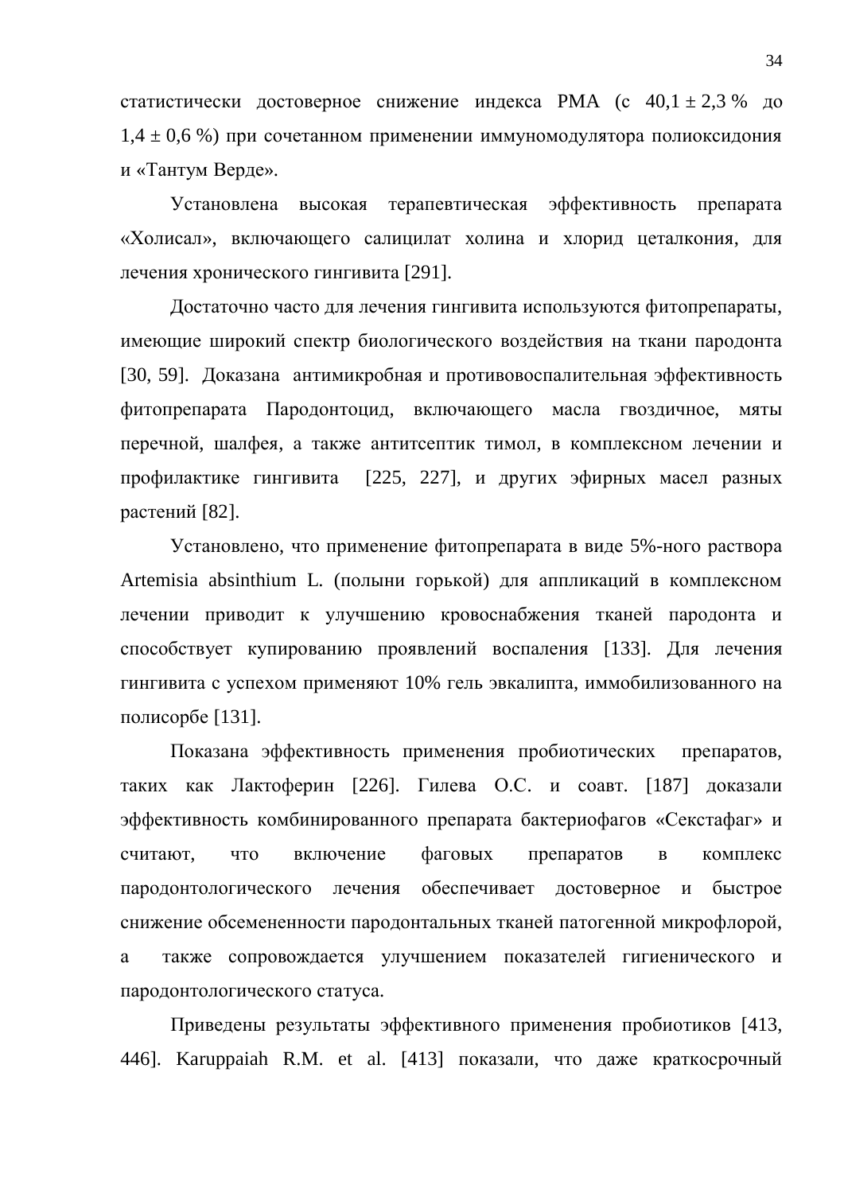статистически достоверное снижение индекса РМА (с $40,1 \pm 2,3$ % до $1,4 \pm 0,6$ %) при сочетанном применении иммуномодулятора полиоксидония и «Тантум Верде».

Установлена высокая терапевтическая эффективность препарата «Холисал», включающего салицилат холина и хлорид цеталкония, для лечения хронического гингивита [291].

Достаточно часто для лечения гингивита используются фитопрепараты, имеющие широкий спектр биологического воздействия на ткани пародонта [30, 59]. Доказана антимикробная и противовоспалительная эффективность фитопрепарата Пародонтоцид, включающего масла гвоздичное, мяты перечной, шалфея, а также антисептик тимол, в комплексном лечении и профилактике гингивита [225, 227], и других эфирных масел разных растений [82].

Установлено, что применение фитопрепарата в виде 5%-ного раствора Artemisia absinthium L. (полыни горькой) для аппликаций в комплексном лечении приводит к улучшению кровоснабжения тканей пародонта и способствует купированию проявлений воспаления [133]. Для лечения гингивита с успехом применяют 10% гель эвкалипта, иммобилизованного на полисорбе [131].

Показана эффективность применения пробиотических препаратов, таких как Лактоферин [226]. Гилева О.С. и соавт. [187] доказали эффективность комбинированного препарата бактериофагов «Секстафаг» и считают, что включение фаговых препаратов в комплекс пародонтологического лечения обеспечивает достоверное и быстрое снижение обсемененности пародонтальных тканей патогенной микрофлорой, а также сопровождается улучшением показателей гигиенического и пародонтологического статуса.

Приведены результаты эффективного применения пробиотиков [413, 446]. Karuppaiah R.M. et al. [413] показали, что даже краткосрочный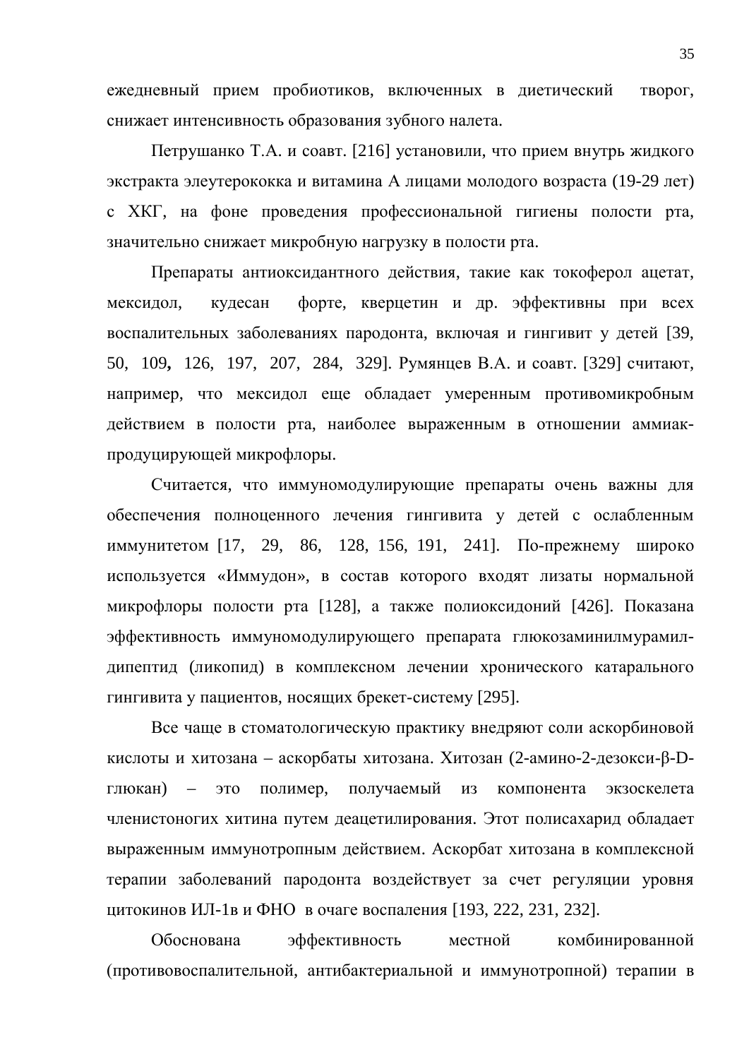ежедневный прием пробиотиков, включенных в диетический творог, снижает интенсивность образования зубного налета.

Петрушанко Т.А. и соавт. [216] установили, что прием внутрь жидкого экстракта элеутерококка и витамина А лицами молодого возраста (19-29 лет) с ХКГ, на фоне проведения профессиональной гигиены полости рта, значительно снижает микробную нагрузку в полости рта.

Препараты антиоксидантного действия, такие как токоферол ацетат, мексидол, кудесан форте, кверцетин и др. эффективны при всех воспалительных заболеваниях пародонта, включая и гингивит у детей [39, 50, 109, 126, 197, 207, 284, 329]. Румянцев В.А. и соавт. [329] считают, например, что мексидол еще обладает умеренным противомикробным действием в полости рта, наиболее выраженным в отношении аммиак-продуцирующей микрофлоры.

Считается, что иммуномодулирующие препараты очень важны для обеспечения полноценного лечения гингивита у детей с ослабленным иммунитетом [17, 29, 86, 128, 156, 191, 241]. По-прежнему широко используется «Иммудон», в состав которого входят лизаты нормальной микрофлоры полости рта [128], а также полиоксидоний [426]. Показана эффективность иммуномодулирующего препарата глюкозаминилмурамил-дипептид (ликопид) в комплексном лечении хронического катарального гингивита у пациентов, носящих брекет-систему [295].

Все чаще в стоматологическую практику внедряют соли аскорбиновой кислоты и хитозана – аскорбаты хитозана. Хитозан (2-амино-2-дезокси-β-D-глюкан) – это полимер, получаемый из компонента экзоскелета членистоногих хитина путем деацетилирования. Этот полисахарид обладает выраженным иммунотропным действием. Аскорбат хитозана в комплексной терапии заболеваний пародонта воздействует за счет регуляции уровня цитокинов ИЛ-1в и ФНО в очаге воспаления [193, 222, 231, 232].

Обоснована эффективность местной комбинированной (противовоспалительной, антибактериальной и иммунотропной) терапии в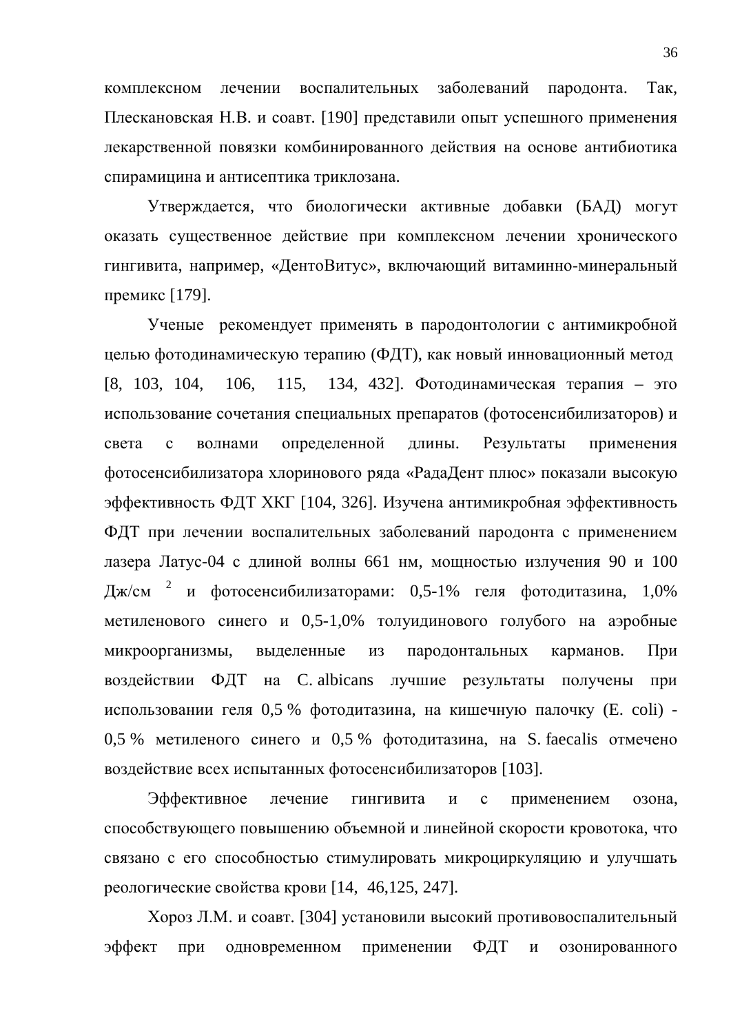комплексном лечении воспалительных заболеваний пародонта. Так, Плескановская Н.В. и соавт. [190] представили опыт успешного применения лекарственной повязки комбинированного действия на основе антибиотика спирамицина и антисептика триклозана.

Утверждается, что биологически активные добавки (БАД) могут оказать существенное действие при комплексном лечении хронического гингивита, например, «ДентоВитус», включающий витаминно-минеральный премикс [179].

Ученые рекомендует применять в пародонтологии с антимикробной целью фотодинамическую терапию (ФДТ), как новый инновационный метод [8, 103, 104, 106, 115, 134, 432]. Фотодинамическая терапия – это использование сочетания специальных препаратов (фотосенсибилизаторов) и света с волнами определенной длины. Результаты применения фотосенсибилизатора хлоринового ряда «РадаДент плюс» показали высокую эффективность ФДТ ХКГ [104, 326]. Изучена антимикробная эффективность ФДТ при лечении воспалительных заболеваний пародонта с применением лазера Латус-04 с длиной волны 661 нм, мощностью излучения 90 и 100 Дж/см$^{2}$ и фотосенсибилизаторами: 0,5-1% геля фотодитазина, 1,0% метиленового синего и 0,5-1,0% толуидинового голубого на аэробные микроорганизмы, выделенные из пародонтальных карманов. При воздействии ФДТ на C. albicans лучшие результаты получены при использовании геля 0,5 % фотодитазина, на кишечную палочку (E. coli) - 0,5 % метиленого синего и 0,5 % фотодитазина, на S. faecalis отмечено воздействие всех испытанных фотосенсибилизаторов [103].

Эффективное лечение гингивита и с применением озона, способствующего повышению объемной и линейной скорости кровотока, что связано с его способностью стимулировать микроциркуляцию и улучшать реологические свойства крови [14, 46,125, 247].

Хороз Л.М. и соавт. [304] установили высокий противовоспалительный эффект при одновременном применении ФДТ и озонированного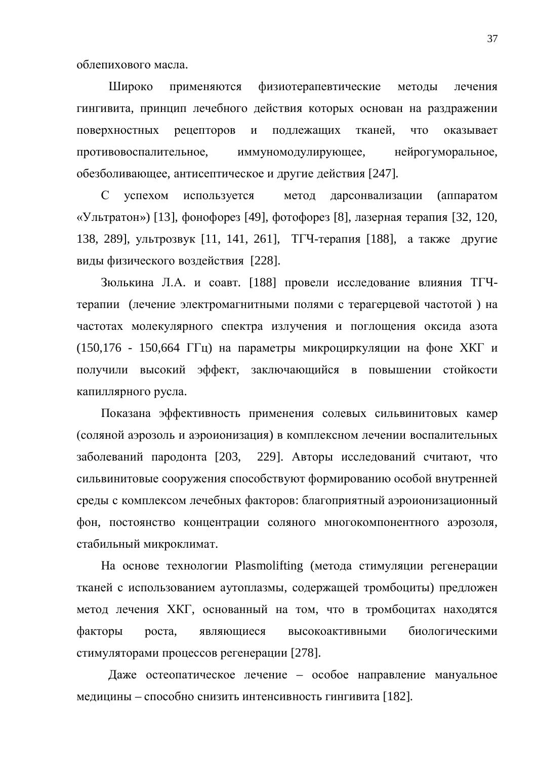облепихового масла.

Широко применяются физиотерапевтические методы лечения гингивита, принцип лечебного действия которых основан на раздражении поверхностных рецепторов и подлежащих тканей, что оказывает противовоспалительное, иммуномодулирующее, нейрогуморальное, обезболивающее, антисептическое и другие действия [247].

С успехом используется метод дарсонвализации (аппаратом «Ультратон») [13], фонофорез [49], фотофорез [8], лазерная терапия [32, 120, 138, 289], ультрозвук [11, 141, 261], ТГЧ-терапия [188], а также другие виды физического воздействия [228].

Зюлькина Л.А. и соавт. [188] провели исследование влияния ТГЧ-терапии (лечение электромагнитными полями с терагерцевой частотой ) на частотах молекулярного спектра излучения и поглощения оксида азота (150,176 - 150,664 ГГц) на параметры микроциркуляции на фоне ХКГ и получили высокий эффект, заключающийся в повышении стойкости капиллярного русла.

Показана эффективность применения солевых сильвинитовых камер (соляной аэрозоль и аэроионизация) в комплексном лечении воспалительных заболеваний пародонта [203, 229]. Авторы исследований считают, что сильвинитовые сооружения способствуют формированию особой внутренней среды с комплексом лечебных факторов: благоприятный аэроионизационный фон, постоянство концентрации соляного многокомпонентного аэрозоля, стабильный микроклимат.

На основе технологии Plasmolifting (метода стимуляции регенерации тканей с использованием аутоплазмы, содержащей тромбоциты) предложен метод лечения ХКГ, основанный на том, что в тромбоцитах находятся факторы роста, являющиеся высокоактивными биологическими стимуляторами процессов регенерации [278].

Даже остеопатическое лечение – особое направление мануальное медицины – способно снизить интенсивность гингивита [182].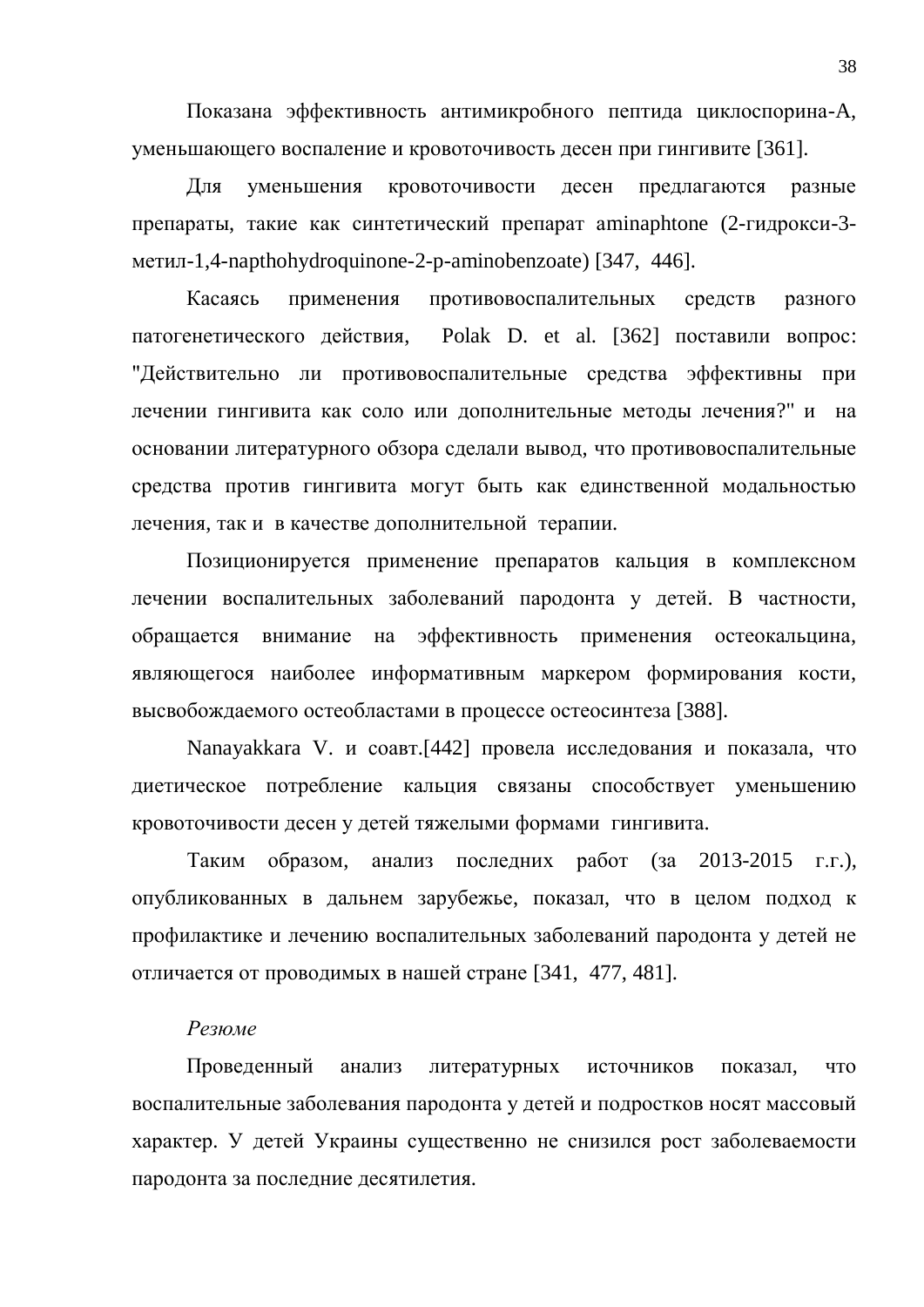Показана эффективность антимикробного пептида циклоспорина-А, уменьшающего воспаление и кровоточивость десен при гингивите [361].

Для уменьшения кровоточивости десен предлагаются разные препараты, такие как синтетический препарат aminaphtone (2-гидрокси-3-метил-1,4-napthohydroquinone-2-p-aminobenzoate) [347, 446].

Касаясь применения противовоспалительных средств разного патогенетического действия, Polak D. et al. [362] поставили вопрос: "Действительно ли противовоспалительные средства эффективны при лечении гингивита как соло или дополнительные методы лечения?" и на основании литературного обзора сделали вывод, что противовоспалительные средства против гингивита могут быть как единственной модальностью лечения, так и в качестве дополнительной терапии.

Позиционируется применение препаратов кальция в комплексном лечении воспалительных заболеваний пародонта у детей. В частности, обращается внимание на эффективность применения остеокальцина, являющегося наиболее информативным маркером формирования кости, высвобождаемого остеобластами в процессе остеосинтеза [388].

Nanayakkara V. и соавт.[442] провела исследования и показала, что диетическое потребление кальция связаны способствует уменьшению кровоточивости десен у детей тяжелыми формами гингивита.

Таким образом, анализ последних работ (за 2013-2015 г.г.), опубликованных в дальнем зарубежье, показал, что в целом подход к профилактике и лечению воспалительных заболеваний пародонта у детей не отличается от проводимых в нашей стране [341, 477, 481].

*Резюме*

Проведенный анализ литературных источников показал, что воспалительные заболевания пародонта у детей и подростков носят массовый характер. У детей Украины существенно не снизился рост заболеваемости пародонта за последние десятилетия.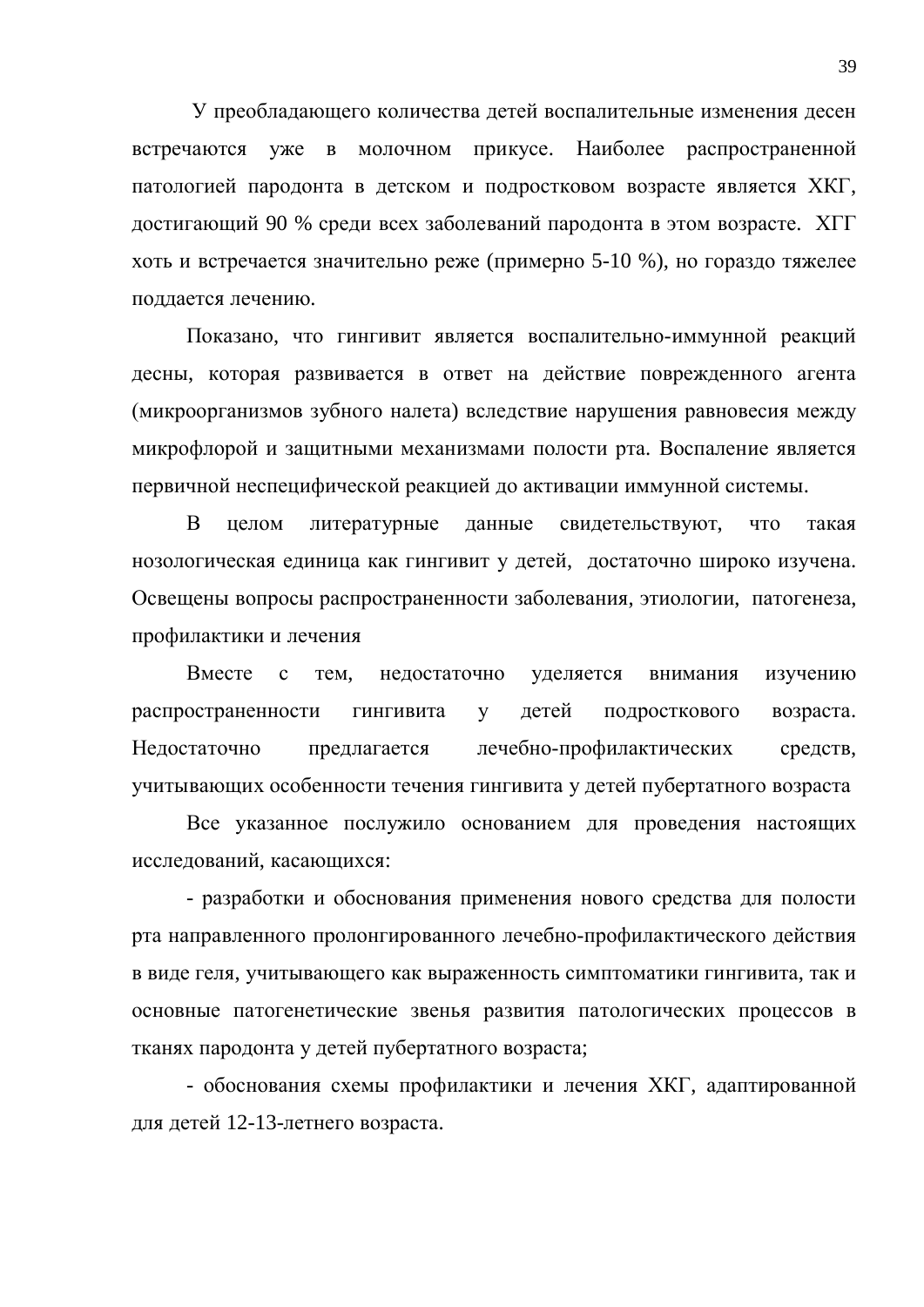У преобладающего количества детей воспалительные изменения десен встречаются уже в молочном прикусе. Наиболее распространенной патологией пародонта в детском и подростковом возрасте является ХКГ, достигающий 90 % среди всех заболеваний пародонта в этом возрасте. ХГГ хоть и встречается значительно реже (примерно 5-10 %), но гораздо тяжелее поддается лечению.

Показано, что гингивит является воспалительно-иммунной реакций десны, которая развивается в ответ на действие поврежденного агента (микроорганизмов зубного налета) вследствие нарушения равновесия между микрофлорой и защитными механизмами полости рта. Воспаление является первичной неспецифической реакцией до активации иммунной системы.

В целом литературные данные свидетельствуют, что такая нозологическая единица как гингивит у детей, достаточно широко изучена. Освещены вопросы распространенности заболевания, этиологии, патогенеза, профилактики и лечения

Вместе с тем, недостаточно уделяется внимания изучению распространенности гингивита у детей подросткового возраста. Недостаточно предлагается лечебно-профилактических средств, учитывающих особенности течения гингивита у детей пубертатного возраста

Все указанное послужило основанием для проведения настоящих исследований, касающихся:

- разработки и обоснования применения нового средства для полости рта направленного пролонгированного лечебно-профилактического действия в виде геля, учитывающего как выраженность симптоматики гингивита, так и основные патогенетические звенья развития патологических процессов в тканях пародонта у детей пубертатного возраста;

- обоснования схемы профилактики и лечения ХКГ, адаптированной для детей 12-13-летнего возраста.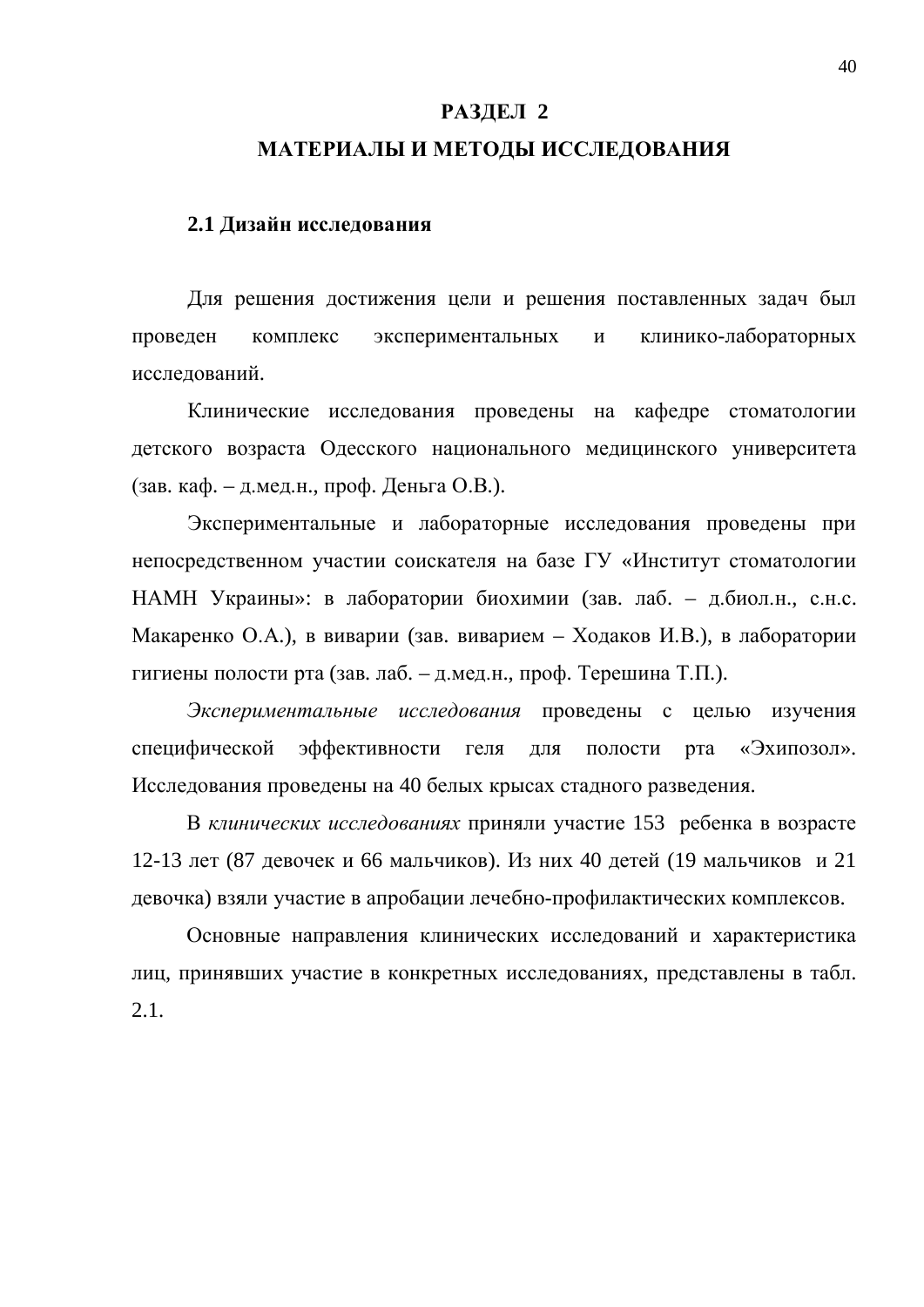# РАЗДЕЛ 2

# МАТЕРИАЛЫ И МЕТОДЫ ИССЛЕДОВАНИЯ

## 2.1 Дизайн исследования

Для решения достижения цели и решения поставленных задач был проведен комплекс экспериментальных и клинико-лабораторных исследований.

Клинические исследования проведены на кафедре стоматологии детского возраста Одесского национального медицинского университета (зав. каф. – д.мед.н., проф. Деньга О.В.).

Экспериментальные и лабораторные исследования проведены при непосредственном участии соискателя на базе ГУ «Институт стоматологии НАМН Украины»: в лаборатории биохимии (зав. лаб. – д.биол.н., с.н.с. Макаренко О.А.), в виварии (зав. виварием – Ходаков И.В.), в лаборатории гигиены полости рта (зав. лаб. – д.мед.н., проф. Терешина Т.П.).

*Экспериментальные исследования* проведены с целью изучения специфической эффективности геля для полости рта «Эхипозол». Исследования проведены на 40 белых крысах стадного разведения.

В *клинических исследованиях* приняли участие 153 ребенка в возрасте 12-13 лет (87 девочек и 66 мальчиков). Из них 40 детей (19 мальчиков и 21 девочка) взяли участие в апробации лечебно-профилактических комплексов.

Основные направления клинических исследований и характеристика лиц, принявших участие в конкретных исследованиях, представлены в табл. 2.1.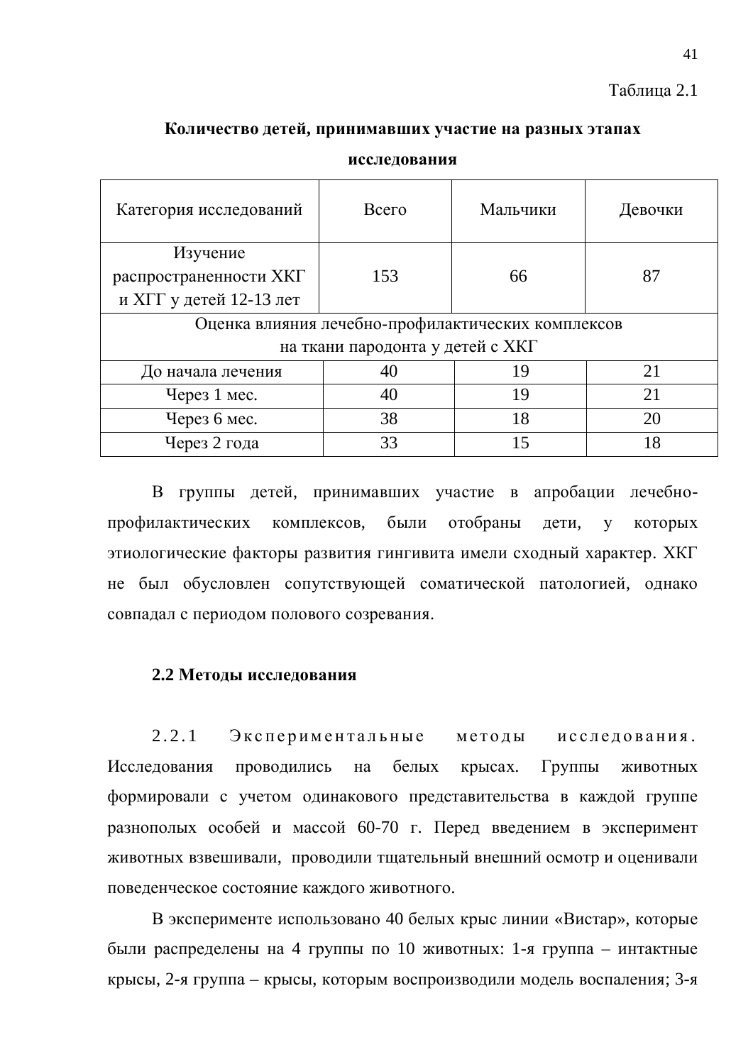Таблица 2.1

**Количество детей, принимавших участие на разных этапах исследования**

| Категория исследований | Всего | Мальчики | Девочки |
|---|---|---|---|
| Изучение распространенности ХКГ и ХГГ у детей 12-13 лет | 153 | 66 | 87 |
| Оценка влияния лечебно-профилактических комплексов на ткани пародонта у детей с ХКГ | | | |
| До начала лечения | 40 | 19 | 21 |
| Через 1 мес. | 40 | 19 | 21 |
| Через 6 мес. | 38 | 18 | 20 |
| Через 2 года | 33 | 15 | 18 |

В группы детей, принимавших участие в апробации лечебно-профилактических комплексов, были отобраны дети, у которых этиологические факторы развития гингивита имели сходный характер. ХКГ не был обусловлен сопутствующей соматической патологией, однако совпадал с периодом полового созревания.

## 2.2 Методы исследования

2.2.1 Экспериментальные методы исследования. Исследования проводились на белых крысах. Группы животных формировали с учетом одинакового представительства в каждой группе разнополых особей и массой 60-70 г. Перед введением в эксперимент животных взвешивали, проводили тщательный внешний осмотр и оценивали поведенческое состояние каждого животного.

В эксперименте использовано 40 белых крыс линии «Вистар», которые были распределены на 4 группы по 10 животных: 1-я группа – интактные крысы, 2-я группа – крысы, которым воспроизводили модель воспаления; 3-я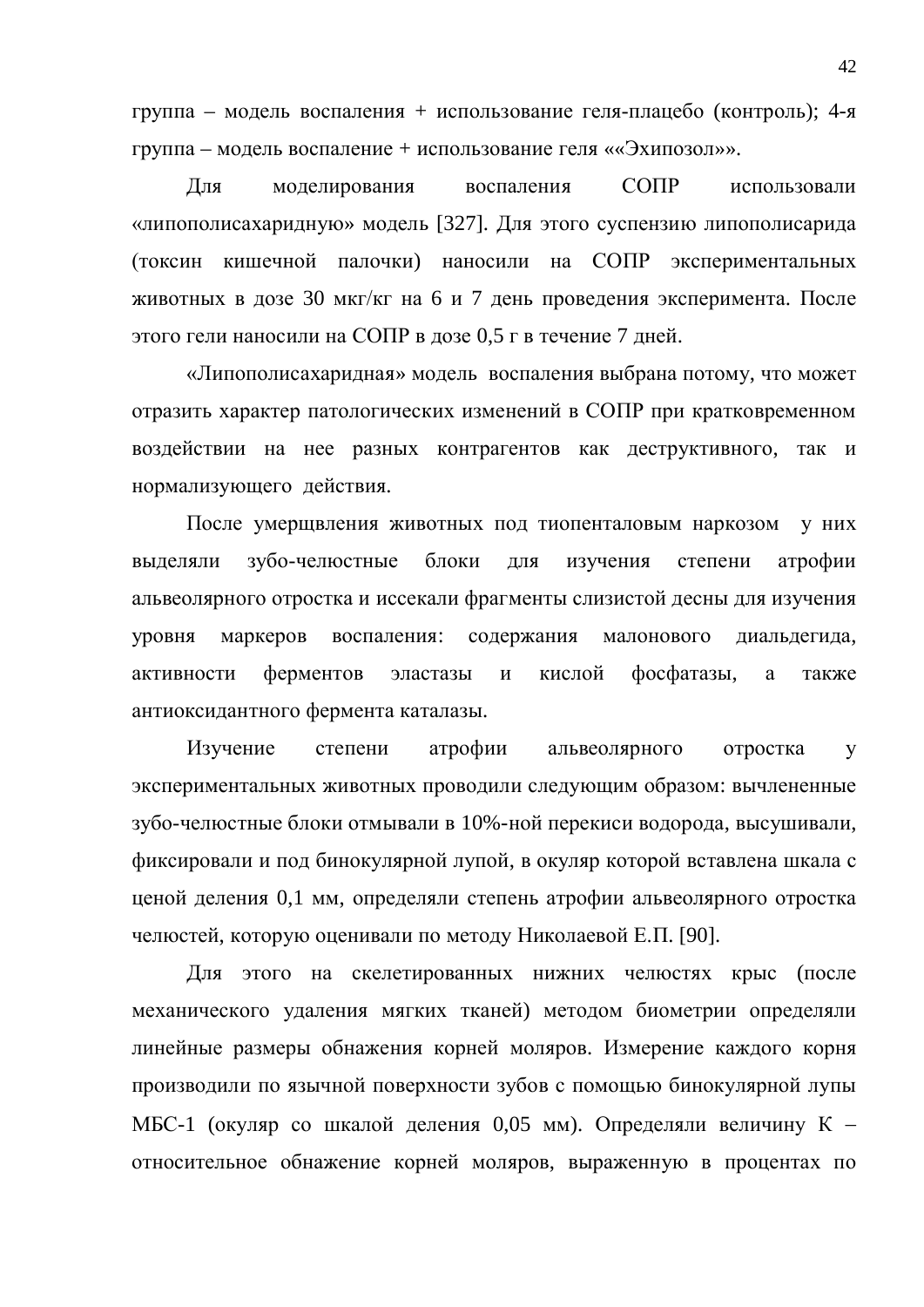группа – модель воспаления + использование геля-плацебо (контроль); 4-я группа – модель воспаление + использование геля ««Эхипозол»».

Для моделирования воспаления СОПР использовали «липополисахаридную» модель [327]. Для этого суспензию липополисарида (токсин кишечной палочки) наносили на СОПР экспериментальных животных в дозе 30 мкг/кг на 6 и 7 день проведения эксперимента. После этого гели наносили на СОПР в дозе 0,5 г в течение 7 дней.

«Липополисахаридная» модель воспаления выбрана потому, что может отразить характер патологических изменений в СОПР при кратковременном воздействии на нее разных контрагентов как деструктивного, так и нормализующего действия.

После умерщвления животных под тиопенталовым наркозом у них выделяли зубо-челюстные блоки для изучения степени атрофии альвеолярного отростка и иссекали фрагменты слизистой десны для изучения уровня маркеров воспаления: содержания малонового диальдегида, активности ферментов эластазы и кислой фосфатазы, а также антиоксидантного фермента каталазы.

Изучение степени атрофии альвеолярного отростка у экспериментальных животных проводили следующим образом: вычлененные зубо-челюстные блоки отмывали в 10%-ной перекиси водорода, высушивали, фиксировали и под бинокулярной лупой, в окуляр которой вставлена шкала с ценой деления 0,1 мм, определяли степень атрофии альвеолярного отростка челюстей, которую оценивали по методу Николаевой Е.П. [90].

Для этого на скелетированных нижних челюстях крыс (после механического удаления мягких тканей) методом биометрии определяли линейные размеры обнажения корней моляров. Измерение каждого корня производили по язычной поверхности зубов с помощью бинокулярной лупы МБС-1 (окуляр со шкалой деления 0,05 мм). Определяли величину К – относительное обнажение корней моляров, выраженную в процентах по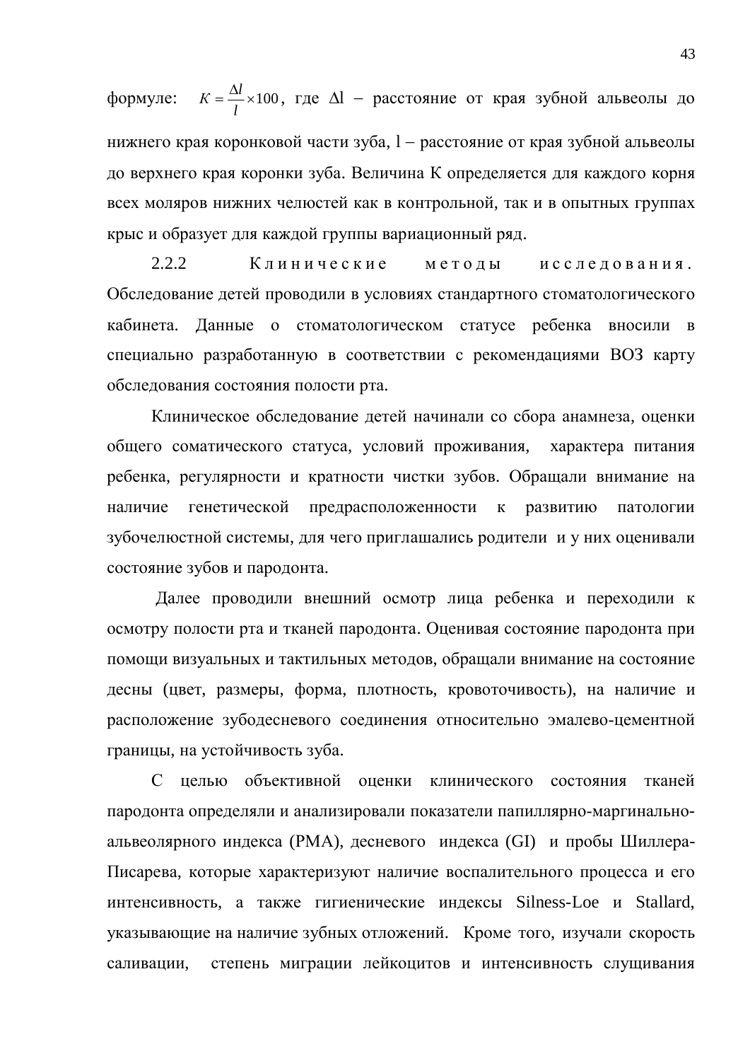формуле: $K = \frac{\Delta l}{l} \times 100$, где $\Delta$l – расстояние от края зубной альвеолы до нижнего края коронковой части зуба, l – расстояние от края зубной альвеолы до верхнего края коронки зуба. Величина К определяется для каждого корня всех моляров нижних челюстей как в контрольной, так и в опытных группах крыс и образует для каждой группы вариационный ряд.

2.2.2 **Клинические методы исследования.** Обследование детей проводили в условиях стандартного стоматологического кабинета. Данные о стоматологическом статусе ребенка вносили в специально разработанную в соответствии с рекомендациями ВОЗ карту обследования состояния полости рта.

Клиническое обследование детей начинали со сбора анамнеза, оценки общего соматического статуса, условий проживания, характера питания ребенка, регулярности и кратности чистки зубов. Обращали внимание на наличие генетической предрасположенности к развитию патологии зубочелюстной системы, для чего приглашались родители и у них оценивали состояние зубов и пародонта.

Далее проводили внешний осмотр лица ребенка и переходили к осмотру полости рта и тканей пародонта. Оценивая состояние пародонта при помощи визуальных и тактильных методов, обращали внимание на состояние десны (цвет, размеры, форма, плотность, кровоточивость), на наличие и расположение зубодесневого соединения относительно эмалево-цементной границы, на устойчивость зуба.

С целью объективной оценки клинического состояния тканей пародонта определяли и анализировали показатели папиллярно-маргинально-альвеолярного индекса (РМА), десневого индекса (GI) и пробы Шиллера-Писарева, которые характеризуют наличие воспалительного процесса и его интенсивность, а также гигиенические индексы Silness-Loe и Stallard, указывающие на наличие зубных отложений. Кроме того, изучали скорость саливации, степень миграции лейкоцитов и интенсивность слущивания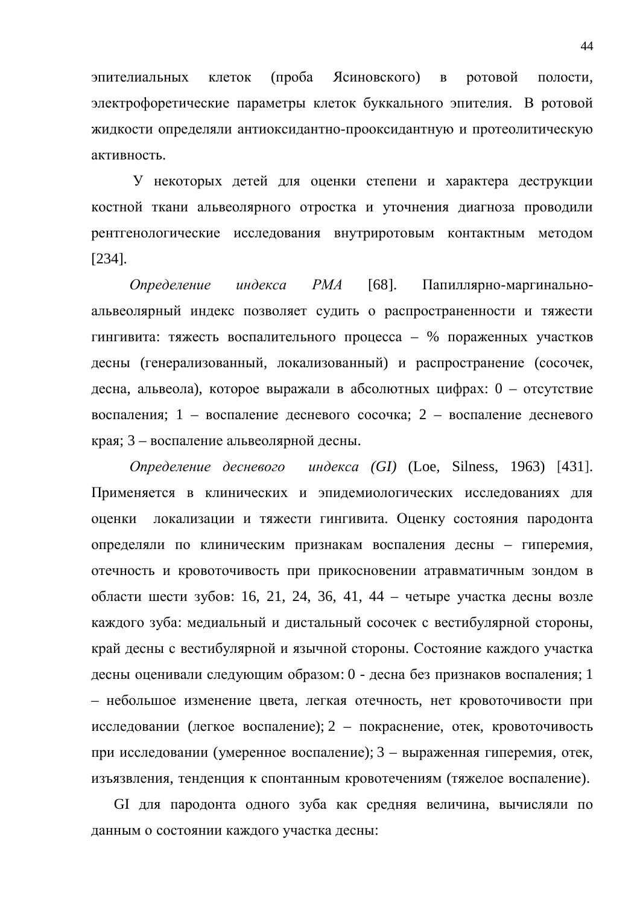эпителиальных клеток (проба Ясиновского) в ротовой полости, электрофоретические параметры клеток буккального эпителия. В ротовой жидкости определяли антиоксидантно-прооксидантную и протеолитическую активность.

У некоторых детей для оценки степени и характера деструкции костной ткани альвеолярного отростка и уточнения диагноза проводили рентгенологические исследования внутриротовым контактным методом [234].

*Определение индекса РМА* [68]. Папиллярно-маргинально-альвеолярный индекс позволяет судить о распространенности и тяжести гингивита: тяжесть воспалительного процесса – % пораженных участков десны (генерализованный, локализованный) и распространение (сосочек, десна, альвеола), которое выражали в абсолютных цифрах: 0 – отсутствие воспаления; 1 – воспаление десневого сосочка; 2 – воспаление десневого края; 3 – воспаление альвеолярной десны.

*Определение десневого индекса (GI)* (Loe, Silness, 1963) [431]. Применяется в клинических и эпидемиологических исследованиях для оценки локализации и тяжести гингивита. Оценку состояния пародонта определяли по клиническим признакам воспаления десны – гиперемия, отечность и кровоточивость при прикосновении атравматичным зондом в области шести зубов: 16, 21, 24, 36, 41, 44 – четыре участка десны возле каждого зуба: медиальный и дистальный сосочек с вестибулярной стороны, край десны с вестибулярной и язычной стороны. Состояние каждого участка десны оценивали следующим образом: 0 - десна без признаков воспаления; 1 – небольшое изменение цвета, легкая отечность, нет кровоточивости при исследовании (легкое воспаление); 2 – покраснение, отек, кровоточивость при исследовании (умеренное воспаление); 3 – выраженная гиперемия, отек, изъязвления, тенденция к спонтанным кровотечениям (тяжелое воспаление).

GI для пародонта одного зуба как средняя величина, вычисляли по данным о состоянии каждого участка десны: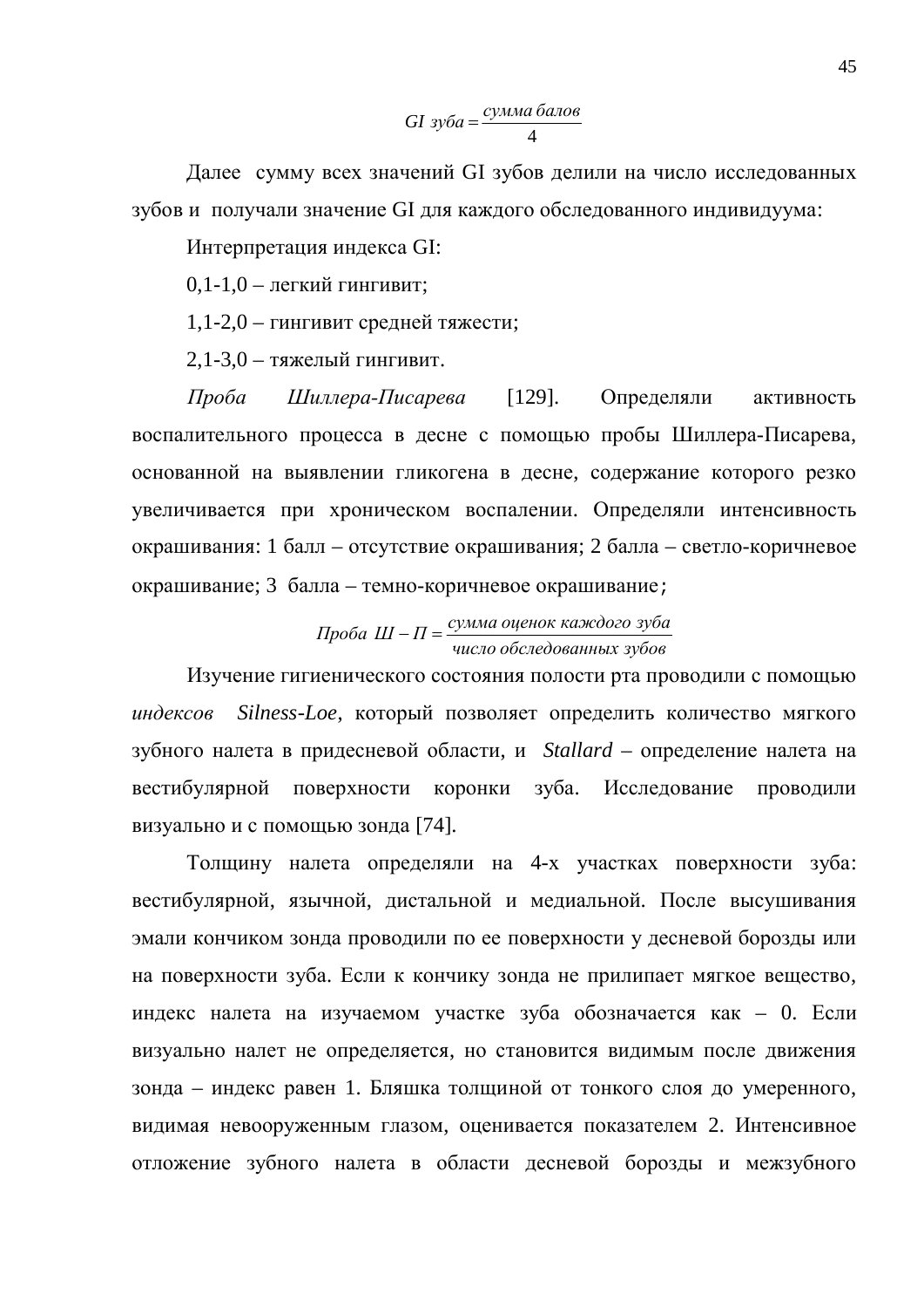$$GI\ зуба = \frac{сумма\ балов}{4}$$

Далее сумму всех значений GI зубов делили на число исследованных зубов и получали значение GI для каждого обследованного индивидуума:

Интерпретация индекса GI:

0,1-1,0 – легкий гингивит;

1,1-2,0 – гингивит средней тяжести;

2,1-3,0 – тяжелый гингивит.

*Проба Шиллера-Писарева* [129]. Определяли активность воспалительного процесса в десне с помощью пробы Шиллера-Писарева, основанной на выявлении гликогена в десне, содержание которого резко увеличивается при хроническом воспалении. Определяли интенсивность окрашивания: 1 балл – отсутствие окрашивания; 2 балла – светло-коричневое окрашивание; 3 балла – темно-коричневое окрашивание;

$$Проба\ Ш - П = \frac{сумма\ оценок\ каждого\ зуба}{число\ обследованных\ зубов}$$

Изучение гигиенического состояния полости рта проводили с помощью *индексов Silness-Loe*, который позволяет определить количество мягкого зубного налета в придесневой области, и *Stallard* – определение налета на вестибулярной поверхности коронки зуба. Исследование проводили визуально и с помощью зонда [74].

Толщину налета определяли на 4-х участках поверхности зуба: вестибулярной, язычной, дистальной и медиальной. После высушивания эмали кончиком зонда проводили по ее поверхности у десневой борозды или на поверхности зуба. Если к кончику зонда не прилипает мягкое вещество, индекс налета на изучаемом участке зуба обозначается как – 0. Если визуально налет не определяется, но становится видимым после движения зонда – индекс равен 1. Бляшка толщиной от тонкого слоя до умеренного, видимая невооруженным глазом, оценивается показателем 2. Интенсивное отложение зубного налета в области десневой борозды и межзубного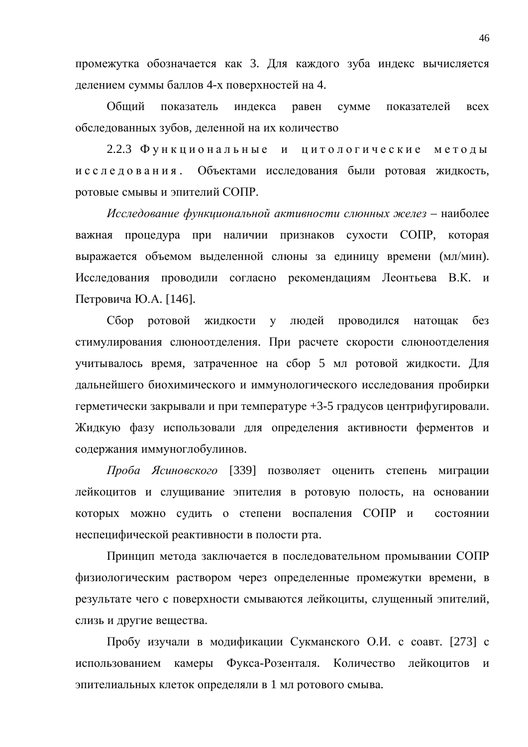промежутка обозначается как 3. Для каждого зуба индекс вычисляется делением суммы баллов 4-х поверхностей на 4.

Общий показатель индекса равен сумме показателей всех обследованных зубов, деленной на их количество

2.2.3 Функциональные и цитологические методы исследования. Объектами исследования были ротовая жидкость, ротовые смывы и эпителий СОПР.

*Исследование функциональной активности слюнных желез* – наиболее важная процедура при наличии признаков сухости СОПР, которая выражается объемом выделенной слюны за единицу времени (мл/мин). Исследования проводили согласно рекомендациям Леонтьева В.К. и Петровича Ю.А. [146].

Сбор ротовой жидкости у людей проводился натощак без стимулирования слюноотделения. При расчете скорости слюноотделения учитывалось время, затраченное на сбор 5 мл ротовой жидкости. Для дальнейшего биохимического и иммунологического исследования пробирки герметически закрывали и при температуре +3-5 градусов центрифугировали. Жидкую фазу использовали для определения активности ферментов и содержания иммуноглобулинов.

*Проба Ясиновского* [339] позволяет оценить степень миграции лейкоцитов и слущивание эпителия в ротовую полость, на основании которых можно судить о степени воспаления СОПР и состоянии неспецифической реактивности в полости рта.

Принцип метода заключается в последовательном промывании СОПР физиологическим раствором через определенные промежутки времени, в результате чего с поверхности смываются лейкоциты, слущенный эпителий, слизь и другие вещества.

Пробу изучали в модификации Сукманского О.И. с соавт. [273] с использованием камеры Фукса-Розенталя. Количество лейкоцитов и эпителиальных клеток определяли в 1 мл ротового смыва.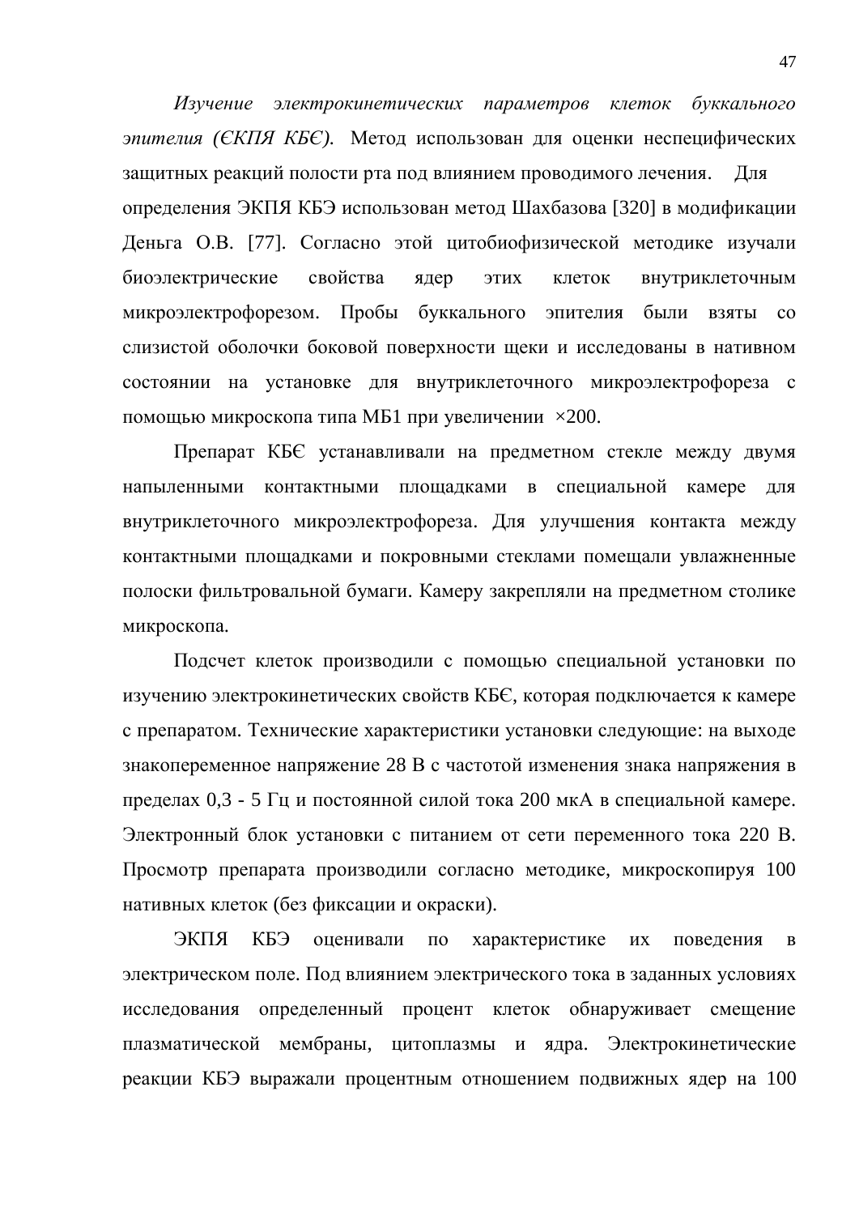*Изучение электрокинетических параметров клеток буккального эпителия (ЄКПЯ КБЄ).* Метод использован для оценки неспецифических защитных реакций полости рта под влиянием проводимого лечения. Для определения ЭКПЯ КБЭ использован метод Шахбазова [320] в модификации Деньга О.В. [77]. Согласно этой цитобиофизической методике изучали биоэлектрические свойства ядер этих клеток внутриклеточным микроэлектрофорезом. Пробы буккального эпителия были взяты со слизистой оболочки боковой поверхности щеки и исследованы в нативном состоянии на установке для внутриклеточного микроэлектрофореза с помощью микроскопа типа МБ1 при увеличении ×200.

Препарат КБЄ устанавливали на предметном стекле между двумя напыленными контактными площадками в специальной камере для внутриклеточного микроэлектрофореза. Для улучшения контакта между контактными площадками и покровными стеклами помещали увлажненные полоски фильтровальной бумаги. Камеру закрепляли на предметном столике микроскопа.

Подсчет клеток производили с помощью специальной установки по изучению электрокинетических свойств КБЄ, которая подключается к камере с препаратом. Технические характеристики установки следующие: на выходе знакопеременное напряжение 28 В с частотой изменения знака напряжения в пределах 0,3 - 5 Гц и постоянной силой тока 200 мкА в специальной камере. Электронный блок установки с питанием от сети переменного тока 220 В. Просмотр препарата производили согласно методике, микроскопируя 100 нативных клеток (без фиксации и окраски).

ЭКПЯ КБЭ оценивали по характеристике их поведения в электрическом поле. Под влиянием электрического тока в заданных условиях исследования определенный процент клеток обнаруживает смещение плазматической мембраны, цитоплазмы и ядра. Электрокинетические реакции КБЭ выражали процентным отношением подвижных ядер на 100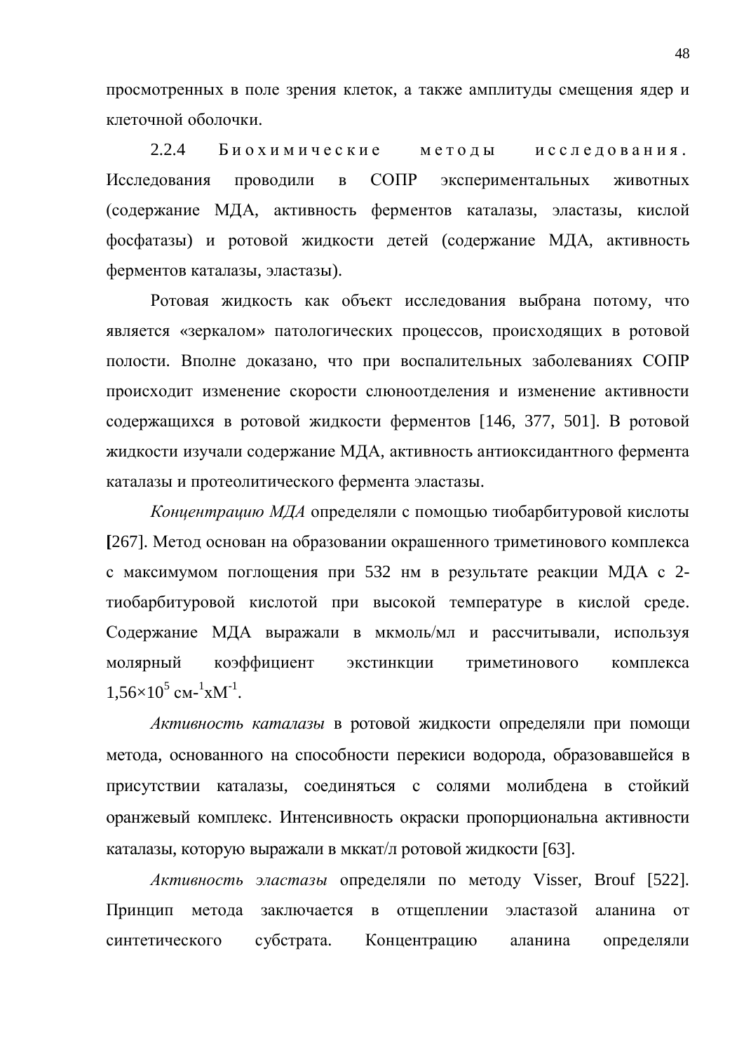просмотренных в поле зрения клеток, а также амплитуды смещения ядер и клеточной оболочки.

2.2.4 Биохимические методы исследования. Исследования проводили в СОПР экспериментальных животных (содержание МДА, активность ферментов каталазы, эластазы, кислой фосфатазы) и ротовой жидкости детей (содержание МДА, активность ферментов каталазы, эластазы).

Ротовая жидкость как объект исследования выбрана потому, что является «зеркалом» патологических процессов, происходящих в ротовой полости. Вполне доказано, что при воспалительных заболеваниях СОПР происходит изменение скорости слюноотделения и изменение активности содержащихся в ротовой жидкости ферментов [146, 377, 501]. В ротовой жидкости изучали содержание МДА, активность антиоксидантного фермента каталазы и протеолитического фермента эластазы.

*Концентрацию МДА* определяли с помощью тиобарбитуровой кислоты [267]. Метод основан на образовании окрашенного триметинового комплекса с максимумом поглощения при 532 нм в результате реакции МДА с 2-тиобарбитуровой кислотой при высокой температуре в кислой среде. Содержание МДА выражали в мкмоль/мл и рассчитывали, используя молярный коэффициент экстинкции триметинового комплекса $1{,}56 \times 10^5$ см-$^1$х$M^{-1}$.

*Активность каталазы* в ротовой жидкости определяли при помощи метода, основанного на способности перекиси водорода, образовавшейся в присутствии каталазы, соединяться с солями молибдена в стойкий оранжевый комплекс. Интенсивность окраски пропорциональна активности каталазы, которую выражали в мккат/л ротовой жидкости [63].

*Активность эластазы* определяли по методу Visser, Brouf [522]. Принцип метода заключается в отщеплении эластазой аланина от синтетического субстрата. Концентрацию аланина определяли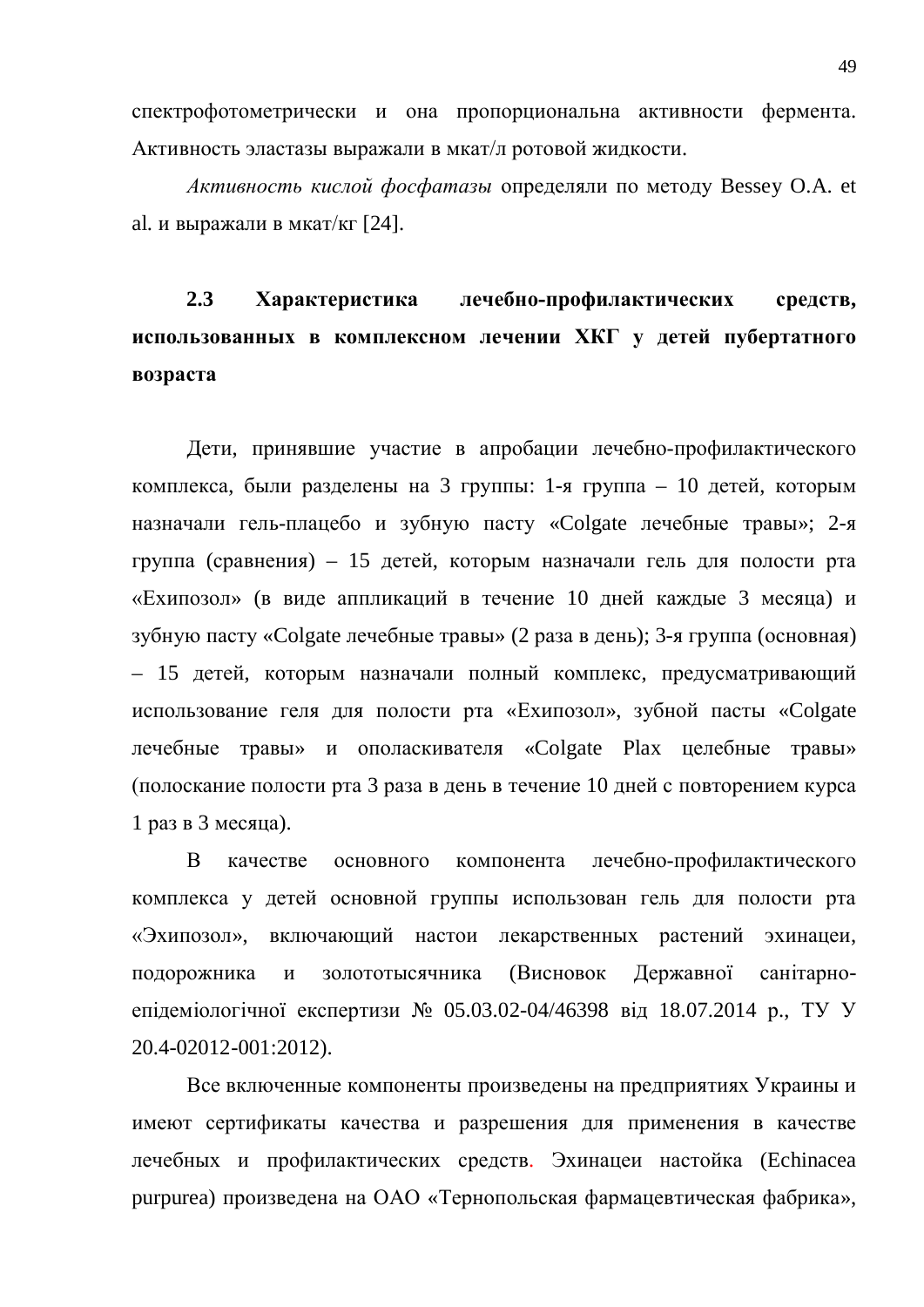спектрофотометрически и она пропорциональна активности фермента. Активность эластазы выражали в мкат/л ротовой жидкости.

*Активность кислой фосфатазы* определяли по методу Bessey O.A. et al. и выражали в мкат/кг [24].

## 2.3 Характеристика лечебно-профилактических средств, использованных в комплексном лечении ХКГ у детей пубертатного возраста

Дети, принявшие участие в апробации лечебно-профилактического комплекса, были разделены на 3 группы: 1-я группа – 10 детей, которым назначали гель-плацебо и зубную пасту «Colgate лечебные травы»; 2-я группа (сравнения) – 15 детей, которым назначали гель для полости рта «Ехипозол» (в виде аппликаций в течение 10 дней каждые 3 месяца) и зубную пасту «Colgate лечебные травы» (2 раза в день); 3-я группа (основная) – 15 детей, которым назначали полный комплекс, предусматривающий использование геля для полости рта «Ехипозол», зубной пасты «Colgate лечебные травы» и ополаскивателя «Colgate Plax целебные травы» (полоскание полости рта 3 раза в день в течение 10 дней с повторением курса 1 раз в 3 месяца).

В качестве основного компонента лечебно-профилактического комплекса у детей основной группы использован гель для полости рта «Эхипозол», включающий настои лекарственных растений эхинацеи, подорожника и золототысячника (Висновок Державної санітарно-епідеміологічної експертизи № 05.03.02-04/46398 від 18.07.2014 р., ТУ У 20.4-02012-001:2012).

Все включенные компоненты произведены на предприятиях Украины и имеют сертификаты качества и разрешения для применения в качестве лечебных и профилактических средств. Эхинацеи настойка (Echinacea purpurea) произведена на ОАО «Тернопольская фармацевтическая фабрика»,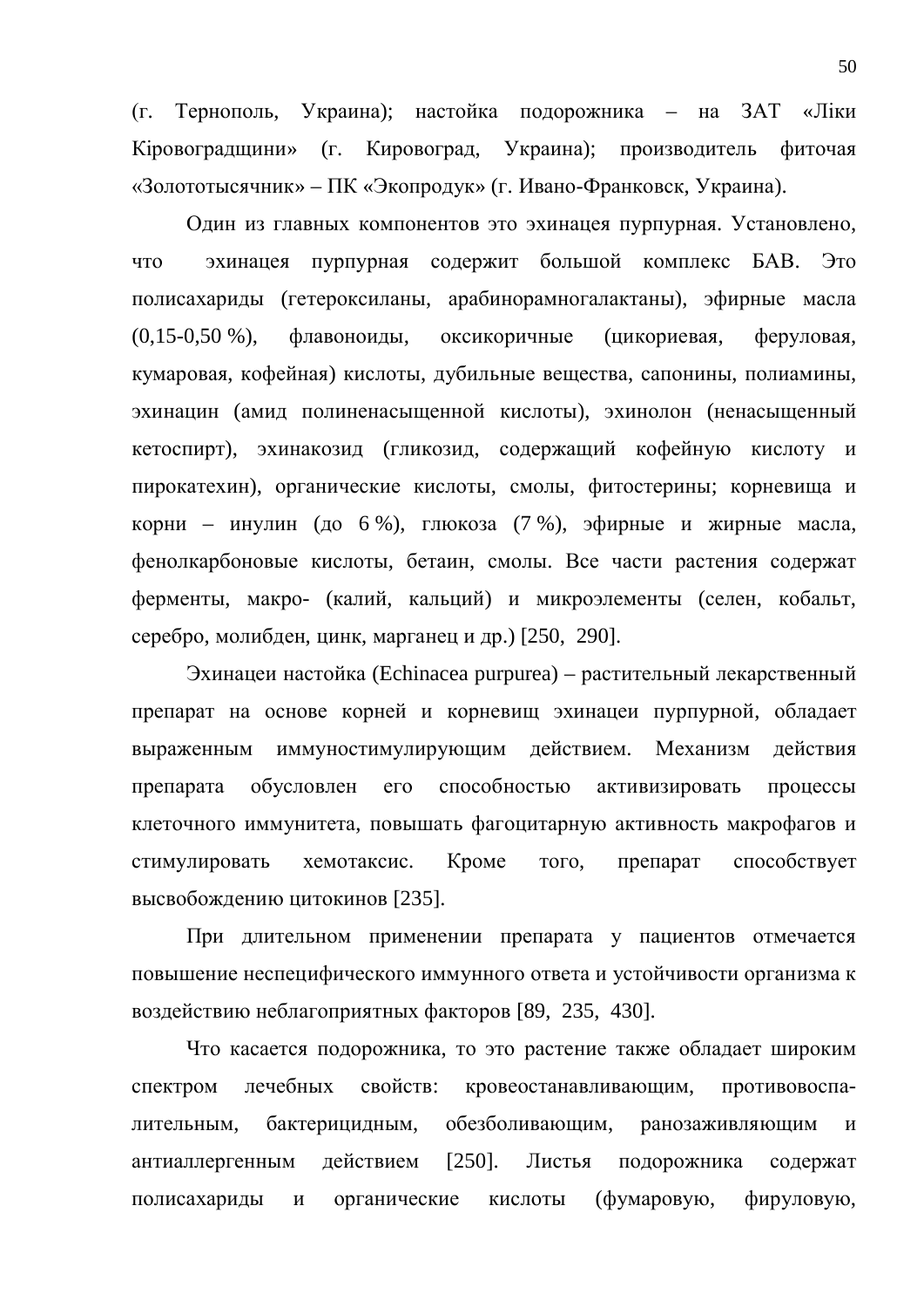(г. Тернополь, Украина); настойка подорожника – на ЗАТ «Ліки Кіровоградщини» (г. Кировоград, Украина); производитель фиточая «Золототысячник» – ПК «Экопродук» (г. Ивано-Франковск, Украина).

Один из главных компонентов это эхинацея пурпурная. Установлено, что эхинацея пурпурная содержит большой комплекс БАВ. Это полисахариды (гетероксиланы, арабинорамногалактаны), эфирные масла (0,15-0,50 %), флавоноиды, оксикоричные (цикориевая, феруловая, кумаровая, кофейная) кислоты, дубильные вещества, сапонины, полиамины, эхинацин (амид полиненасыщенной кислоты), эхинолон (ненасыщенный кетоспирт), эхинакозид (гликозид, содержащий кофейную кислоту и пирокатехин), органические кислоты, смолы, фитостерины; корневища и корни – инулин (до 6 %), глюкоза (7 %), эфирные и жирные масла, фенолкарбоновые кислоты, бетаин, смолы. Все части растения содержат ферменты, макро- (калий, кальций) и микроэлементы (селен, кобальт, серебро, молибден, цинк, марганец и др.) [250, 290].

Эхинацеи настойка (Echinacea purpurea) – растительный лекарственный препарат на основе корней и корневищ эхинацеи пурпурной, обладает выраженным иммуностимулирующим действием. Механизм действия препарата обусловлен его способностью активизировать процессы клеточного иммунитета, повышать фагоцитарную активность макрофагов и стимулировать хемотаксис. Кроме того, препарат способствует высвобождению цитокинов [235].

При длительном применении препарата у пациентов отмечается повышение неспецифического иммунного ответа и устойчивости организма к воздействию неблагоприятных факторов [89, 235, 430].

Что касается подорожника, то это растение также обладает широким спектром лечебных свойств: кровеостанавливающим, противовоспалительным, бактерицидным, обезболивающим, ранозаживляющим и антиаллергенным действием [250]. Листья подорожника содержат полисахариды и органические кислоты (фумаровую, фируловую,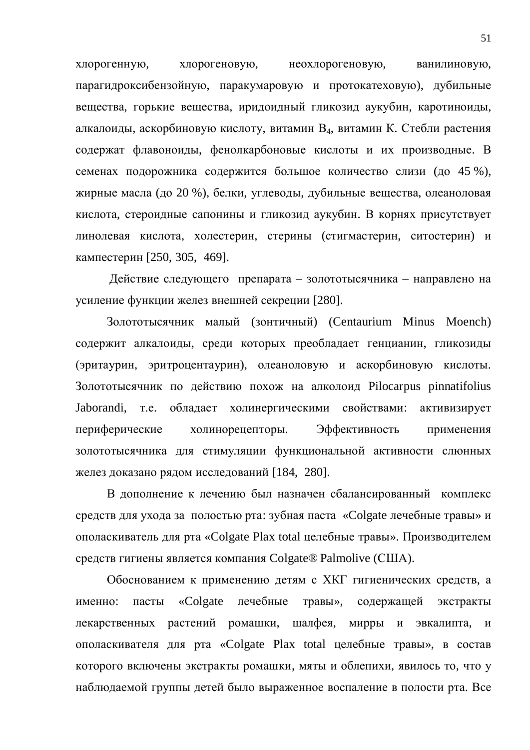хлорогенную, хлорогеновую, неохлорогеновую, ванилиновую, парагидроксибензойную, паракумаровую и протокатеховую), дубильные вещества, горькие вещества, иридоидный гликозид аукубин, каротиноиды, алкалоиды, аскорбиновую кислоту, витамин $B_4$, витамин К. Стебли растения содержат флавоноиды, фенолкарбоновые кислоты и их производные. В семенах подорожника содержится большое количество слизи (до 45 %), жирные масла (до 20 %), белки, углеводы, дубильные вещества, олеаноловая кислота, стероидные сапонины и гликозид аукубин. В корнях присутствует линолевая кислота, холестерин, стерины (стигмастерин, ситостерин) и кампестерин [250, 305, 469].

Действие следующего препарата – золототысячника – направлено на усиление функции желез внешней секреции [280].

Золототысячник малый (зонтичный) (Centaurium Minus Moench) содержит алкалоиды, среди которых преобладает генцианин, гликозиды (эритаурин, эритроцентаурин), олеаноловую и аскорбиновую кислоты. Золототысячник по действию похож на алколоид Pilocarpus pinnatifolius Jaborandi, т.е. обладает холинергическими свойствами: активизирует периферические холинорецепторы. Эффективность применения золототысячника для стимуляции функциональной активности слюнных желез доказано рядом исследований [184, 280].

В дополнение к лечению был назначен сбалансированный комплекс средств для ухода за полостью рта: зубная паста «Colgate лечебные травы» и ополаскиватель для рта «Colgate Plax total целебные травы». Производителем средств гигиены является компания Colgate® Palmolive (США).

Обоснованием к применению детям с ХКГ гигиенических средств, а именно: пасты «Colgate лечебные травы», содержащей экстракты лекарственных растений ромашки, шалфея, мирры и эвкалипта, и ополаскивателя для рта «Colgate Plax total целебные травы», в состав которого включены экстракты ромашки, мяты и облепихи, явилось то, что у наблюдаемой группы детей было выраженное воспаление в полости рта. Все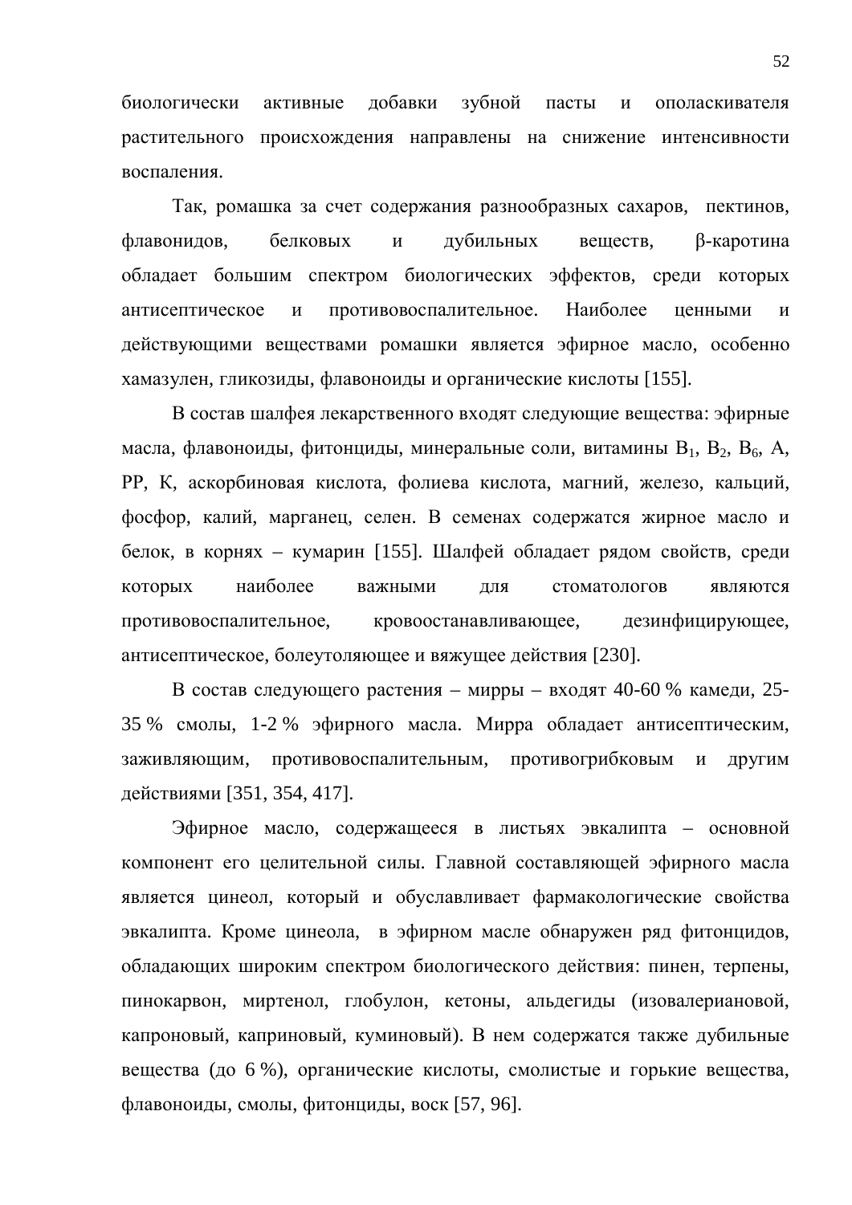биологически активные добавки зубной пасты и ополаскивателя растительного происхождения направлены на снижение интенсивности воспаления.

Так, ромашка за счет содержания разнообразных сахаров, пектинов, флавонидов, белковых и дубильных веществ, β-каротина обладает большим спектром биологических эффектов, среди которых антисептическое и противовоспалительное. Наиболее ценными и действующими веществами ромашки является эфирное масло, особенно хамазулен, гликозиды, флавоноиды и органические кислоты [155].

В состав шалфея лекарственного входят следующие вещества: эфирные масла, флавоноиды, фитонциды, минеральные соли, витамины $B_1$, $B_2$, $B_6$, A, PP, K, аскорбиновая кислота, фолиева кислота, магний, железо, кальций, фосфор, калий, марганец, селен. В семенах содержатся жирное масло и белок, в корнях – кумарин [155]. Шалфей обладает рядом свойств, среди которых наиболее важными для стоматологов являются противовоспалительное, кровоостанавливающее, дезинфицирующее, антисептическое, болеутоляющее и вяжущее действия [230].

В состав следующего растения – мирры – входят 40-60 % камеди, 25-35 % смолы, 1-2 % эфирного масла. Мирра обладает антисептическим, заживляющим, противовоспалительным, противогрибковым и другим действиями [351, 354, 417].

Эфирное масло, содержащееся в листьях эвкалипта – основной компонент его целительной силы. Главной составляющей эфирного масла является цинеол, который и обуславливает фармакологические свойства эвкалипта. Кроме цинеола, в эфирном масле обнаружен ряд фитонцидов, обладающих широким спектром биологического действия: пинен, терпены, пинокарвон, миртенол, глобулон, кетоны, альдегиды (изовалериановой, капроновый, каприновый, куминовый). В нем содержатся также дубильные вещества (до 6 %), органические кислоты, смолистые и горькие вещества, флавоноиды, смолы, фитонциды, воск [57, 96].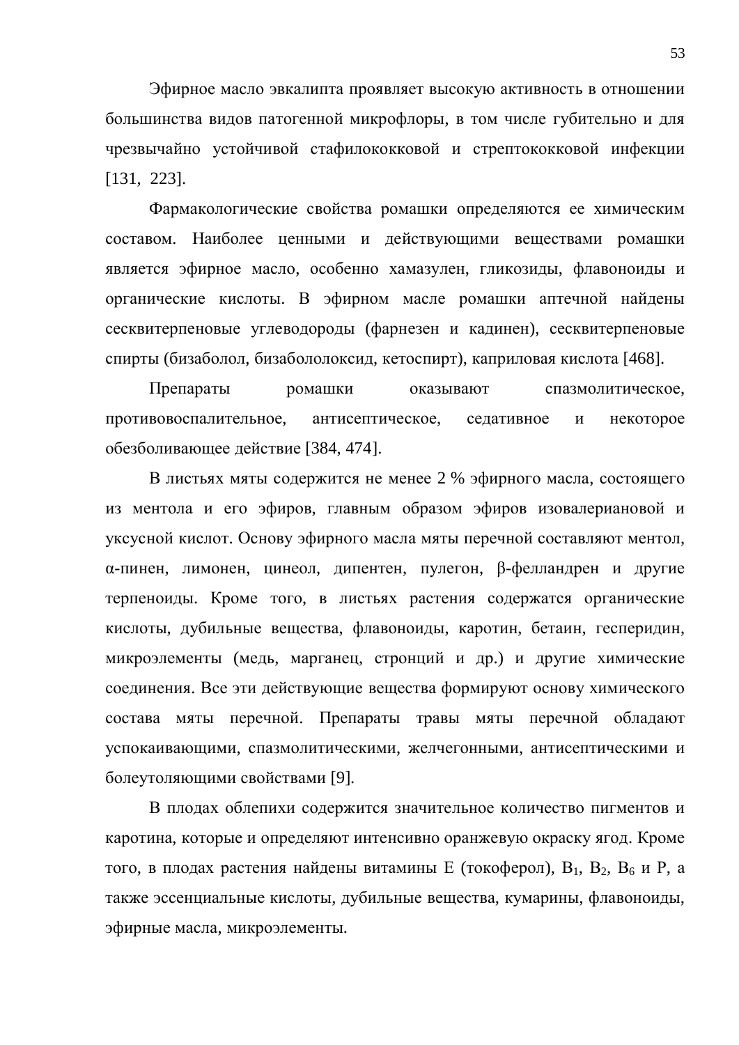Эфирное масло эвкалипта проявляет высокую активность в отношении большинства видов патогенной микрофлоры, в том числе губительно и для чрезвычайно устойчивой стафилококковой и стрептококковой инфекции [131, 223].

Фармакологические свойства ромашки определяются ее химическим составом. Наиболее ценными и действующими веществами ромашки является эфирное масло, особенно хамазулен, гликозиды, флавоноиды и органические кислоты. В эфирном масле ромашки аптечной найдены сесквитерпеновые углеводороды (фарнезен и кадинен), сесквитерпеновые спирты (бизаболол, бизабололоксид, кетоспирт), каприловая кислота [468].

Препараты ромашки оказывают спазмолитическое, противовоспалительное, антисептическое, седативное и некоторое обезболивающее действие [384, 474].

В листьях мяты содержится не менее 2 % эфирного масла, состоящего из ментола и его эфиров, главным образом эфиров изовалериановой и уксусной кислот. Основу эфирного масла мяты перечной составляют ментол, α-пинен, лимонен, цинеол, дипентен, пулегон, β-фелландрен и другие терпеноиды. Кроме того, в листьях растения содержатся органические кислоты, дубильные вещества, флавоноиды, каротин, бетаин, гесперидин, микроэлементы (медь, марганец, стронций и др.) и другие химические соединения. Все эти действующие вещества формируют основу химического состава мяты перечной. Препараты травы мяты перечной обладают успокаивающими, спазмолитическими, желчегонными, антисептическими и болеутоляющими свойствами [9].

В плодах облепихи содержится значительное количество пигментов и каротина, которые и определяют интенсивно оранжевую окраску ягод. Кроме того, в плодах растения найдены витамины Е (токоферол), $B_1$, $B_2$, $B_6$ и Р, а также эссенциальные кислоты, дубильные вещества, кумарины, флавоноиды, эфирные масла, микроэлементы.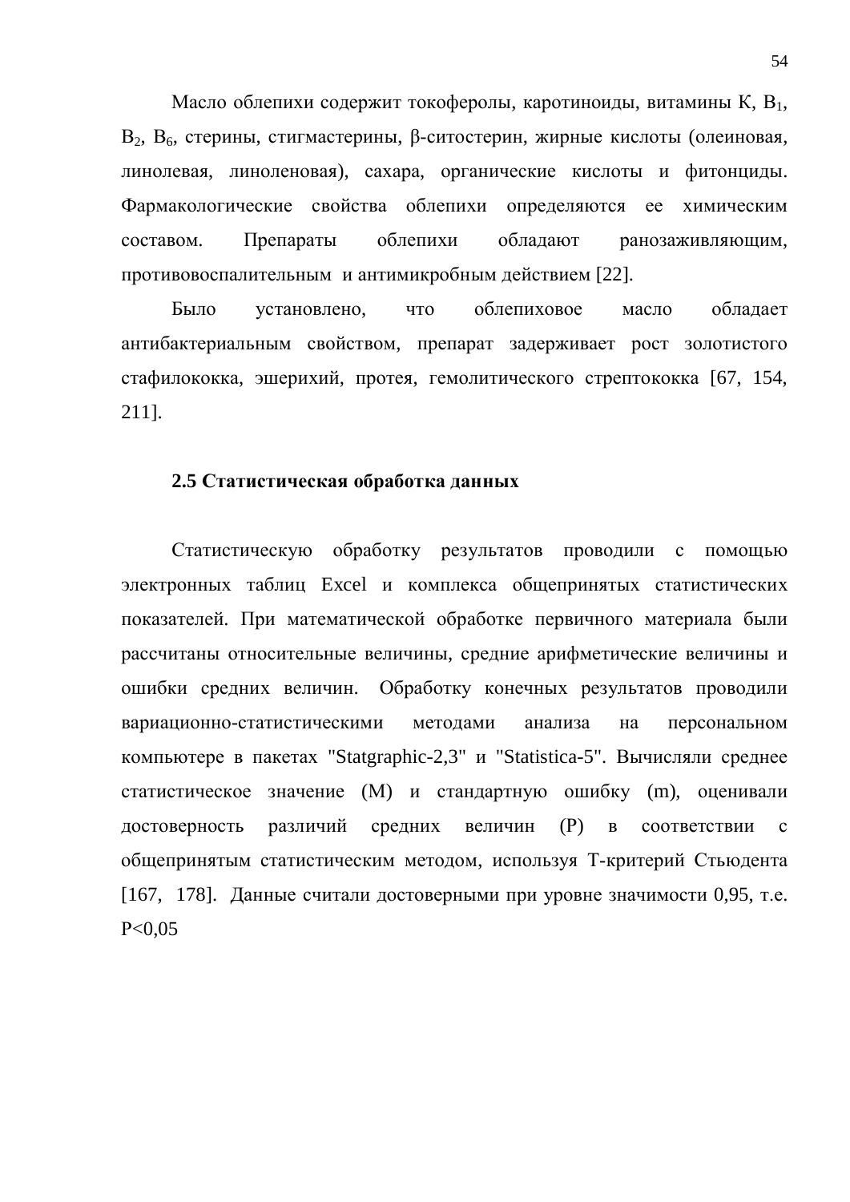Масло облепихи содержит токоферолы, каротиноиды, витамины К, $B_1$, $B_2$, $B_6$, стерины, стигмастерины, β-ситостерин, жирные кислоты (олеиновая, линолевая, линоленовая), сахара, органические кислоты и фитонциды. Фармакологические свойства облепихи определяются ее химическим составом. Препараты облепихи обладают ранозаживляющим, противовоспалительным и антимикробным действием [22].

Было установлено, что облепиховое масло обладает антибактериальным свойством, препарат задерживает рост золотистого стафилококка, эшерихий, протея, гемолитического стрептококка [67, 154, 211].

## 2.5 Статистическая обработка данных

Статистическую обработку результатов проводили с помощью электронных таблиц Excel и комплекса общепринятых статистических показателей. При математической обработке первичного материала были рассчитаны относительные величины, средние арифметические величины и ошибки средних величин. Обработку конечных результатов проводили вариационно-статистическими методами анализа на персональном компьютере в пакетах "Statgraphic-2,3" и "Statistica-5". Вычисляли среднее статистическое значение (M) и стандартную ошибку (m), оценивали достоверность различий средних величин (P) в соответствии с общепринятым статистическим методом, используя Т-критерий Стьюдента [167, 178]. Данные считали достоверными при уровне значимости 0,95, т.е. $P<0{,}05$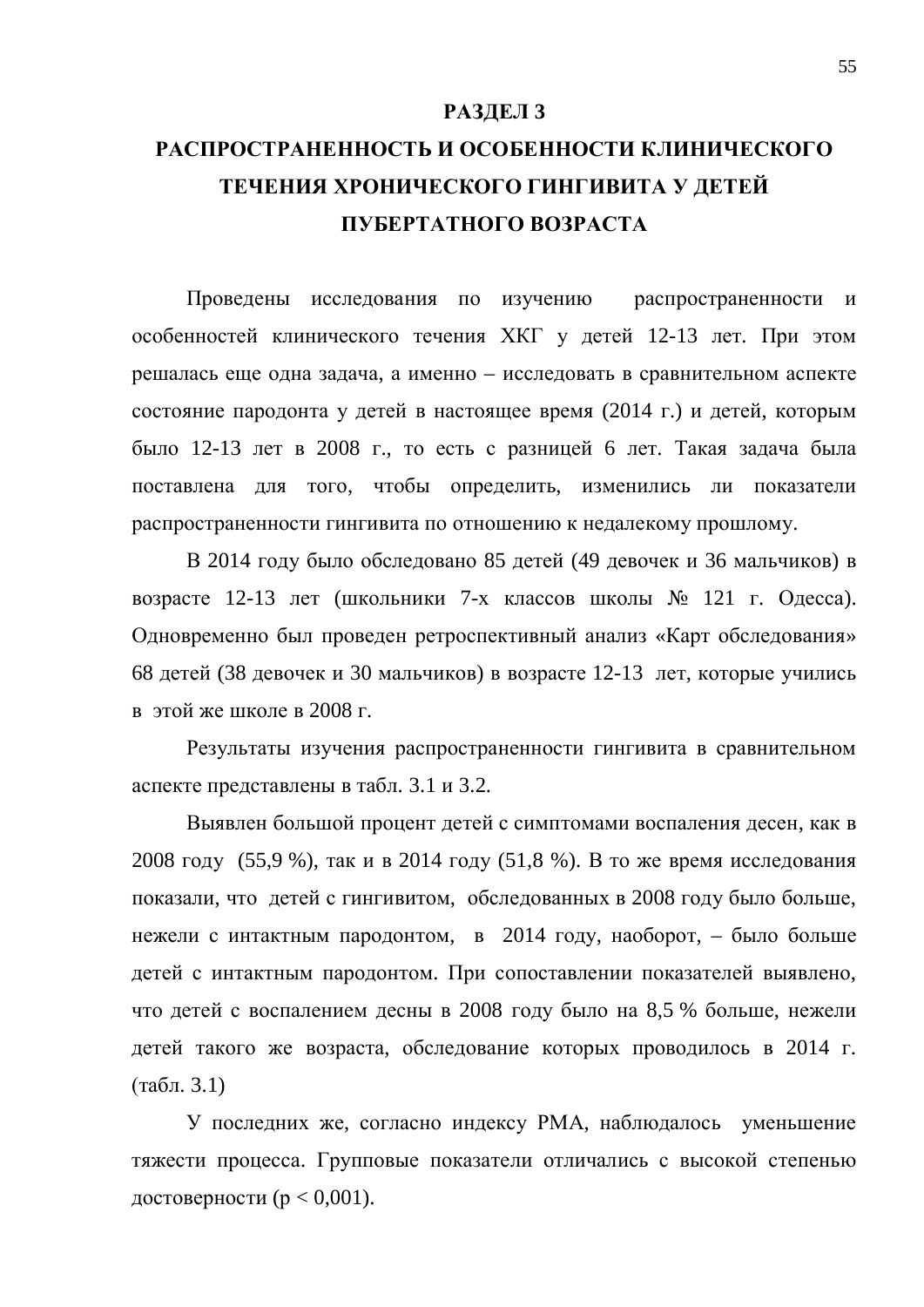# РАЗДЕЛ 3
# РАСПРОСТРАНЕННОСТЬ И ОСОБЕННОСТИ КЛИНИЧЕСКОГО ТЕЧЕНИЯ ХРОНИЧЕСКОГО ГИНГИВИТА У ДЕТЕЙ ПУБЕРТАТНОГО ВОЗРАСТА

Проведены исследования по изучению распространенности и особенностей клинического течения ХКГ у детей 12-13 лет. При этом решалась еще одна задача, а именно – исследовать в сравнительном аспекте состояние пародонта у детей в настоящее время (2014 г.) и детей, которым было 12-13 лет в 2008 г., то есть с разницей 6 лет. Такая задача была поставлена для того, чтобы определить, изменились ли показатели распространенности гингивита по отношению к недалекому прошлому.

В 2014 году было обследовано 85 детей (49 девочек и 36 мальчиков) в возрасте 12-13 лет (школьники 7-х классов школы № 121 г. Одесса). Одновременно был проведен ретроспективный анализ «Карт обследования» 68 детей (38 девочек и 30 мальчиков) в возрасте 12-13 лет, которые учились в этой же школе в 2008 г.

Результаты изучения распространенности гингивита в сравнительном аспекте представлены в табл. 3.1 и 3.2.

Выявлен большой процент детей с симптомами воспаления десен, как в 2008 году (55,9 %), так и в 2014 году (51,8 %). В то же время исследования показали, что детей с гингивитом, обследованных в 2008 году было больше, нежели с интактным пародонтом, в 2014 году, наоборот, – было больше детей с интактным пародонтом. При сопоставлении показателей выявлено, что детей с воспалением десны в 2008 году было на 8,5 % больше, нежели детей такого же возраста, обследование которых проводилось в 2014 г. (табл. 3.1)

У последних же, согласно индексу РМА, наблюдалось уменьшение тяжести процесса. Групповые показатели отличались с высокой степенью достоверности ($p < 0{,}001$).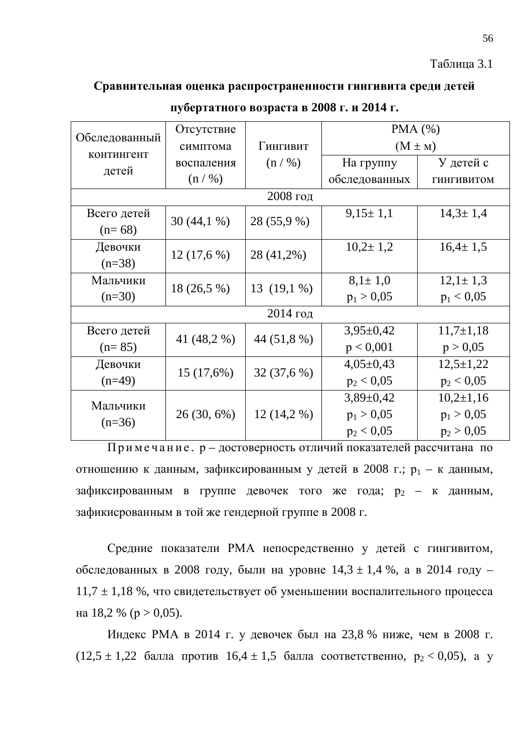Таблица 3.1

**Сравнительная оценка распространенности гингивита среди детей пубертатного возраста в 2008 г. и 2014 г.**

| Обследованный контингент детей | Отсутствие симптома воспаления (n / %) | Гингивит (n / %) | РМА (%) (М ± м) | |
|---|---|---|---|---|
| | | | На группу обследованных | У детей с гингивитом |
| **2008 год** | | | | |
| Всего детей (n= 68) | 30 (44,1 %) | 28 (55,9 %) | 9,15± 1,1 | 14,3± 1,4 |
| Девочки (n=38) | 12 (17,6 %) | 28 (41,2%) | 10,2± 1,2 | 16,4± 1,5 |
| Мальчики (n=30) | 18 (26,5 %) | 13 (19,1 %) | 8,1± 1,0 $p_1 > 0,05$ | 12,1± 1,3 $p_1 < 0,05$ |
| **2014 год** | | | | |
| Всего детей (n= 85) | 41 (48,2 %) | 44 (51,8 %) | 3,95±0,42 $p < 0,001$ | 11,7±1,18 $p > 0,05$ |
| Девочки (n=49) | 15 (17,6%) | 32 (37,6 %) | 4,05±0,43 $p_2 < 0,05$ | 12,5±1,22 $p_2 < 0,05$ |
| Мальчики (n=36) | 26 (30, 6%) | 12 (14,2 %) | 3,89±0,42 $p_1 > 0,05$ $p_2 < 0,05$ | 10,2±1,16 $p_1 > 0,05$ $p_2 > 0,05$ |

П р и м е ч а н и е . р – достоверность отличий показателей рассчитана по отношению к данным, зафиксированным у детей в 2008 г.; $p_1$ – к данным, зафиксированным в группе девочек того же года; $p_2$ – к данным, зафикисрованным в той же гендерной группе в 2008 г.

Средние показатели РМА непосредственно у детей с гингивитом, обследованных в 2008 году, были на уровне 14,3 ± 1,4 %, а в 2014 году – 11,7 ± 1,18 %, что свидетельствует об уменьшении воспалительного процесса на 18,2 % ($p > 0,05$).

Индекс РМА в 2014 г. у девочек был на 23,8 % ниже, чем в 2008 г. (12,5 ± 1,22 балла против 16,4 ± 1,5 балла соответственно, $p_2 < 0,05$), а у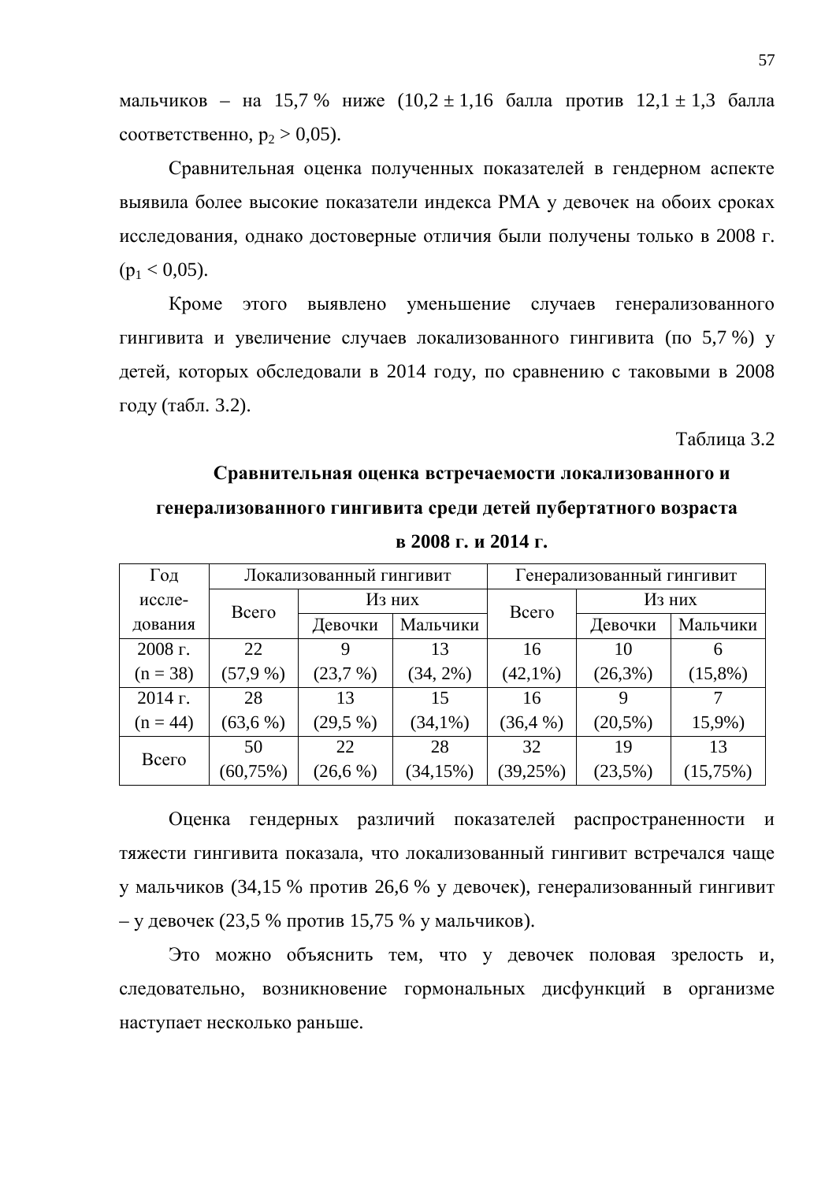мальчиков – на 15,7 % ниже (10,2 ± 1,16 балла против 12,1 ± 1,3 балла соответственно, $p_2 > 0,05$).

Сравнительная оценка полученных показателей в гендерном аспекте выявила более высокие показатели индекса РМА у девочек на обоих сроках исследования, однако достоверные отличия были получены только в 2008 г. ($p_1 < 0,05$).

Кроме этого выявлено уменьшение случаев генерализованного гингивита и увеличение случаев локализованного гингивита (по 5,7 %) у детей, которых обследовали в 2014 году, по сравнению с таковыми в 2008 году (табл. 3.2).

Таблица 3.2

**Сравнительная оценка встречаемости локализованного и генерализованного гингивита среди детей пубертатного возраста в 2008 г. и 2014 г.**

| Год исследования | Локализованный гингивит | | | Генерализованный гингивит | | |
|---|---|---|---|---|---|---|
| | Всего | Из них | | Всего | Из них | |
| | | Девочки | Мальчики | | Девочки | Мальчики |
| 2008 г. (n = 38) | 22 (57,9 %) | 9 (23,7 %) | 13 (34, 2%) | 16 (42,1%) | 10 (26,3%) | 6 (15,8%) |
| 2014 г. (n = 44) | 28 (63,6 %) | 13 (29,5 %) | 15 (34,1%) | 16 (36,4 %) | 9 (20,5%) | 7 15,9%) |
| Всего | 50 (60,75%) | 22 (26,6 %) | 28 (34,15%) | 32 (39,25%) | 19 (23,5%) | 13 (15,75%) |

Оценка гендерных различий показателей распространенности и тяжести гингивита показала, что локализованный гингивит встречался чаще у мальчиков (34,15 % против 26,6 % у девочек), генерализованный гингивит – у девочек (23,5 % против 15,75 % у мальчиков).

Это можно объяснить тем, что у девочек половая зрелость и, следовательно, возникновение гормональных дисфункций в организме наступает несколько раньше.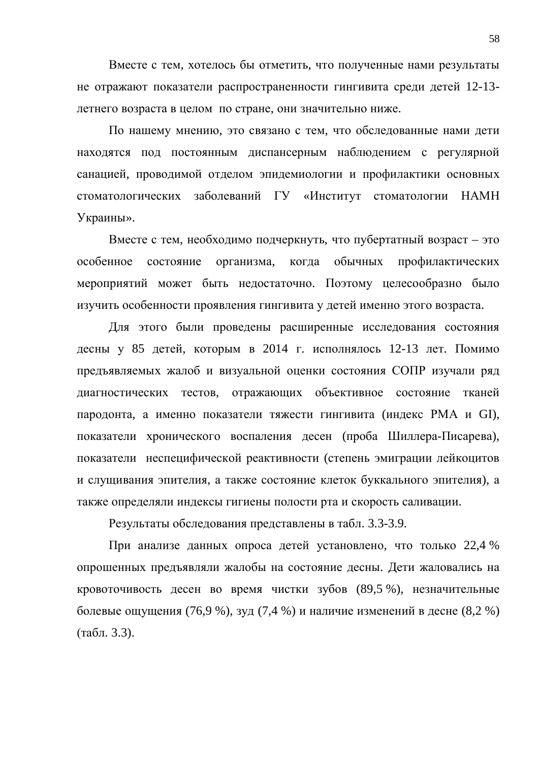Вместе с тем, хотелось бы отметить, что полученные нами результаты не отражают показатели распространенности гингивита среди детей 12-13-летнего возраста в целом по стране, они значительно ниже.

По нашему мнению, это связано с тем, что обследованные нами дети находятся под постоянным диспансерным наблюдением с регулярной санацией, проводимой отделом эпидемиологии и профилактики основных стоматологических заболеваний ГУ «Институт стоматологии НАМН Украины».

Вместе с тем, необходимо подчеркнуть, что пубертатный возраст – это особенное состояние организма, когда обычных профилактических мероприятий может быть недостаточно. Поэтому целесообразно было изучить особенности проявления гингивита у детей именно этого возраста.

Для этого были проведены расширенные исследования состояния десны у 85 детей, которым в 2014 г. исполнялось 12-13 лет. Помимо предъявляемых жалоб и визуальной оценки состояния СОПР изучали ряд диагностических тестов, отражающих объективное состояние тканей пародонта, а именно показатели тяжести гингивита (индекс РМА и GI), показатели хронического воспаления десен (проба Шиллера-Писарева), показатели неспецифической реактивности (степень эмиграции лейкоцитов и слущивания эпителия, а также состояние клеток буккального эпителия), а также определяли индексы гигиены полости рта и скорость саливации.

Результаты обследования представлены в табл. 3.3-3.9.

При анализе данных опроса детей установлено, что только 22,4 % опрошенных предъявляли жалобы на состояние десны. Дети жаловались на кровоточивость десен во время чистки зубов (89,5 %), незначительные болевые ощущения (76,9 %), зуд (7,4 %) и наличие изменений в десне (8,2 %) (табл. 3.3).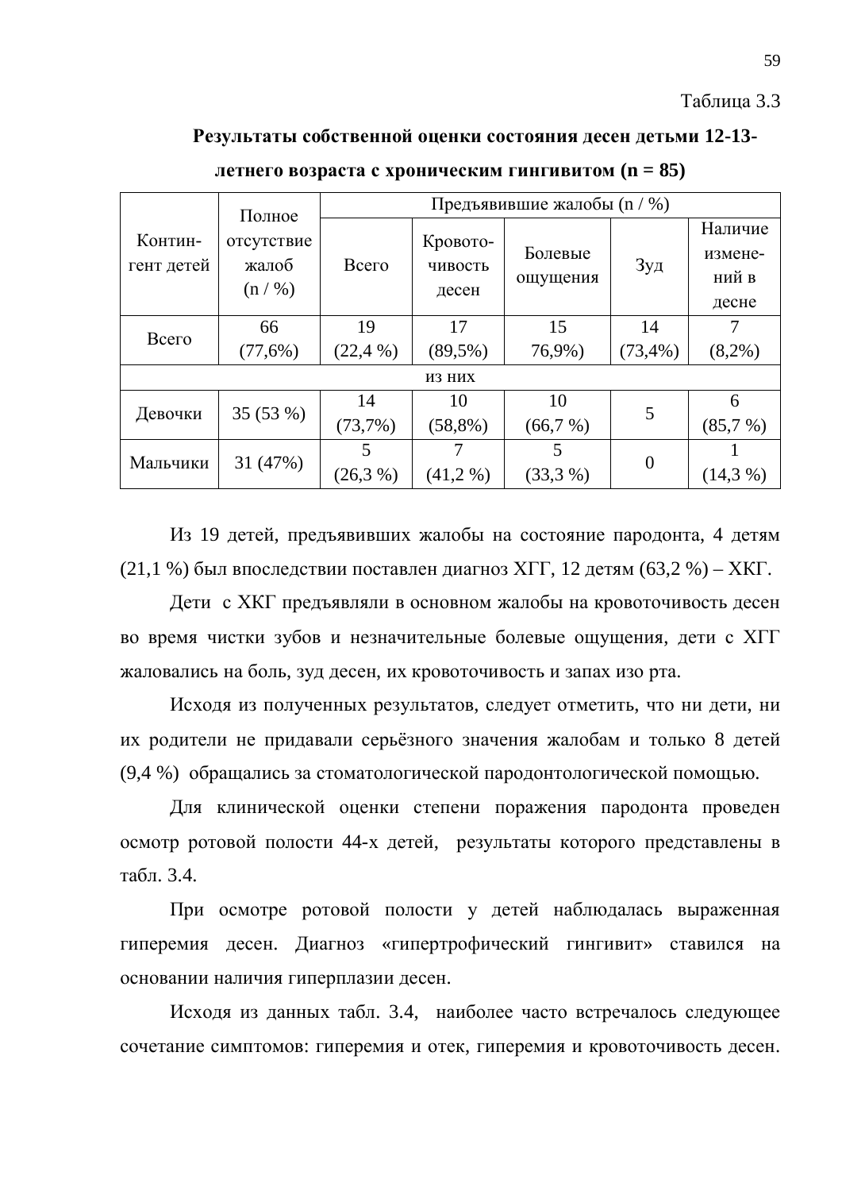Таблица 3.3

**Результаты собственной оценки состояния десен детьми 12-13-летнего возраста с хроническим гингивитом (n = 85)**

| Контин-гент детей | Полное отсутствие жалоб (n / %) | Предъявившие жалобы (n / %) | | | | |
|---|---|---|---|---|---|---|
| | | Всего | Кровото-чивость десен | Болевые ощущения | Зуд | Наличие измене-ний в десне |
| Всего | 66 (77,6%) | 19 (22,4 %) | 17 (89,5%) | 15 76,9%) | 14 (73,4%) | 7 (8,2%) |
| из них | | | | | | |
| Девочки | 35 (53 %) | 14 (73,7%) | 10 (58,8%) | 10 (66,7 %) | 5 | 6 (85,7 %) |
| Мальчики | 31 (47%) | 5 (26,3 %) | 7 (41,2 %) | 5 (33,3 %) | 0 | 1 (14,3 %) |

Из 19 детей, предъявивших жалобы на состояние пародонта, 4 детям (21,1 %) был впоследствии поставлен диагноз ХГГ, 12 детям (63,2 %) – ХКГ.

Дети с ХКГ предъявляли в основном жалобы на кровоточивость десен во время чистки зубов и незначительные болевые ощущения, дети с ХГГ жаловались на боль, зуд десен, их кровоточивость и запах изо рта.

Исходя из полученных результатов, следует отметить, что ни дети, ни их родители не придавали серьёзного значения жалобам и только 8 детей (9,4 %) обращались за стоматологической пародонтологической помощью.

Для клинической оценки степени поражения пародонта проведен осмотр ротовой полости 44-х детей, результаты которого представлены в табл. 3.4.

При осмотре ротовой полости у детей наблюдалась выраженная гиперемия десен. Диагноз «гипертрофический гингивит» ставился на основании наличия гиперплазии десен.

Исходя из данных табл. 3.4, наиболее часто встречалось следующее сочетание симптомов: гиперемия и отек, гиперемия и кровоточивость десен.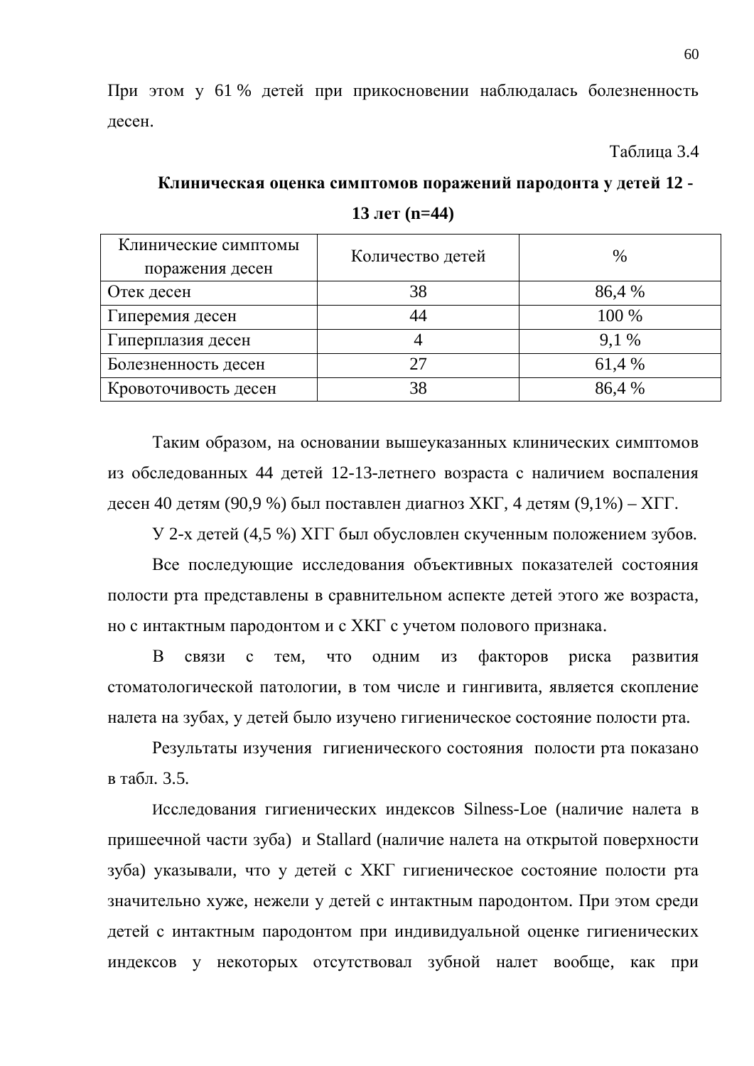При этом у 61 % детей при прикосновении наблюдалась болезненность десен.

Таблица 3.4

**Клиническая оценка симптомов поражений пародонта у детей 12 - 13 лет (n=44)**

| Клинические симптомы поражения десен | Количество детей | % |
|---|---|---|
| Отек десен | 38 | 86,4 % |
| Гиперемия десен | 44 | 100 % |
| Гиперплазия десен | 4 | 9,1 % |
| Болезненность десен | 27 | 61,4 % |
| Кровоточивость десен | 38 | 86,4 % |

Таким образом, на основании вышеуказанных клинических симптомов из обследованных 44 детей 12-13-летнего возраста с наличием воспаления десен 40 детям (90,9 %) был поставлен диагноз ХКГ, 4 детям (9,1%) – ХГГ.

У 2-х детей (4,5 %) ХГГ был обусловлен скученным положением зубов.

Все последующие исследования объективных показателей состояния полости рта представлены в сравнительном аспекте детей этого же возраста, но с интактным пародонтом и с ХКГ с учетом полового признака.

В связи с тем, что одним из факторов риска развития стоматологической патологии, в том числе и гингивита, является скопление налета на зубах, у детей было изучено гигиеническое состояние полости рта.

Результаты изучения гигиенического состояния полости рта показано в табл. 3.5.

Исследования гигиенических индексов Silness-Loe (наличие налета в пришеечной части зуба) и Stallard (наличие налета на открытой поверхности зуба) указывали, что у детей с ХКГ гигиеническое состояние полости рта значительно хуже, нежели у детей с интактным пародонтом. При этом среди детей с интактным пародонтом при индивидуальной оценке гигиенических индексов у некоторых отсутствовал зубной налет вообще, как при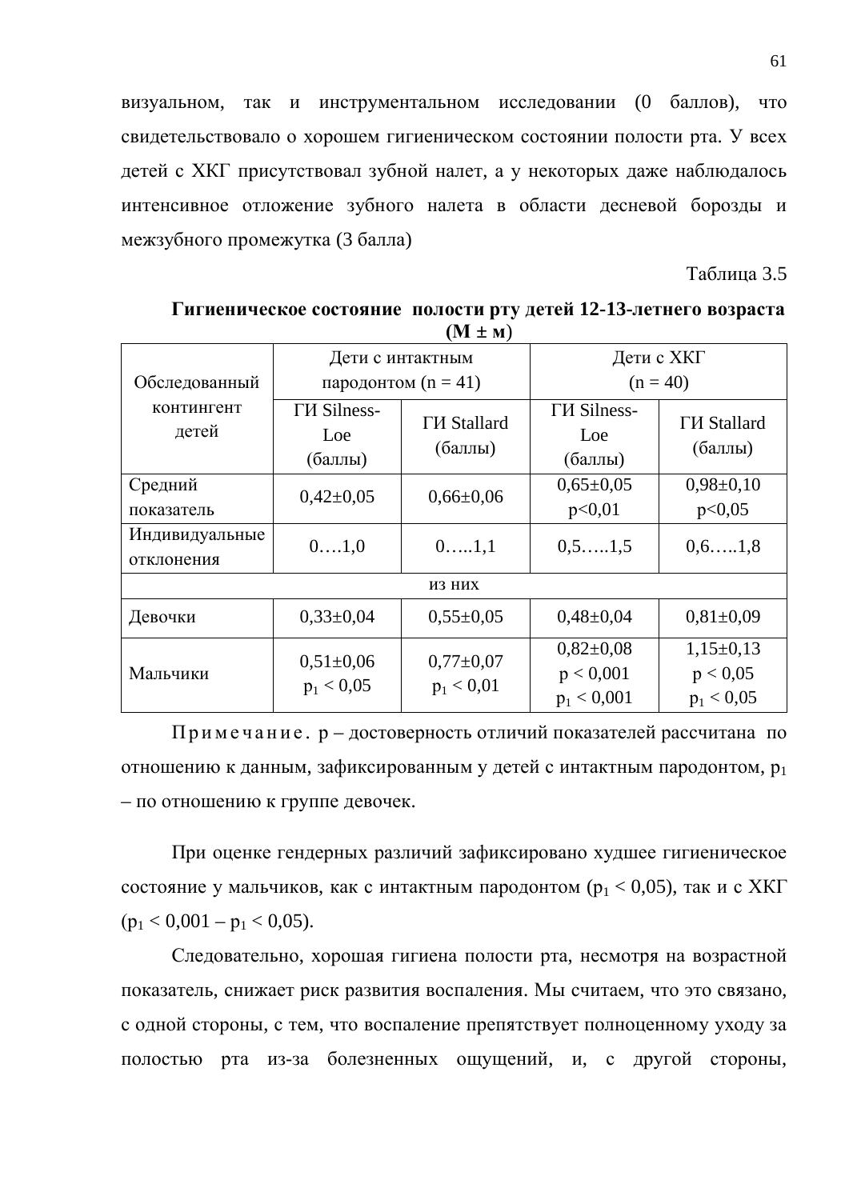визуальном, так и инструментальном исследовании (0 баллов), что свидетельствовало о хорошем гигиеническом состоянии полости рта. У всех детей с ХКГ присутствовал зубной налет, а у некоторых даже наблюдалось интенсивное отложение зубного налета в области десневой борозды и межзубного промежутка (3 балла)

Таблица 3.5

**Гигиеническое состояние полости рту детей 12-13-летнего возраста (М ± м)**

| Обследованный контингент детей | Дети с интактным пародонтом (n = 41) | | Дети с ХКГ (n = 40) | |
|---|---|---|---|---|
| | ГИ Silness-Loe (баллы) | ГИ Stallard (баллы) | ГИ Silness-Loe (баллы) | ГИ Stallard (баллы) |
| Средний показатель | 0,42±0,05 | 0,66±0,06 | 0,65±0,05 $p<0,01$ | 0,98±0,10 $p<0,05$ |
| Индивидуальные отклонения | 0….1,0 | 0…..1,1 | 0,5…..1,5 | 0,6…..1,8 |
| из них | | | | |
| Девочки | 0,33±0,04 | 0,55±0,05 | 0,48±0,04 | 0,81±0,09 |
| Мальчики | 0,51±0,06 $p_1 < 0,05$ | 0,77±0,07 $p_1 < 0,01$ | 0,82±0,08 $p < 0,001$ $p_1 < 0,001$ | 1,15±0,13 $p < 0,05$ $p_1 < 0,05$ |

Примечание. p – достоверность отличий показателей рассчитана по отношению к данным, зафиксированным у детей с интактным пародонтом, $p_1$ – по отношению к группе девочек.

При оценке гендерных различий зафиксировано худшее гигиеническое состояние у мальчиков, как с интактным пародонтом ($p_1 < 0,05$), так и с ХКГ ($p_1 < 0,001$ – $p_1 < 0,05$).

Следовательно, хорошая гигиена полости рта, несмотря на возрастной показатель, снижает риск развития воспаления. Мы считаем, что это связано, с одной стороны, с тем, что воспаление препятствует полноценному уходу за полостью рта из-за болезненных ощущений, и, с другой стороны,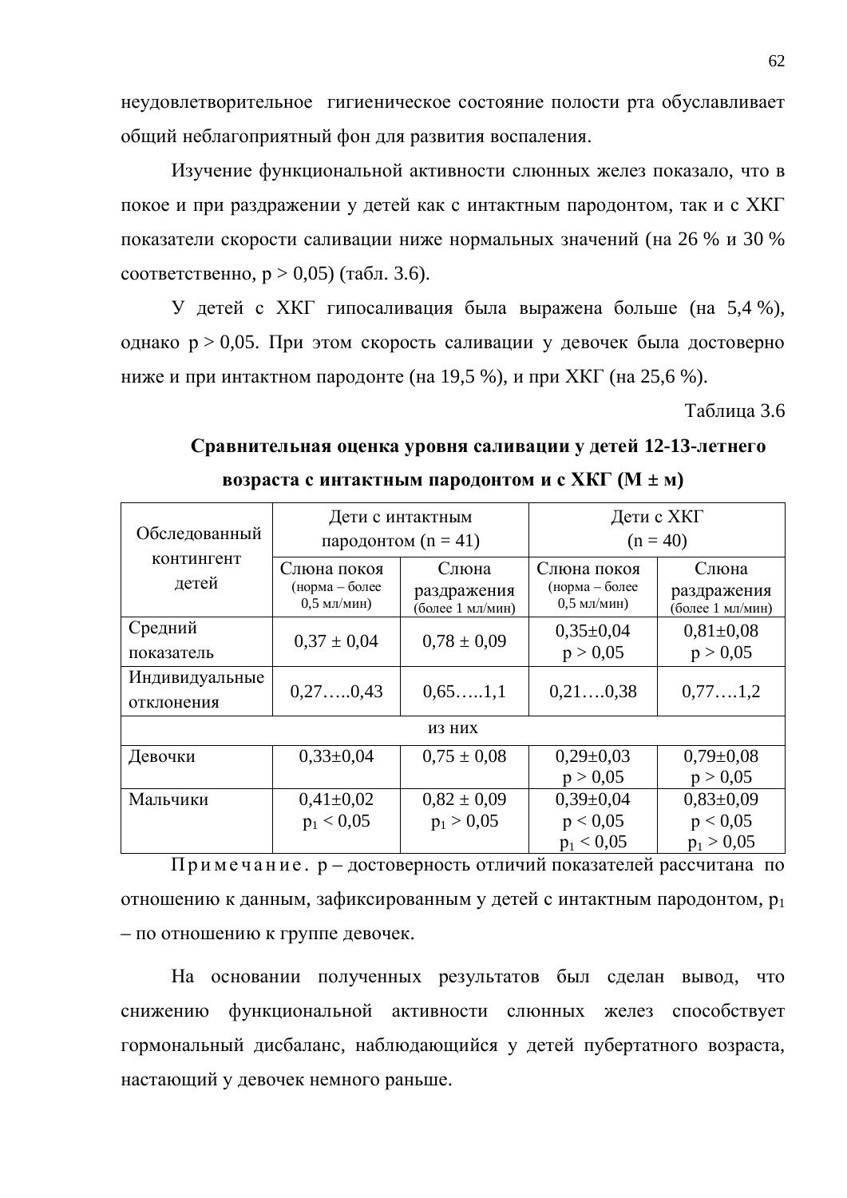неудовлетворительное гигиеническое состояние полости рта обуславливает общий неблагоприятный фон для развития воспаления.

Изучение функциональной активности слюнных желез показало, что в покое и при раздражении у детей как с интактным пародонтом, так и с ХКГ показатели скорости саливации ниже нормальных значений (на 26 % и 30 % соответственно, $p > 0,05$) (табл. 3.6).

У детей с ХКГ гипосаливация была выражена больше (на 5,4 %), однако $p > 0,05$. При этом скорость саливации у девочек была достоверно ниже и при интактном пародонте (на 19,5 %), и при ХКГ (на 25,6 %).

Таблица 3.6

**Сравнительная оценка уровня саливации у детей 12-13-летнего возраста с интактным пародонтом и с ХКГ (М ± м)**

| Обследованный контингент детей | Дети с интактным пародонтом (n = 41) | | Дети с ХКГ (n = 40) | |
|---|---|---|---|---|
| | Слюна покоя (норма – более 0,5 мл/мин) | Слюна раздражения (более 1 мл/мин) | Слюна покоя (норма – более 0,5 мл/мин) | Слюна раздражения (более 1 мл/мин) |
| Средний показатель | 0,37 ± 0,04 | 0,78 ± 0,09 | 0,35±0,04 $p > 0,05$ | 0,81±0,08 $p > 0,05$ |
| Индивидуальные отклонения | 0,27…..0,43 | 0,65…..1,1 | 0,21….0,38 | 0,77….1,2 |
| из них | | | | |
| Девочки | 0,33±0,04 | 0,75 ± 0,08 | 0,29±0,03 $p > 0,05$ | 0,79±0,08 $p > 0,05$ |
| Мальчики | 0,41±0,02 $p_1 < 0,05$ | 0,82 ± 0,09 $p_1 > 0,05$ | 0,39±0,04 $p < 0,05$ $p_1 < 0,05$ | 0,83±0,09 $p < 0,05$ $p_1 > 0,05$ |

Примечание. p – достоверность отличий показателей рассчитана по отношению к данным, зафиксированным у детей с интактным пародонтом, $p_1$ – по отношению к группе девочек.

На основании полученных результатов был сделан вывод, что снижению функциональной активности слюнных желез способствует гормональный дисбаланс, наблюдающийся у детей пубертатного возраста, настающий у девочек немного раньше.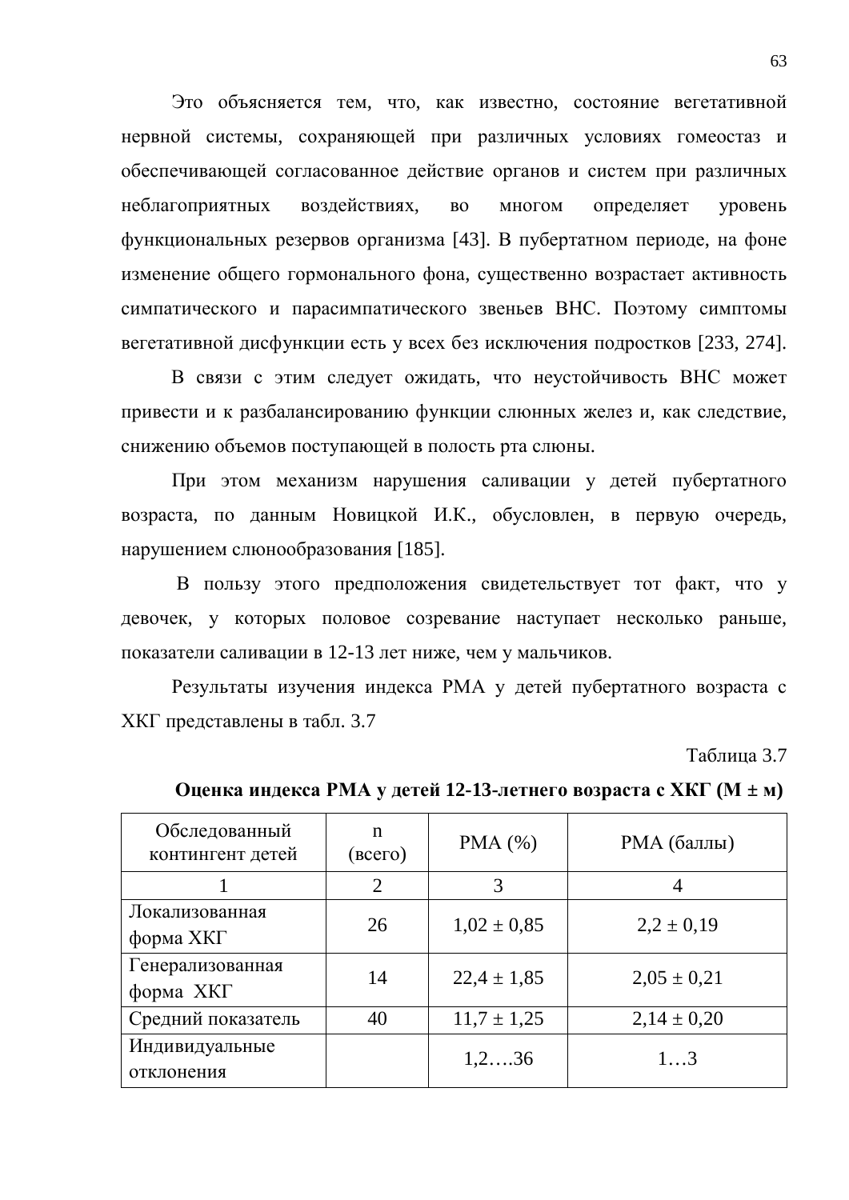Это объясняется тем, что, как известно, состояние вегетативной нервной системы, сохраняющей при различных условиях гомеостаз и обеспечивающей согласованное действие органов и систем при различных неблагоприятных воздействиях, во многом определяет уровень функциональных резервов организма [43]. В пубертатном периоде, на фоне изменение общего гормонального фона, существенно возрастает активность симпатического и парасимпатического звеньев ВНС. Поэтому симптомы вегетативной дисфункции есть у всех без исключения подростков [233, 274].

В связи с этим следует ожидать, что неустойчивость ВНС может привести и к разбалансированию функции слюнных желез и, как следствие, снижению объемов поступающей в полость рта слюны.

При этом механизм нарушения саливации у детей пубертатного возраста, по данным Новицкой И.К., обусловлен, в первую очередь, нарушением слюнообразования [185].

В пользу этого предположения свидетельствует тот факт, что у девочек, у которых половое созревание наступает несколько раньше, показатели саливации в 12-13 лет ниже, чем у мальчиков.

Результаты изучения индекса РМА у детей пубертатного возраста с ХКГ представлены в табл. 3.7

Таблица 3.7

**Оценка индекса РМА у детей 12-13-летнего возраста с ХКГ (М ± м)**

| Обследованный контингент детей | n (всего) | РМА (%) | РМА (баллы) |
|---|---|---|---|
| 1 | 2 | 3 | 4 |
| Локализованная форма ХКГ | 26 | 1,02 ± 0,85 | 2,2 ± 0,19 |
| Генерализованная форма ХКГ | 14 | 22,4 ± 1,85 | 2,05 ± 0,21 |
| Средний показатель | 40 | 11,7 ± 1,25 | 2,14 ± 0,20 |
| Индивидуальные отклонения | | 1,2….36 | 1…3 |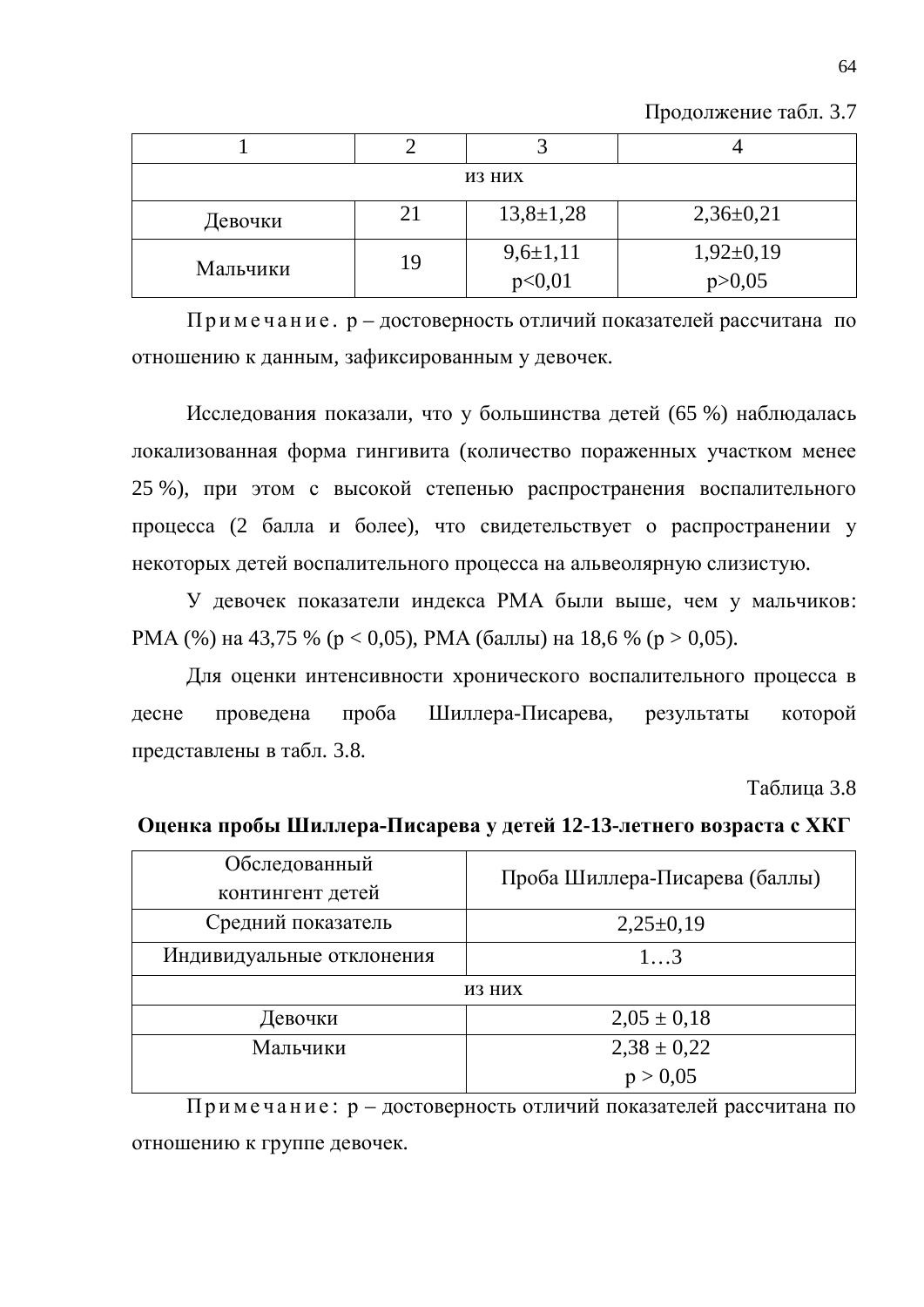Продолжение табл. 3.7

| 1 | 2 | 3 | 4 |
|---|---|---|---|
| из них | | | |
| Девочки | 21 | 13,8±1,28 | 2,36±0,21 |
| Мальчики | 19 | 9,6±1,11<br>$p<0,01$ | 1,92±0,19<br>$p>0,05$ |

Примечание. р – достоверность отличий показателей рассчитана по отношению к данным, зафиксированным у девочек.

Исследования показали, что у большинства детей (65 %) наблюдалась локализованная форма гингивита (количество пораженных участком менее 25 %), при этом с высокой степенью распространения воспалительного процесса (2 балла и более), что свидетельствует о распространении у некоторых детей воспалительного процесса на альвеолярную слизистую.

У девочек показатели индекса РМА были выше, чем у мальчиков: РМА (%) на 43,75 % ($p < 0,05$), РМА (баллы) на 18,6 % ($p > 0,05$).

Для оценки интенсивности хронического воспалительного процесса в десне проведена проба Шиллера-Писарева, результаты которой представлены в табл. 3.8.

Таблица 3.8

**Оценка пробы Шиллера-Писарева у детей 12-13-летнего возраста с ХКГ**

| Обследованный контингент детей | Проба Шиллера-Писарева (баллы) |
|---|---|
| Средний показатель | 2,25±0,19 |
| Индивидуальные отклонения | 1…3 |
| из них | |
| Девочки | 2,05 ± 0,18 |
| Мальчики | 2,38 ± 0,22<br>$p > 0,05$ |

Примечание: р – достоверность отличий показателей рассчитана по отношению к группе девочек.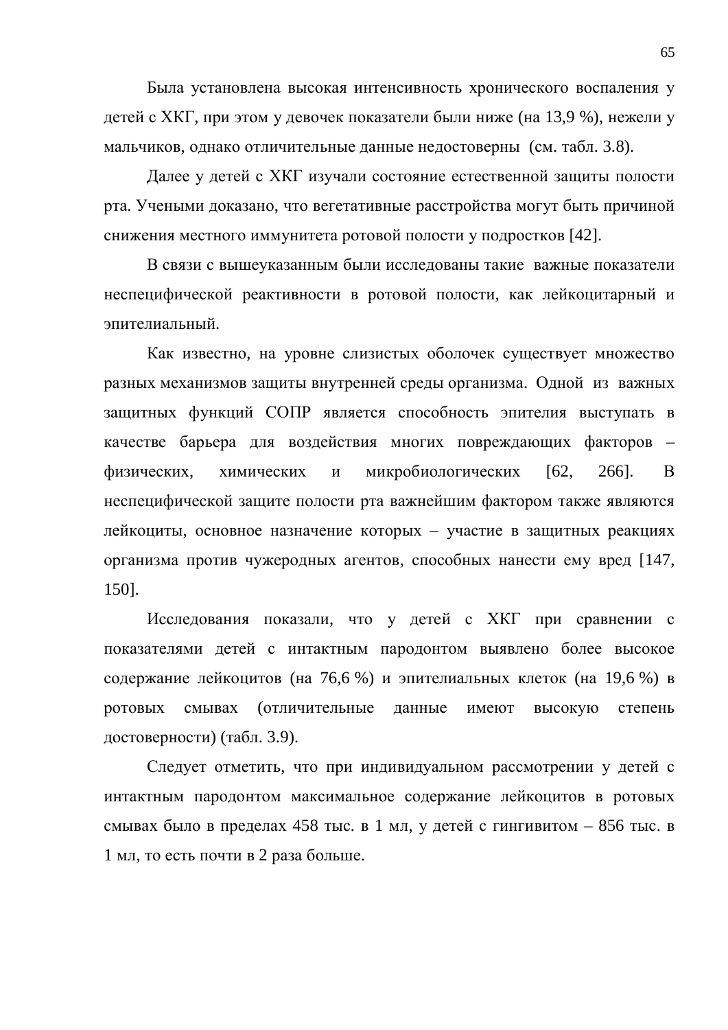Была установлена высокая интенсивность хронического воспаления у детей с ХКГ, при этом у девочек показатели были ниже (на 13,9 %), нежели у мальчиков, однако отличительные данные недостоверны (см. табл. 3.8).

Далее у детей с ХКГ изучали состояние естественной защиты полости рта. Учеными доказано, что вегетативные расстройства могут быть причиной снижения местного иммунитета ротовой полости у подростков [42].

В связи с вышеуказанным были исследованы такие важные показатели неспецифической реактивности в ротовой полости, как лейкоцитарный и эпителиальный.

Как известно, на уровне слизистых оболочек существует множество разных механизмов защиты внутренней среды организма. Одной из важных защитных функций СОПР является способность эпителия выступать в качестве барьера для воздействия многих повреждающих факторов – физических, химических и микробиологических [62, 266]. В неспецифической защите полости рта важнейшим фактором также являются лейкоциты, основное назначение которых – участие в защитных реакциях организма против чужеродных агентов, способных нанести ему вред [147, 150].

Исследования показали, что у детей с ХКГ при сравнении с показателями детей с интактным пародонтом выявлено более высокое содержание лейкоцитов (на 76,6 %) и эпителиальных клеток (на 19,6 %) в ротовых смывах (отличительные данные имеют высокую степень достоверности) (табл. 3.9).

Следует отметить, что при индивидуальном рассмотрении у детей с интактным пародонтом максимальное содержание лейкоцитов в ротовых смывах было в пределах 458 тыс. в 1 мл, у детей с гингивитом – 856 тыс. в 1 мл, то есть почти в 2 раза больше.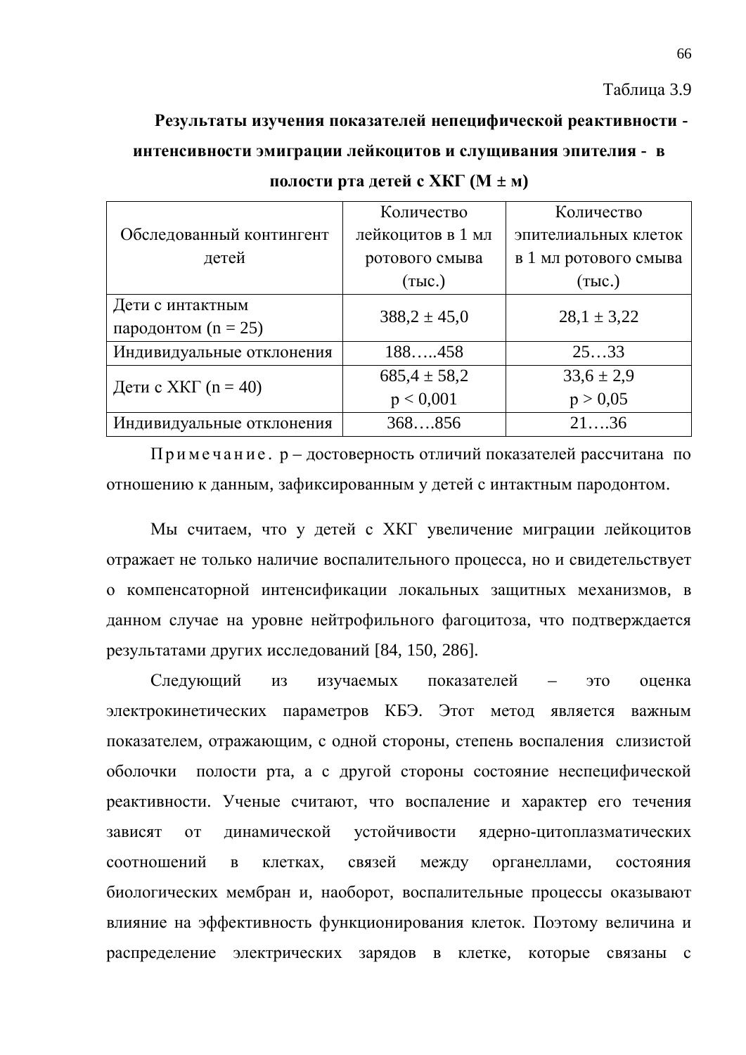Таблица 3.9

**Результаты изучения показателей непецифической реактивности - интенсивности эмиграции лейкоцитов и слущивания эпителия - в полости рта детей с ХКГ (М ± м)**

| Обследованный контингент детей | Количество лейкоцитов в 1 мл ротового смыва (тыс.) | Количество эпителиальных клеток в 1 мл ротового смыва (тыс.) |
|---|---|---|
| Дети с интактным пародонтом (n = 25) | 388,2 ± 45,0 | 28,1 ± 3,22 |
| Индивидуальные отклонения | 188…..458 | 25…33 |
| Дети с ХКГ (n = 40) | 685,4 ± 58,2<br>$p < 0{,}001$ | 33,6 ± 2,9<br>$p > 0{,}05$ |
| Индивидуальные отклонения | 368….856 | 21….36 |

Примечание. p – достоверность отличий показателей рассчитана по отношению к данным, зафиксированным у детей с интактным пародонтом.

Мы считаем, что у детей с ХКГ увеличение миграции лейкоцитов отражает не только наличие воспалительного процесса, но и свидетельствует о компенсаторной интенсификации локальных защитных механизмов, в данном случае на уровне нейтрофильного фагоцитоза, что подтверждается результатами других исследований [84, 150, 286].

Следующий из изучаемых показателей – это оценка электрокинетических параметров КБЭ. Этот метод является важным показателем, отражающим, с одной стороны, степень воспаления слизистой оболочки полости рта, а с другой стороны состояние неспецифической реактивности. Ученые считают, что воспаление и характер его течения зависят от динамической устойчивости ядерно-цитоплазматических соотношений в клетках, связей между органеллами, состояния биологических мембран и, наоборот, воспалительные процессы оказывают влияние на эффективность функционирования клеток. Поэтому величина и распределение электрических зарядов в клетке, которые связаны с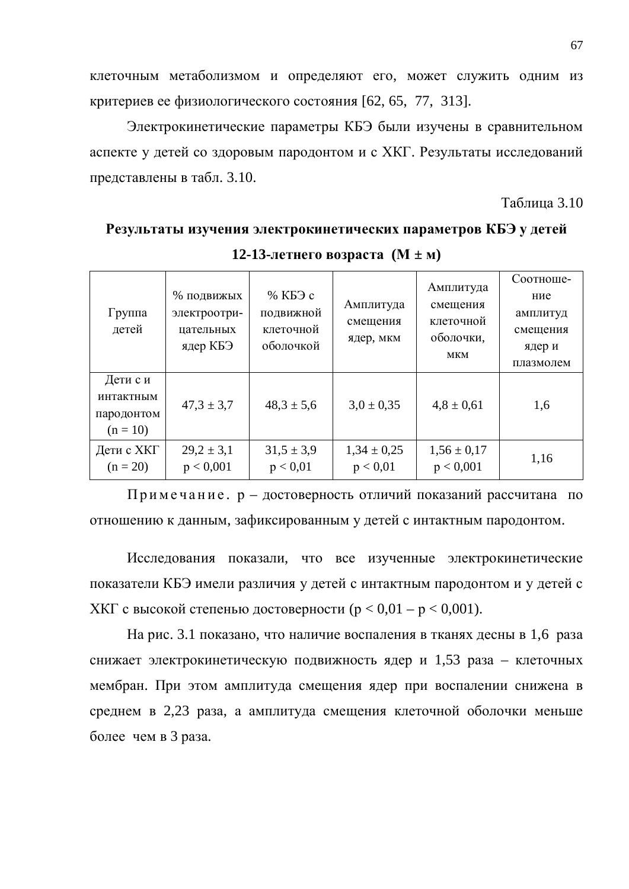клеточным метаболизмом и определяют его, может служить одним из критериев ее физиологического состояния [62, 65, 77, 313].

Электрокинетические параметры КБЭ были изучены в сравнительном аспекте у детей со здоровым пародонтом и с ХКГ. Результаты исследований представлены в табл. 3.10.

Таблица 3.10

**Результаты изучения электрокинетических параметров КБЭ у детей 12-13-летнего возраста (М ± м)**

| Группа детей | % подвижных электроотрицательных ядер КБЭ | % КБЭ с подвижной клеточной оболочкой | Амплитуда смещения ядер, мкм | Амплитуда смещения клеточной оболочки, мкм | Соотношение амплитуд смещения ядер и плазмолем |
|---|---|---|---|---|---|
| Дети с и интактным пародонтом (n = 10) | 47,3 ± 3,7 | 48,3 ± 5,6 | 3,0 ± 0,35 | 4,8 ± 0,61 | 1,6 |
| Дети с ХКГ (n = 20) | 29,2 ± 3,1 $p < 0,001$ | 31,5 ± 3,9 $p < 0,01$ | 1,34 ± 0,25 $p < 0,01$ | 1,56 ± 0,17 $p < 0,001$ | 1,16 |

Примечание. p – достоверность отличий показаний рассчитана по отношению к данным, зафиксированным у детей с интактным пародонтом.

Исследования показали, что все изученные электрокинетические показатели КБЭ имели различия у детей с интактным пародонтом и у детей с ХКГ с высокой степенью достоверности ($p < 0,01 – p < 0,001$).

На рис. 3.1 показано, что наличие воспаления в тканях десны в 1,6 раза снижает электрокинетическую подвижность ядер и 1,53 раза – клеточных мембран. При этом амплитуда смещения ядер при воспалении снижена в среднем в 2,23 раза, а амплитуда смещения клеточной оболочки меньше более чем в 3 раза.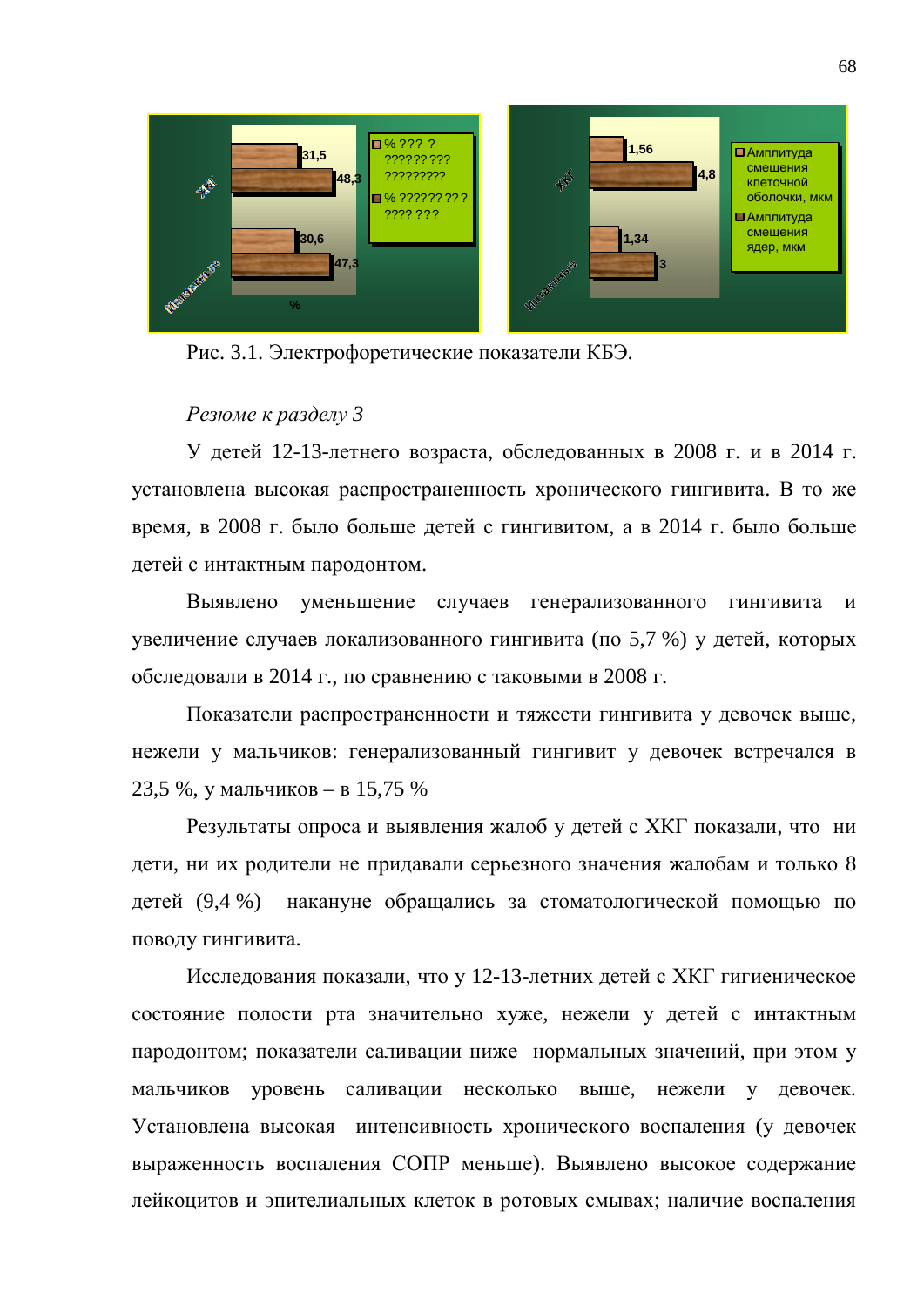Рис. 3.1. Электрофоретические показатели КБЭ.

*Резюме к разделу 3*

У детей 12-13-летнего возраста, обследованных в 2008 г. и в 2014 г. установлена высокая распространенность хронического гингивита. В то же время, в 2008 г. было больше детей с гингивитом, а в 2014 г. было больше детей с интактным пародонтом.

Выявлено уменьшение случаев генерализованного гингивита и увеличение случаев локализованного гингивита (по 5,7 %) у детей, которых обследовали в 2014 г., по сравнению с таковыми в 2008 г.

Показатели распространенности и тяжести гингивита у девочек выше, нежели у мальчиков: генерализованный гингивит у девочек встречался в 23,5 %, у мальчиков – в 15,75 %

Результаты опроса и выявления жалоб у детей с ХКГ показали, что ни дети, ни их родители не придавали серьезного значения жалобам и только 8 детей (9,4 %) накануне обращались за стоматологической помощью по поводу гингивита.

Исследования показали, что у 12-13-летних детей с ХКГ гигиеническое состояние полости рта значительно хуже, нежели у детей с интактным пародонтом; показатели саливации ниже нормальных значений, при этом у мальчиков уровень саливации несколько выше, нежели у девочек. Установлена высокая интенсивность хронического воспаления (у девочек выраженность воспаления СОПР меньше). Выявлено высокое содержание лейкоцитов и эпителиальных клеток в ротовых смывах; наличие воспаления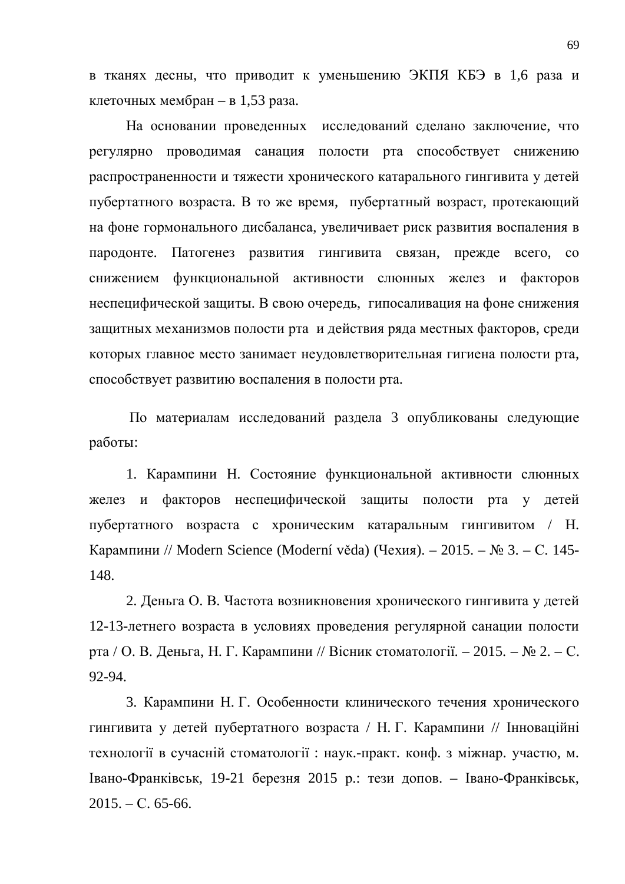в тканях десны, что приводит к уменьшению ЭКПЯ КБЭ в 1,6 раза и клеточных мембран – в 1,53 раза.

На основании проведенных исследований сделано заключение, что регулярно проводимая санация полости рта способствует снижению распространенности и тяжести хронического катарального гингивита у детей пубертатного возраста. В то же время, пубертатный возраст, протекающий на фоне гормонального дисбаланса, увеличивает риск развития воспаления в пародонте. Патогенез развития гингивита связан, прежде всего, со снижением функциональной активности слюнных желез и факторов неспецифической защиты. В свою очередь, гипосаливация на фоне снижения защитных механизмов полости рта и действия ряда местных факторов, среди которых главное место занимает неудовлетворительная гигиена полости рта, способствует развитию воспаления в полости рта.

По материалам исследований раздела 3 опубликованы следующие работы:

1. Карампини Н. Состояние функциональной активности слюнных желез и факторов неспецифической защиты полости рта у детей пубертатного возраста с хроническим катаральным гингивитом / Н. Карампини // Modern Science (Moderní věda) (Чехия). – 2015. – № 3. – С. 145-148.

2. Деньга О. В. Частота возникновения хронического гингивита у детей 12-13-летнего возраста в условиях проведения регулярной санации полости рта / О. В. Деньга, Н. Г. Карампини // Вісник стоматології. – 2015. – № 2. – С. 92-94.

3. Карампини Н. Г. Особенности клинического течения хронического гингивита у детей пубертатного возраста / Н. Г. Карампини // Інноваційні технології в сучасній стоматології : наук.-практ. конф. з міжнар. участю, м. Івано-Франківськ, 19-21 березня 2015 р.: тези допов. – Івано-Франківськ, 2015. – С. 65-66.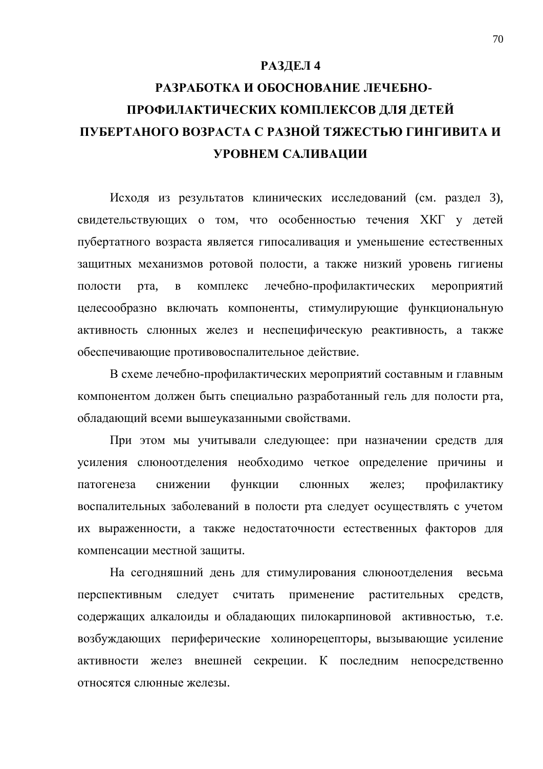# РАЗДЕЛ 4

# РАЗРАБОТКА И ОБОСНОВАНИЕ ЛЕЧЕБНО-ПРОФИЛАКТИЧЕСКИХ КОМПЛЕКСОВ ДЛЯ ДЕТЕЙ ПУБЕРТАНОГО ВОЗРАСТА С РАЗНОЙ ТЯЖЕСТЬЮ ГИНГИВИТА И УРОВНЕМ САЛИВАЦИИ

Исходя из результатов клинических исследований (см. раздел 3), свидетельствующих о том, что особенностью течения ХКГ у детей пубертатного возраста является гипосаливация и уменьшение естественных защитных механизмов ротовой полости, а также низкий уровень гигиены полости рта, в комплекс лечебно-профилактических мероприятий целесообразно включать компоненты, стимулирующие функциональную активность слюнных желез и неспецифическую реактивность, а также обеспечивающие противовоспалительное действие.

В схеме лечебно-профилактических мероприятий составным и главным компонентом должен быть специально разработанный гель для полости рта, обладающий всеми вышеуказанными свойствами.

При этом мы учитывали следующее: при назначении средств для усиления слюноотделения необходимо четкое определение причины и патогенеза снижении функции слюнных желез; профилактику воспалительных заболеваний в полости рта следует осуществлять с учетом их выраженности, а также недостаточности естественных факторов для компенсации местной защиты.

На сегодняшний день для стимулирования слюноотделения весьма перспективным следует считать применение растительных средств, содержащих алкалоиды и обладающих пилокарпиновой активностью, т.е. возбуждающих периферические холинорецепторы, вызывающие усиление активности желез внешней секреции. К последним непосредственно относятся слюнные железы.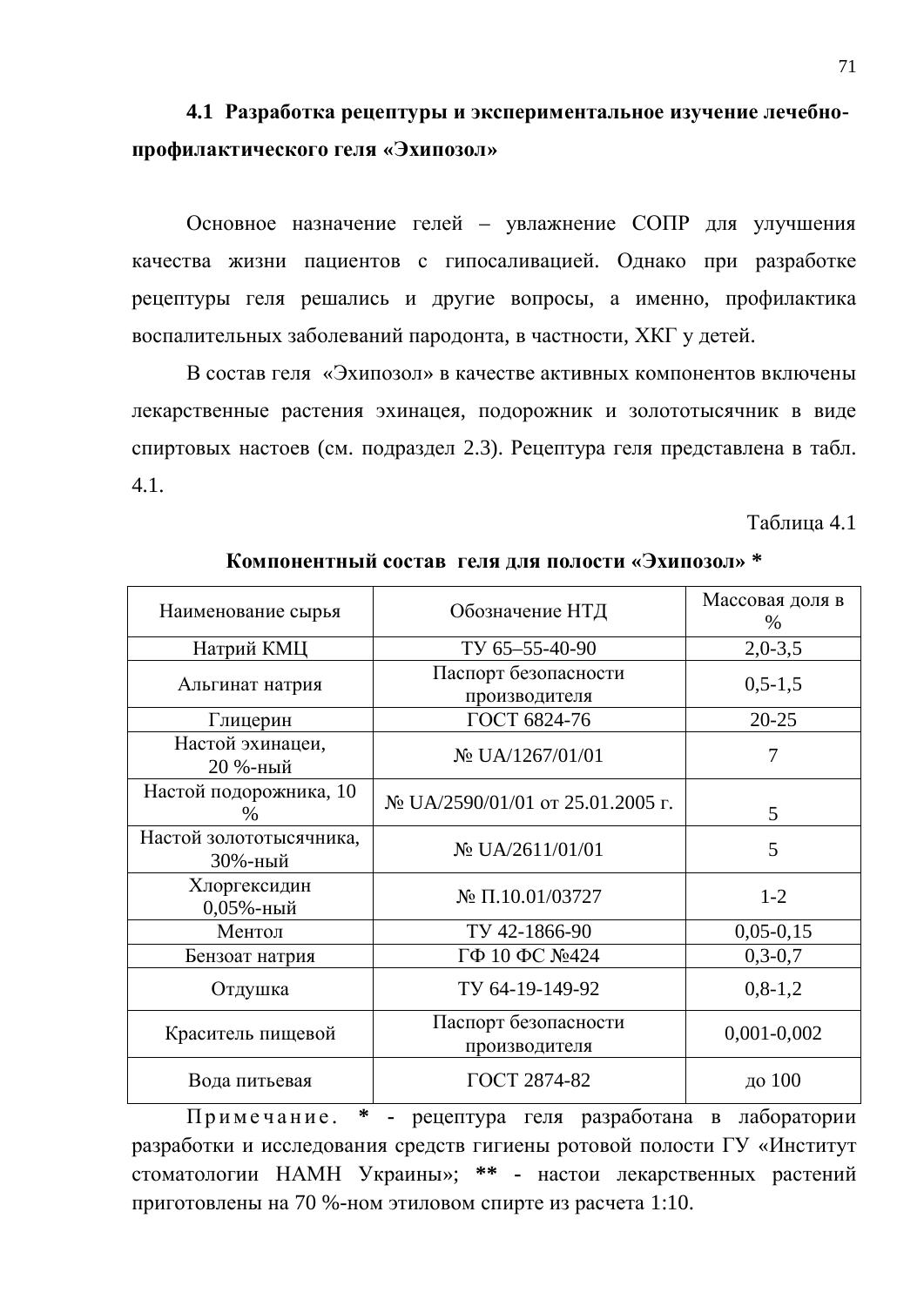## 4.1 Разработка рецептуры и экспериментальное изучение лечебно-профилактического геля «Эхипозол»

Основное назначение гелей – увлажнение СОПР для улучшения качества жизни пациентов с гипосаливацией. Однако при разработке рецептуры геля решались и другие вопросы, а именно, профилактика воспалительных заболеваний пародонта, в частности, ХКГ у детей.

В состав геля «Эхипозол» в качестве активных компонентов включены лекарственные растения эхинацея, подорожник и золототысячник в виде спиртовых настоев (см. подраздел 2.3). Рецептура геля представлена в табл. 4.1.

Таблица 4.1

**Компонентный состав геля для полости «Эхипозол» \***

| Наименование сырья | Обозначение НТД | Массовая доля в % |
|---|---|---|
| Натрий КМЦ | ТУ 65–55-40-90 | 2,0-3,5 |
| Альгинат натрия | Паспорт безопасности производителя | 0,5-1,5 |
| Глицерин | ГОСТ 6824-76 | 20-25 |
| Настой эхинацеи, 20 %-ный | № UA/1267/01/01 | 7 |
| Настой подорожника, 10 % | № UA/2590/01/01 от 25.01.2005 г. | 5 |
| Настой золототысячника, 30%-ный | № UA/2611/01/01 | 5 |
| Хлоргексидин 0,05%-ный | № П.10.01/03727 | 1-2 |
| Ментол | ТУ 42-1866-90 | 0,05-0,15 |
| Бензоат натрия | ГФ 10 ФС №424 | 0,3-0,7 |
| Отдушка | ТУ 64-19-149-92 | 0,8-1,2 |
| Краситель пищевой | Паспорт безопасности производителя | 0,001-0,002 |
| Вода питьевая | ГОСТ 2874-82 | до 100 |

Примечание. **\*** - рецептура геля разработана в лаборатории разработки и исследования средств гигиены ротовой полости ГУ «Институт стоматологии НАМН Украины»; **\*\*** - настои лекарственных растений приготовлены на 70 %-ном этиловом спирте из расчета 1:10.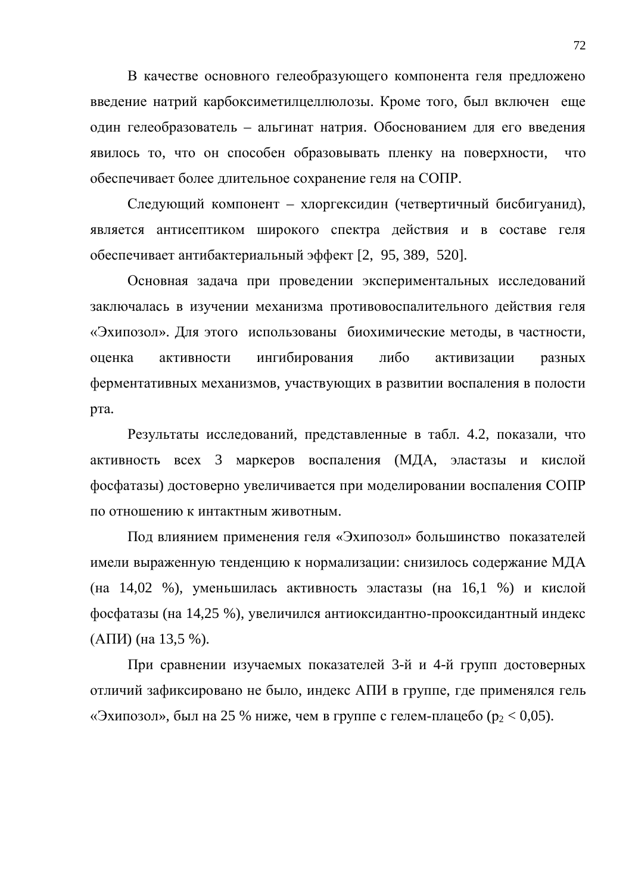В качестве основного гелеобразующего компонента геля предложено введение натрий карбоксиметилцеллюлозы. Кроме того, был включен еще один гелеобразователь – альгинат натрия. Обоснованием для его введения явилось то, что он способен образовывать пленку на поверхности, что обеспечивает более длительное сохранение геля на СОПР.

Следующий компонент – хлоргексидин (четвертичный бисбигуанид), является антисептиком широкого спектра действия и в составе геля обеспечивает антибактериальный эффект [2, 95, 389, 520].

Основная задача при проведении экспериментальных исследований заключалась в изучении механизма противовоспалительного действия геля «Эхипозол». Для этого использованы биохимические методы, в частности, оценка активности ингибирования либо активизации разных ферментативных механизмов, участвующих в развитии воспаления в полости рта.

Результаты исследований, представленные в табл. 4.2, показали, что активность всех 3 маркеров воспаления (МДА, эластазы и кислой фосфатазы) достоверно увеличивается при моделировании воспаления СОПР по отношению к интактным животным.

Под влиянием применения геля «Эхипозол» большинство показателей имели выраженную тенденцию к нормализации: снизилось содержание МДА (на 14,02 %), уменьшилась активность эластазы (на 16,1 %) и кислой фосфатазы (на 14,25 %), увеличился антиоксидантно-прооксидантный индекс (АПИ) (на 13,5 %).

При сравнении изучаемых показателей 3-й и 4-й групп достоверных отличий зафиксировано не было, индекс АПИ в группе, где применялся гель «Эхипозол», был на 25 % ниже, чем в группе с гелем-плацебо ($p_2 < 0,05$).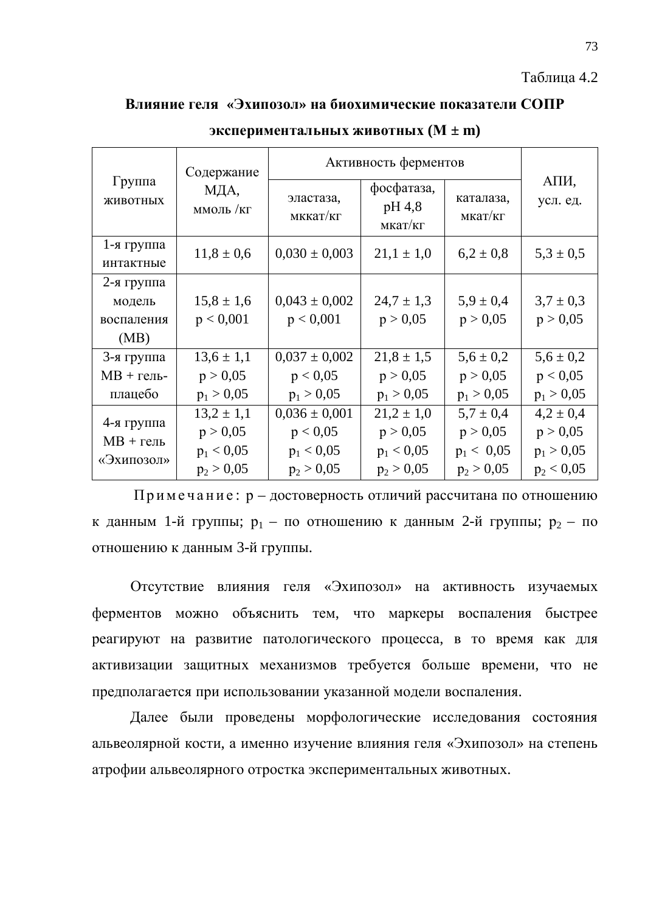Таблица 4.2

**Влияние геля «Эхипозол» на биохимические показатели СОПР экспериментальных животных (M ± m)**

| Группа животных | Содержание МДА, ммоль /кг | Активность ферментов | | | АПИ, усл. ед. |
|---|---|---|---|---|---|
| | | эластаза, мккат/кг | фосфатаза, pH 4,8 мкат/кг | каталаза, мкат/кг | |
| 1-я группа интактные | 11,8 ± 0,6 | 0,030 ± 0,003 | 21,1 ± 1,0 | 6,2 ± 0,8 | 5,3 ± 0,5 |
| 2-я группа модель воспаления (МВ) | 15,8 ± 1,6 $p < 0{,}001$ | 0,043 ± 0,002 $p < 0{,}001$ | 24,7 ± 1,3 $p > 0{,}05$ | 5,9 ± 0,4 $p > 0{,}05$ | 3,7 ± 0,3 $p > 0{,}05$ |
| 3-я группа МВ + гель-плацебо | 13,6 ± 1,1 $p > 0{,}05$ $p_1 > 0{,}05$ | 0,037 ± 0,002 $p < 0{,}05$ $p_1 > 0{,}05$ | 21,8 ± 1,5 $p > 0{,}05$ $p_1 > 0{,}05$ | 5,6 ± 0,2 $p > 0{,}05$ $p_1 > 0{,}05$ | 5,6 ± 0,2 $p < 0{,}05$ $p_1 > 0{,}05$ |
| 4-я группа МВ + гель «Эхипозол» | 13,2 ± 1,1 $p > 0{,}05$ $p_1 < 0{,}05$ $p_2 > 0{,}05$ | 0,036 ± 0,001 $p < 0{,}05$ $p_1 < 0{,}05$ $p_2 > 0{,}05$ | 21,2 ± 1,0 $p > 0{,}05$ $p_1 < 0{,}05$ $p_2 > 0{,}05$ | 5,7 ± 0,4 $p > 0{,}05$ $p_1 < 0{,}05$ $p_2 > 0{,}05$ | 4,2 ± 0,4 $p > 0{,}05$ $p_1 > 0{,}05$ $p_2 < 0{,}05$ |

Примечание: p – достоверность отличий рассчитана по отношению к данным 1-й группы; $p_1$ – по отношению к данным 2-й группы; $p_2$ – по отношению к данным 3-й группы.

Отсутствие влияния геля «Эхипозол» на активность изучаемых ферментов можно объяснить тем, что маркеры воспаления быстрее реагируют на развитие патологического процесса, в то время как для активизации защитных механизмов требуется больше времени, что не предполагается при использовании указанной модели воспаления.

Далее были проведены морфологические исследования состояния альвеолярной кости, а именно изучение влияния геля «Эхипозол» на степень атрофии альвеолярного отростка экспериментальных животных.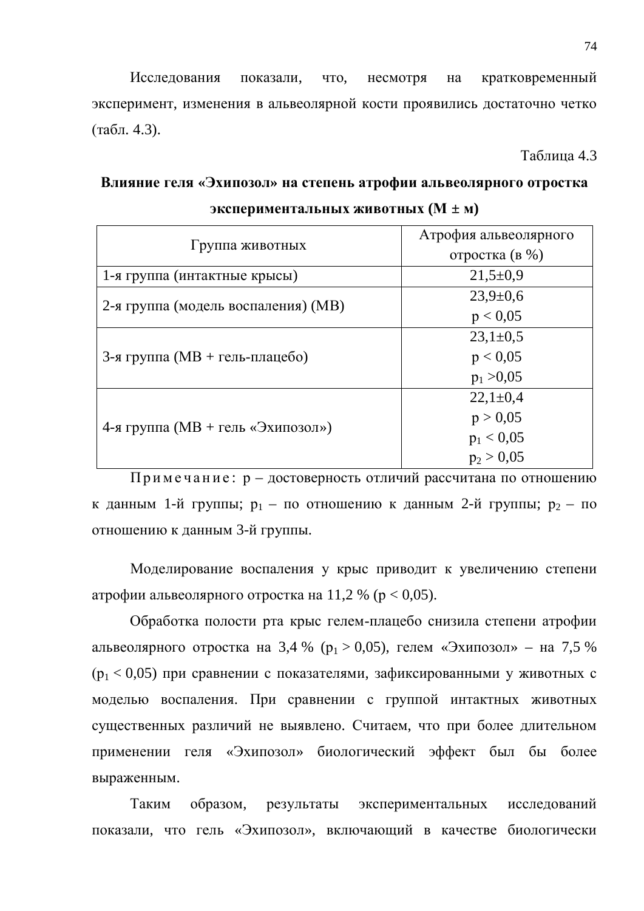Исследования показали, что, несмотря на кратковременный эксперимент, изменения в альвеолярной кости проявились достаточно четко (табл. 4.3).

Таблица 4.3

**Влияние геля «Эхипозол» на степень атрофии альвеолярного отростка экспериментальных животных (М ± м)**

| Группа животных | Атрофия альвеолярного отростка (в %) |
|---|---|
| 1-я группа (интактные крысы) | 21,5±0,9 |
| 2-я группа (модель воспаления) (МВ) | 23,9±0,6<br>$p < 0,05$ |
| 3-я группа (МВ + гель-плацебо) | 23,1±0,5<br>$p < 0,05$<br>$p_1 > 0,05$ |
| 4-я группа (МВ + гель «Эхипозол») | 22,1±0,4<br>$p > 0,05$<br>$p_1 < 0,05$<br>$p_2 > 0,05$ |

Примечание: p – достоверность отличий рассчитана по отношению к данным 1-й группы; $p_1$ – по отношению к данным 2-й группы; $p_2$ – по отношению к данным 3-й группы.

Моделирование воспаления у крыс приводит к увеличению степени атрофии альвеолярного отростка на 11,2 % ($p < 0,05$).

Обработка полости рта крыс гелем-плацебо снизила степени атрофии альвеолярного отростка на 3,4 % ($p_1 > 0,05$), гелем «Эхипозол» – на 7,5 % ($p_1 < 0,05$) при сравнении с показателями, зафиксированными у животных с моделью воспаления. При сравнении с группой интактных животных существенных различий не выявлено. Считаем, что при более длительном применении геля «Эхипозол» биологический эффект был бы более выраженным.

Таким образом, результаты экспериментальных исследований показали, что гель «Эхипозол», включающий в качестве биологически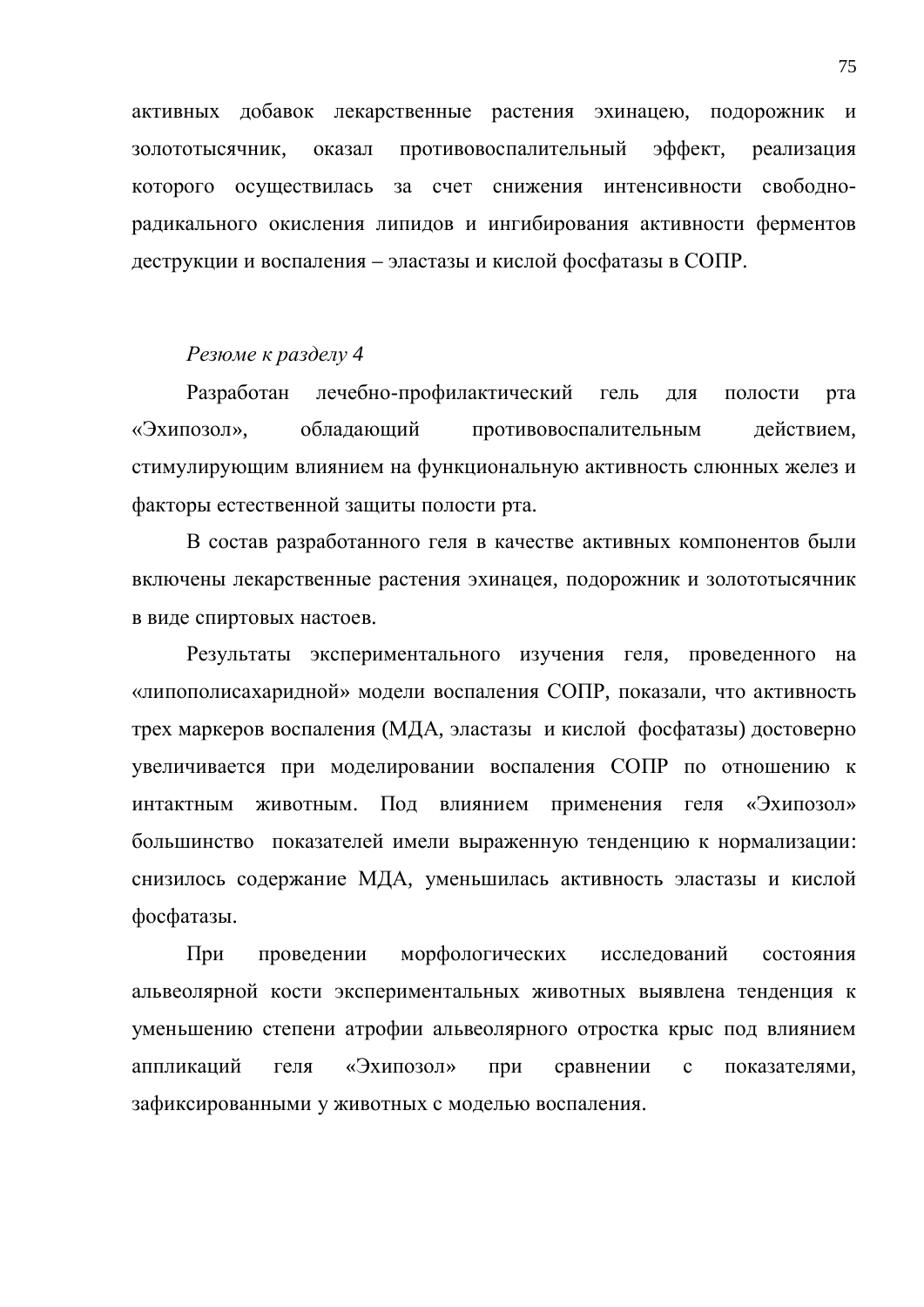активных добавок лекарственные растения эхинацею, подорожник и золототысячник, оказал противовоспалительный эффект, реализация которого осуществилась за счет снижения интенсивности свободно-радикального окисления липидов и ингибирования активности ферментов деструкции и воспаления – эластазы и кислой фосфатазы в СОПР.

*Резюме к разделу 4*

Разработан лечебно-профилактический гель для полости рта «Эхипозол», обладающий противовоспалительным действием, стимулирующим влиянием на функциональную активность слюнных желез и факторы естественной защиты полости рта.

В состав разработанного геля в качестве активных компонентов были включены лекарственные растения эхинацея, подорожник и золототысячник в виде спиртовых настоев.

Результаты экспериментального изучения геля, проведенного на «липополисахаридной» модели воспаления СОПР, показали, что активность трех маркеров воспаления (МДА, эластазы и кислой фосфатазы) достоверно увеличивается при моделировании воспаления СОПР по отношению к интактным животным. Под влиянием применения геля «Эхипозол» большинство показателей имели выраженную тенденцию к нормализации: снизилось содержание МДА, уменьшилась активность эластазы и кислой фосфатазы.

При проведении морфологических исследований состояния альвеолярной кости экспериментальных животных выявлена тенденция к уменьшению степени атрофии альвеолярного отростка крыс под влиянием аппликаций геля «Эхипозол» при сравнении с показателями, зафиксированными у животных с моделью воспаления.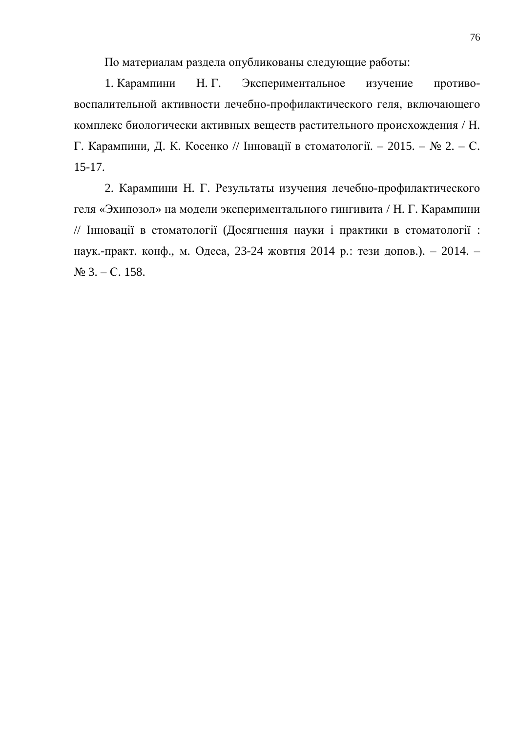По материалам раздела опубликованы следующие работы:

1. Карампини Н. Г. Экспериментальное изучение противовоспалительной активности лечебно-профилактического геля, включающего комплекс биологически активных веществ растительного происхождения / Н. Г. Карампини, Д. К. Косенко // Інновації в стоматології. – 2015. – № 2. – С. 15-17.

2. Карампини Н. Г. Результаты изучения лечебно-профилактического геля «Эхипозол» на модели экспериментального гингивита / Н. Г. Карампини // Інновації в стоматології (Досягнення науки і практики в стоматології : наук.-практ. конф., м. Одеса, 23-24 жовтня 2014 р.: тези допов.). – 2014. – № 3. – С. 158.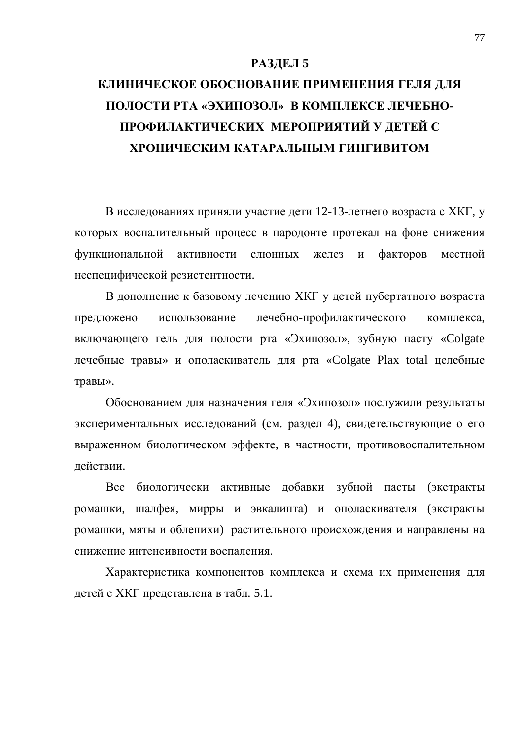# РАЗДЕЛ 5

# КЛИНИЧЕСКОЕ ОБОСНОВАНИЕ ПРИМЕНЕНИЯ ГЕЛЯ ДЛЯ ПОЛОСТИ РТА «ЭХИПОЗОЛ» В КОМПЛЕКСЕ ЛЕЧЕБНО-ПРОФИЛАКТИЧЕСКИХ МЕРОПРИЯТИЙ У ДЕТЕЙ С ХРОНИЧЕСКИМ КАТАРАЛЬНЫМ ГИНГИВИТОМ

В исследованиях приняли участие дети 12-13-летнего возраста с ХКГ, у которых воспалительный процесс в пародонте протекал на фоне снижения функциональной активности слюнных желез и факторов местной неспецифической резистентности.

В дополнение к базовому лечению ХКГ у детей пубертатного возраста предложено использование лечебно-профилактического комплекса, включающего гель для полости рта «Эхипозол», зубную пасту «Colgate лечебные травы» и ополаскиватель для рта «Colgate Plax total целебные травы».

Обоснованием для назначения геля «Эхипозол» послужили результаты экспериментальных исследований (см. раздел 4), свидетельствующие о его выраженном биологическом эффекте, в частности, противовоспалительном действии.

Все биологически активные добавки зубной пасты (экстракты ромашки, шалфея, мирры и эвкалипта) и ополаскивателя (экстракты ромашки, мяты и облепихи) растительного происхождения и направлены на снижение интенсивности воспаления.

Характеристика компонентов комплекса и схема их применения для детей с ХКГ представлена в табл. 5.1.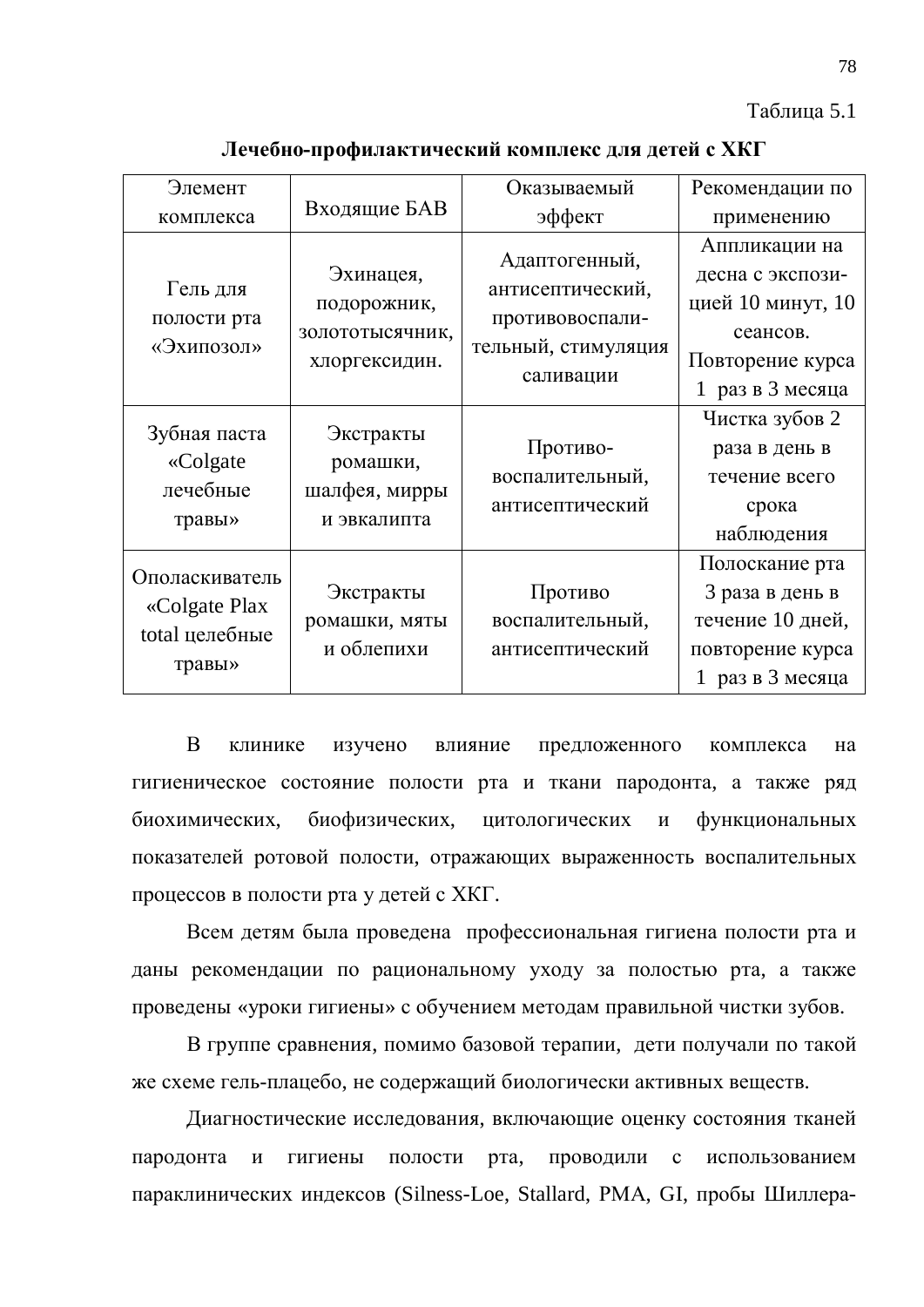Таблица 5.1

**Лечебно-профилактический комплекс для детей с ХКГ**

| Элемент комплекса | Входящие БАВ | Оказываемый эффект | Рекомендации по применению |
|---|---|---|---|
| Гель для полости рта «Эхипозол» | Эхинацея, подорожник, золототысячник, хлоргексидин. | Адаптогенный, антисептический, противовоспалительный, стимуляция саливации | Аппликации на десна с экспозицией 10 минут, 10 сеансов. Повторение курса 1 раз в 3 месяца |
| Зубная паста «Colgate лечебные травы» | Экстракты ромашки, шалфея, мирры и эвкалипта | Противо-воспалительный, антисептический | Чистка зубов 2 раза в день в течение всего срока наблюдения |
| Ополаскиватель «Colgate Plax total целебные травы» | Экстракты ромашки, мяты и облепихи | Противо воспалительный, антисептический | Полоскание рта 3 раза в день в течение 10 дней, повторение курса 1 раз в 3 месяца |

В клинике изучено влияние предложенного комплекса на гигиеническое состояние полости рта и ткани пародонта, а также ряд биохимических, биофизических, цитологических и функциональных показателей ротовой полости, отражающих выраженность воспалительных процессов в полости рта у детей с ХКГ.

Всем детям была проведена профессиональная гигиена полости рта и даны рекомендации по рациональному уходу за полостью рта, а также проведены «уроки гигиены» с обучением методам правильной чистки зубов.

В группе сравнения, помимо базовой терапии, дети получали по такой же схеме гель-плацебо, не содержащий биологически активных веществ.

Диагностические исследования, включающие оценку состояния тканей пародонта и гигиены полости рта, проводили с использованием параклинических индексов (Silness-Loe, Stallard, PMA, GI, пробы Шиллера-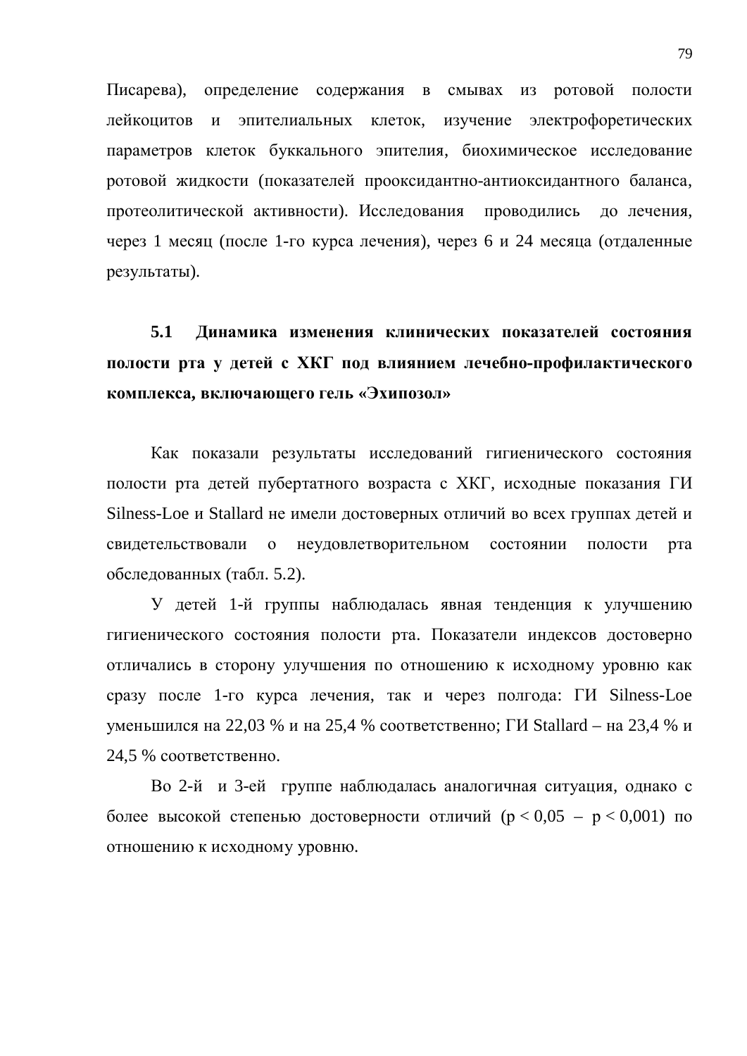Писарева), определение содержания в смывах из ротовой полости лейкоцитов и эпителиальных клеток, изучение электрофоретических параметров клеток буккального эпителия, биохимическое исследование ротовой жидкости (показателей прооксидантно-антиоксидантного баланса, протеолитической активности). Исследования проводились до лечения, через 1 месяц (после 1-го курса лечения), через 6 и 24 месяца (отдаленные результаты).

### 5.1 Динамика изменения клинических показателей состояния полости рта у детей с ХКГ под влиянием лечебно-профилактического комплекса, включающего гель «Эхипозол»

Как показали результаты исследований гигиенического состояния полости рта детей пубертатного возраста с ХКГ, исходные показания ГИ Silness-Loe и Stallard не имели достоверных отличий во всех группах детей и свидетельствовали о неудовлетворительном состоянии полости рта обследованных (табл. 5.2).

У детей 1-й группы наблюдалась явная тенденция к улучшению гигиенического состояния полости рта. Показатели индексов достоверно отличались в сторону улучшения по отношению к исходному уровню как сразу после 1-го курса лечения, так и через полгода: ГИ Silness-Loe уменьшился на 22,03 % и на 25,4 % соответственно; ГИ Stallard – на 23,4 % и 24,5 % соответственно.

Во 2-й и 3-ей группе наблюдалась аналогичная ситуация, однако с более высокой степенью достоверности отличий ($p < 0,05$ – $p < 0,001$) по отношению к исходному уровню.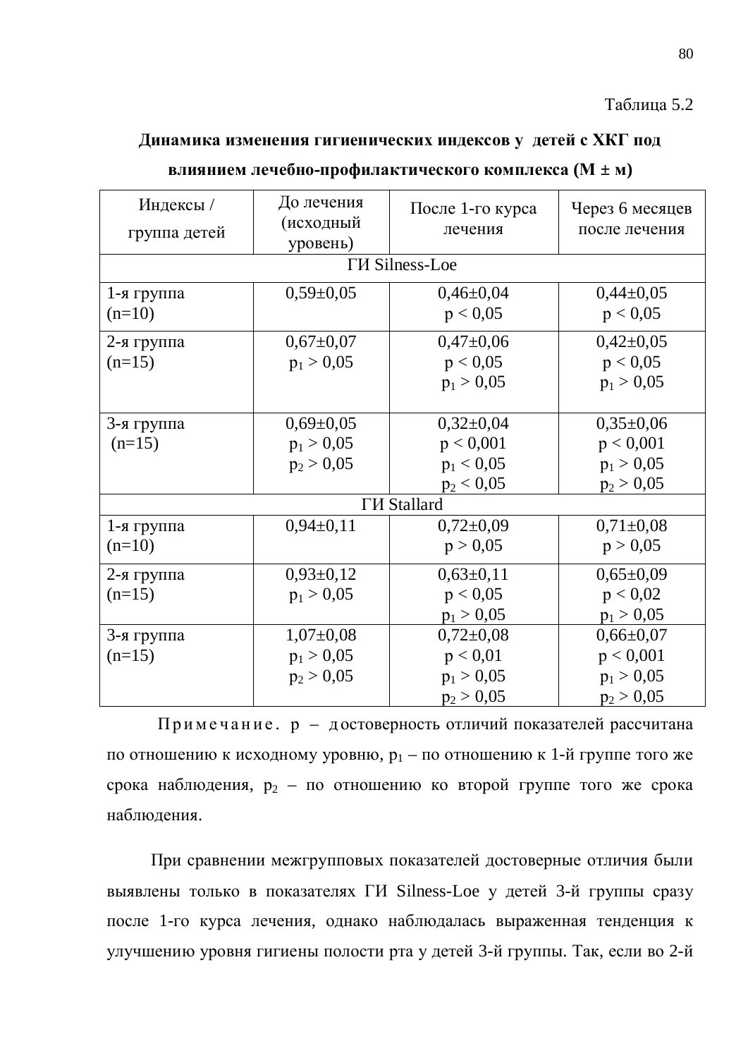Таблица 5.2

**Динамика изменения гигиенических индексов у детей с ХКГ под влиянием лечебно-профилактического комплекса (М ± м)**

| Индексы / группа детей | До лечения (исходный уровень) | После 1-го курса лечения | Через 6 месяцев после лечения |
|---|---|---|---|
| ГИ Silness-Loe | | | |
| 1-я группа (n=10) | 0,59±0,05 | 0,46±0,04<br>$p < 0,05$ | 0,44±0,05<br>$p < 0,05$ |
| 2-я группа (n=15) | 0,67±0,07<br>$p_1 > 0,05$ | 0,47±0,06<br>$p < 0,05$<br>$p_1 > 0,05$ | 0,42±0,05<br>$p < 0,05$<br>$p_1 > 0,05$ |
| 3-я группа (n=15) | 0,69±0,05<br>$p_1 > 0,05$<br>$p_2 > 0,05$ | 0,32±0,04<br>$p < 0,001$<br>$p_1 < 0,05$<br>$p_2 < 0,05$ | 0,35±0,06<br>$p < 0,001$<br>$p_1 > 0,05$<br>$p_2 > 0,05$ |
| ГИ Stallard | | | |
| 1-я группа (n=10) | 0,94±0,11 | 0,72±0,09<br>$p > 0,05$ | 0,71±0,08<br>$p > 0,05$ |
| 2-я группа (n=15) | 0,93±0,12<br>$p_1 > 0,05$ | 0,63±0,11<br>$p < 0,05$<br>$p_1 > 0,05$ | 0,65±0,09<br>$p < 0,02$<br>$p_1 > 0,05$ |
| 3-я группа (n=15) | 1,07±0,08<br>$p_1 > 0,05$<br>$p_2 > 0,05$ | 0,72±0,08<br>$p < 0,01$<br>$p_1 > 0,05$<br>$p_2 > 0,05$ | 0,66±0,07<br>$p < 0,001$<br>$p_1 > 0,05$<br>$p_2 > 0,05$ |

Примечание. р – достоверность отличий показателей рассчитана по отношению к исходному уровню, $p_1$ – по отношению к 1-й группе того же срока наблюдения, $p_2$ – по отношению ко второй группе того же срока наблюдения.

При сравнении межгрупповых показателей достоверные отличия были выявлены только в показателях ГИ Silness-Loe у детей 3-й группы сразу после 1-го курса лечения, однако наблюдалась выраженная тенденция к улучшению уровня гигиены полости рта у детей 3-й группы. Так, если во 2-й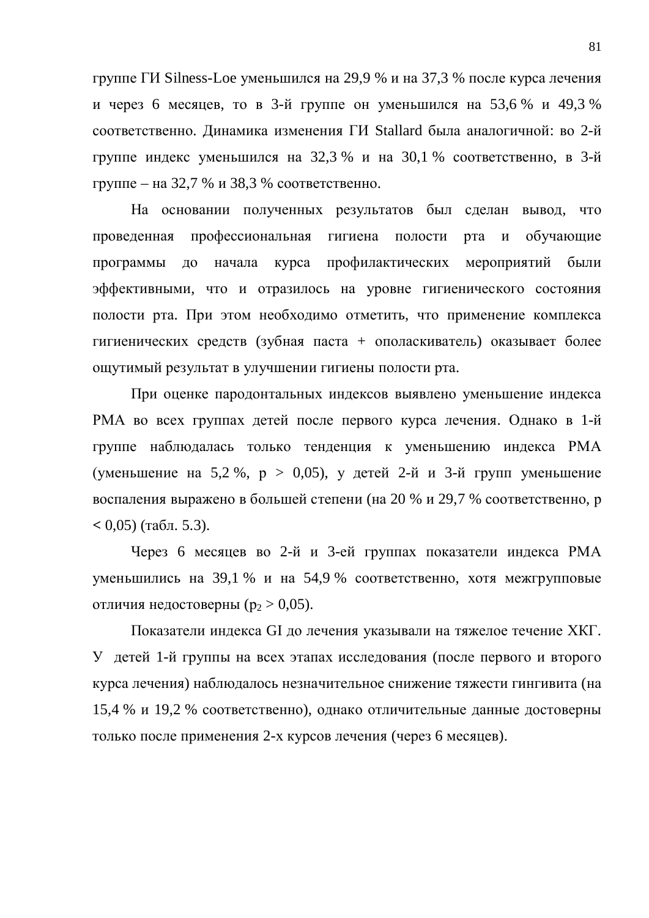группе ГИ Silness-Loe уменьшился на 29,9 % и на 37,3 % после курса лечения и через 6 месяцев, то в 3-й группе он уменьшился на 53,6 % и 49,3 % соответственно. Динамика изменения ГИ Stallard была аналогичной: во 2-й группе индекс уменьшился на 32,3 % и на 30,1 % соответственно, в 3-й группе – на 32,7 % и 38,3 % соответственно.

На основании полученных результатов был сделан вывод, что проведенная профессиональная гигиена полости рта и обучающие программы до начала курса профилактических мероприятий были эффективными, что и отразилось на уровне гигиенического состояния полости рта. При этом необходимо отметить, что применение комплекса гигиенических средств (зубная паста + ополаскиватель) оказывает более ощутимый результат в улучшении гигиены полости рта.

При оценке пародонтальных индексов выявлено уменьшение индекса РМА во всех группах детей после первого курса лечения. Однако в 1-й группе наблюдалась только тенденция к уменьшению индекса РМА (уменьшение на 5,2 %, $p > 0,05$), у детей 2-й и 3-й групп уменьшение воспаления выражено в большей степени (на 20 % и 29,7 % соответственно, $p < 0,05$) (табл. 5.3).

Через 6 месяцев во 2-й и 3-ей группах показатели индекса РМА уменьшились на 39,1 % и на 54,9 % соответственно, хотя межгрупповые отличия недостоверны ($p_2 > 0,05$).

Показатели индекса GI до лечения указывали на тяжелое течение ХКГ. У детей 1-й группы на всех этапах исследования (после первого и второго курса лечения) наблюдалось незначительное снижение тяжести гингивита (на 15,4 % и 19,2 % соответственно), однако отличительные данные достоверны только после применения 2-х курсов лечения (через 6 месяцев).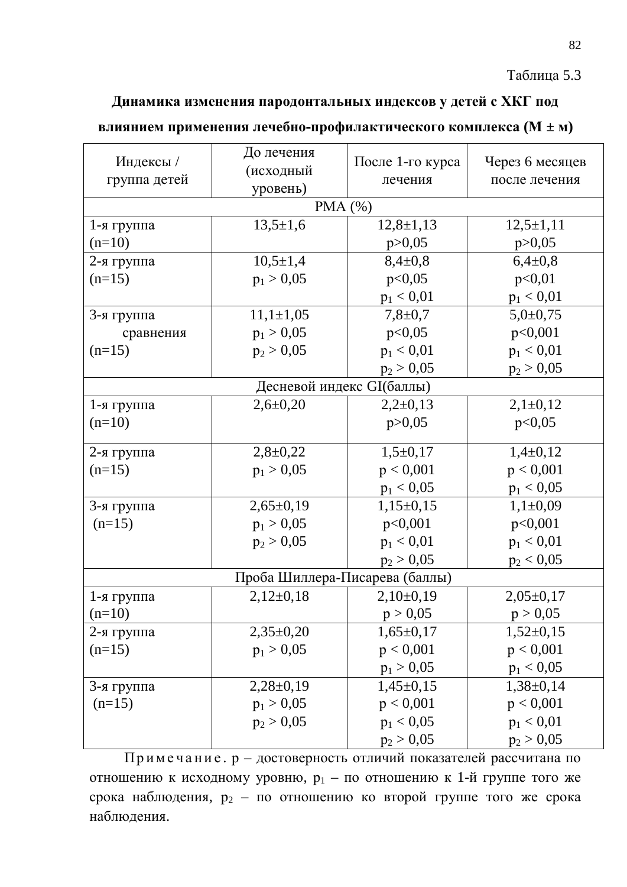Таблица 5.3

**Динамика изменения пародонтальных индексов у детей с ХКГ под влиянием применения лечебно-профилактического комплекса (М ± м)**

| Индексы / группа детей | До лечения (исходный уровень) | После 1-го курса лечения | Через 6 месяцев после лечения |
|---|---|---|---|
| РМА (%) | | | |
| 1-я группа (n=10) | 13,5±1,6 | 12,8±1,13<br>$p>0,05$ | 12,5±1,11<br>$p>0,05$ |
| 2-я группа (n=15) | 10,5±1,4<br>$p_1 > 0,05$ | 8,4±0,8<br>$p<0,05$<br>$p_1 < 0,01$ | 6,4±0,8<br>$p<0,01$<br>$p_1 < 0,01$ |
| 3-я группа сравнения (n=15) | 11,1±1,05<br>$p_1 > 0,05$<br>$p_2 > 0,05$ | 7,8±0,7<br>$p<0,05$<br>$p_1 < 0,01$<br>$p_2 > 0,05$ | 5,0±0,75<br>$p<0,001$<br>$p_1 < 0,01$<br>$p_2 > 0,05$ |
| Десневой индекс GI(баллы) | | | |
| 1-я группа (n=10) | 2,6±0,20 | 2,2±0,13<br>$p>0,05$ | 2,1±0,12<br>$p<0,05$ |
| 2-я группа (n=15) | 2,8±0,22<br>$p_1 > 0,05$ | 1,5±0,17<br>$p < 0,001$<br>$p_1 < 0,05$ | 1,4±0,12<br>$p < 0,001$<br>$p_1 < 0,05$ |
| 3-я группа (n=15) | 2,65±0,19<br>$p_1 > 0,05$<br>$p_2 > 0,05$ | 1,15±0,15<br>$p<0,001$<br>$p_1 < 0,01$<br>$p_2 > 0,05$ | 1,1±0,09<br>$p<0,001$<br>$p_1 < 0,01$<br>$p_2 < 0,05$ |
| Проба Шиллера-Писарева (баллы) | | | |
| 1-я группа (n=10) | 2,12±0,18 | 2,10±0,19<br>$p > 0,05$ | 2,05±0,17<br>$p > 0,05$ |
| 2-я группа (n=15) | 2,35±0,20<br>$p_1 > 0,05$ | 1,65±0,17<br>$p < 0,001$<br>$p_1 > 0,05$ | 1,52±0,15<br>$p < 0,001$<br>$p_1 < 0,05$ |
| 3-я группа (n=15) | 2,28±0,19<br>$p_1 > 0,05$<br>$p_2 > 0,05$ | 1,45±0,15<br>$p < 0,001$<br>$p_1 < 0,05$<br>$p_2 > 0,05$ | 1,38±0,14<br>$p < 0,001$<br>$p_1 < 0,01$<br>$p_2 > 0,05$ |

Примечание. р – достоверность отличий показателей рассчитана по отношению к исходному уровню, $p_1$ – по отношению к 1-й группе того же срока наблюдения, $p_2$ – по отношению ко второй группе того же срока наблюдения.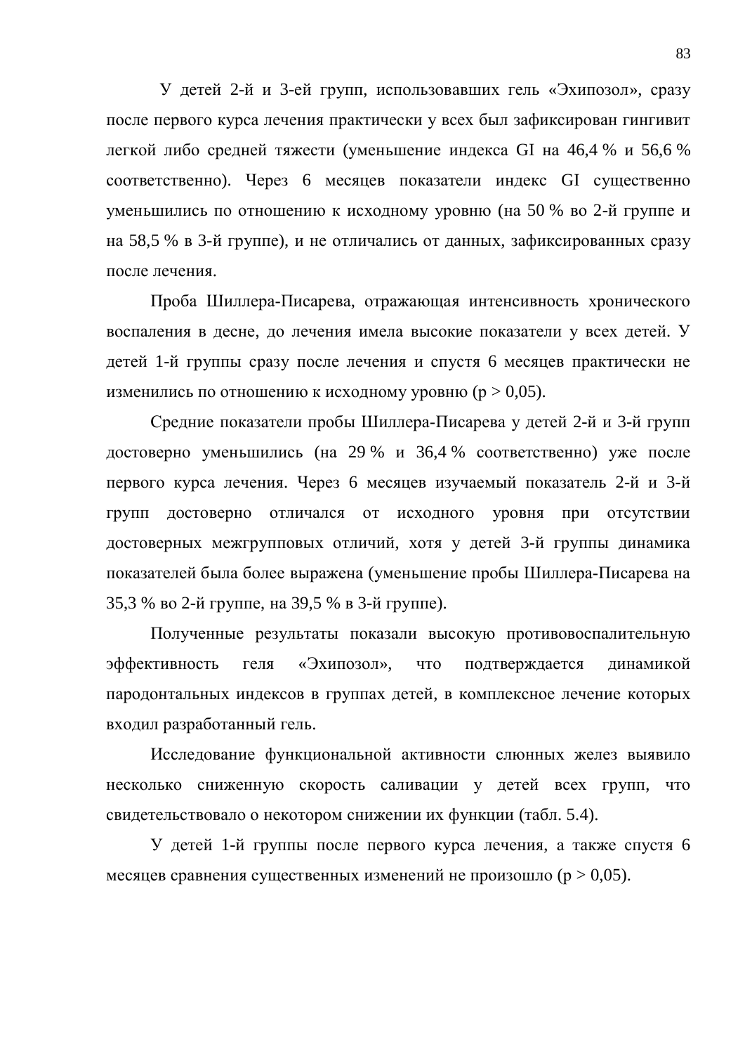У детей 2-й и 3-ей групп, использовавших гель «Эхипозол», сразу после первого курса лечения практически у всех был зафиксирован гингивит легкой либо средней тяжести (уменьшение индекса GI на 46,4 % и 56,6 % соответственно). Через 6 месяцев показатели индекс GI существенно уменьшились по отношению к исходному уровню (на 50 % во 2-й группе и на 58,5 % в 3-й группе), и не отличались от данных, зафиксированных сразу после лечения.

Проба Шиллера-Писарева, отражающая интенсивность хронического воспаления в десне, до лечения имела высокие показатели у всех детей. У детей 1-й группы сразу после лечения и спустя 6 месяцев практически не изменились по отношению к исходному уровню ($p > 0,05$).

Средние показатели пробы Шиллера-Писарева у детей 2-й и 3-й групп достоверно уменьшились (на 29 % и 36,4 % соответственно) уже после первого курса лечения. Через 6 месяцев изучаемый показатель 2-й и 3-й групп достоверно отличался от исходного уровня при отсутствии достоверных межгрупповых отличий, хотя у детей 3-й группы динамика показателей была более выражена (уменьшение пробы Шиллера-Писарева на 35,3 % во 2-й группе, на 39,5 % в 3-й группе).

Полученные результаты показали высокую противовоспалительную эффективность геля «Эхипозол», что подтверждается динамикой пародонтальных индексов в группах детей, в комплексное лечение которых входил разработанный гель.

Исследование функциональной активности слюнных желез выявило несколько сниженную скорость саливации у детей всех групп, что свидетельствовало о некотором снижении их функции (табл. 5.4).

У детей 1-й группы после первого курса лечения, а также спустя 6 месяцев сравнения существенных изменений не произошло ($p > 0,05$).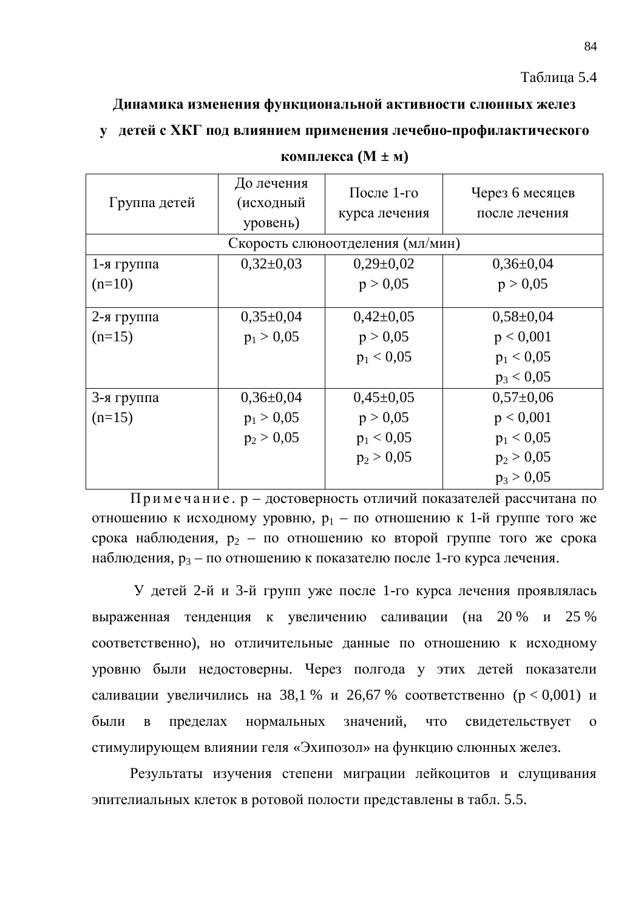Таблица 5.4

**Динамика изменения функциональной активности слюнных желез у детей с ХКГ под влиянием применения лечебно-профилактического комплекса (М ± м)**

| Группа детей | До лечения (исходный уровень) | После 1-го курса лечения | Через 6 месяцев после лечения |
|---|---|---|---|
| Скорость слюноотделения (мл/мин) | | | |
| 1-я группа (n=10) | 0,32±0,03 | 0,29±0,02<br>$p > 0{,}05$ | 0,36±0,04<br>$p > 0{,}05$ |
| 2-я группа (n=15) | 0,35±0,04<br>$p_1 > 0{,}05$ | 0,42±0,05<br>$p > 0{,}05$<br>$p_1 < 0{,}05$ | 0,58±0,04<br>$p < 0{,}001$<br>$p_1 < 0{,}05$<br>$p_3 < 0{,}05$ |
| 3-я группа (n=15) | 0,36±0,04<br>$p_1 > 0{,}05$<br>$p_2 > 0{,}05$ | 0,45±0,05<br>$p > 0{,}05$<br>$p_1 < 0{,}05$<br>$p_2 > 0{,}05$ | 0,57±0,06<br>$p < 0{,}001$<br>$p_1 < 0{,}05$<br>$p_2 > 0{,}05$<br>$p_3 > 0{,}05$ |

Примечание. p – достоверность отличий показателей рассчитана по отношению к исходному уровню, $p_1$ – по отношению к 1-й группе того же срока наблюдения, $p_2$ – по отношению ко второй группе того же срока наблюдения, $p_3$ – по отношению к показателю после 1-го курса лечения.

У детей 2-й и 3-й групп уже после 1-го курса лечения проявлялась выраженная тенденция к увеличению саливации (на 20 % и 25 % соответственно), но отличительные данные по отношению к исходному уровню были недостоверны. Через полгода у этих детей показатели саливации увеличились на 38,1 % и 26,67 % соответственно ($p < 0{,}001$) и были в пределах нормальных значений, что свидетельствует о стимулирующем влиянии геля «Эхипозол» на функцию слюнных желез.

Результаты изучения степени миграции лейкоцитов и слущивания эпителиальных клеток в ротовой полости представлены в табл. 5.5.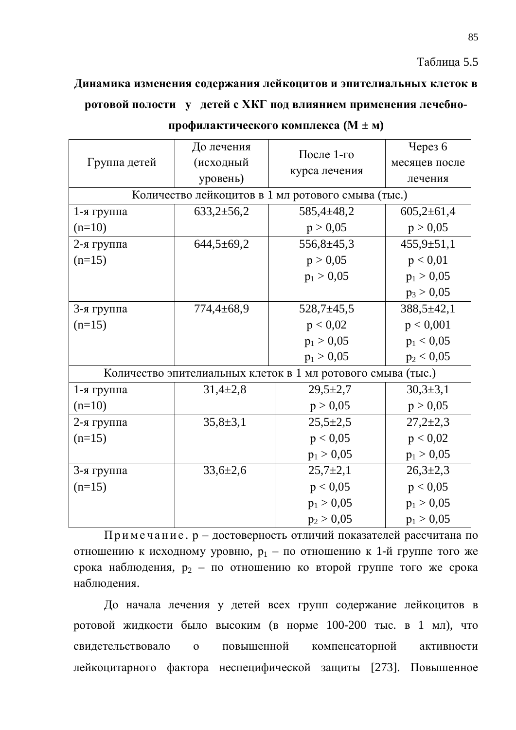Таблица 5.5

**Динамика изменения содержания лейкоцитов и эпителиальных клеток в ротовой полости у детей с ХКГ под влиянием применения лечебно-профилактического комплекса (М ± м)**

| Группа детей | До лечения (исходный уровень) | После 1-го курса лечения | Через 6 месяцев после лечения |
|---|---|---|---|
| Количество лейкоцитов в 1 мл ротового смыва (тыс.) | | | |
| 1-я группа (n=10) | 633,2±56,2 | 585,4±48,2<br>$p > 0,05$ | 605,2±61,4<br>$p > 0,05$ |
| 2-я группа (n=15) | 644,5±69,2 | 556,8±45,3<br>$p > 0,05$<br>$p_1 > 0,05$ | 455,9±51,1<br>$p < 0,01$<br>$p_1 > 0,05$<br>$p_3 > 0,05$ |
| 3-я группа (n=15) | 774,4±68,9 | 528,7±45,5<br>$p < 0,02$<br>$p_1 > 0,05$<br>$p_1 > 0,05$ | 388,5±42,1<br>$p < 0,001$<br>$p_1 < 0,05$<br>$p_2 < 0,05$ |
| Количество эпителиальных клеток в 1 мл ротового смыва (тыс.) | | | |
| 1-я группа (n=10) | 31,4±2,8 | 29,5±2,7<br>$p > 0,05$ | 30,3±3,1<br>$p > 0,05$ |
| 2-я группа (n=15) | 35,8±3,1 | 25,5±2,5<br>$p < 0,05$<br>$p_1 > 0,05$ | 27,2±2,3<br>$p < 0,02$<br>$p_1 > 0,05$ |
| 3-я группа (n=15) | 33,6±2,6 | 25,7±2,1<br>$p < 0,05$<br>$p_1 > 0,05$<br>$p_2 > 0,05$ | 26,3±2,3<br>$p < 0,05$<br>$p_1 > 0,05$<br>$p_1 > 0,05$ |

Примечание. p – достоверность отличий показателей рассчитана по отношению к исходному уровню, $p_1$ – по отношению к 1-й группе того же срока наблюдения, $p_2$ – по отношению ко второй группе того же срока наблюдения.

До начала лечения у детей всех групп содержание лейкоцитов в ротовой жидкости было высоким (в норме 100-200 тыс. в 1 мл), что свидетельствовало о повышенной компенсаторной активности лейкоцитарного фактора неспецифической защиты [273]. Повышенное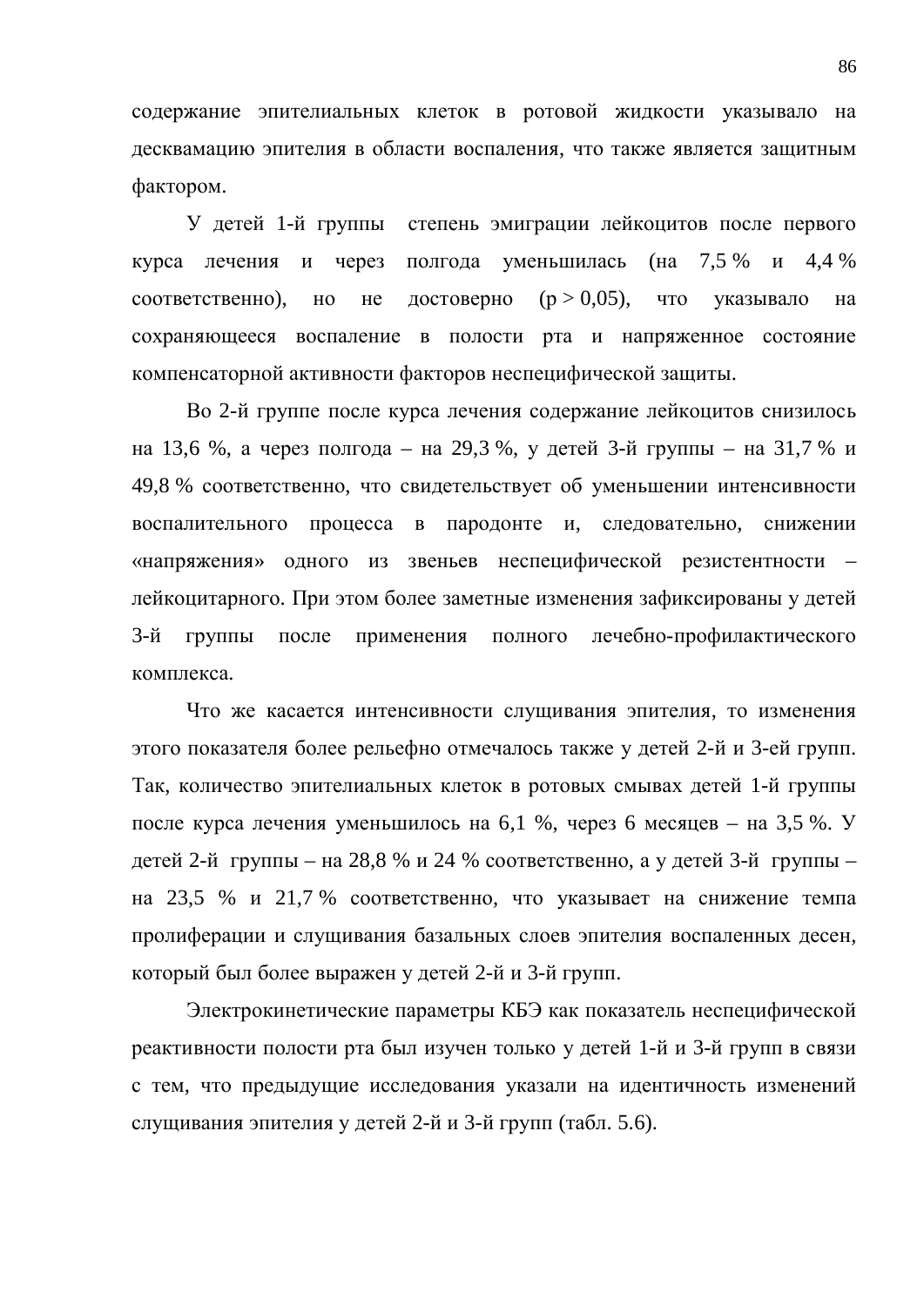содержание эпителиальных клеток в ротовой жидкости указывало на десквамацию эпителия в области воспаления, что также является защитным фактором.

У детей 1-й группы степень эмиграции лейкоцитов после первого курса лечения и через полгода уменьшилась (на 7,5 % и 4,4 % соответственно), но не достоверно ($p > 0,05$), что указывало на сохраняющееся воспаление в полости рта и напряженное состояние компенсаторной активности факторов неспецифической защиты.

Во 2-й группе после курса лечения содержание лейкоцитов снизилось на 13,6 %, а через полгода – на 29,3 %, у детей 3-й группы – на 31,7 % и 49,8 % соответственно, что свидетельствует об уменьшении интенсивности воспалительного процесса в пародонте и, следовательно, снижении «напряжения» одного из звеньев неспецифической резистентности – лейкоцитарного. При этом более заметные изменения зафиксированы у детей 3-й группы после применения полного лечебно-профилактического комплекса.

Что же касается интенсивности слущивания эпителия, то изменения этого показателя более рельефно отмечалось также у детей 2-й и 3-ей групп. Так, количество эпителиальных клеток в ротовых смывах детей 1-й группы после курса лечения уменьшилось на 6,1 %, через 6 месяцев – на 3,5 %. У детей 2-й группы – на 28,8 % и 24 % соответственно, а у детей 3-й группы – на 23,5 % и 21,7 % соответственно, что указывает на снижение темпа пролиферации и слущивания базальных слоев эпителия воспаленных десен, который был более выражен у детей 2-й и 3-й групп.

Электрокинетические параметры КБЭ как показатель неспецифической реактивности полости рта был изучен только у детей 1-й и 3-й групп в связи с тем, что предыдущие исследования указали на идентичность изменений слущивания эпителия у детей 2-й и 3-й групп (табл. 5.6).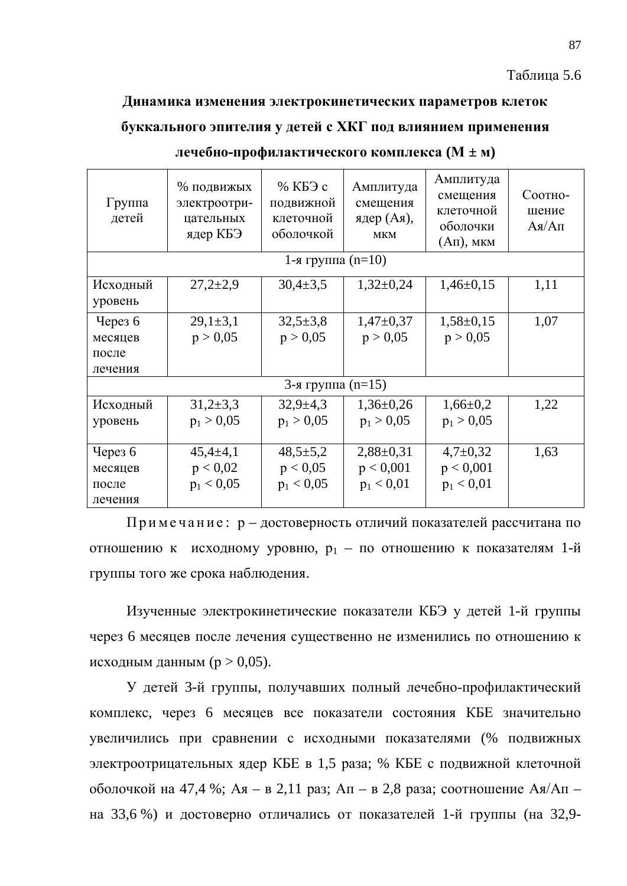Таблица 5.6

**Динамика изменения электрокинетических параметров клеток буккального эпителия у детей с ХКГ под влиянием применения лечебно-профилактического комплекса (M ± м)**

| Группа детей | % подвижых электроотри-цательных ядер КБЭ | % КБЭ с подвижной клеточной оболочкой | Амплитуда смещения ядер (Ая), мкм | Амплитуда смещения клеточной оболочки (Ап), мкм | Соотно-шение Ая/Ап |
|---|---|---|---|---|---|
| 1-я группа (n=10) | | | | | |
| Исходный уровень | 27,2±2,9 | 30,4±3,5 | 1,32±0,24 | 1,46±0,15 | 1,11 |
| Через 6 месяцев после лечения | 29,1±3,1 $p > 0{,}05$ | 32,5±3,8 $p > 0{,}05$ | 1,47±0,37 $p > 0{,}05$ | 1,58±0,15 $p > 0{,}05$ | 1,07 |
| 3-я группа (n=15) | | | | | |
| Исходный уровень | 31,2±3,3 $p_1 > 0{,}05$ | 32,9±4,3 $p_1 > 0{,}05$ | 1,36±0,26 $p_1 > 0{,}05$ | 1,66±0,2 $p_1 > 0{,}05$ | 1,22 |
| Через 6 месяцев после лечения | 45,4±4,1 $p < 0{,}02$ $p_1 < 0{,}05$ | 48,5±5,2 $p < 0{,}05$ $p_1 < 0{,}05$ | 2,88±0,31 $p < 0{,}001$ $p_1 < 0{,}01$ | 4,7±0,32 $p < 0{,}001$ $p_1 < 0{,}01$ | 1,63 |

Примечание: p – достоверность отличий показателей рассчитана по отношению к исходному уровню, $p_1$ – по отношению к показателям 1-й группы того же срока наблюдения.

Изученные электрокинетические показатели КБЭ у детей 1-й группы через 6 месяцев после лечения существенно не изменились по отношению к исходным данным ($p > 0{,}05$).

У детей 3-й группы, получавших полный лечебно-профилактический комплекс, через 6 месяцев все показатели состояния КБЕ значительно увеличились при сравнении с исходными показателями (% подвижных электроотрицательных ядер КБЕ в 1,5 раза; % КБЕ с подвижной клеточной оболочкой на 47,4 %; Ая – в 2,11 раз; Ап – в 2,8 раза; соотношение Ая/Ап – на 33,6 %) и достоверно отличались от показателей 1-й группы (на 32,9-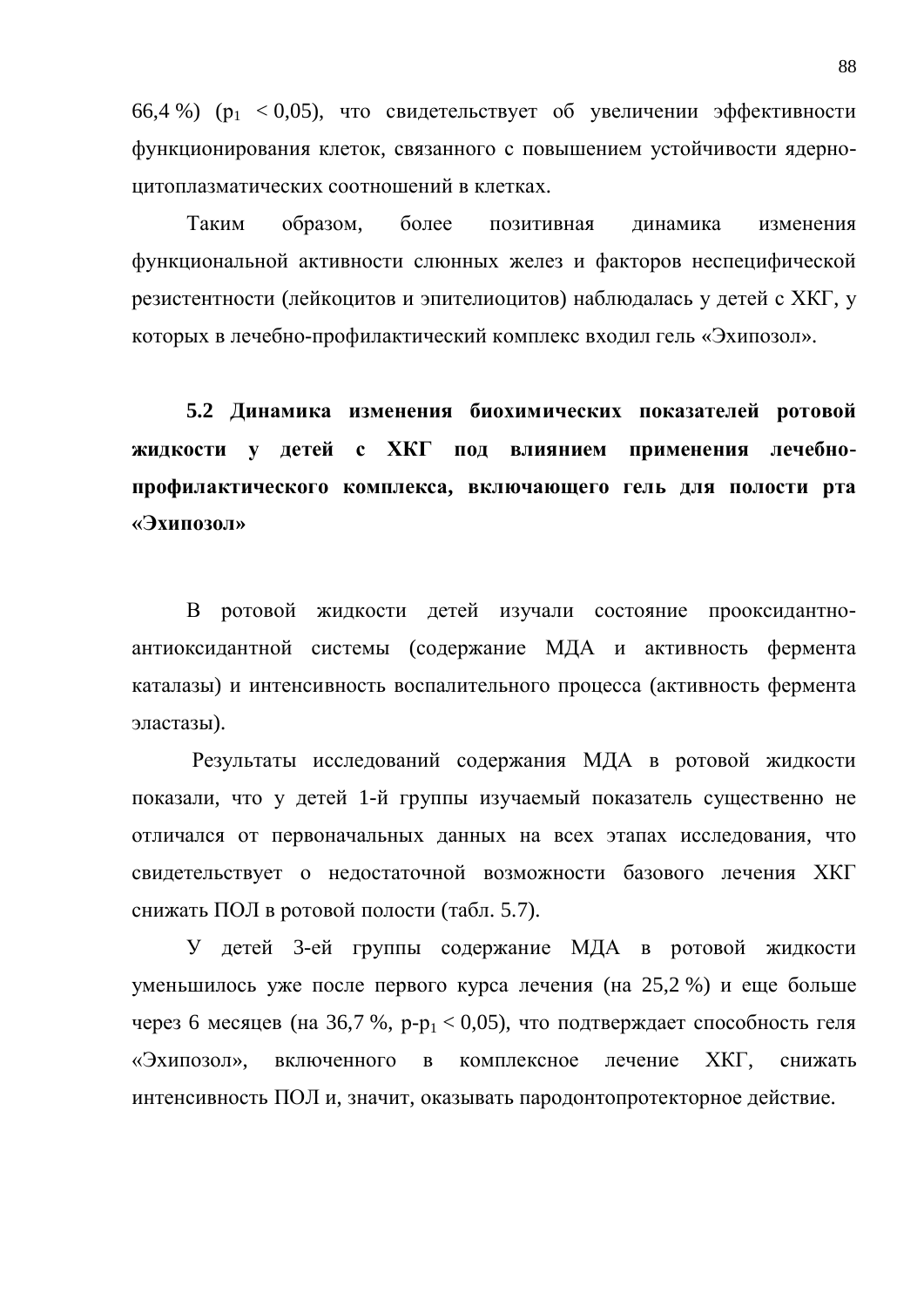66,4 %) ($p_1$ < 0,05), что свидетельствует об увеличении эффективности функционирования клеток, связанного с повышением устойчивости ядерно-цитоплазматических соотношений в клетках.

Таким образом, более позитивная динамика изменения функциональной активности слюнных желез и факторов неспецифической резистентности (лейкоцитов и эпителиоцитов) наблюдалась у детей с ХКГ, у которых в лечебно-профилактический комплекс входил гель «Эхипозол».

## 5.2 Динамика изменения биохимических показателей ротовой жидкости у детей с ХКГ под влиянием применения лечебно-профилактического комплекса, включающего гель для полости рта «Эхипозол»

В ротовой жидкости детей изучали состояние прооксидантно-антиоксидантной системы (содержание МДА и активность фермента каталазы) и интенсивность воспалительного процесса (активность фермента эластазы).

Результаты исследований содержания МДА в ротовой жидкости показали, что у детей 1-й группы изучаемый показатель существенно не отличался от первоначальных данных на всех этапах исследования, что свидетельствует о недостаточной возможности базового лечения ХКГ снижать ПОЛ в ротовой полости (табл. 5.7).

У детей 3-ей группы содержание МДА в ротовой жидкости уменьшилось уже после первого курса лечения (на 25,2 %) и еще больше через 6 месяцев (на 36,7 %, $p$-$p_1$ < 0,05), что подтверждает способность геля «Эхипозол», включенного в комплексное лечение ХКГ, снижать интенсивность ПОЛ и, значит, оказывать пародонтопротекторное действие.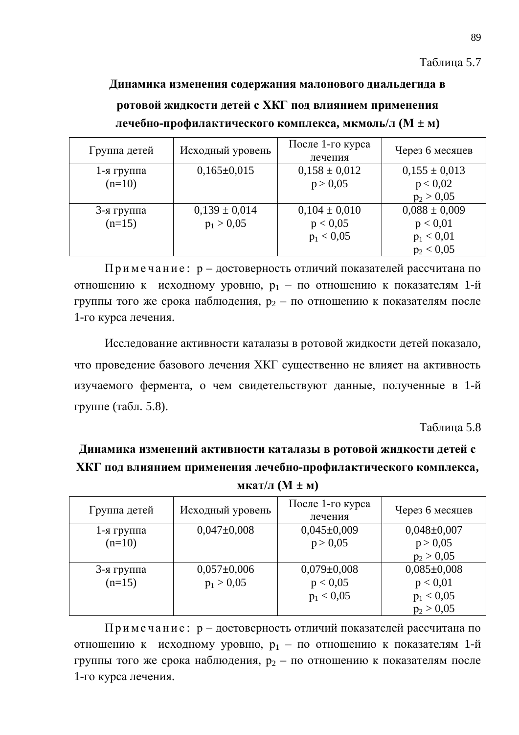Таблица 5.7

**Динамика изменения содержания малонового диальдегида в ротовой жидкости детей с ХКГ под влиянием применения лечебно-профилактического комплекса, мкмоль/л (М ± м)**

| Группа детей | Исходный уровень | После 1-го курса лечения | Через 6 месяцев |
|---|---|---|---|
| 1-я группа (n=10) | 0,165±0,015 | 0,158 ± 0,012<br>$p > 0,05$ | 0,155 ± 0,013<br>$p < 0,02$<br>$p_2 > 0,05$ |
| 3-я группа (n=15) | 0,139 ± 0,014<br>$p_1 > 0,05$ | 0,104 ± 0,010<br>$p < 0,05$<br>$p_1 < 0,05$ | 0,088 ± 0,009<br>$p < 0,01$<br>$p_1 < 0,01$<br>$p_2 < 0,05$ |

П р и м е ч а н и е : p – достоверность отличий показателей рассчитана по отношению к исходному уровню, $p_1$ – по отношению к показателям 1-й группы того же срока наблюдения, $p_2$ – по отношению к показателям после 1-го курса лечения.

Исследование активности каталазы в ротовой жидкости детей показало, что проведение базового лечения ХКГ существенно не влияет на активность изучаемого фермента, о чем свидетельствуют данные, полученные в 1-й группе (табл. 5.8).

Таблица 5.8

**Динамика изменений активности каталазы в ротовой жидкости детей с ХКГ под влиянием применения лечебно-профилактического комплекса, мкат/л (М ± м)**

| Группа детей | Исходный уровень | После 1-го курса лечения | Через 6 месяцев |
|---|---|---|---|
| 1-я группа (n=10) | 0,047±0,008 | 0,045±0,009<br>$p > 0,05$ | 0,048±0,007<br>$p > 0,05$<br>$p_2 > 0,05$ |
| 3-я группа (n=15) | 0,057±0,006<br>$p_1 > 0,05$ | 0,079±0,008<br>$p < 0,05$<br>$p_1 < 0,05$ | 0,085±0,008<br>$p < 0,01$<br>$p_1 < 0,05$<br>$p_2 > 0,05$ |

П р и м е ч а н и е : p – достоверность отличий показателей рассчитана по отношению к исходному уровню, $p_1$ – по отношению к показателям 1-й группы того же срока наблюдения, $p_2$ – по отношению к показателям после 1-го курса лечения.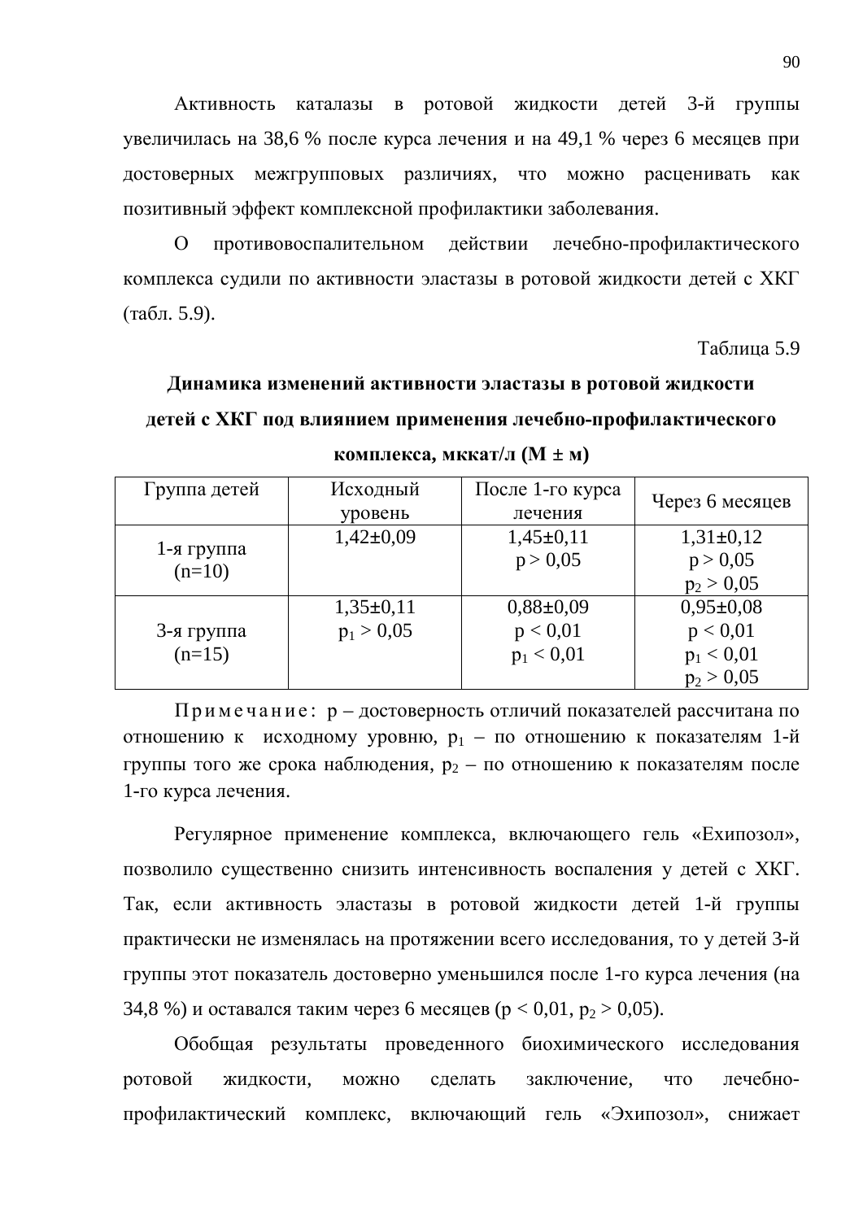Активность каталазы в ротовой жидкости детей 3-й группы увеличилась на 38,6 % после курса лечения и на 49,1 % через 6 месяцев при достоверных межгрупповых различиях, что можно расценивать как позитивный эффект комплексной профилактики заболевания.

О противовоспалительном действии лечебно-профилактического комплекса судили по активности эластазы в ротовой жидкости детей с ХКГ (табл. 5.9).

Таблица 5.9

**Динамика изменений активности эластазы в ротовой жидкости детей с ХКГ под влиянием применения лечебно-профилактического комплекса, мккат/л (М ± м)**

| Группа детей | Исходный уровень | После 1-го курса лечения | Через 6 месяцев |
|---|---|---|---|
| 1-я группа (n=10) | 1,42±0,09 | 1,45±0,11<br>$p > 0,05$ | 1,31±0,12<br>$p > 0,05$<br>$p_2 > 0,05$ |
| 3-я группа (n=15) | 1,35±0,11<br>$p_1 > 0,05$ | 0,88±0,09<br>$p < 0,01$<br>$p_1 < 0,01$ | 0,95±0,08<br>$p < 0,01$<br>$p_1 < 0,01$<br>$p_2 > 0,05$ |

Примечание: p – достоверность отличий показателей рассчитана по отношению к исходному уровню, $p_1$ – по отношению к показателям 1-й группы того же срока наблюдения, $p_2$ – по отношению к показателям после 1-го курса лечения.

Регулярное применение комплекса, включающего гель «Ехипозол», позволило существенно снизить интенсивность воспаления у детей с ХКГ. Так, если активность эластазы в ротовой жидкости детей 1-й группы практически не изменялась на протяжении всего исследования, то у детей 3-й группы этот показатель достоверно уменьшился после 1-го курса лечения (на 34,8 %) и оставался таким через 6 месяцев ($p < 0,01$, $p_2 > 0,05$).

Обобщая результаты проведенного биохимического исследования ротовой жидкости, можно сделать заключение, что лечебно-профилактический комплекс, включающий гель «Эхипозол», снижает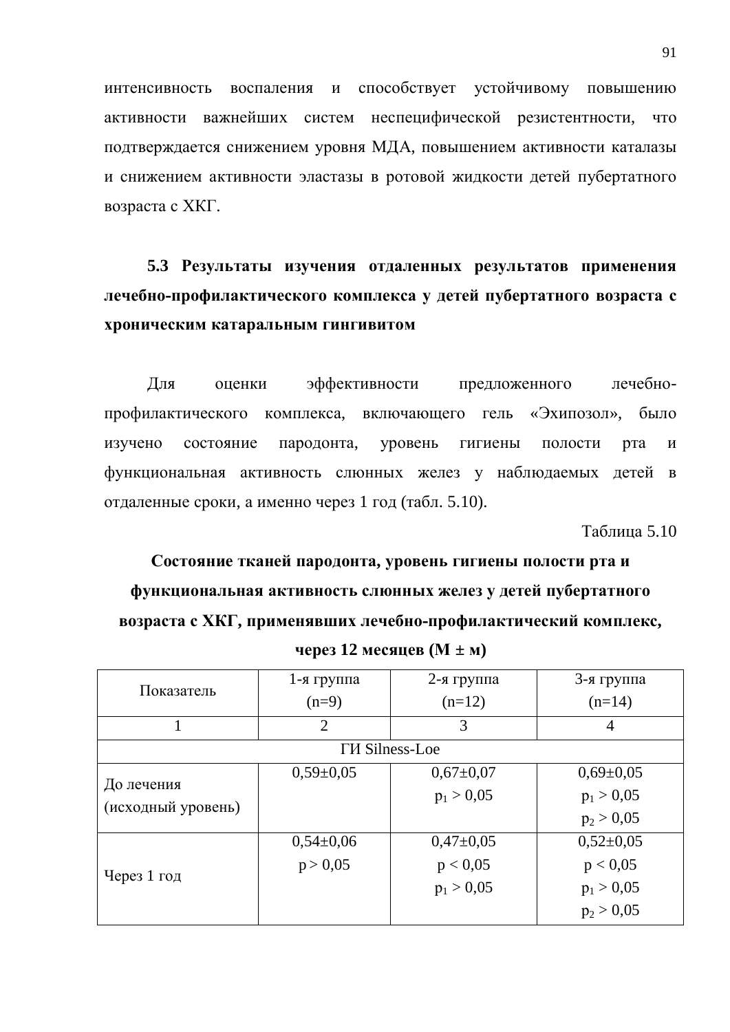интенсивность воспаления и способствует устойчивому повышению активности важнейших систем неспецифической резистентности, что подтверждается снижением уровня МДА, повышением активности каталазы и снижением активности эластазы в ротовой жидкости детей пубертатного возраста с ХКГ.

### 5.3 Результаты изучения отдаленных результатов применения лечебно-профилактического комплекса у детей пубертатного возраста с хроническим катаральным гингивитом

Для оценки эффективности предложенного лечебно-профилактического комплекса, включающего гель «Эхипозол», было изучено состояние пародонта, уровень гигиены полости рта и функциональная активность слюнных желез у наблюдаемых детей в отдаленные сроки, а именно через 1 год (табл. 5.10).

Таблица 5.10

**Состояние тканей пародонта, уровень гигиены полости рта и функциональная активность слюнных желез у детей пубертатного возраста с ХКГ, применявших лечебно-профилактический комплекс, через 12 месяцев (М ± м)**

| Показатель | 1-я группа (n=9) | 2-я группа (n=12) | 3-я группа (n=14) |
|---|---|---|---|
| 1 | 2 | 3 | 4 |
| ГИ Silness-Loe | | | |
| До лечения (исходный уровень) | 0,59±0,05 | 0,67±0,07<br>$p_1 > 0,05$ | 0,69±0,05<br>$p_1 > 0,05$<br>$p_2 > 0,05$ |
| Через 1 год | 0,54±0,06<br>$p > 0,05$ | 0,47±0,05<br>$p < 0,05$<br>$p_1 > 0,05$ | 0,52±0,05<br>$p < 0,05$<br>$p_1 > 0,05$<br>$p_2 > 0,05$ |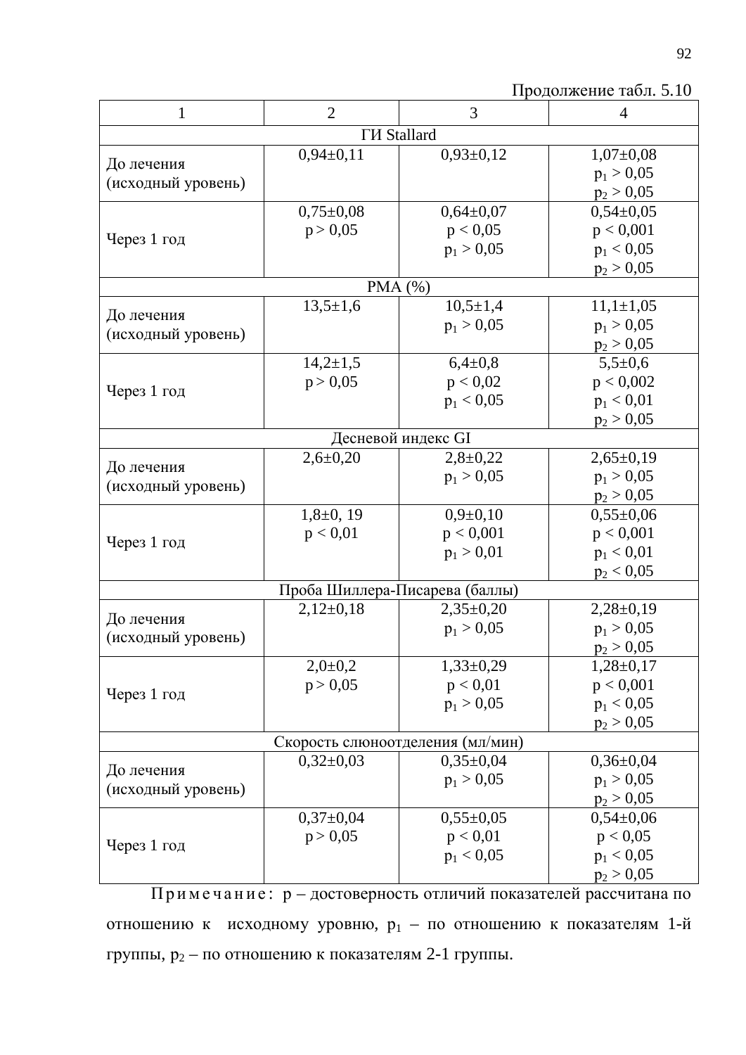Продолжение табл. 5.10

| 1 | 2 | 3 | 4 |
|---|---|---|---|
| ГИ Stallard | | | |
| До лечения (исходный уровень) | 0,94±0,11 | 0,93±0,12 | 1,07±0,08 $p_1 > 0,05$ $p_2 > 0,05$ |
| Через 1 год | 0,75±0,08 $p > 0,05$ | 0,64±0,07 $p < 0,05$ $p_1 > 0,05$ | 0,54±0,05 $p < 0,001$ $p_1 < 0,05$ $p_2 > 0,05$ |
| РМА (%) | | | |
| До лечения (исходный уровень) | 13,5±1,6 | 10,5±1,4 $p_1 > 0,05$ | 11,1±1,05 $p_1 > 0,05$ $p_2 > 0,05$ |
| Через 1 год | 14,2±1,5 $p > 0,05$ | 6,4±0,8 $p < 0,02$ $p_1 < 0,05$ | 5,5±0,6 $p < 0,002$ $p_1 < 0,01$ $p_2 > 0,05$ |
| Десневой индекс GI | | | |
| До лечения (исходный уровень) | 2,6±0,20 | 2,8±0,22 $p_1 > 0,05$ | 2,65±0,19 $p_1 > 0,05$ $p_2 > 0,05$ |
| Через 1 год | 1,8±0, 19 $p < 0,01$ | 0,9±0,10 $p < 0,001$ $p_1 > 0,01$ | 0,55±0,06 $p < 0,001$ $p_1 < 0,01$ $p_2 < 0,05$ |
| Проба Шиллера-Писарева (баллы) | | | |
| До лечения (исходный уровень) | 2,12±0,18 | 2,35±0,20 $p_1 > 0,05$ | 2,28±0,19 $p_1 > 0,05$ $p_2 > 0,05$ |
| Через 1 год | 2,0±0,2 $p > 0,05$ | 1,33±0,29 $p < 0,01$ $p_1 > 0,05$ | 1,28±0,17 $p < 0,001$ $p_1 < 0,05$ $p_2 > 0,05$ |
| Скорость слюноотделения (мл/мин) | | | |
| До лечения (исходный уровень) | 0,32±0,03 | 0,35±0,04 $p_1 > 0,05$ | 0,36±0,04 $p_1 > 0,05$ $p_2 > 0,05$ |
| Через 1 год | 0,37±0,04 $p > 0,05$ | 0,55±0,05 $p < 0,01$ $p_1 < 0,05$ | 0,54±0,06 $p < 0,05$ $p_1 < 0,05$ $p_2 > 0,05$ |

Примечание: p – достоверность отличий показателей рассчитана по отношению к исходному уровню, $p_1$ – по отношению к показателям 1-й группы, $p_2$ – по отношению к показателям 2-1 группы.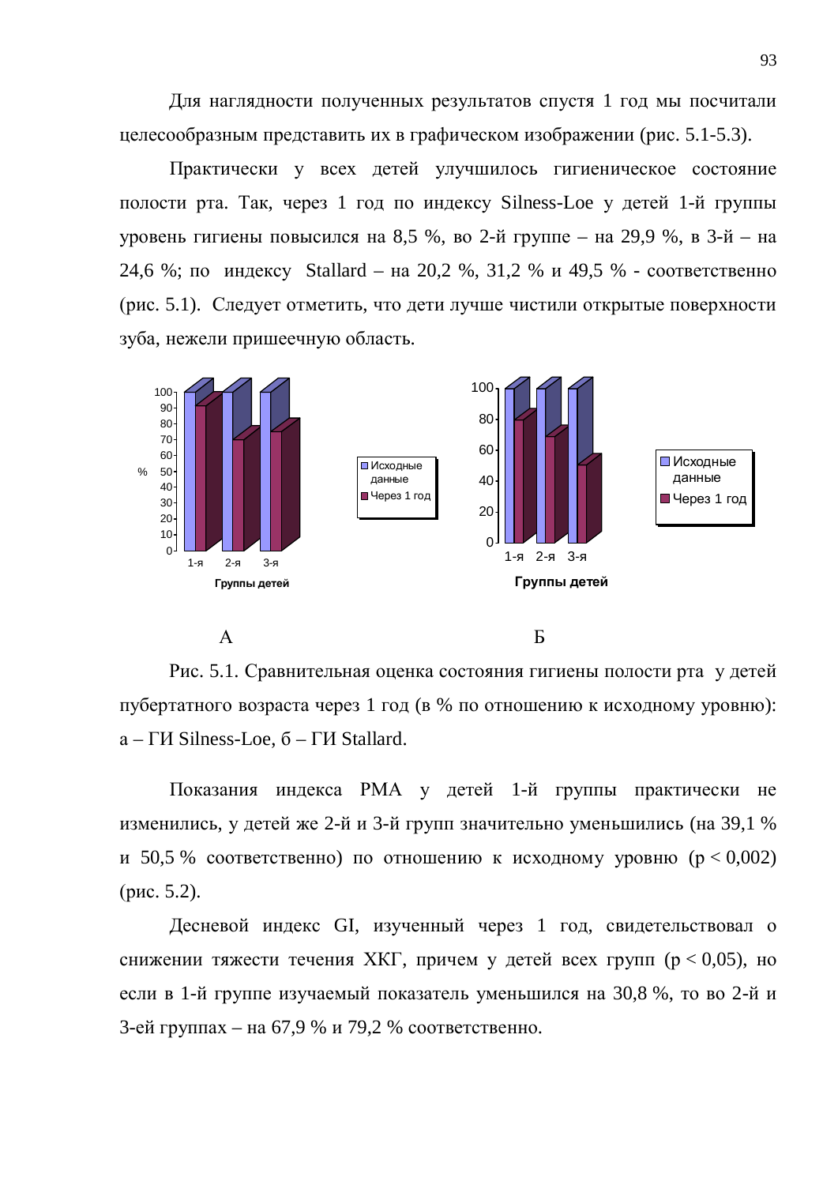Для наглядности полученных результатов спустя 1 год мы посчитали целесообразным представить их в графическом изображении (рис. 5.1-5.3).

Практически у всех детей улучшилось гигиеническое состояние полости рта. Так, через 1 год по индексу Silness-Loe у детей 1-й группы уровень гигиены повысился на 8,5 %, во 2-й группе – на 29,9 %, в 3-й – на 24,6 %; по индексу Stallard – на 20,2 %, 31,2 % и 49,5 % - соответственно (рис. 5.1). Следует отметить, что дети лучше чистили открытые поверхности зуба, нежели пришеечную область.

А Б

Рис. 5.1. Сравнительная оценка состояния гигиены полости рта у детей пубертатного возраста через 1 год (в % по отношению к исходному уровню): а – ГИ Silness-Loe, б – ГИ Stallard.

Показания индекса PMA у детей 1-й группы практически не изменились, у детей же 2-й и 3-й групп значительно уменьшились (на 39,1 % и 50,5 % соответственно) по отношению к исходному уровню ($p < 0,002$) (рис. 5.2).

Десневой индекс GI, изученный через 1 год, свидетельствовал о снижении тяжести течения ХКГ, причем у детей всех групп ($p < 0,05$), но если в 1-й группе изучаемый показатель уменьшился на 30,8 %, то во 2-й и 3-ей группах – на 67,9 % и 79,2 % соответственно.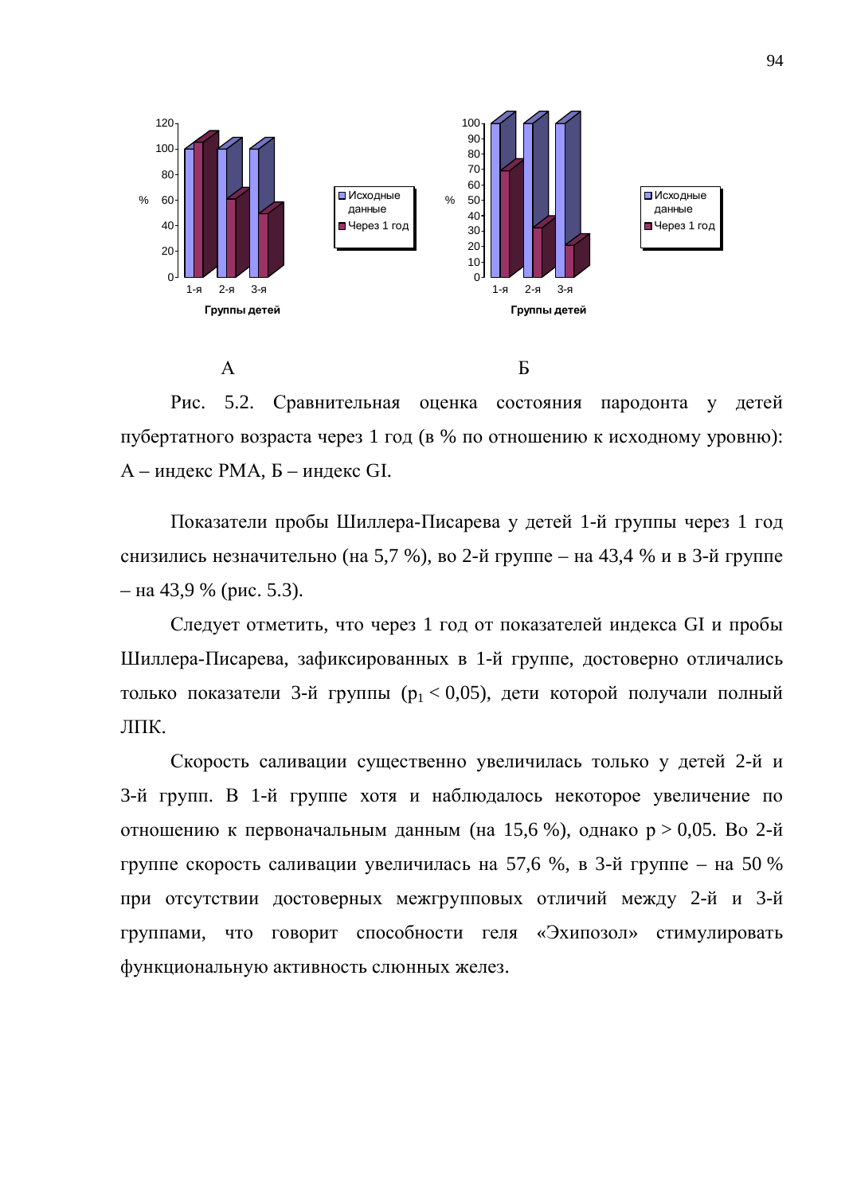А Б

Рис. 5.2. Сравнительная оценка состояния пародонта у детей пубертатного возраста через 1 год (в % по отношению к исходному уровню): А – индекс РМА, Б – индекс GI.

Показатели пробы Шиллера-Писарева у детей 1-й группы через 1 год снизились незначительно (на 5,7 %), во 2-й группе – на 43,4 % и в 3-й группе – на 43,9 % (рис. 5.3).

Следует отметить, что через 1 год от показателей индекса GI и пробы Шиллера-Писарева, зафиксированных в 1-й группе, достоверно отличались только показатели 3-й группы ($p_1 < 0,05$), дети которой получали полный ЛПК.

Скорость саливации существенно увеличилась только у детей 2-й и 3-й групп. В 1-й группе хотя и наблюдалось некоторое увеличение по отношению к первоначальным данным (на 15,6 %), однако $p > 0,05$. Во 2-й группе скорость саливации увеличилась на 57,6 %, в 3-й группе – на 50 % при отсутствии достоверных межгрупповых отличий между 2-й и 3-й группами, что говорит способности геля «Эхипозол» стимулировать функциональную активность слюнных желез.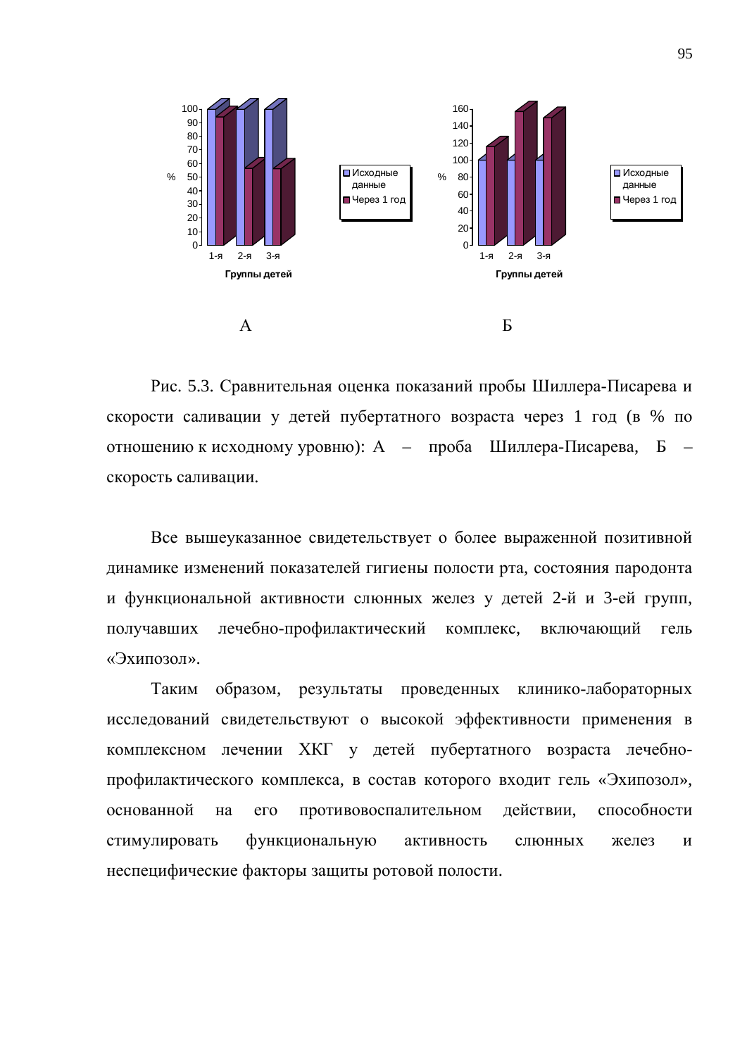Рис. 5.3. Сравнительная оценка показаний пробы Шиллера-Писарева и скорости саливации у детей пубертатного возраста через 1 год (в % по отношению к исходному уровню): А – проба Шиллера-Писарева, Б – скорость саливации.

Все вышеуказанное свидетельствует о более выраженной позитивной динамике изменений показателей гигиены полости рта, состояния пародонта и функциональной активности слюнных желез у детей 2-й и 3-ей групп, получавших лечебно-профилактический комплекс, включающий гель «Эхипозол».

Таким образом, результаты проведенных клинико-лабораторных исследований свидетельствуют о высокой эффективности применения в комплексном лечении ХКГ у детей пубертатного возраста лечебно-профилактического комплекса, в состав которого входит гель «Эхипозол», основанной на его противовоспалительном действии, способности стимулировать функциональную активность слюнных желез и неспецифические факторы защиты ротовой полости.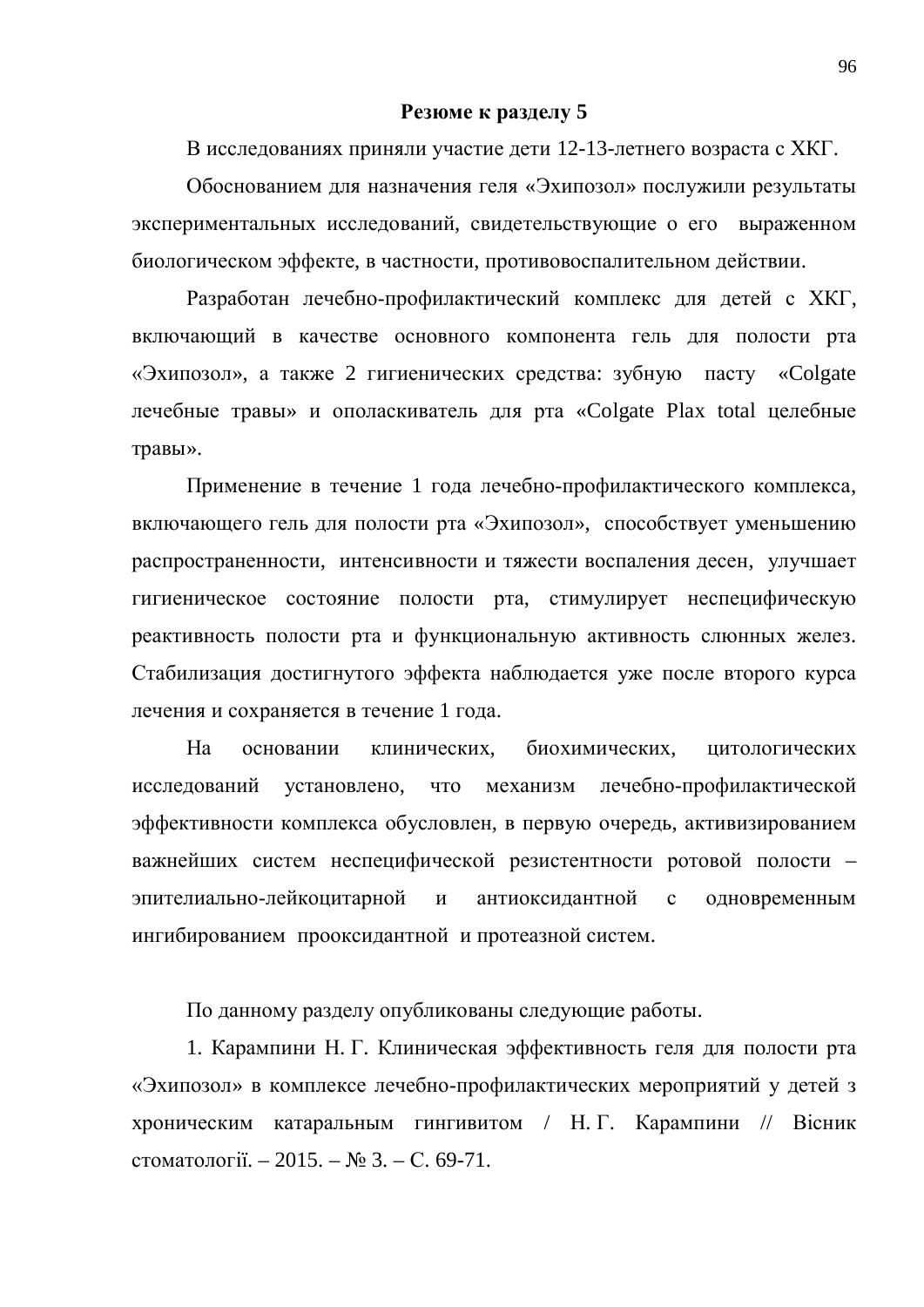## Резюме к разделу 5

В исследованиях приняли участие дети 12-13-летнего возраста с ХКГ.

Обоснованием для назначения геля «Эхипозол» послужили результаты экспериментальных исследований, свидетельствующие о его выраженном биологическом эффекте, в частности, противовоспалительном действии.

Разработан лечебно-профилактический комплекс для детей с ХКГ, включающий в качестве основного компонента гель для полости рта «Эхипозол», а также 2 гигиенических средства: зубную пасту «Colgate лечебные травы» и ополаскиватель для рта «Colgate Plax total целебные травы».

Применение в течение 1 года лечебно-профилактического комплекса, включающего гель для полости рта «Эхипозол», способствует уменьшению распространенности, интенсивности и тяжести воспаления десен, улучшает гигиеническое состояние полости рта, стимулирует неспецифическую реактивность полости рта и функциональную активность слюнных желез. Стабилизация достигнутого эффекта наблюдается уже после второго курса лечения и сохраняется в течение 1 года.

На основании клинических, биохимических, цитологических исследований установлено, что механизм лечебно-профилактической эффективности комплекса обусловлен, в первую очередь, активизированием важнейших систем неспецифической резистентности ротовой полости – эпителиально-лейкоцитарной и антиоксидантной с одновременным ингибированием прооксидантной и протеазной систем.

По данному разделу опубликованы следующие работы.

1. Карампини Н. Г. Клиническая эффективность геля для полости рта «Эхипозол» в комплексе лечебно-профилактических мероприятий у детей з хроническим катаральным гингивитом / Н. Г. Карампини // Вісник стоматології. – 2015. – № 3. – С. 69-71.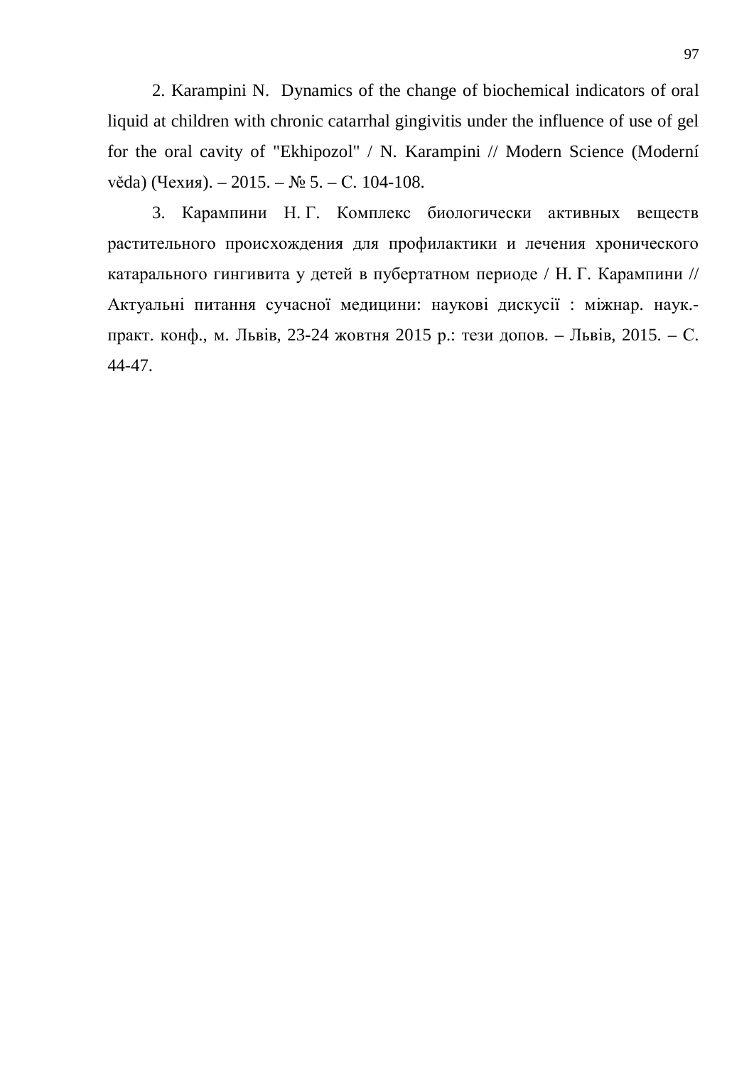2. Karampini N. Dynamics of the change of biochemical indicators of oral liquid at children with chronic catarrhal gingivitis under the influence of use of gel for the oral cavity of "Ekhipozol" / N. Karampini // Modern Science (Moderní věda) (Чехия). – 2015. – № 5. – С. 104-108.

3. Карампини Н. Г. Комплекс биологически активных веществ растительного происхождения для профилактики и лечения хронического катарального гингивита у детей в пубертатном периоде / Н. Г. Карампини // Актуальні питання сучасної медицини: наукові дискусії : міжнар. наук.-практ. конф., м. Львів, 23-24 жовтня 2015 р.: тези допов. – Львів, 2015. – С. 44-47.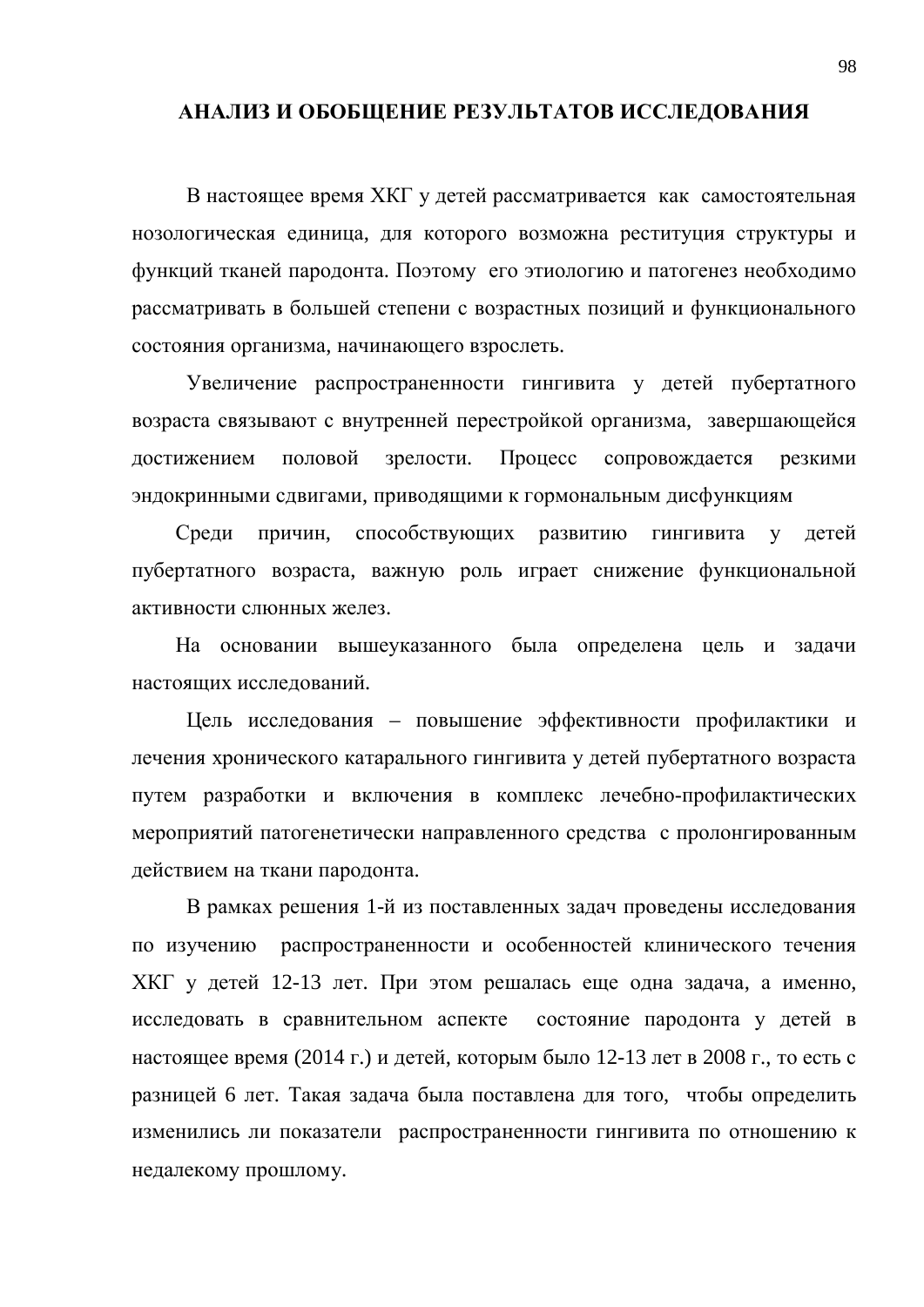# АНАЛИЗ И ОБОБЩЕНИЕ РЕЗУЛЬТАТОВ ИССЛЕДОВАНИЯ

В настоящее время ХКГ у детей рассматривается как самостоятельная нозологическая единица, для которого возможна реституция структуры и функций тканей пародонта. Поэтому его этиологию и патогенез необходимо рассматривать в большей степени с возрастных позиций и функционального состояния организма, начинающего взрослеть.

Увеличение распространенности гингивита у детей пубертатного возраста связывают с внутренней перестройкой организма, завершающейся достижением половой зрелости. Процесс сопровождается резкими эндокринными сдвигами, приводящими к гормональным дисфункциям

Среди причин, способствующих развитию гингивита у детей пубертатного возраста, важную роль играет снижение функциональной активности слюнных желез.

На основании вышеуказанного была определена цель и задачи настоящих исследований.

Цель исследования – повышение эффективности профилактики и лечения хронического катарального гингивита у детей пубертатного возраста путем разработки и включения в комплекс лечебно-профилактических мероприятий патогенетически направленного средства с пролонгированным действием на ткани пародонта.

В рамках решения 1-й из поставленных задач проведены исследования по изучению распространенности и особенностей клинического течения ХКГ у детей 12-13 лет. При этом решалась еще одна задача, а именно, исследовать в сравнительном аспекте состояние пародонта у детей в настоящее время (2014 г.) и детей, которым было 12-13 лет в 2008 г., то есть с разницей 6 лет. Такая задача была поставлена для того, чтобы определить изменились ли показатели распространенности гингивита по отношению к недалекому прошлому.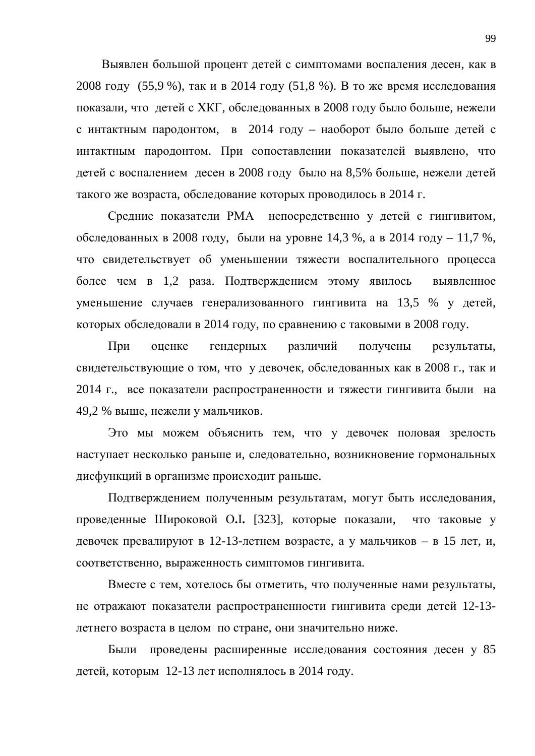Выявлен большой процент детей с симптомами воспаления десен, как в 2008 году (55,9 %), так и в 2014 году (51,8 %). В то же время исследования показали, что детей с ХКГ, обследованных в 2008 году было больше, нежели с интактным пародонтом, в 2014 году – наоборот было больше детей с интактным пародонтом. При сопоставлении показателей выявлено, что детей с воспалением десен в 2008 году было на 8,5% больше, нежели детей такого же возраста, обследование которых проводилось в 2014 г.

Средние показатели РМА непосредственно у детей с гингивитом, обследованных в 2008 году, были на уровне 14,3 %, а в 2014 году – 11,7 %, что свидетельствует об уменьшении тяжести воспалительного процесса более чем в 1,2 раза. Подтверждением этому явилось выявленное уменьшение случаев генерализованного гингивита на 13,5 % у детей, которых обследовали в 2014 году, по сравнению с таковыми в 2008 году.

При оценке гендерных различий получены результаты, свидетельствующие о том, что у девочек, обследованных как в 2008 г., так и 2014 г., все показатели распространенности и тяжести гингивита были на 49,2 % выше, нежели у мальчиков.

Это мы можем объяснить тем, что у девочек половая зрелость наступает несколько раньше и, следовательно, возникновение гормональных дисфункций в организме происходит раньше.

Подтверждением полученным результатам, могут быть исследования, проведенные Широковой О.І. [323], которые показали, что таковые у девочек превалируют в 12-13-летнем возрасте, а у мальчиков – в 15 лет, и, соответственно, выраженность симптомов гингивита.

Вместе с тем, хотелось бы отметить, что полученные нами результаты, не отражают показатели распространенности гингивита среди детей 12-13-летнего возраста в целом по стране, они значительно ниже.

Были проведены расширенные исследования состояния десен у 85 детей, которым 12-13 лет исполнялось в 2014 году.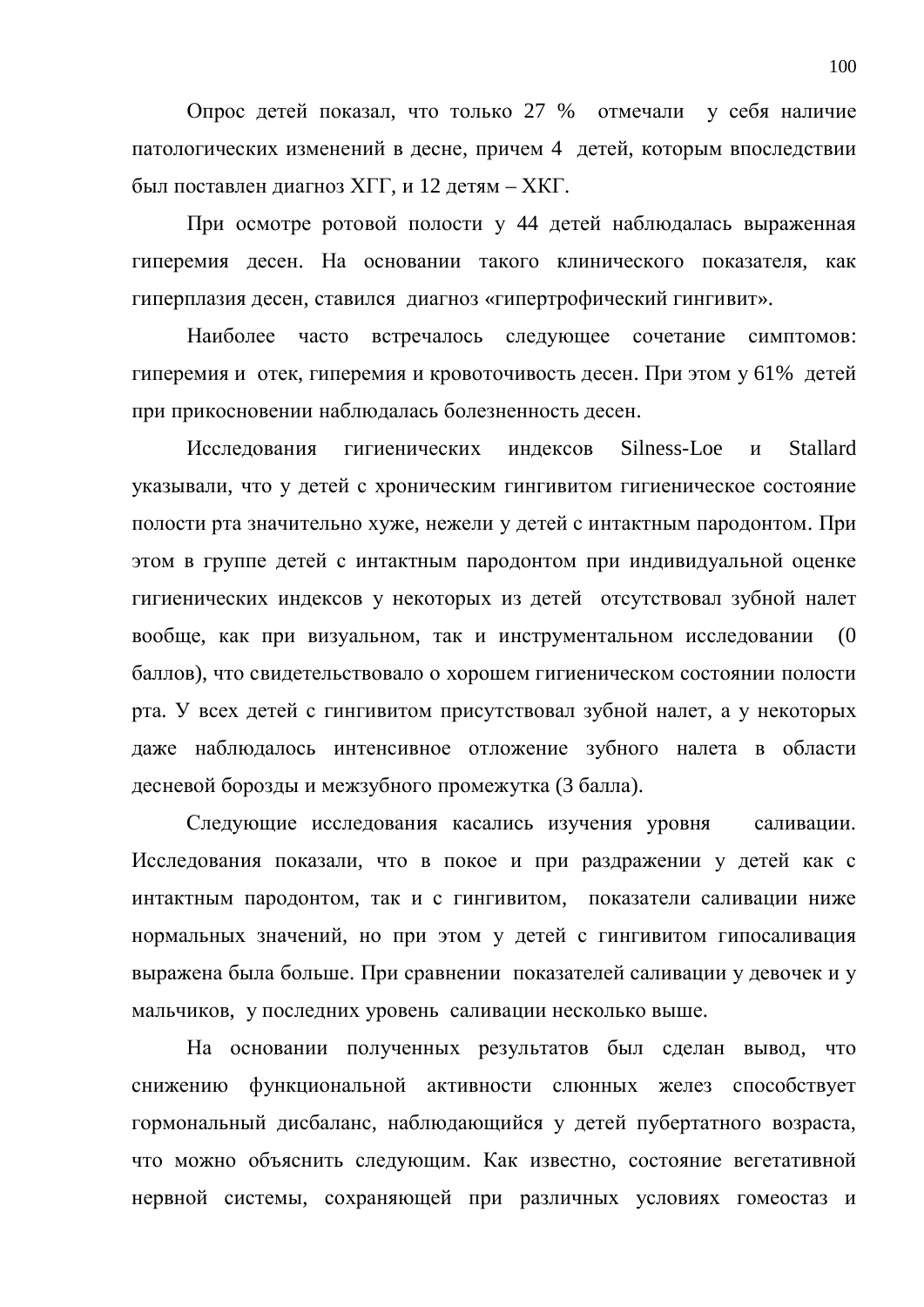Опрос детей показал, что только 27 % отмечали у себя наличие патологических изменений в десне, причем 4 детей, которым впоследствии был поставлен диагноз ХГГ, и 12 детям – ХКГ.

При осмотре ротовой полости у 44 детей наблюдалась выраженная гиперемия десен. На основании такого клинического показателя, как гиперплазия десен, ставился диагноз «гипертрофический гингивит».

Наиболее часто встречалось следующее сочетание симптомов: гиперемия и отек, гиперемия и кровоточивость десен. При этом у 61% детей при прикосновении наблюдалась болезненность десен.

Исследования гигиенических индексов Silness-Loe и Stallard указывали, что у детей с хроническим гингивитом гигиеническое состояние полости рта значительно хуже, нежели у детей с интактным пародонтом. При этом в группе детей с интактным пародонтом при индивидуальной оценке гигиенических индексов у некоторых из детей отсутствовал зубной налет вообще, как при визуальном, так и инструментальном исследовании (0 баллов), что свидетельствовало о хорошем гигиеническом состоянии полости рта. У всех детей с гингивитом присутствовал зубной налет, а у некоторых даже наблюдалось интенсивное отложение зубного налета в области десневой борозды и межзубного промежутка (3 балла).

Следующие исследования касались изучения уровня саливации. Исследования показали, что в покое и при раздражении у детей как с интактным пародонтом, так и с гингивитом, показатели саливации ниже нормальных значений, но при этом у детей с гингивитом гипосаливация выражена была больше. При сравнении показателей саливации у девочек и у мальчиков, у последних уровень саливации несколько выше.

На основании полученных результатов был сделан вывод, что снижению функциональной активности слюнных желез способствует гормональный дисбаланс, наблюдающийся у детей пубертатного возраста, что можно объяснить следующим. Как известно, состояние вегетативной нервной системы, сохраняющей при различных условиях гомеостаз и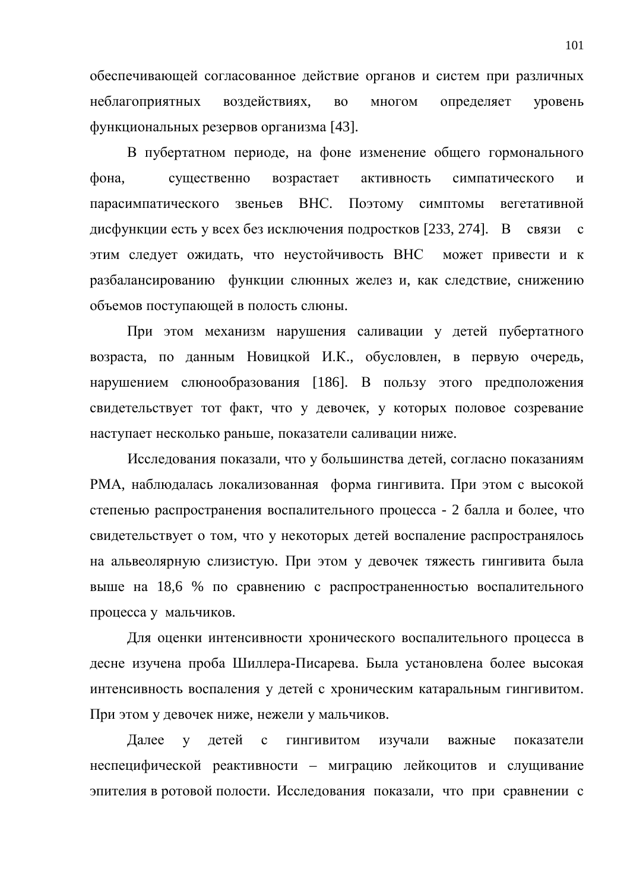обеспечивающей согласованное действие органов и систем при различных неблагоприятных воздействиях, во многом определяет уровень функциональных резервов организма [43].

В пубертатном периоде, на фоне изменение общего гормонального фона, существенно возрастает активность симпатического и парасимпатического звеньев ВНС. Поэтому симптомы вегетативной дисфункции есть у всех без исключения подростков [233, 274]. В связи с этим следует ожидать, что неустойчивость ВНС может привести и к разбалансированию функции слюнных желез и, как следствие, снижению объемов поступающей в полость слюны.

При этом механизм нарушения саливации у детей пубертатного возраста, по данным Новицкой И.К., обусловлен, в первую очередь, нарушением слюнообразования [186]. В пользу этого предположения свидетельствует тот факт, что у девочек, у которых половое созревание наступает несколько раньше, показатели саливации ниже.

Исследования показали, что у большинства детей, согласно показаниям РМА, наблюдалась локализованная форма гингивита. При этом с высокой степенью распространения воспалительного процесса - 2 балла и более, что свидетельствует о том, что у некоторых детей воспаление распространялось на альвеолярную слизистую. При этом у девочек тяжесть гингивита была выше на 18,6 % по сравнению с распространенностью воспалительного процесса у мальчиков.

Для оценки интенсивности хронического воспалительного процесса в десне изучена проба Шиллера-Писарева. Была установлена более высокая интенсивность воспаления у детей с хроническим катаральным гингивитом. При этом у девочек ниже, нежели у мальчиков.

Далее у детей с гингивитом изучали важные показатели неспецифической реактивности – миграцию лейкоцитов и слущивание эпителия в ротовой полости. Исследования показали, что при сравнении с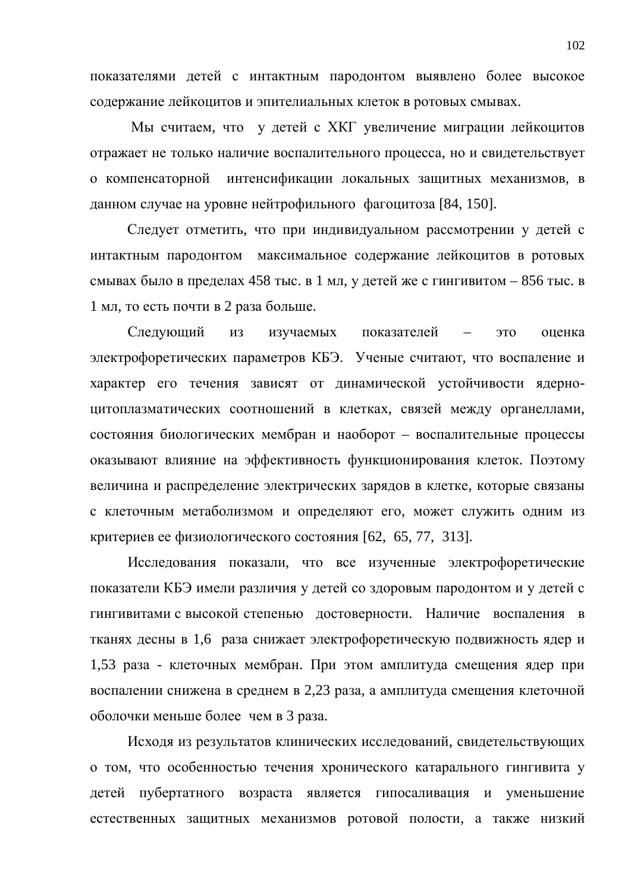показателями детей с интактным пародонтом выявлено более высокое содержание лейкоцитов и эпителиальных клеток в ротовых смывах.

Мы считаем, что у детей с ХКГ увеличение миграции лейкоцитов отражает не только наличие воспалительного процесса, но и свидетельствует о компенсаторной интенсификации локальных защитных механизмов, в данном случае на уровне нейтрофильного фагоцитоза [84, 150].

Следует отметить, что при индивидуальном рассмотрении у детей с интактным пародонтом максимальное содержание лейкоцитов в ротовых смывах было в пределах 458 тыс. в 1 мл, у детей же с гингивитом – 856 тыс. в 1 мл, то есть почти в 2 раза больше.

Следующий из изучаемых показателей – это оценка электрофоретических параметров КБЭ. Ученые считают, что воспаление и характер его течения зависят от динамической устойчивости ядерно-цитоплазматических соотношений в клетках, связей между органеллами, состояния биологических мембран и наоборот – воспалительные процессы оказывают влияние на эффективность функционирования клеток. Поэтому величина и распределение электрических зарядов в клетке, которые связаны с клеточным метаболизмом и определяют его, может служить одним из критериев ее физиологического состояния [62, 65, 77, 313].

Исследования показали, что все изученные электрофоретические показатели КБЭ имели различия у детей со здоровым пародонтом и у детей с гингивитами с высокой степенью достоверности. Наличие воспаления в тканях десны в 1,6 раза снижает электрофоретическую подвижность ядер и 1,53 раза - клеточных мембран. При этом амплитуда смещения ядер при воспалении снижена в среднем в 2,23 раза, а амплитуда смещения клеточной оболочки меньше более чем в 3 раза.

Исходя из результатов клинических исследований, свидетельствующих о том, что особенностью течения хронического катарального гингивита у детей пубертатного возраста является гипосаливация и уменьшение естественных защитных механизмов ротовой полости, а также низкий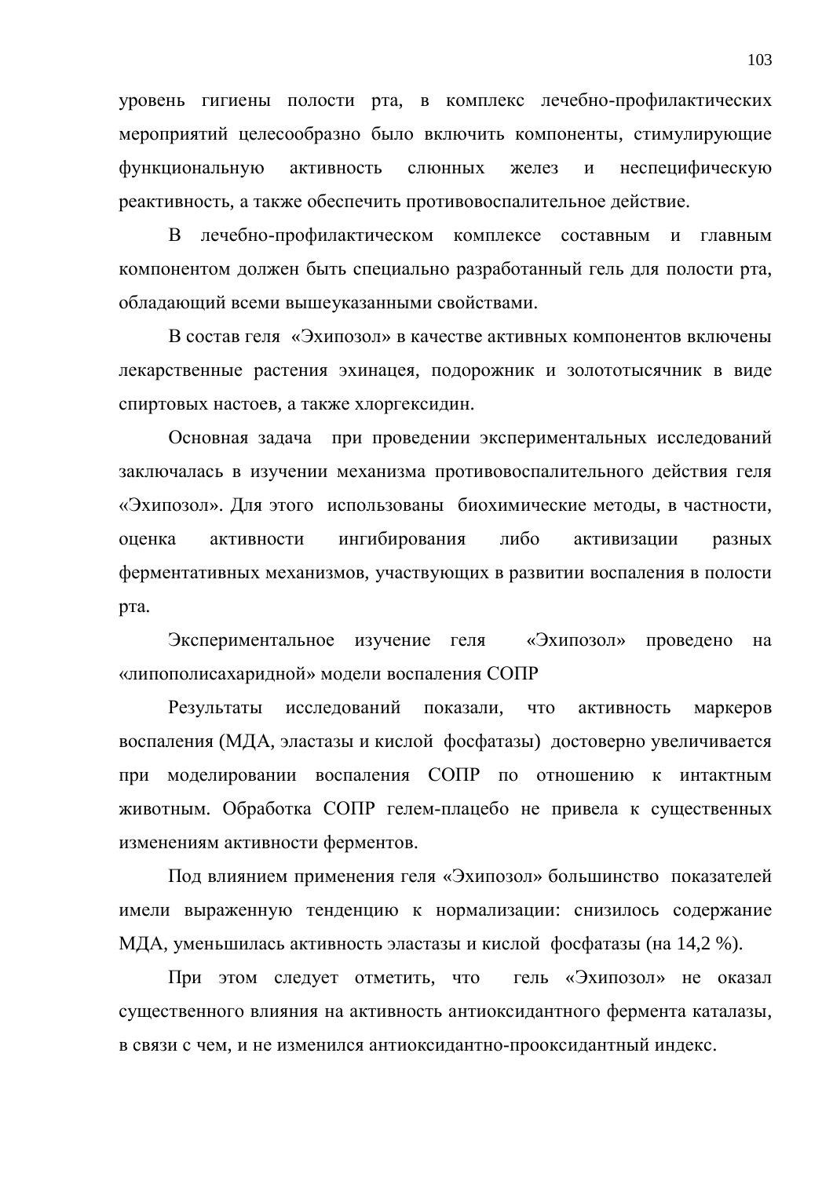уровень гигиены полости рта, в комплекс лечебно-профилактических мероприятий целесообразно было включить компоненты, стимулирующие функциональную активность слюнных желез и неспецифическую реактивность, а также обеспечить противовоспалительное действие.

В лечебно-профилактическом комплексе составным и главным компонентом должен быть специально разработанный гель для полости рта, обладающий всеми вышеуказанными свойствами.

В состав геля «Эхипозол» в качестве активных компонентов включены лекарственные растения эхинацея, подорожник и золототысячник в виде спиртовых настоев, а также хлоргексидин.

Основная задача при проведении экспериментальных исследований заключалась в изучении механизма противовоспалительного действия геля «Эхипозол». Для этого использованы биохимические методы, в частности, оценка активности ингибирования либо активизации разных ферментативных механизмов, участвующих в развитии воспаления в полости рта.

Экспериментальное изучение геля «Эхипозол» проведено на «липополисахаридной» модели воспаления СОПР

Результаты исследований показали, что активность маркеров воспаления (МДА, эластазы и кислой фосфатазы) достоверно увеличивается при моделировании воспаления СОПР по отношению к интактным животным. Обработка СОПР гелем-плацебо не привела к существенных изменениям активности ферментов.

Под влиянием применения геля «Эхипозол» большинство показателей имели выраженную тенденцию к нормализации: снизилось содержание МДА, уменьшилась активность эластазы и кислой фосфатазы (на 14,2 %).

При этом следует отметить, что гель «Эхипозол» не оказал существенного влияния на активность антиоксидантного фермента каталазы, в связи с чем, и не изменился антиоксидантно-прооксидантный индекс.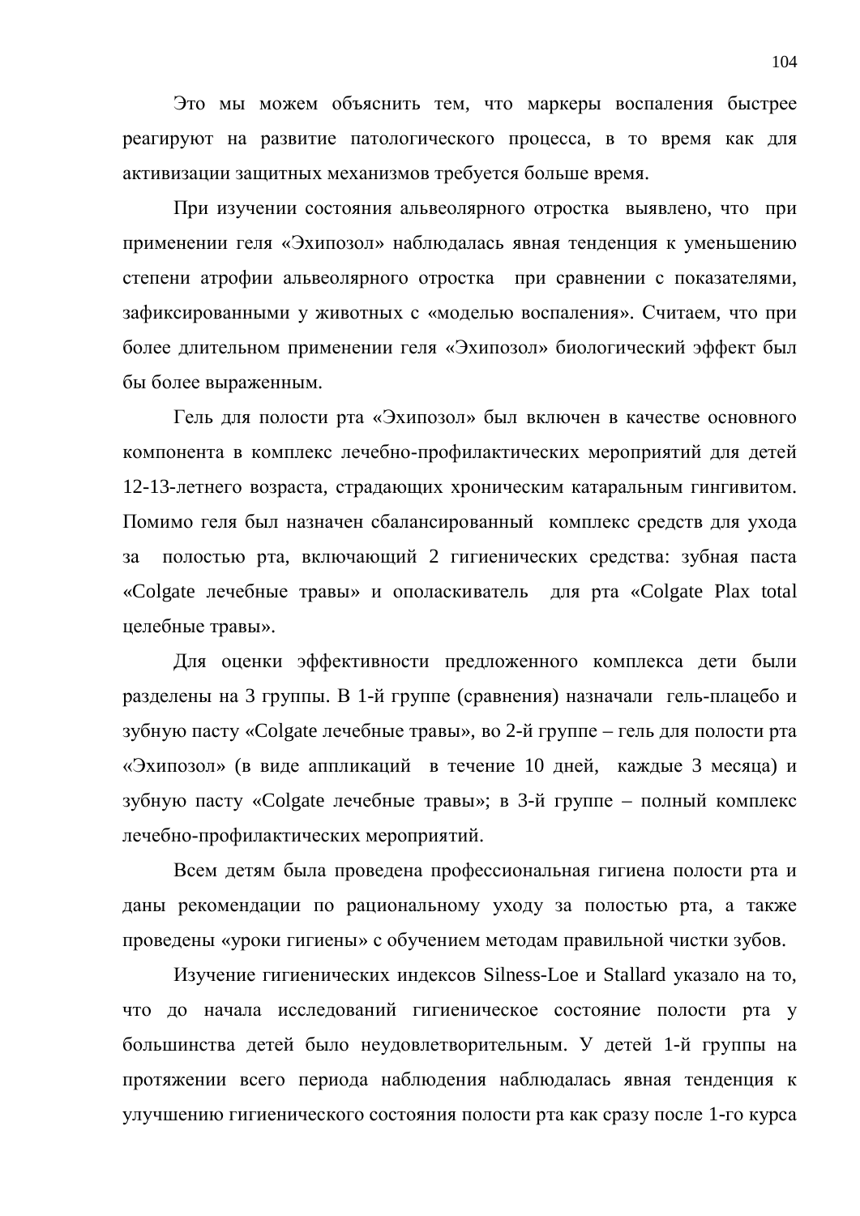Это мы можем объяснить тем, что маркеры воспаления быстрее реагируют на развитие патологического процесса, в то время как для активизации защитных механизмов требуется больше время.

При изучении состояния альвеолярного отростка выявлено, что при применении геля «Эхипозол» наблюдалась явная тенденция к уменьшению степени атрофии альвеолярного отростка при сравнении с показателями, зафиксированными у животных с «моделью воспаления». Считаем, что при более длительном применении геля «Эхипозол» биологический эффект был бы более выраженным.

Гель для полости рта «Эхипозол» был включен в качестве основного компонента в комплекс лечебно-профилактических мероприятий для детей 12-13-летнего возраста, страдающих хроническим катаральным гингивитом. Помимо геля был назначен сбалансированный комплекс средств для ухода за полостью рта, включающий 2 гигиенических средства: зубная паста «Colgate лечебные травы» и ополаскиватель для рта «Colgate Plax total целебные травы».

Для оценки эффективности предложенного комплекса дети были разделены на 3 группы. В 1-й группе (сравнения) назначали гель-плацебо и зубную пасту «Colgate лечебные травы», во 2-й группе – гель для полости рта «Эхипозол» (в виде аппликаций в течение 10 дней, каждые 3 месяца) и зубную пасту «Colgate лечебные травы»; в 3-й группе – полный комплекс лечебно-профилактических мероприятий.

Всем детям была проведена профессиональная гигиена полости рта и даны рекомендации по рациональному уходу за полостью рта, а также проведены «уроки гигиены» с обучением методам правильной чистки зубов.

Изучение гигиенических индексов Silness-Loe и Stallard указало на то, что до начала исследований гигиеническое состояние полости рта у большинства детей было неудовлетворительным. У детей 1-й группы на протяжении всего периода наблюдения наблюдалась явная тенденция к улучшению гигиенического состояния полости рта как сразу после 1-го курса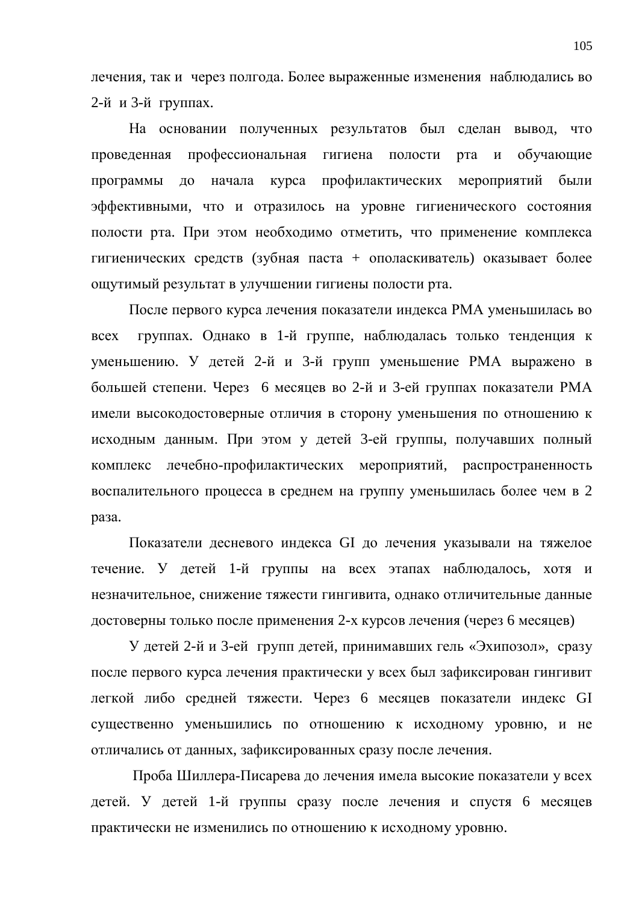лечения, так и через полгода. Более выраженные изменения наблюдались во 2-й и 3-й группах.

На основании полученных результатов был сделан вывод, что проведенная профессиональная гигиена полости рта и обучающие программы до начала курса профилактических мероприятий были эффективными, что и отразилось на уровне гигиенического состояния полости рта. При этом необходимо отметить, что применение комплекса гигиенических средств (зубная паста + ополаскиватель) оказывает более ощутимый результат в улучшении гигиены полости рта.

После первого курса лечения показатели индекса РМА уменьшилась во всех группах. Однако в 1-й группе, наблюдалась только тенденция к уменьшению. У детей 2-й и 3-й групп уменьшение РМА выражено в большей степени. Через 6 месяцев во 2-й и 3-ей группах показатели РМА имели высокодостоверные отличия в сторону уменьшения по отношению к исходным данным. При этом у детей 3-ей группы, получавших полный комплекс лечебно-профилактических мероприятий, распространенность воспалительного процесса в среднем на группу уменьшилась более чем в 2 раза.

Показатели десневого индекса GI до лечения указывали на тяжелое течение. У детей 1-й группы на всех этапах наблюдалось, хотя и незначительное, снижение тяжести гингивита, однако отличительные данные достоверны только после применения 2-х курсов лечения (через 6 месяцев)

У детей 2-й и 3-ей групп детей, принимавших гель «Эхипозол», сразу после первого курса лечения практически у всех был зафиксирован гингивит легкой либо средней тяжести. Через 6 месяцев показатели индекс GI существенно уменьшились по отношению к исходному уровню, и не отличались от данных, зафиксированных сразу после лечения.

Проба Шиллера-Писарева до лечения имела высокие показатели у всех детей. У детей 1-й группы сразу после лечения и спустя 6 месяцев практически не изменились по отношению к исходному уровню.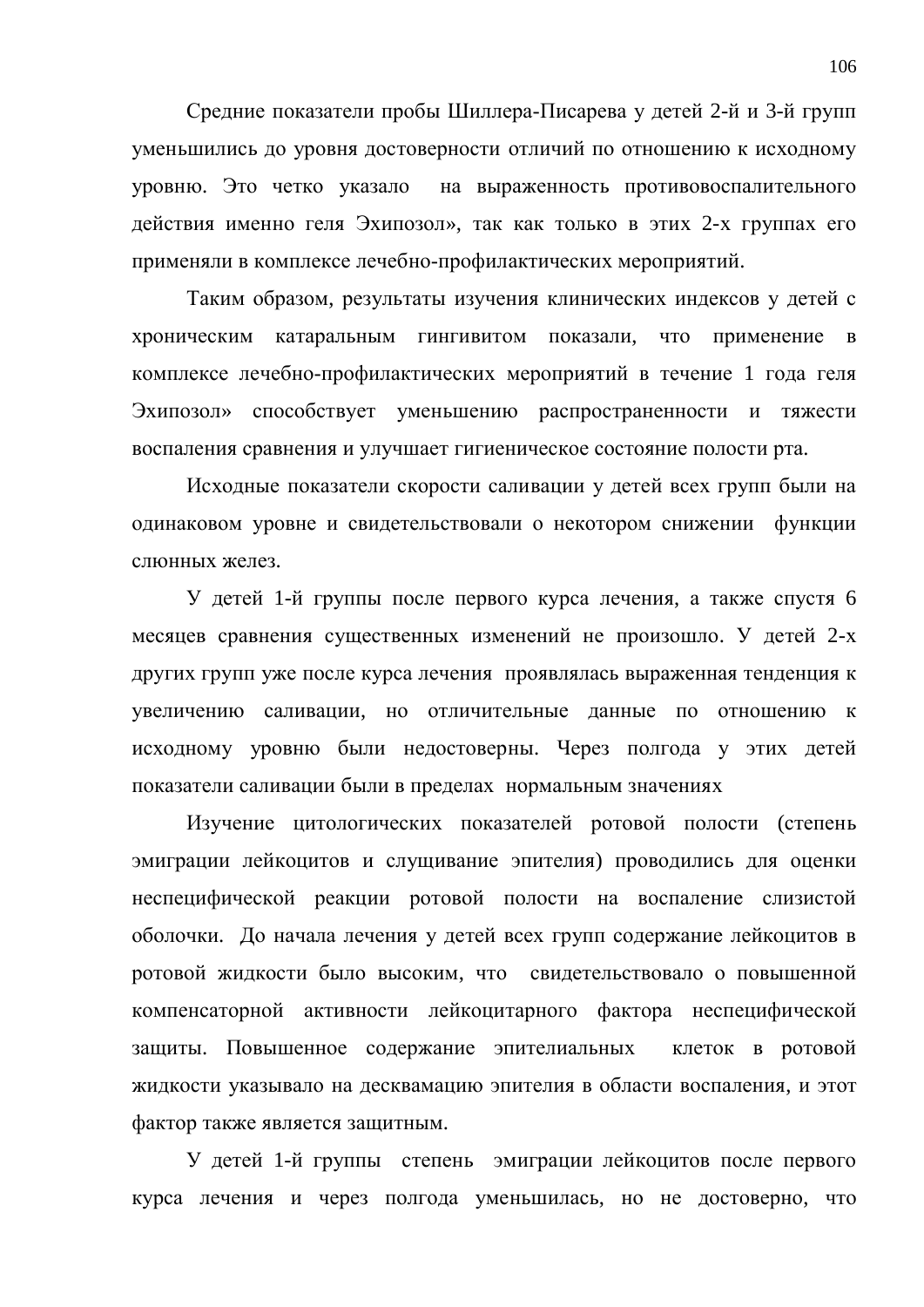Средние показатели пробы Шиллера-Писарева у детей 2-й и 3-й групп уменьшились до уровня достоверности отличий по отношению к исходному уровню. Это четко указало на выраженность противовоспалительного действия именно геля Эхипозол», так как только в этих 2-х группах его применяли в комплексе лечебно-профилактических мероприятий.

Таким образом, результаты изучения клинических индексов у детей с хроническим катаральным гингивитом показали, что применение в комплексе лечебно-профилактических мероприятий в течение 1 года геля Эхипозол» способствует уменьшению распространенности и тяжести воспаления сравнения и улучшает гигиеническое состояние полости рта.

Исходные показатели скорости саливации у детей всех групп были на одинаковом уровне и свидетельствовали о некотором снижении функции слюнных желез.

У детей 1-й группы после первого курса лечения, а также спустя 6 месяцев сравнения существенных изменений не произошло. У детей 2-х других групп уже после курса лечения проявлялась выраженная тенденция к увеличению саливации, но отличительные данные по отношению к исходному уровню были недостоверны. Через полгода у этих детей показатели саливации были в пределах нормальным значениях

Изучение цитологических показателей ротовой полости (степень эмиграции лейкоцитов и слущивание эпителия) проводились для оценки неспецифической реакции ротовой полости на воспаление слизистой оболочки. До начала лечения у детей всех групп содержание лейкоцитов в ротовой жидкости было высоким, что свидетельствовало о повышенной компенсаторной активности лейкоцитарного фактора неспецифической защиты. Повышенное содержание эпителиальных клеток в ротовой жидкости указывало на десквамацию эпителия в области воспаления, и этот фактор также является защитным.

У детей 1-й группы степень эмиграции лейкоцитов после первого курса лечения и через полгода уменьшилась, но не достоверно, что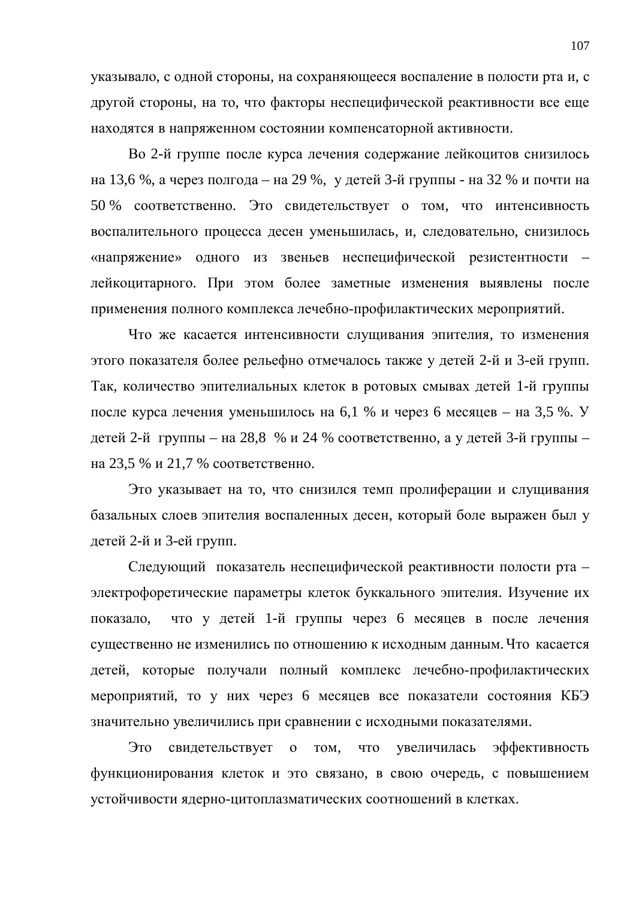указывало, с одной стороны, на сохраняющееся воспаление в полости рта и, с другой стороны, на то, что факторы неспецифической реактивности все еще находятся в напряженном состоянии компенсаторной активности.

Во 2-й группе после курса лечения содержание лейкоцитов снизилось на 13,6 %, а через полгода – на 29 %, у детей 3-й группы - на 32 % и почти на 50 % соответственно. Это свидетельствует о том, что интенсивность воспалительного процесса десен уменьшилась, и, следовательно, снизилось «напряжение» одного из звеньев неспецифической резистентности – лейкоцитарного. При этом более заметные изменения выявлены после применения полного комплекса лечебно-профилактических мероприятий.

Что же касается интенсивности слущивания эпителия, то изменения этого показателя более рельефно отмечалось также у детей 2-й и 3-ей групп. Так, количество эпителиальных клеток в ротовых смывах детей 1-й группы после курса лечения уменьшилось на 6,1 % и через 6 месяцев – на 3,5 %. У детей 2-й группы – на 28,8 % и 24 % соответственно, а у детей 3-й группы – на 23,5 % и 21,7 % соответственно.

Это указывает на то, что снизился темп пролиферации и слущивания базальных слоев эпителия воспаленных десен, который боле выражен был у детей 2-й и 3-ей групп.

Следующий показатель неспецифической реактивности полости рта – электрофоретические параметры клеток буккального эпителия. Изучение их показало, что у детей 1-й группы через 6 месяцев в после лечения существенно не изменились по отношению к исходным данным. Что касается детей, которые получали полный комплекс лечебно-профилактических мероприятий, то у них через 6 месяцев все показатели состояния КБЭ значительно увеличились при сравнении с исходными показателями.

Это свидетельствует о том, что увеличилась эффективность функционирования клеток и это связано, в свою очередь, с повышением устойчивости ядерно-цитоплазматических соотношений в клетках.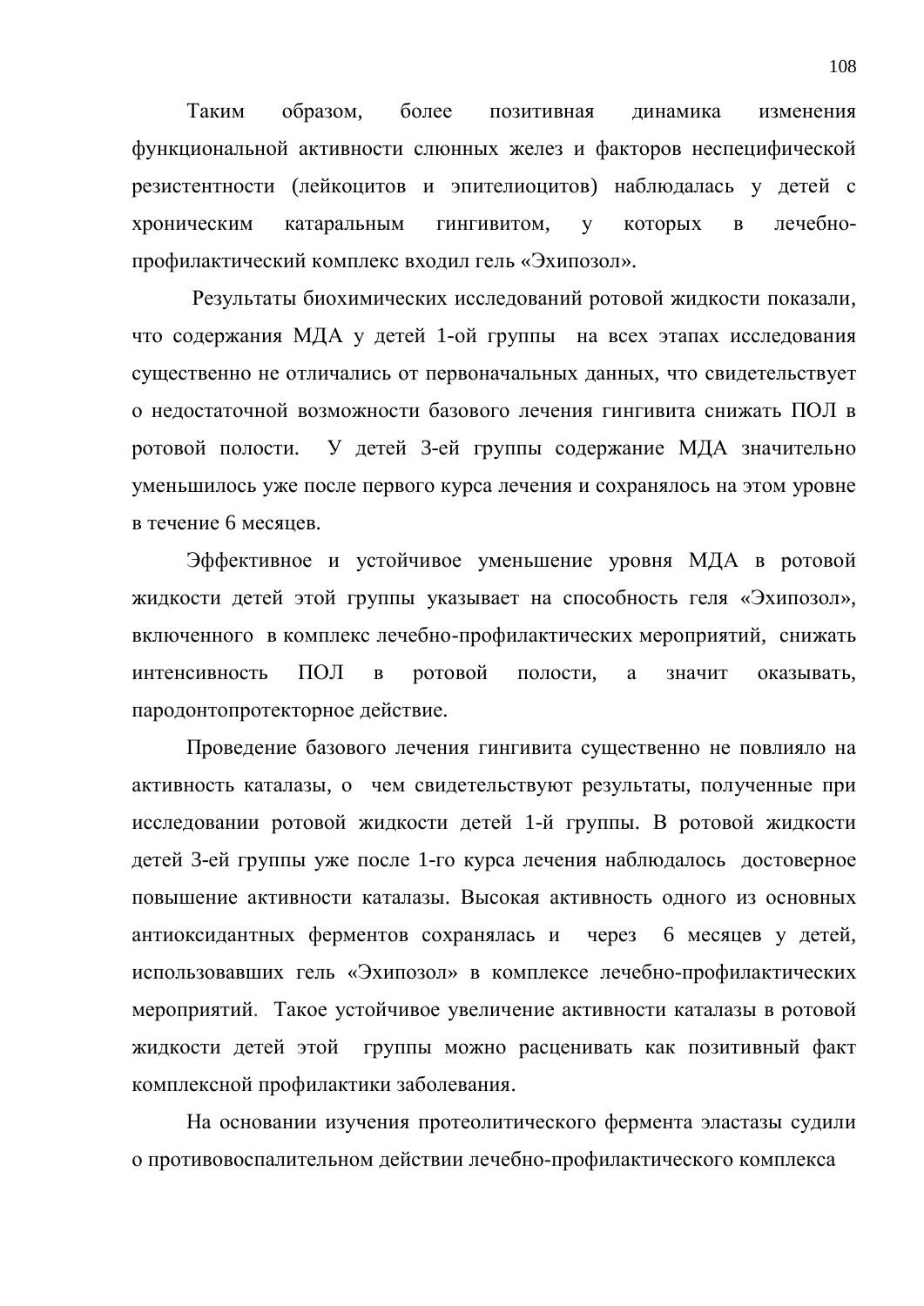Таким образом, более позитивная динамика изменения функциональной активности слюнных желез и факторов неспецифической резистентности (лейкоцитов и эпителиоцитов) наблюдалась у детей с хроническим катаральным гингивитом, у которых в лечебно-профилактический комплекс входил гель «Эхипозол».

Результаты биохимических исследований ротовой жидкости показали, что содержания МДА у детей 1-ой группы на всех этапах исследования существенно не отличались от первоначальных данных, что свидетельствует о недостаточной возможности базового лечения гингивита снижать ПОЛ в ротовой полости. У детей 3-ей группы содержание МДА значительно уменьшилось уже после первого курса лечения и сохранялось на этом уровне в течение 6 месяцев.

Эффективное и устойчивое уменьшение уровня МДА в ротовой жидкости детей этой группы указывает на способность геля «Эхипозол», включенного в комплекс лечебно-профилактических мероприятий, снижать интенсивность ПОЛ в ротовой полости, а значит оказывать, пародонтопротекторное действие.

Проведение базового лечения гингивита существенно не повлияло на активность каталазы, о чем свидетельствуют результаты, полученные при исследовании ротовой жидкости детей 1-й группы. В ротовой жидкости детей 3-ей группы уже после 1-го курса лечения наблюдалось достоверное повышение активности каталазы. Высокая активность одного из основных антиоксидантных ферментов сохранялась и через 6 месяцев у детей, использовавших гель «Эхипозол» в комплексе лечебно-профилактических мероприятий. Такое устойчивое увеличение активности каталазы в ротовой жидкости детей этой группы можно расценивать как позитивный факт комплексной профилактики заболевания.

На основании изучения протеолитического фермента эластазы судили о противовоспалительном действии лечебно-профилактического комплекса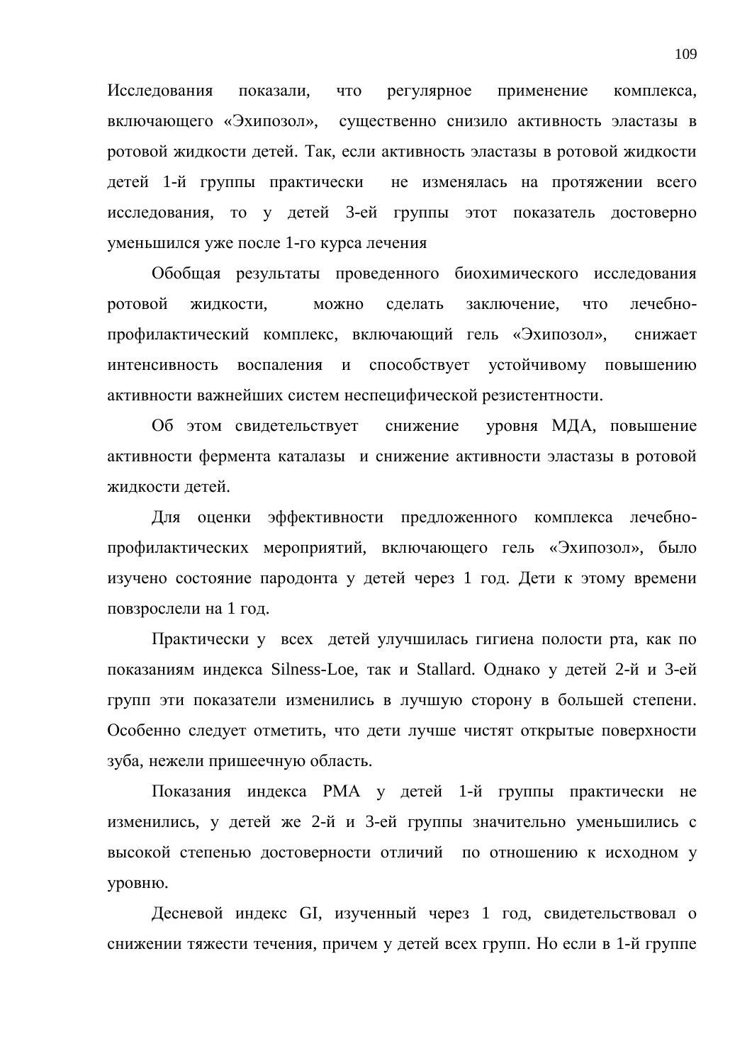Исследования показали, что регулярное применение комплекса, включающего «Эхипозол», существенно снизило активность эластазы в ротовой жидкости детей. Так, если активность эластазы в ротовой жидкости детей 1-й группы практически не изменялась на протяжении всего исследования, то у детей 3-ей группы этот показатель достоверно уменьшился уже после 1-го курса лечения

Обобщая результаты проведенного биохимического исследования ротовой жидкости, можно сделать заключение, что лечебно-профилактический комплекс, включающий гель «Эхипозол», снижает интенсивность воспаления и способствует устойчивому повышению активности важнейших систем неспецифической резистентности.

Об этом свидетельствует снижение уровня МДА, повышение активности фермента каталазы и снижение активности эластазы в ротовой жидкости детей.

Для оценки эффективности предложенного комплекса лечебно-профилактических мероприятий, включающего гель «Эхипозол», было изучено состояние пародонта у детей через 1 год. Дети к этому времени повзрослели на 1 год.

Практически у всех детей улучшилась гигиена полости рта, как по показаниям индекса Silness-Loe, так и Stallard. Однако у детей 2-й и 3-ей групп эти показатели изменились в лучшую сторону в большей степени. Особенно следует отметить, что дети лучше чистят открытые поверхности зуба, нежели пришеечную область.

Показания индекса РМА у детей 1-й группы практически не изменились, у детей же 2-й и 3-ей группы значительно уменьшились с высокой степенью достоверности отличий по отношению к исходном у уровню.

Десневой индекс GI, изученный через 1 год, свидетельствовал о снижении тяжести течения, причем у детей всех групп. Но если в 1-й группе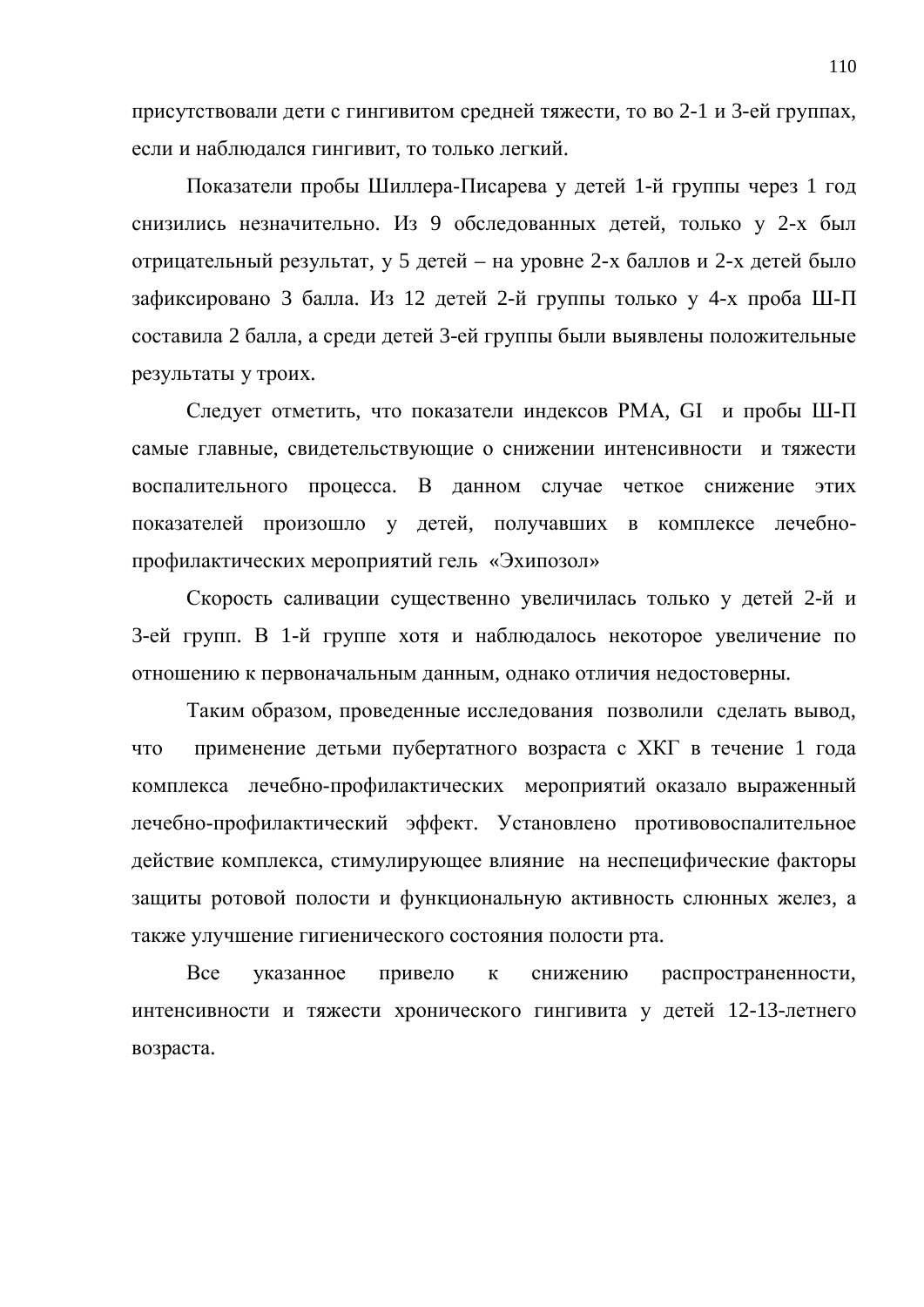присутствовали дети с гингивитом средней тяжести, то во 2-1 и 3-ей группах, если и наблюдался гингивит, то только легкий.

Показатели пробы Шиллера-Писарева у детей 1-й группы через 1 год снизились незначительно. Из 9 обследованных детей, только у 2-х был отрицательный результат, у 5 детей – на уровне 2-х баллов и 2-х детей было зафиксировано 3 балла. Из 12 детей 2-й группы только у 4-х проба Ш-П составила 2 балла, а среди детей 3-ей группы были выявлены положительные результаты у троих.

Следует отметить, что показатели индексов PMA, GI и пробы Ш-П самые главные, свидетельствующие о снижении интенсивности и тяжести воспалительного процесса. В данном случае четкое снижение этих показателей произошло у детей, получавших в комплексе лечебно-профилактических мероприятий гель «Эхипозол»

Скорость саливации существенно увеличилась только у детей 2-й и 3-ей групп. В 1-й группе хотя и наблюдалось некоторое увеличение по отношению к первоначальным данным, однако отличия недостоверны.

Таким образом, проведенные исследования позволили сделать вывод, что применение детьми пубертатного возраста с ХКГ в течение 1 года комплекса лечебно-профилактических мероприятий оказало выраженный лечебно-профилактический эффект. Установлено противовоспалительное действие комплекса, стимулирующее влияние на неспецифические факторы защиты ротовой полости и функциональную активность слюнных желез, а также улучшение гигиенического состояния полости рта.

Все указанное привело к снижению распространенности, интенсивности и тяжести хронического гингивита у детей 12-13-летнего возраста.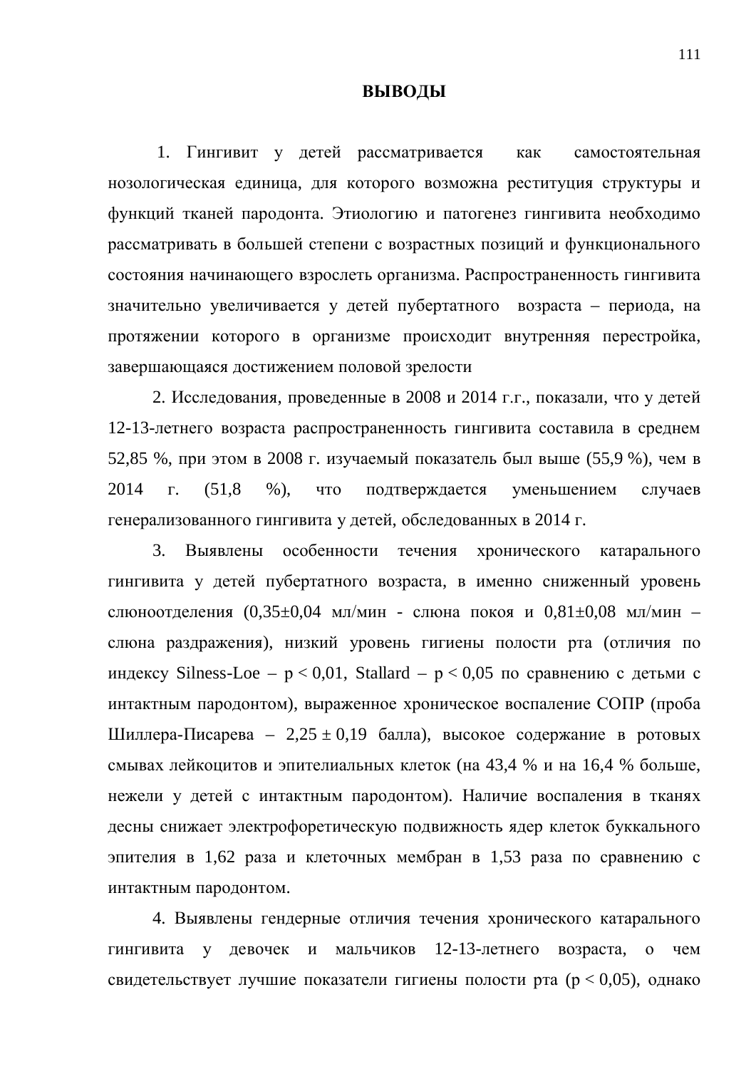## ВЫВОДЫ

1. Гингивит у детей рассматривается как самостоятельная нозологическая единица, для которого возможна реституция структуры и функций тканей пародонта. Этиологию и патогенез гингивита необходимо рассматривать в большей степени с возрастных позиций и функционального состояния начинающего взрослеть организма. Распространенность гингивита значительно увеличивается у детей пубертатного возраста – периода, на протяжении которого в организме происходит внутренняя перестройка, завершающаяся достижением половой зрелости

2. Исследования, проведенные в 2008 и 2014 г.г., показали, что у детей 12-13-летнего возраста распространенность гингивита составила в среднем 52,85 %, при этом в 2008 г. изучаемый показатель был выше (55,9 %), чем в 2014 г. (51,8 %), что подтверждается уменьшением случаев генерализованного гингивита у детей, обследованных в 2014 г.

3. Выявлены особенности течения хронического катарального гингивита у детей пубертатного возраста, в именно сниженный уровень слюноотделения (0,35±0,04 мл/мин - слюна покоя и 0,81±0,08 мл/мин – слюна раздражения), низкий уровень гигиены полости рта (отличия по индексу Silness-Loe – $p < 0{,}01$, Stallard – $p < 0{,}05$ по сравнению с детьми с интактным пародонтом), выраженное хроническое воспаление СОПР (проба Шиллера-Писарева – 2,25 ± 0,19 балла), высокое содержание в ротовых смывах лейкоцитов и эпителиальных клеток (на 43,4 % и на 16,4 % больше, нежели у детей с интактным пародонтом). Наличие воспаления в тканях десны снижает электрофоретическую подвижность ядер клеток буккального эпителия в 1,62 раза и клеточных мембран в 1,53 раза по сравнению с интактным пародонтом.

4. Выявлены гендерные отличия течения хронического катарального гингивита у девочек и мальчиков 12-13-летнего возраста, о чем свидетельствует лучшие показатели гигиены полости рта ($p < 0{,}05$), однако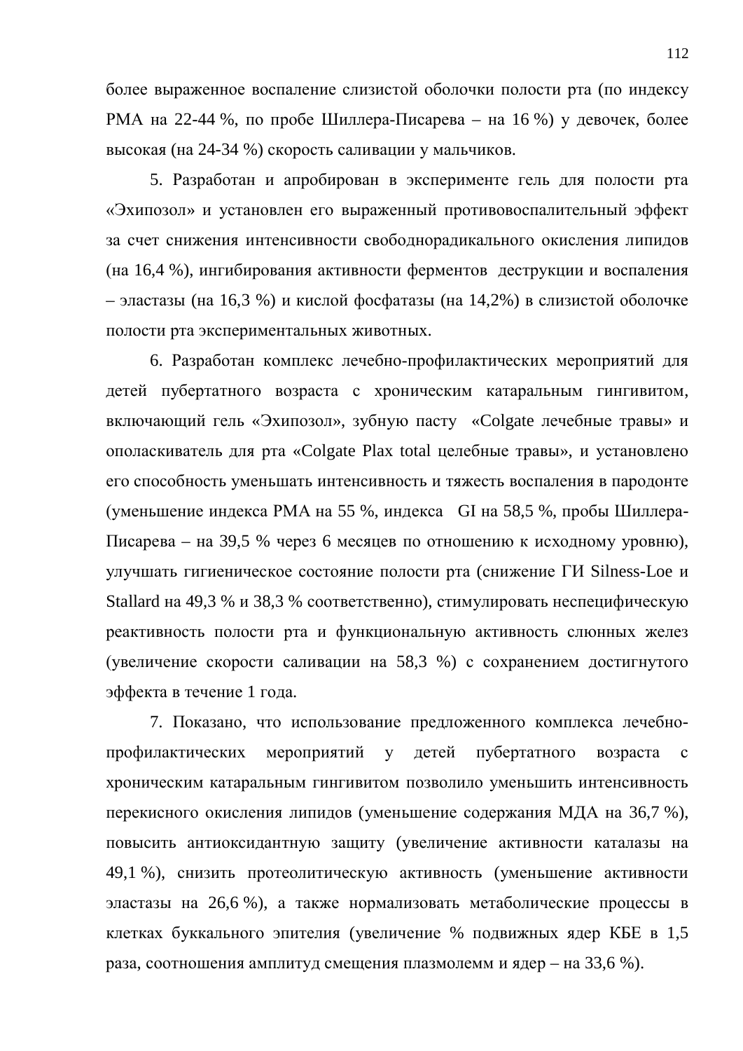более выраженное воспаление слизистой оболочки полости рта (по индексу РМА на 22-44 %, по пробе Шиллера-Писарева – на 16 %) у девочек, более высокая (на 24-34 %) скорость саливации у мальчиков.

5. Разработан и апробирован в эксперименте гель для полости рта «Эхипозол» и установлен его выраженный противовоспалительный эффект за счет снижения интенсивности свободнорадикального окисления липидов (на 16,4 %), ингибирования активности ферментов деструкции и воспаления – эластазы (на 16,3 %) и кислой фосфатазы (на 14,2%) в слизистой оболочке полости рта экспериментальных животных.

6. Разработан комплекс лечебно-профилактических мероприятий для детей пубертатного возраста с хроническим катаральным гингивитом, включающий гель «Эхипозол», зубную пасту «Colgate лечебные травы» и ополаскиватель для рта «Colgate Plax total целебные травы», и установлено его способность уменьшать интенсивность и тяжесть воспаления в пародонте (уменьшение индекса РМА на 55 %, индекса GI на 58,5 %, пробы Шиллера-Писарева – на 39,5 % через 6 месяцев по отношению к исходному уровню), улучшать гигиеническое состояние полости рта (снижение ГИ Silness-Loe и Stallard на 49,3 % и 38,3 % соответственно), стимулировать неспецифическую реактивность полости рта и функциональную активность слюнных желез (увеличение скорости саливации на 58,3 %) с сохранением достигнутого эффекта в течение 1 года.

7. Показано, что использование предложенного комплекса лечебно-профилактических мероприятий у детей пубертатного возраста с хроническим катаральным гингивитом позволило уменьшить интенсивность перекисного окисления липидов (уменьшение содержания МДА на 36,7 %), повысить антиоксидантную защиту (увеличение активности каталазы на 49,1 %), снизить протеолитическую активность (уменьшение активности эластазы на 26,6 %), а также нормализовать метаболические процессы в клетках буккального эпителия (увеличение % подвижных ядер КБЕ в 1,5 раза, соотношения амплитуд смещения плазмолемм и ядер – на 33,6 %).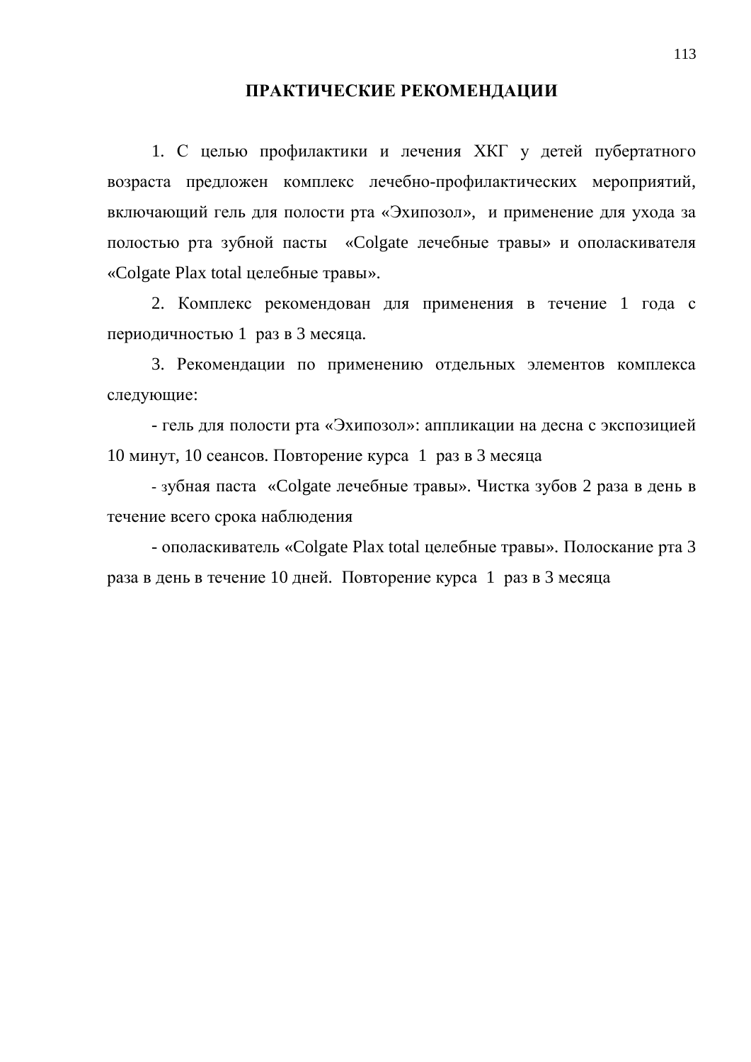## ПРАКТИЧЕСКИЕ РЕКОМЕНДАЦИИ

1. С целью профилактики и лечения ХКГ у детей пубертатного возраста предложен комплекс лечебно-профилактических мероприятий, включающий гель для полости рта «Эхипозол», и применение для ухода за полостью рта зубной пасты «Colgate лечебные травы» и ополаскивателя «Colgate Plax total целебные травы».

2. Комплекс рекомендован для применения в течение 1 года с периодичностью 1 раз в 3 месяца.

3. Рекомендации по применению отдельных элементов комплекса следующие:

- гель для полости рта «Эхипозол»: аппликации на десна с экспозицией 10 минут, 10 сеансов. Повторение курса 1 раз в 3 месяца

- зубная паста «Colgate лечебные травы». Чистка зубов 2 раза в день в течение всего срока наблюдения

- ополаскиватель «Colgate Plax total целебные травы». Полоскание рта 3 раза в день в течение 10 дней. Повторение курса 1 раз в 3 месяца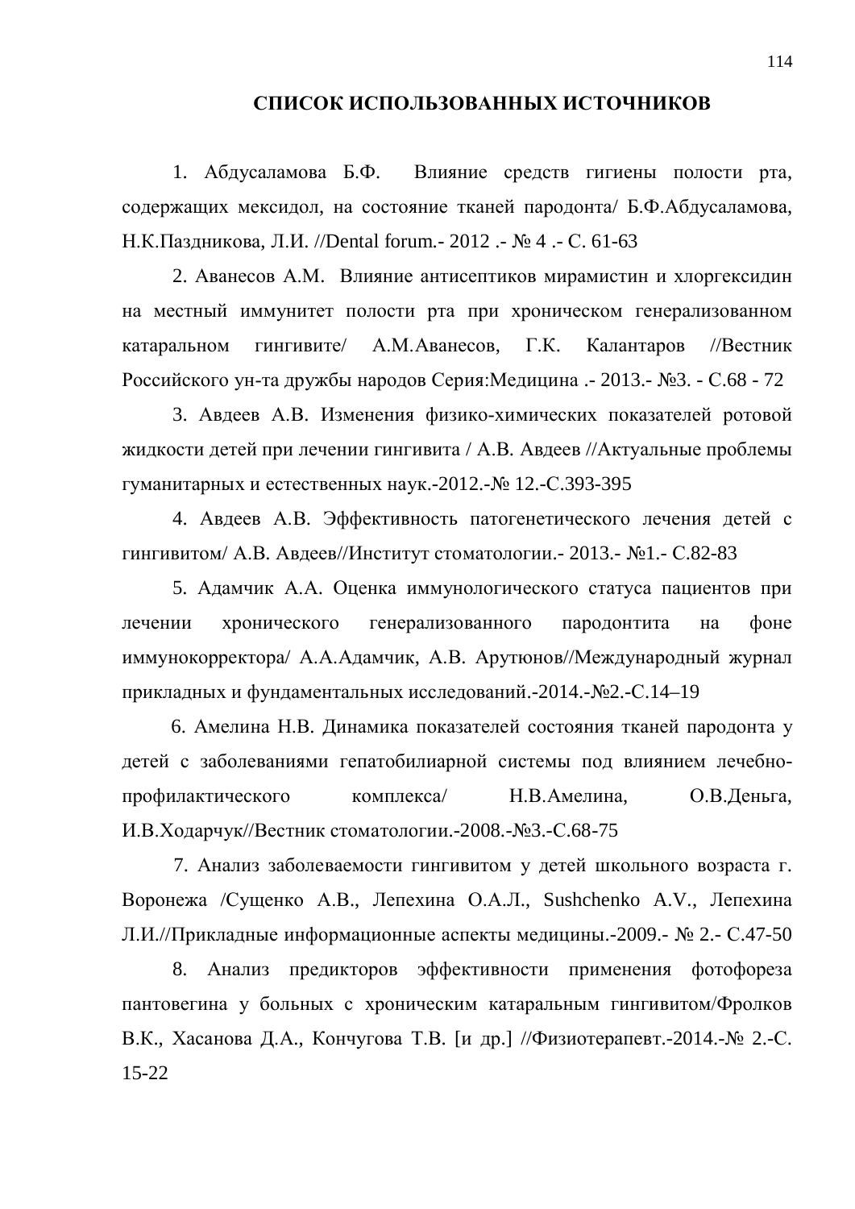## СПИСОК ИСПОЛЬЗОВАННЫХ ИСТОЧНИКОВ

1. Абдусаламова Б.Ф. Влияние средств гигиены полости рта, содержащих мексидол, на состояние тканей пародонта/ Б.Ф.Абдусаламова, Н.К.Паздникова, Л.И. //Dental forum.- 2012 .- № 4 .- С. 61-63

2. Аванесов А.М. Влияние антисептиков мирамистин и хлоргексидин на местный иммунитет полости рта при хроническом генерализованном катаральном гингивите/ А.М.Аванесов, Г.К. Калантаров //Вестник Российского ун-та дружбы народов Серия:Медицина .- 2013.- №3. - С.68 - 72

3. Авдеев А.В. Изменения физико-химических показателей ротовой жидкости детей при лечении гингивита / А.В. Авдеев //Актуальные проблемы гуманитарных и естественных наук.-2012.-№ 12.-С.393-395

4. Авдеев А.В. Эффективность патогенетического лечения детей с гингивитом/ А.В. Авдеев//Институт стоматологии.- 2013.- №1.- С.82-83

5. Адамчик А.А. Оценка иммунологического статуса пациентов при лечении хронического генерализованного пародонтита на фоне иммунокорректора/ А.А.Адамчик, А.В. Арутюнов//Международный журнал прикладных и фундаментальных исследований.-2014.-№2.-С.14–19

6. Амелина Н.В. Динамика показателей состояния тканей пародонта у детей с заболеваниями гепатобилиарной системы под влиянием лечебно-профилактического комплекса/ Н.В.Амелина, О.В.Деньга, И.В.Ходарчук//Вестник стоматологии.-2008.-№3.-С.68-75

7. Анализ заболеваемости гингивитом у детей школьного возраста г. Воронежа /Сущенко А.В., Лепехина О.А.Л., Sushchenko A.V., Лепехина Л.И.//Прикладные информационные аспекты медицины.-2009.- № 2.- С.47-50

8. Анализ предикторов эффективности применения фотофореза пантовегина у больных с хроническим катаральным гингивитом/Фролков В.К., Хасанова Д.А., Кончугова Т.В. [и др.] //Физиотерапевт.-2014.-№ 2.-С. 15-22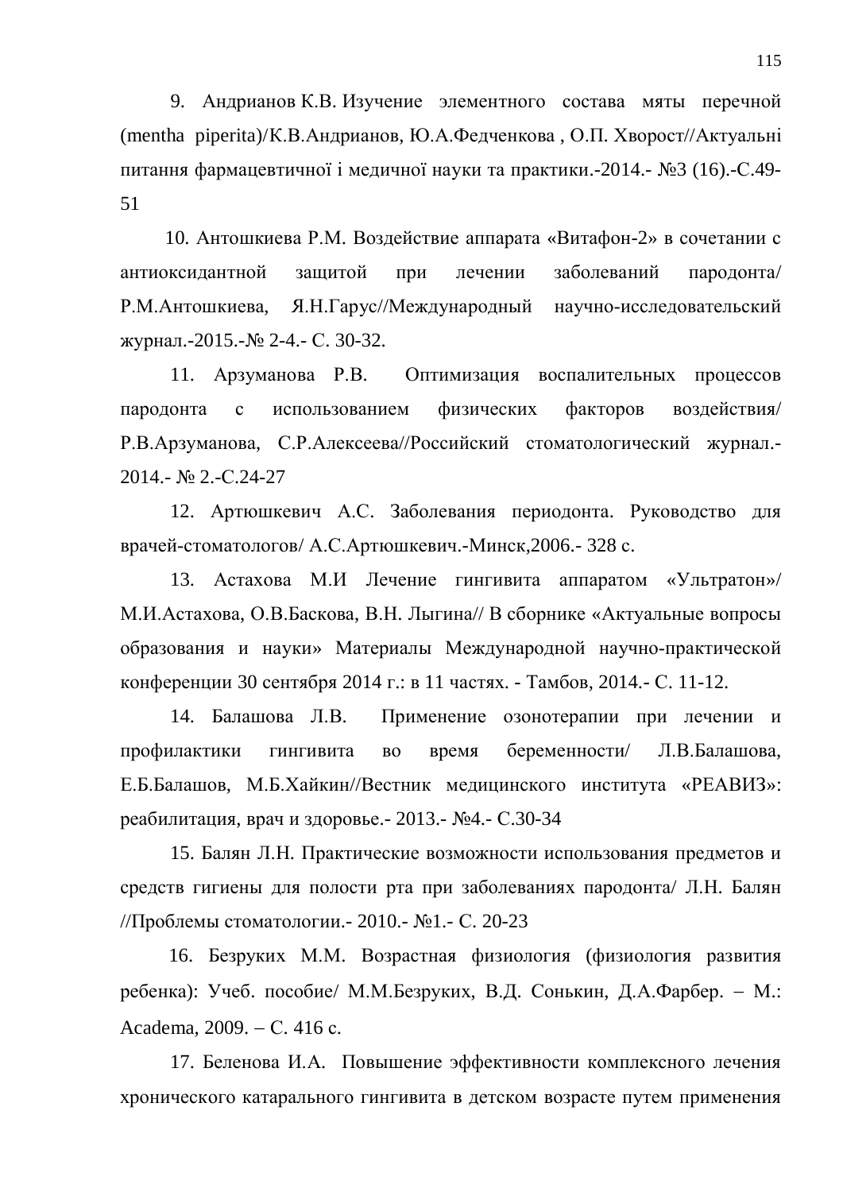9. Андрианов К.В. Изучение элементного состава мяты перечной (mentha piperita)/К.В.Андрианов, Ю.А.Федченкова , О.П. Хворост//Актуальні питання фармацевтичної і медичної науки та практики.-2014.- №3 (16).-С.49-51

10. Антошкиева Р.М. Воздействие аппарата «Витафон-2» в сочетании с антиоксидантной защитой при лечении заболеваний пародонта/ Р.М.Антошкиева, Я.Н.Гарус//Международный научно-исследовательский журнал.-2015.-№ 2-4.- С. 30-32.

11. Арзуманова Р.В. Оптимизация воспалительных процессов пародонта с использованием физических факторов воздействия/ Р.В.Арзуманова, С.Р.Алексеева//Российский стоматологический журнал.- 2014.- № 2.-С.24-27

12. Артюшкевич А.С. Заболевания периодонта. Руководство для врачей-стоматологов/ А.С.Артюшкевич.-Минск,2006.- 328 с.

13. Астахова М.И Лечение гингивита аппаратом «Ультратон»/ М.И.Астахова, О.В.Баскова, В.Н. Лыгина// В сборнике «Актуальные вопросы образования и науки» Материалы Международной научно-практической конференции 30 сентября 2014 г.: в 11 частях. - Тамбов, 2014.- С. 11-12.

14. Балашова Л.В. Применение озонотерапии при лечении и профилактики гингивита во время беременности/ Л.В.Балашова, Е.Б.Балашов, М.Б.Хайкин//Вестник медицинского института «РЕАВИЗ»: реабилитация, врач и здоровье.- 2013.- №4.- С.30-34

15. Балян Л.Н. Практические возможности использования предметов и средств гигиены для полости рта при заболеваниях пародонта/ Л.Н. Балян //Проблемы стоматологии.- 2010.- №1.- С. 20-23

16. Безруких М.М. Возрастная физиология (физиология развития ребенка): Учеб. пособие/ М.М.Безруких, В.Д. Сонькин, Д.А.Фарбер. – М.: Academa, 2009. – С. 416 с.

17. Беленова И.А. Повышение эффективности комплексного лечения хронического катарального гингивита в детском возрасте путем применения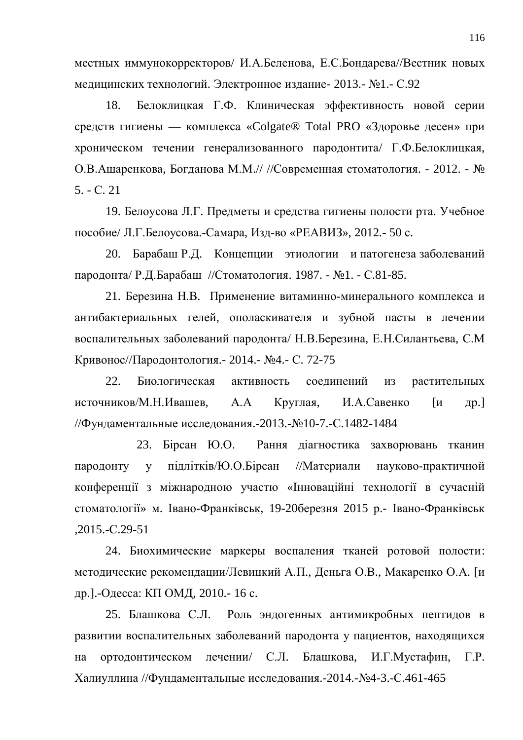местных иммунокорректоров/ И.А.Беленова, Е.С.Бондарева//Вестник новых медицинских технологий. Электронное издание- 2013.- №1.- С.92

18. Белоклицкая Г.Ф. Клиническая эффективность новой серии средств гигиены — комплекса «Colgate® Total PRO «Здоровье десен» при хроническом течении генерализованного пародонтита/ Г.Ф.Белоклицкая, О.В.Ашаренкова, Богданова М.М.// //Современная стоматология. - 2012. - № 5. - С. 21

19. Белоусова Л.Г. Предметы и средства гигиены полости рта. Учебное пособие/ Л.Г.Белоусова.-Самара, Изд-во «РЕАВИЗ», 2012.- 50 с.

20. Барабаш Р.Д. Концепции этиологии и патогенеза заболеваний пародонта/ Р.Д.Барабаш //Стоматология. 1987. - №1. - С.81-85.

21. Березина Н.В. Применение витаминно-минерального комплекса и антибактериальных гелей, ополаскивателя и зубной пасты в лечении воспалительных заболеваний пародонта/ Н.В.Березина, Е.Н.Силантьева, С.М Кривонос//Пародонтология.- 2014.- №4.- С. 72-75

22. Биологическая активность соединений из растительных источников/М.Н.Ивашев, А.А Круглая, И.А.Савенко [и др.] //Фундаментальные исследования.-2013.-№10-7.-С.1482-1484

23. Бірсан Ю.О. Рання діагностика захворювань тканин пародонту у підлітків/Ю.О.Бірсан //Материали науково-практичной конференції з міжнародною участю «Інноваційні технології в сучасній стоматології» м. Івано-Франківськ, 19-20березня 2015 р.- Івано-Франківськ ,2015.-С.29-51

24. Биохимические маркеры воспаления тканей ротовой полости: методические рекомендации/Левицкий А.П., Деньга О.В., Макаренко О.А. [и др.].-Одесса: КП ОМД, 2010.- 16 с.

25. Блашкова С.Л. Роль эндогенных антимикробных пептидов в развитии воспалительных заболеваний пародонта у пациентов, находящихся на ортодонтическом лечении/ С.Л. Блашкова, И.Г.Мустафин, Г.Р. Халиуллина //Фундаментальные исследования.-2014.-№4-3.-С.461-465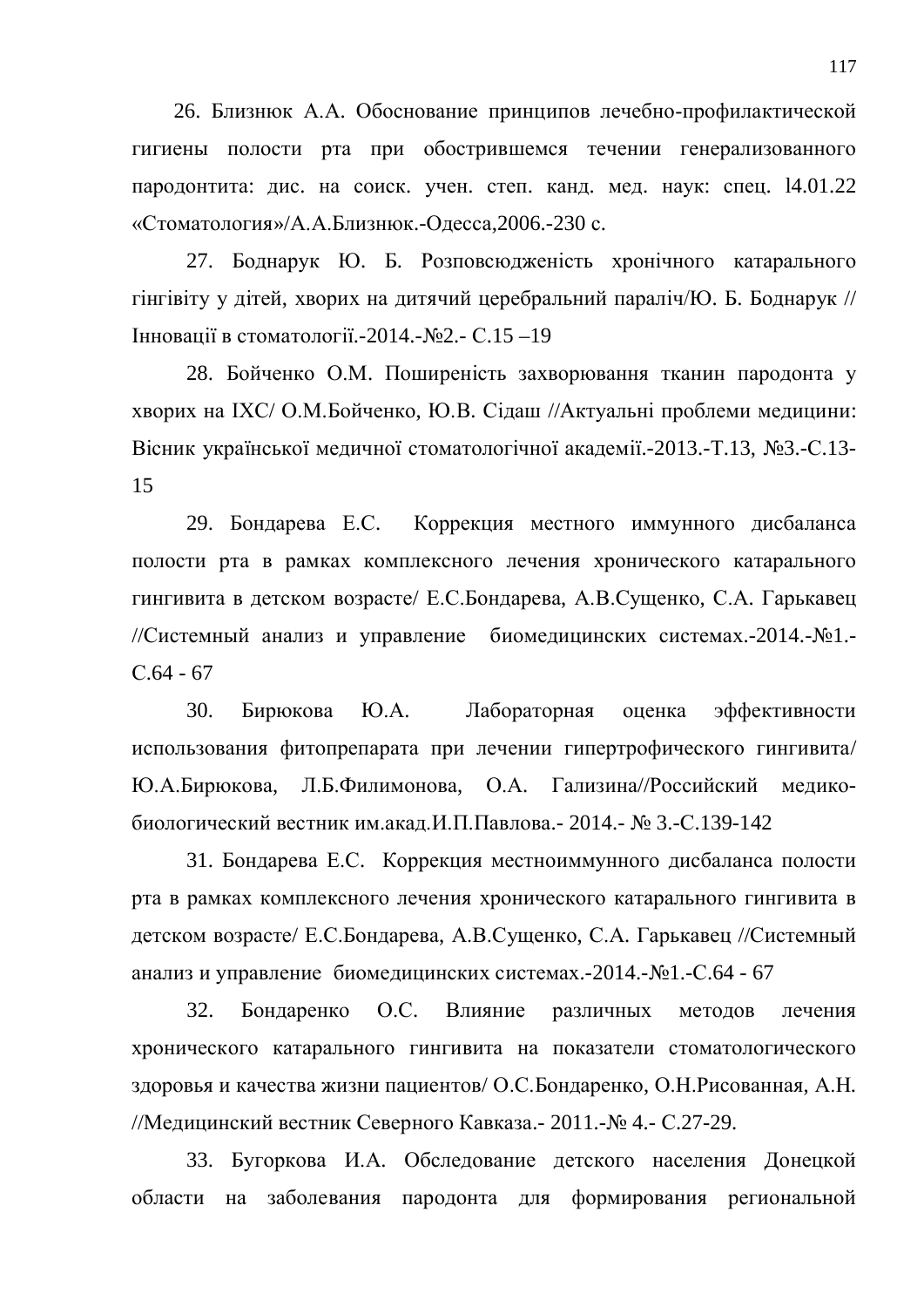26. Близнюк А.А. Обоснование принципов лечебно-профилактической гигиены полости рта при обострившемся течении генерализованного пародонтита: дис. на соиск. учен. степ. канд. мед. наук: спец. l4.01.22 «Стоматология»/А.А.Близнюк.-Одесса,2006.-230 с.

27. Боднарук Ю. Б. Розповсюдженість хронічного катарального гінгівіту у дітей, хворих на дитячий церебральний параліч/Ю. Б. Боднарук // Інновації в стоматології.-2014.-№2.- С.15 –19

28. Бойченко О.М. Поширеність захворювання тканин пародонта у хворих на ІХС/ О.М.Бойченко, Ю.В. Сідаш //Актуальні проблеми медицини: Вісник української медичної стоматологічної академії.-2013.-Т.13, №3.-С.13-15

29. Бондарева Е.С. Коррекция местного иммунного дисбаланса полости рта в рамках комплексного лечения хронического катарального гингивита в детском возрасте/ Е.С.Бондарева, А.В.Сущенко, С.А. Гарькавец //Системный анализ и управление биомедицинских системах.-2014.-№1.-С.64 - 67

30. Бирюкова Ю.А. Лабораторная оценка эффективности использования фитопрепарата при лечении гипертрофического гингивита/ Ю.А.Бирюкова, Л.Б.Филимонова, О.А. Гализина//Российский медико-биологический вестник им.акад.И.П.Павлова.- 2014.- № 3.-С.139-142

31. Бондарева Е.С. Коррекция местноиммунного дисбаланса полости рта в рамках комплексного лечения хронического катарального гингивита в детском возрасте/ Е.С.Бондарева, А.В.Сущенко, С.А. Гарькавец //Системный анализ и управление биомедицинских системах.-2014.-№1.-С.64 - 67

32. Бондаренко О.С. Влияние различных методов лечения хронического катарального гингивита на показатели стоматологического здоровья и качества жизни пациентов/ О.С.Бондаренко, О.Н.Рисованная, А.Н. //Медицинский вестник Северного Кавказа.- 2011.-№ 4.- С.27-29.

33. Бугоркова И.А. Обследование детского населения Донецкой области на заболевания пародонта для формирования региональной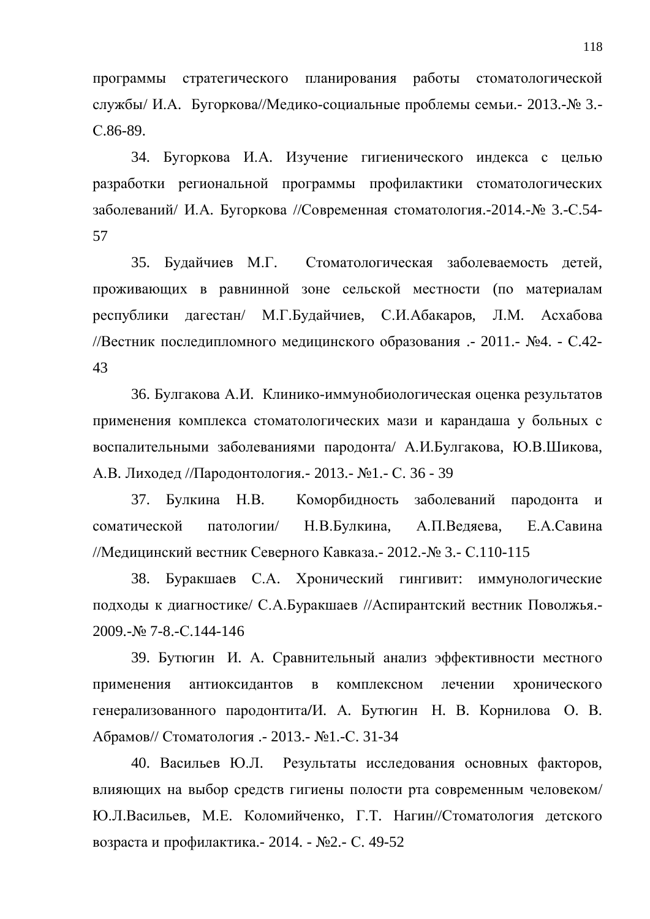программы стратегического планирования работы стоматологической службы/ И.А. Бугоркова//Медико-социальные проблемы семьи.- 2013.-№ 3.- С.86-89.

34. Бугоркова И.А. Изучение гигиенического индекса с целью разработки региональной программы профилактики стоматологических заболеваний/ И.А. Бугоркова //Современная стоматология.-2014.-№ 3.-С.54-57

35. Будайчиев М.Г. Стоматологическая заболеваемость детей, проживающих в равнинной зоне сельской местности (по материалам республики дагестан/ М.Г.Будайчиев, С.И.Абакаров, Л.М. Асхабова //Вестник последипломного медицинского образования .- 2011.- №4. - С.42-43

36. Булгакова А.И. Клинико-иммунобиологическая оценка результатов применения комплекса стоматологических мази и карандаша у больных с воспалительными заболеваниями пародонта/ А.И.Булгакова, Ю.В.Шикова, А.В. Лиходед //Пародонтология.- 2013.- №1.- С. 36 - 39

37. Булкина Н.В. Коморбидность заболеваний пародонта и соматической патологии/ Н.В.Булкина, А.П.Ведяева, Е.А.Савина //Медицинский вестник Северного Кавказа.- 2012.-№ 3.- С.110-115

38. Буракшаев С.А. Хронический гингивит: иммунологические подходы к диагностике/ С.А.Буракшаев //Аспирантский вестник Поволжья.- 2009.-№ 7-8.-С.144-146

39. Бутюгин И. А. Сравнительный анализ эффективности местного применения антиоксидантов в комплексном лечении хронического генерализованного пародонтита/И. А. Бутюгин Н. В. Корнилова О. В. Абрамов// Стоматология .- 2013.- №1.-С. 31-34

40. Васильев Ю.Л. Результаты исследования основных факторов, влияющих на выбор средств гигиены полости рта современным человеком/ Ю.Л.Васильев, М.Е. Коломийченко, Г.Т. Нагин//Стоматология детского возраста и профилактика.- 2014. - №2.- С. 49-52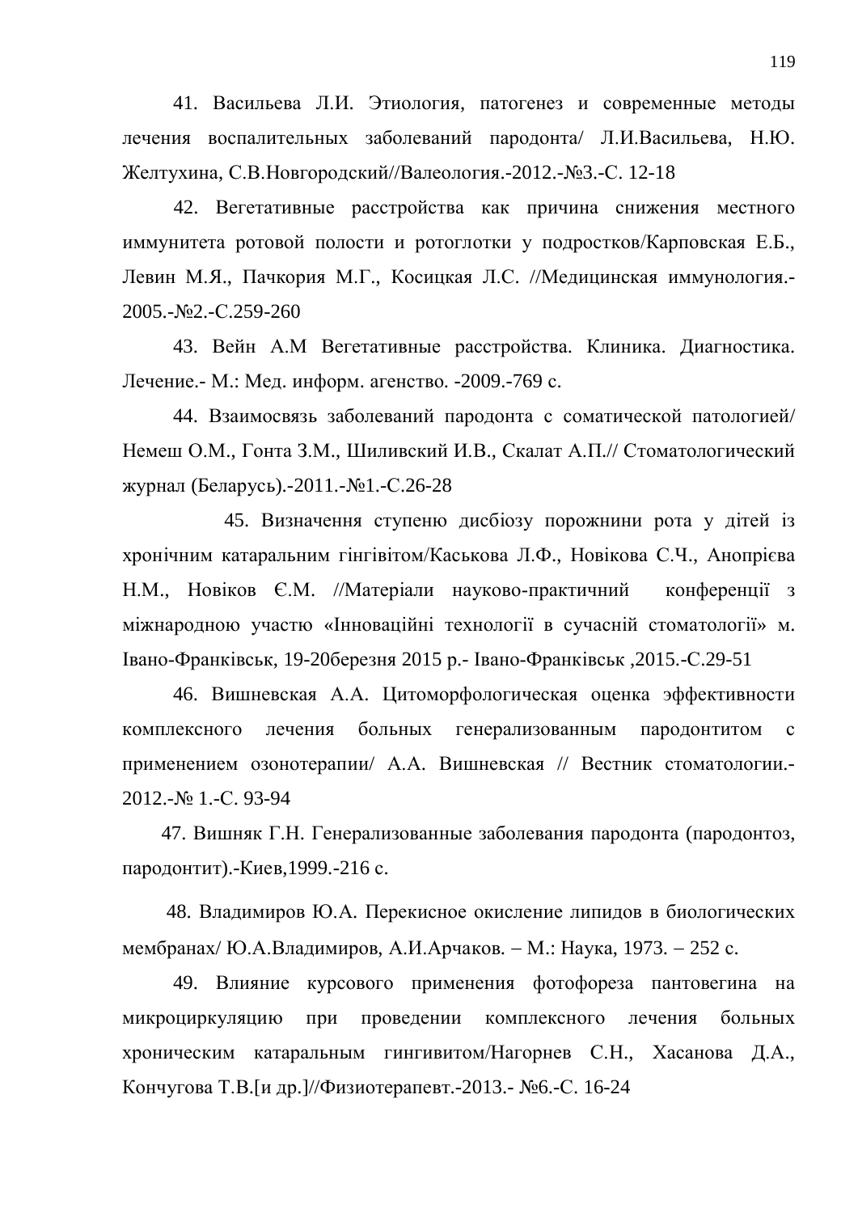41. Васильева Л.И. Этиология, патогенез и современные методы лечения воспалительных заболеваний пародонта/ Л.И.Васильева, Н.Ю. Желтухина, С.В.Новгородский//Валеология.-2012.-№3.-С. 12-18

42. Вегетативные расстройства как причина снижения местного иммунитета ротовой полости и ротоглотки у подростков/Карповская Е.Б., Левин М.Я., Пачкория М.Г., Косицкая Л.С. //Медицинская иммунология.-2005.-№2.-С.259-260

43. Вейн А.М Вегетативные расстройства. Клиника. Диагностика. Лечение.- М.: Мед. информ. агенство. -2009.-769 с.

44. Взаимосвязь заболеваний пародонта с соматической патологией/ Немеш О.М., Гонта З.М., Шиливский И.В., Скалат А.П.// Стоматологический журнал (Беларусь).-2011.-№1.-С.26-28

45. Визначення ступеню дисбіозу порожнини рота у дітей із хронічним катаральним гінгівітом/Каськова Л.Ф., Новікова С.Ч., Аноприєва Н.М., Новіков Є.М. //Матеріали науково-практичний конференції з міжнародною участю «Інноваційні технології в сучасній стоматології» м. Івано-Франківськ, 19-20березня 2015 р.- Івано-Франківськ ,2015.-С.29-51

46. Вишневская А.А. Цитоморфологическая оценка эффективности комплексного лечения больных генерализованным пародонтитом с применением озонотерапии/ А.А. Вишневская // Вестник стоматологии.-2012.-№ 1.-С. 93-94

47. Вишняк Г.Н. Генерализованные заболевания пародонта (пародонтоз, пародонтит).-Киев,1999.-216 с.

48. Владимиров Ю.А. Перекисное окисление липидов в биологических мембранах/ Ю.А.Владимиров, А.И.Арчаков. – М.: Наука, 1973. – 252 с.

49. Влияние курсового применения фотофореза пантовегина на микроциркуляцию при проведении комплексного лечения больных хроническим катаральным гингивитом/Нагорнев С.Н., Хасанова Д.А., Кончугова Т.В.[и др.]//Физиотерапевт.-2013.- №6.-С. 16-24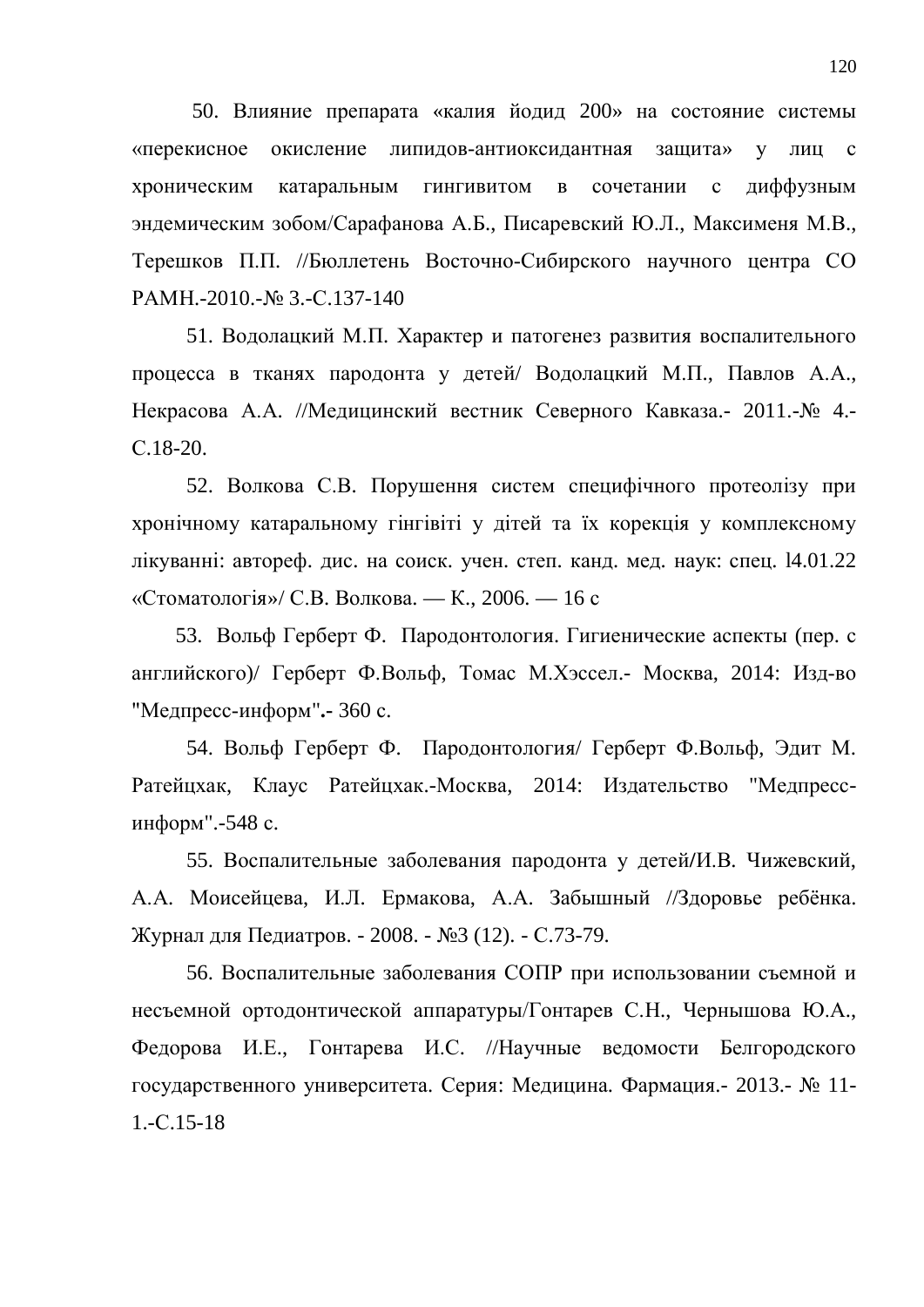50. Влияние препарата «калия йодид 200» на состояние системы «перекисное окисление липидов-антиоксидантная защита» у лиц с хроническим катаральным гингивитом в сочетании с диффузным эндемическим зобом/Сарафанова А.Б., Писаревский Ю.Л., Максименя М.В., Терешков П.П. //Бюллетень Восточно-Сибирского научного центра СО РАМН.-2010.-№ 3.-С.137-140

51. Водолацкий М.П. Характер и патогенез развития воспалительного процесса в тканях пародонта у детей/ Водолацкий М.П., Павлов А.А., Некрасова А.А. //Медицинский вестник Северного Кавказа.- 2011.-№ 4.- С.18-20.

52. Волкова С.В. Порушення систем специфічного протеолізу при хронічному катаральному гінгівіті у дітей та їх корекція у комплексному лікуванні: автореф. дис. на соиск. учен. степ. канд. мед. наук: спец. l4.01.22 «Стоматологія»/ С.В. Волкова. — К., 2006. — 16 с

53. Вольф Герберт Ф. Пародонтология. Гигиенические аспекты (пер. с английского)/ Герберт Ф.Вольф, Томас М.Хэссел.- Москва, 2014: Изд-во "Медпресс-информ".- 360 с.

54. Вольф Герберт Ф. Пародонтология/ Герберт Ф.Вольф, Эдит М. Ратейцхак, Клаус Ратейцхак.-Москва, 2014: Издательство "Медпресс-информ".-548 с.

55. Воспалительные заболевания пародонта у детей/И.В. Чижевский, А.А. Моисейцева, И.Л. Ермакова, А.А. Забышный //Здоровье ребёнка. Журнал для Педиатров. - 2008. - №3 (12). - С.73-79.

56. Воспалительные заболевания СОПР при использовании съемной и несъемной ортодонтической аппаратуры/Гонтарев С.Н., Чернышова Ю.А., Федорова И.Е., Гонтарева И.С. //Научные ведомости Белгородского государственного университета. Серия: Медицина. Фармация.- 2013.- № 11-1.-С.15-18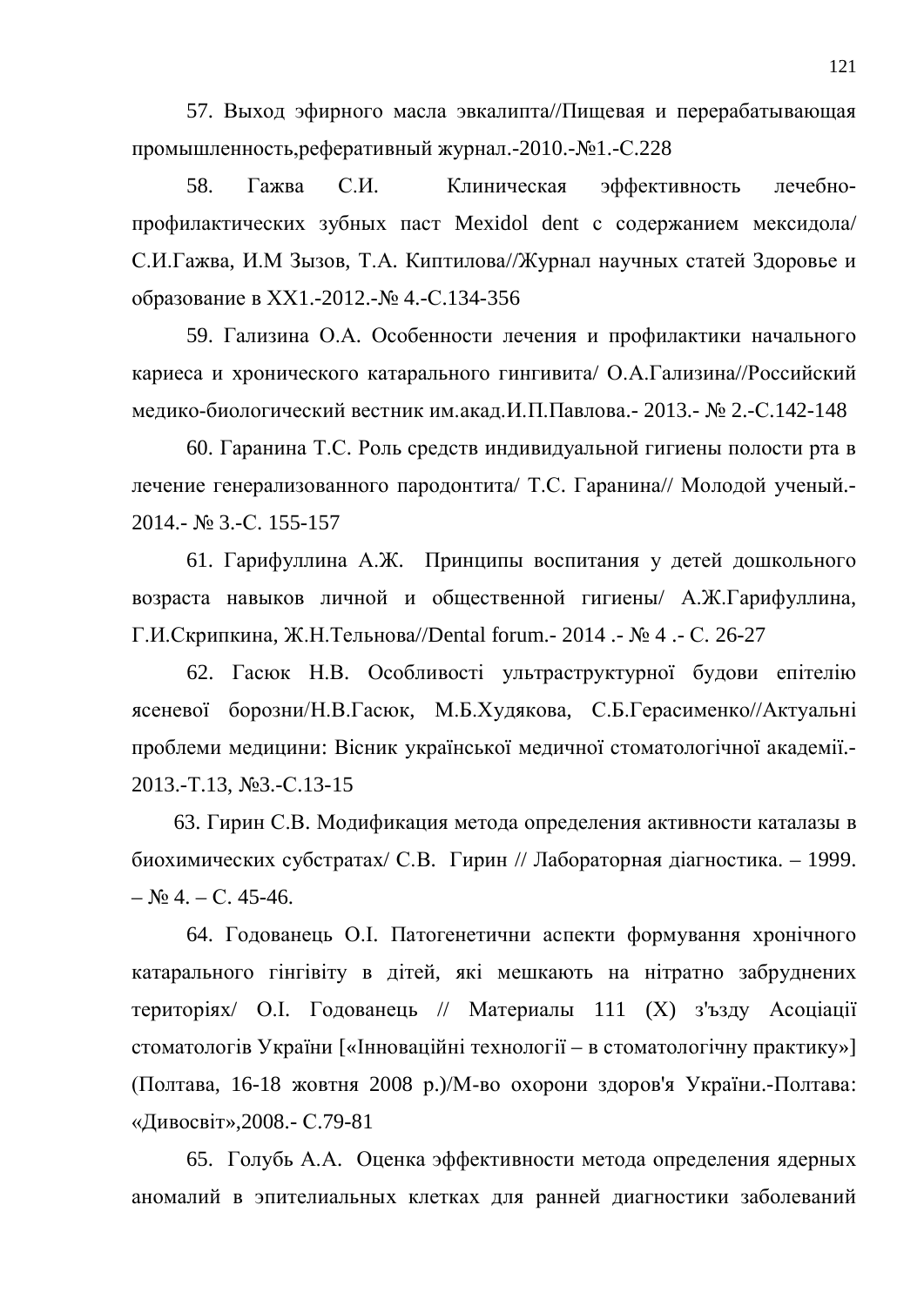57. Выход эфирного масла эвкалипта//Пищевая и перерабатывающая промышленность,реферативный журнал.-2010.-№1.-С.228

58. Гажва С.И. Клиническая эффективность лечебно-профилактических зубных паст Mexidol dent с содержанием мексидола/ С.И.Гажва, И.М Зызов, Т.А. Киптилова//Журнал научных статей Здоровье и образование в ХХ1.-2012.-№ 4.-С.134-356

59. Гализина О.А. Особенности лечения и профилактики начального кариеса и хронического катарального гингивита/ О.А.Гализина//Российский медико-биологический вестник им.акад.И.П.Павлова.- 2013.- № 2.-С.142-148

60. Гаранина Т.С. Роль средств индивидуальной гигиены полости рта в лечение генерализованного пародонтита/ Т.С. Гаранина// Молодой ученый.- 2014.- № 3.-С. 155-157

61. Гарифуллина А.Ж. Принципы воспитания у детей дошкольного возраста навыков личной и общественной гигиены/ А.Ж.Гарифуллина, Г.И.Скрипкина, Ж.Н.Тельнова//Dental forum.- 2014 .- № 4 .- С. 26-27

62. Гасюк Н.В. Особливості ультраструктурної будови епітелію ясеневої борозни/Н.В.Гасюк, М.Б.Худякова, С.Б.Герасименко//Актуальні проблеми медицини: Вісник української медичної стоматологічної академії.- 2013.-Т.13, №3.-С.13-15

63. Гирин С.В. Модификация метода определения активности каталазы в биохимических субстратах/ С.В. Гирин // Лабораторная діагностика. – 1999. – № 4. – С. 45-46.

64. Годованець О.І. Патогенетични аспекти формування хронічного катарального гінгівіту в дітей, які мешкають на нітратно забруднених територіях/ О.І. Годованець // Материалы 111 (X) з'ъзду Асоціації стоматологів України [«Інноваційні технології – в стоматологічну практику»] (Полтава, 16-18 жовтня 2008 р.)/М-во охорони здоров'я України.-Полтава: «Дивосвіт»,2008.- С.79-81

65. Голубь А.А. Оценка эффективности метода определения ядерных аномалий в эпителиальных клетках для ранней диагностики заболеваний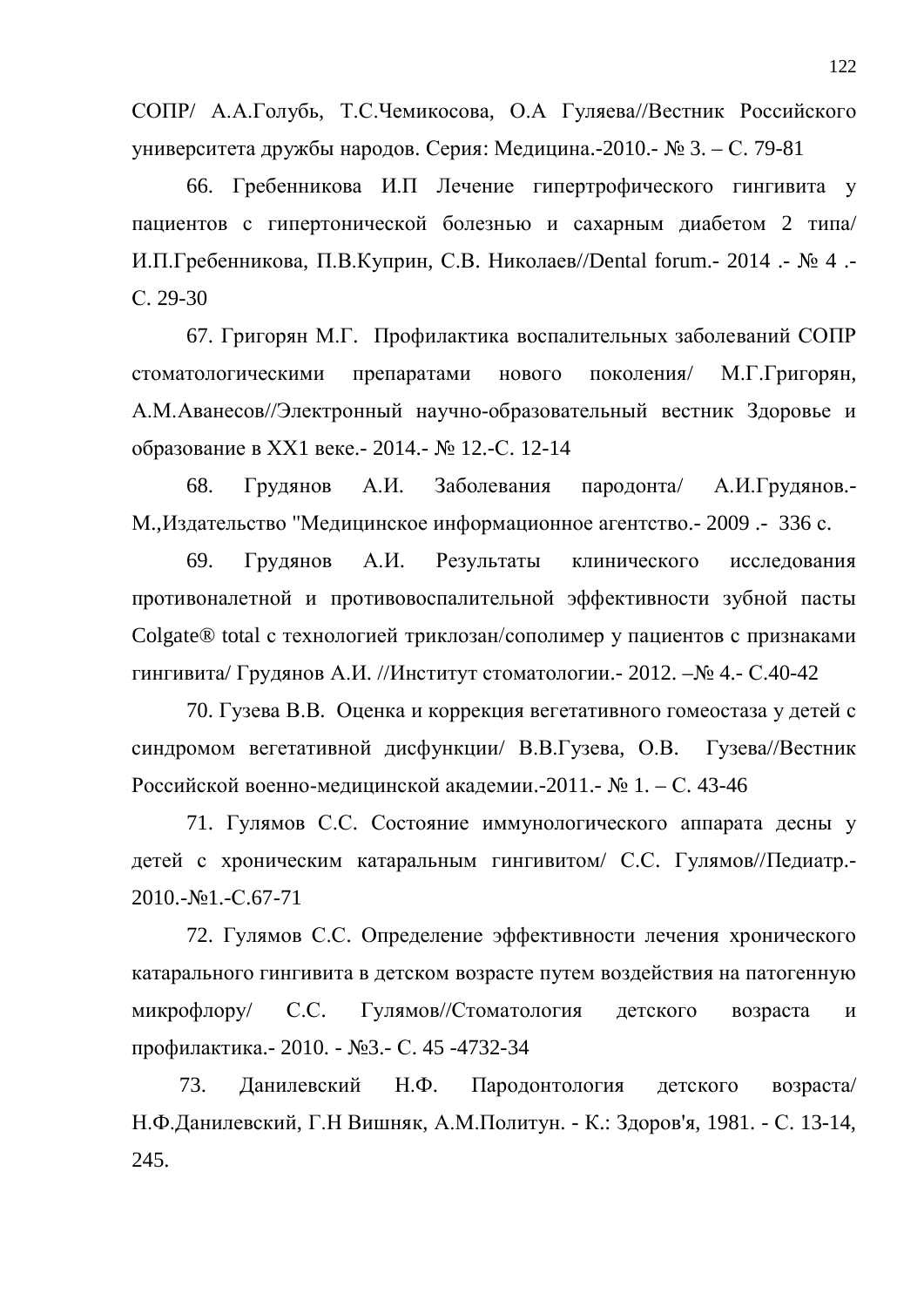СОПР/ А.А.Голубь, Т.С.Чемикосова, О.А Гуляева//Вестник Российского университета дружбы народов. Серия: Медицина.-2010.- № 3. – С. 79-81

66. Гребенникова И.П Лечение гипертрофического гингивита у пациентов с гипертонической болезнью и сахарным диабетом 2 типа/ И.П.Гребенникова, П.В.Куприн, С.В. Николаев//Dental forum.- 2014 .- № 4 .- С. 29-30

67. Григорян М.Г. Профилактика воспалительных заболеваний СОПР стоматологическими препаратами нового поколения/ М.Г.Григорян, А.М.Аванесов//Электронный научно-образовательный вестник Здоровье и образование в ХХ1 веке.- 2014.- № 12.-С. 12-14

68. Грудянов А.И. Заболевания пародонта/ А.И.Грудянов.- М.,Издательство "Медицинское информационное агентство.- 2009 .- 336 с.

69. Грудянов А.И. Результаты клинического исследования противоналетной и противовоспалительной эффективности зубной пасты Colgate® total с технологией триклозан/сополимер у пациентов с признаками гингивита/ Грудянов А.И. //Институт стоматологии.- 2012. –№ 4.- С.40-42

70. Гузева В.В. Оценка и коррекция вегетативного гомеостаза у детей с синдромом вегетативной дисфункции/ В.В.Гузева, О.В. Гузева//Вестник Российской военно-медицинской академии.-2011.- № 1. – С. 43-46

71. Гулямов С.С. Состояние иммунологического аппарата десны у детей с хроническим катаральным гингивитом/ С.С. Гулямов//Педиатр.- 2010.-№1.-С.67-71

72. Гулямов С.С. Определение эффективности лечения хронического катарального гингивита в детском возрасте путем воздействия на патогенную микрофлору/ С.С. Гулямов//Стоматология детского возраста и профилактика.- 2010. - №3.- С. 45 -4732-34

73. Данилевский Н.Ф. Пародонтология детского возраста/ Н.Ф.Данилевский, Г.Н Вишняк, А.М.Политун. - К.: Здоров'я, 1981. - С. 13-14, 245.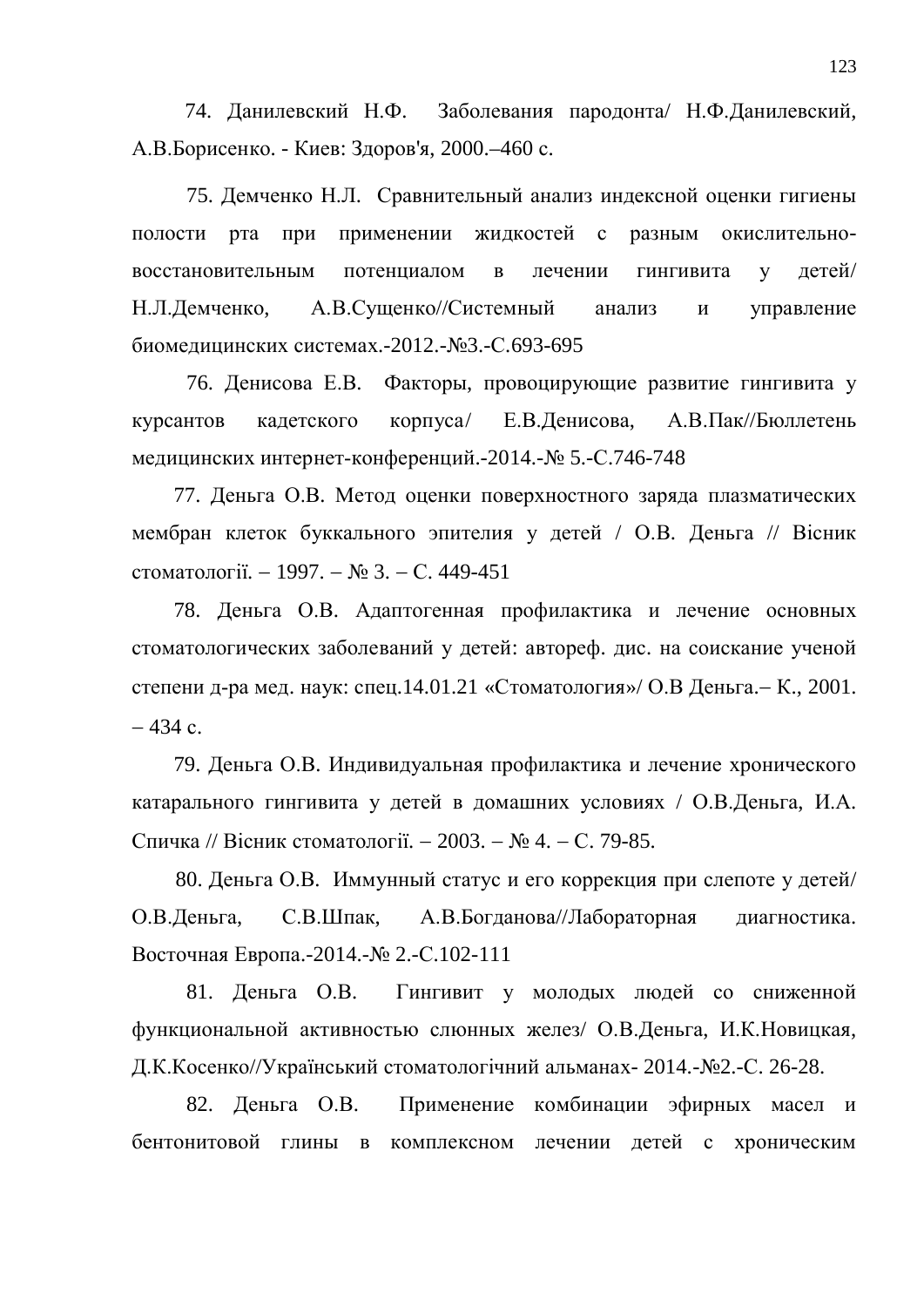74. Данилевский Н.Ф. Заболевания пародонта/ Н.Ф.Данилевский, А.В.Борисенко. - Киев: Здоров'я, 2000.–460 с.

75. Демченко Н.Л. Сравнительный анализ индексной оценки гигиены полости рта при применении жидкостей с разным окислительно-восстановительным потенциалом в лечении гингивита у детей/ Н.Л.Демченко, А.В.Сущенко//Системный анализ и управление биомедицинских системах.-2012.-№3.-С.693-695

76. Денисова Е.В. Факторы, провоцирующие развитие гингивита у курсантов кадетского корпуса/ Е.В.Денисова, А.В.Пак//Бюллетень медицинских интернет-конференций.-2014.-№ 5.-С.746-748

77. Деньга О.В. Метод оценки поверхностного заряда плазматических мембран клеток буккального эпителия у детей / О.В. Деньга // Вісник стоматології. – 1997. – № 3. – С. 449-451

78. Деньга О.В. Адаптогенная профилактика и лечение основных стоматологических заболеваний у детей: автореф. дис. на соискание ученой степени д-ра мед. наук: спец.14.01.21 «Стоматология»/ О.В Деньга.– К., 2001. – 434 с.

79. Деньга О.В. Индивидуальная профилактика и лечение хронического катарального гингивита у детей в домашних условиях / О.В.Деньга, И.А. Спичка // Вісник стоматології. – 2003. – № 4. – С. 79-85.

80. Деньга О.В. Иммунный статус и его коррекция при слепоте у детей/ О.В.Деньга, С.В.Шпак, А.В.Богданова//Лабораторная диагностика. Восточная Европа.-2014.-№ 2.-С.102-111

81. Деньга О.В. Гингивит у молодых людей со сниженной функциональной активностью слюнных желез/ О.В.Деньга, И.К.Новицкая, Д.К.Косенко//Український стоматологічний альманах- 2014.-№2.-С. 26-28.

82. Деньга О.В. Применение комбинации эфирных масел и бентонитовой глины в комплексном лечении детей с хроническим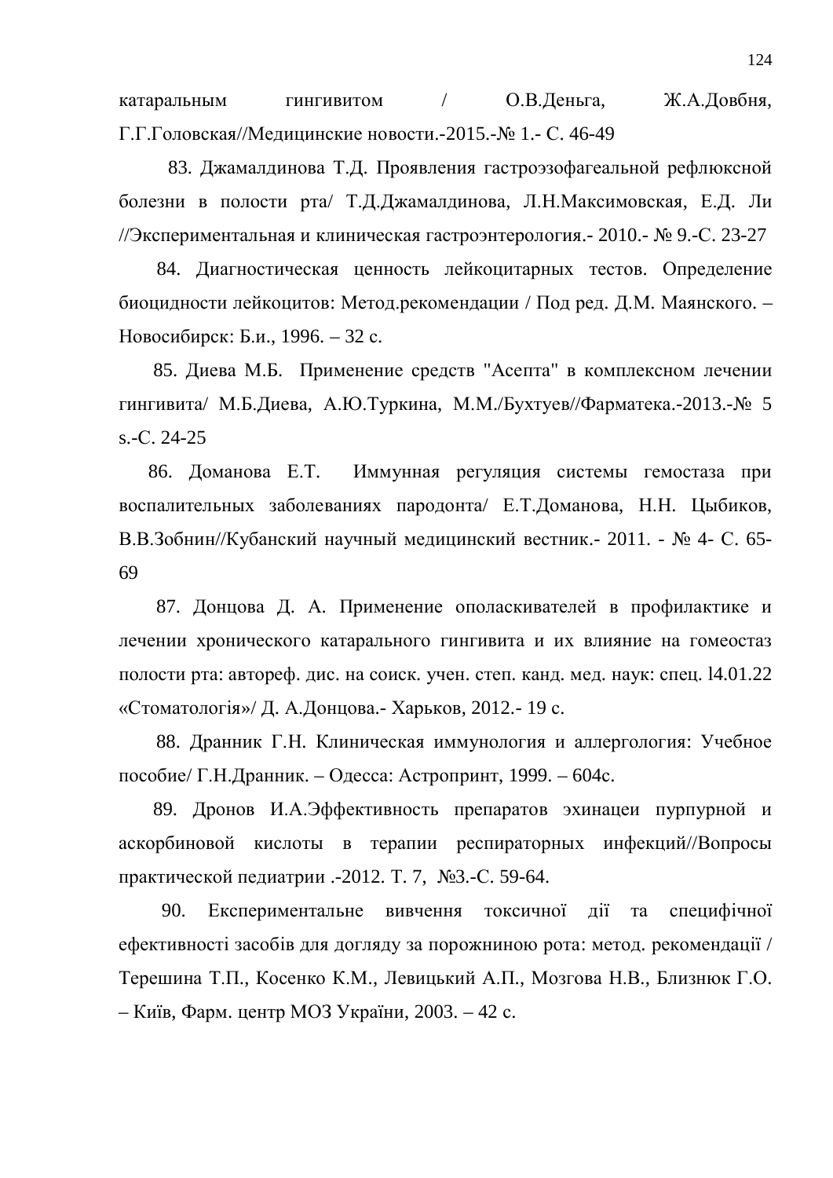катаральным гингивитом / О.В.Деньга, Ж.А.Довбня, Г.Г.Головская//Медицинские новости.-2015.-№ 1.- С. 46-49

83. Джамалдинова Т.Д. Проявления гастроэзофагеальной рефлюксной болезни в полости рта/ Т.Д.Джамалдинова, Л.Н.Максимовская, Е.Д. Ли //Экспериментальная и клиническая гастроэнтерология.- 2010.- № 9.-С. 23-27

84. Диагностическая ценность лейкоцитарных тестов. Определение биоцидности лейкоцитов: Метод.рекомендации / Под ред. Д.М. Маянского. – Новосибирск: Б.и., 1996. – 32 с.

85. Диева М.Б. Применение средств "Асепта" в комплексном лечении гингивита/ М.Б.Диева, А.Ю.Туркина, М.М./Бухтуев//Фарматека.-2013.-№ 5 s.-С. 24-25

86. Доманова Е.Т. Иммунная регуляция системы гемостаза при воспалительных заболеваниях пародонта/ Е.Т.Доманова, Н.Н. Цыбиков, В.В.Зобнин//Кубанский научный медицинский вестник.- 2011. - № 4- С. 65-69

87. Донцова Д. А. Применение ополаскивателей в профилактике и лечении хронического катарального гингивита и их влияние на гомеостаз полости рта: автореф. дис. на соиск. учен. степ. канд. мед. наук: спец. l4.01.22 «Стоматологія»/ Д. А.Донцова.- Харьков, 2012.- 19 с.

88. Дранник Г.Н. Клиническая иммунология и аллергология: Учебное пособие/ Г.Н.Дранник. – Одесса: Астропринт, 1999. – 604с.

89. Дронов И.А.Эффективность препаратов эхинацеи пурпурной и аскорбиновой кислоты в терапии респираторных инфекций//Вопросы практической педиатрии .-2012. Т. 7, №3.-С. 59-64.

90. Експериментальне вивчення токсичної дії та специфічної ефективності засобів для догляду за порожниною рота: метод. рекомендації / Терешина Т.П., Косенко К.М., Левицький А.П., Мозгова Н.В., Близнюк Г.О. – Київ, Фарм. центр МОЗ України, 2003. – 42 с.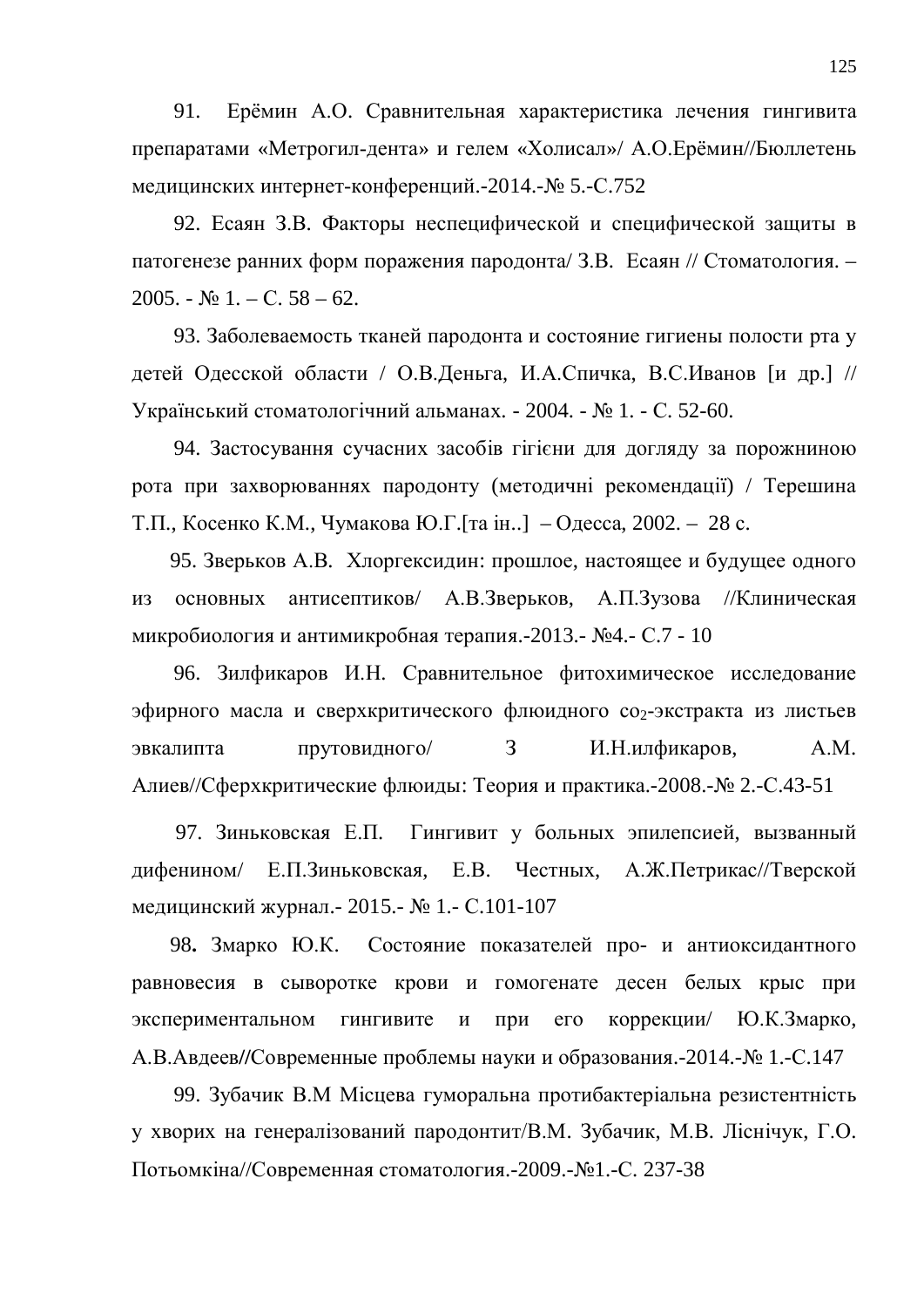91. Ерёмин А.О. Сравнительная характеристика лечения гингивита препаратами «Метрогил-дента» и гелем «Холисал»/ А.О.Ерёмин//Бюллетень медицинских интернет-конференций.-2014.-№ 5.-С.752

92. Есаян З.В. Факторы неспецифической и специфической защиты в патогенезе ранних форм поражения пародонта/ З.В. Есаян // Стоматология. – 2005. - № 1. – С. 58 – 62.

93. Заболеваемость тканей пародонта и состояние гигиены полости рта у детей Одесской области / О.В.Деньга, И.А.Спичка, В.С.Иванов [и др.] // Український стоматологічний альманах. - 2004. - № 1. - С. 52-60.

94. Застосування сучасних засобів гігієни для догляду за порожниною рота при захворюваннях пародонту (методичні рекомендації) / Терешина Т.П., Косенко К.М., Чумакова Ю.Г.[та ін..] – Одесса, 2002. – 28 с.

95. Зверьков А.В. Хлоргексидин: прошлое, настоящее и будущее одного из основных антисептиков/ А.В.Зверьков, А.П.Зузова //Клиническая микробиология и антимикробная терапия.-2013.- №4.- С.7 - 10

96. Зилфикаров И.Н. Сравнительное фитохимическое исследование эфирного масла и сверхкритического флюидного $со_2$-экстракта из листьев эвкалипта прутовидного/ З И.Н.илфикаров, А.М. Алиев//Сферхкритические флюиды: Теория и практика.-2008.-№ 2.-С.43-51

97. Зиньковская Е.П. Гингивит у больных эпилепсией, вызванный дифенином/ Е.П.Зиньковская, Е.В. Честных, А.Ж.Петрикас//Тверской медицинский журнал.- 2015.- № 1.- С.101-107

**98.** Змарко Ю.К. Состояние показателей про- и антиоксидантного равновесия в сыворотке крови и гомогенате десен белых крыс при экспериментальном гингивите и при его коррекции/ Ю.К.Змарко, А.В.Авдеев//Современные проблемы науки и образования.-2014.-№ 1.-С.147

99. Зубачик В.М Місцева гуморальна протибактеріальна резистентність у хворих на генералізований пародонтит/В.М. Зубачик, М.В. Ліснічук, Г.О. Потьомкіна//Современная стоматология.-2009.-№1.-С. 237-38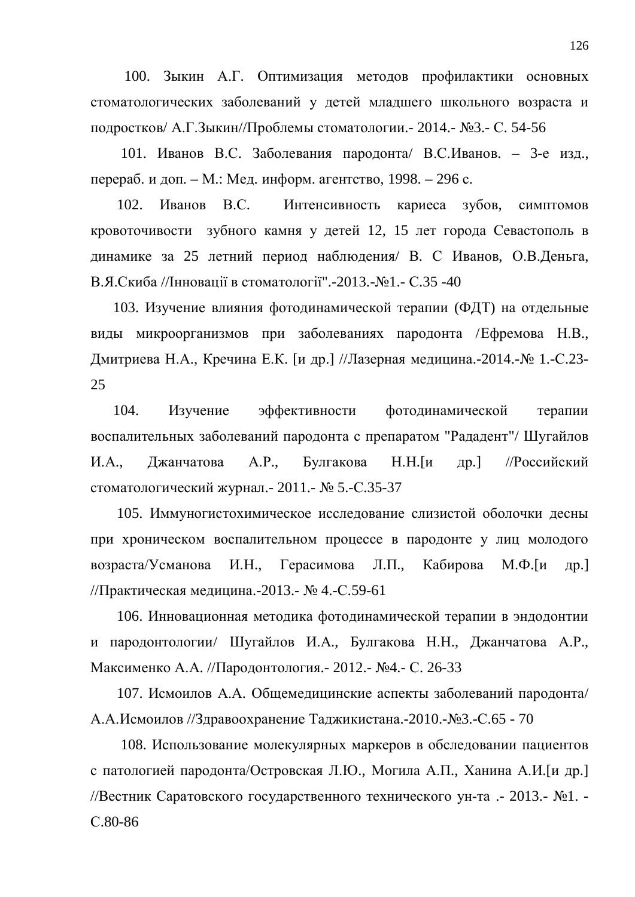100. Зыкин А.Г. Оптимизация методов профилактики основных стоматологических заболеваний у детей младшего школьного возраста и подростков/ А.Г.Зыкин//Проблемы стоматологии.- 2014.- №3.- С. 54-56

101. Иванов В.С. Заболевания пародонта/ В.С.Иванов. – 3-е изд., перераб. и доп. – М.: Мед. информ. агентство, 1998. – 296 с.

102. Иванов В.С. Интенсивность кариеса зубов, симптомов кровоточивости зубного камня у детей 12, 15 лет города Севастополь в динамике за 25 летний период наблюдения/ В. С Иванов, О.В.Деньга, В.Я.Скиба //Інновації в стоматології".-2013.-№1.- С.35 -40

103. Изучение влияния фотодинамической терапии (ФДТ) на отдельные виды микроорганизмов при заболеваниях пародонта /Ефремова Н.В., Дмитриева Н.А., Кречина Е.К. [и др.] //Лазерная медицина.-2014.-№ 1.-С.23-25

104. Изучение эффективности фотодинамической терапии воспалительных заболеваний пародонта с препаратом "Рададент"/ Шугайлов И.А., Джанчатова А.Р., Булгакова Н.Н.[и др.] //Российский стоматологический журнал.- 2011.- № 5.-С.35-37

105. Иммуногистохимическое исследование слизистой оболочки десны при хроническом воспалительном процессе в пародонте у лиц молодого возраста/Усманова И.Н., Герасимова Л.П., Кабирова М.Ф.[и др.] //Практическая медицина.-2013.- № 4.-С.59-61

106. Инновационная методика фотодинамической терапии в эндодонтии и пародонтологии/ Шугайлов И.А., Булгакова Н.Н., Джанчатова А.Р., Максименко А.А. //Пародонтология.- 2012.- №4.- С. 26-33

107. Исмоилов А.А. Общемедицинские аспекты заболеваний пародонта/ А.А.Исмоилов //Здравоохранение Таджикистана.-2010.-№3.-С.65 - 70

108. Использование молекулярных маркеров в обследовании пациентов с патологией пародонта/Островская Л.Ю., Могила А.П., Ханина А.И.[и др.] //Вестник Саратовского государственного технического ун-та .- 2013.- №1. - С.80-86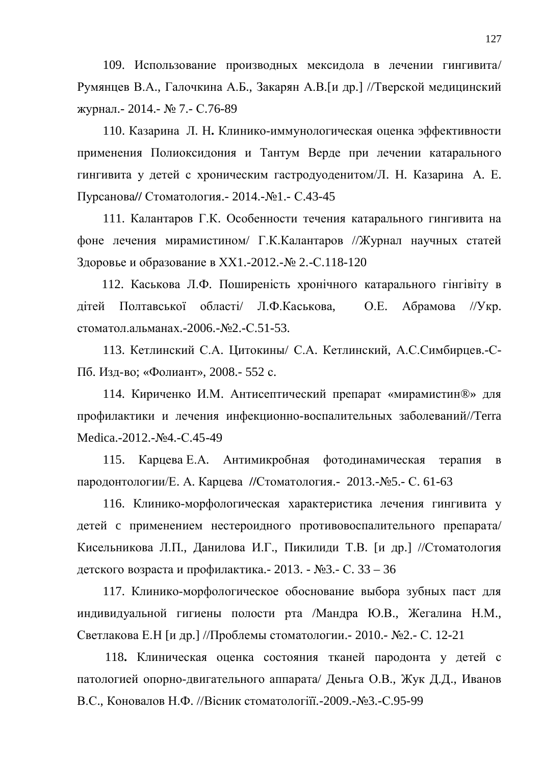109. Использование производных мексидола в лечении гингивита/ Румянцев В.А., Галочкина А.Б., Закарян А.В.[и др.] //Тверской медицинский журнал.- 2014.- № 7.- С.76-89

110. Казарина Л. Н**.** Клинико-иммунологическая оценка эффективности применения Полиоксидония и Тантум Верде при лечении катарального гингивита у детей с хроническим гастродуоденитом/Л. Н. Казарина А. Е. Пурсанова**//** Стоматология.- 2014.-№1.- С.43-45

111. Калантаров Г.К. Особенности течения катарального гингивита на фоне лечения мирамистином/ Г.К.Калантаров //Журнал научных статей Здоровье и образование в ХХ1.-2012.-№ 2.-С.118-120

112. Каськова Л.Ф. Поширеність хронічного катарального гінгівіту в дітей Полтавської області/ Л.Ф.Каськова, О.Е. Абрамова //Укр. стоматол.альманах.-2006.-№2.-С.51-53.

113. Кетлинский С.А. Цитокины/ С.А. Кетлинский, А.С.Симбирцев.-С-Пб. Изд-во; «Фолиант», 2008.- 552 с.

114. Кириченко И.М. Антисептический препарат «мирамистин®» для профилактики и лечения инфекционно-воспалительных заболеваний//Terra Medica.-2012.-№4.-С.45-49

115. Карцева Е.А. Антимикробная фотодинамическая терапия в пародонтологии/Е. А. Карцева **//**Стоматология.- 2013.-№5.- С. 61-63

116. Клинико-морфологическая характеристика лечения гингивита у детей с применением нестероидного противовоспалительного препарата/ Кисельникова Л.П., Данилова И.Г., Пикилиди Т.В. [и др.] //Стоматология детского возраста и профилактика.- 2013. - №3.- С. 33 – 36

117. Клинико-морфологическое обоснование выбора зубных паст для индивидуальной гигиены полости рта /Мандра Ю.В., Жегалина Н.М., Светлакова Е.Н [и др.] //Проблемы стоматологии.- 2010.- №2.- С. 12-21

118**.** Клиническая оценка состояния тканей пародонта у детей с патологией опорно-двигательного аппарата/ Деньга О.В., Жук Д.Д., Иванов В.С., Коновалов Н.Ф. //Вісник стоматологіїї.-2009.-№3.-С.95-99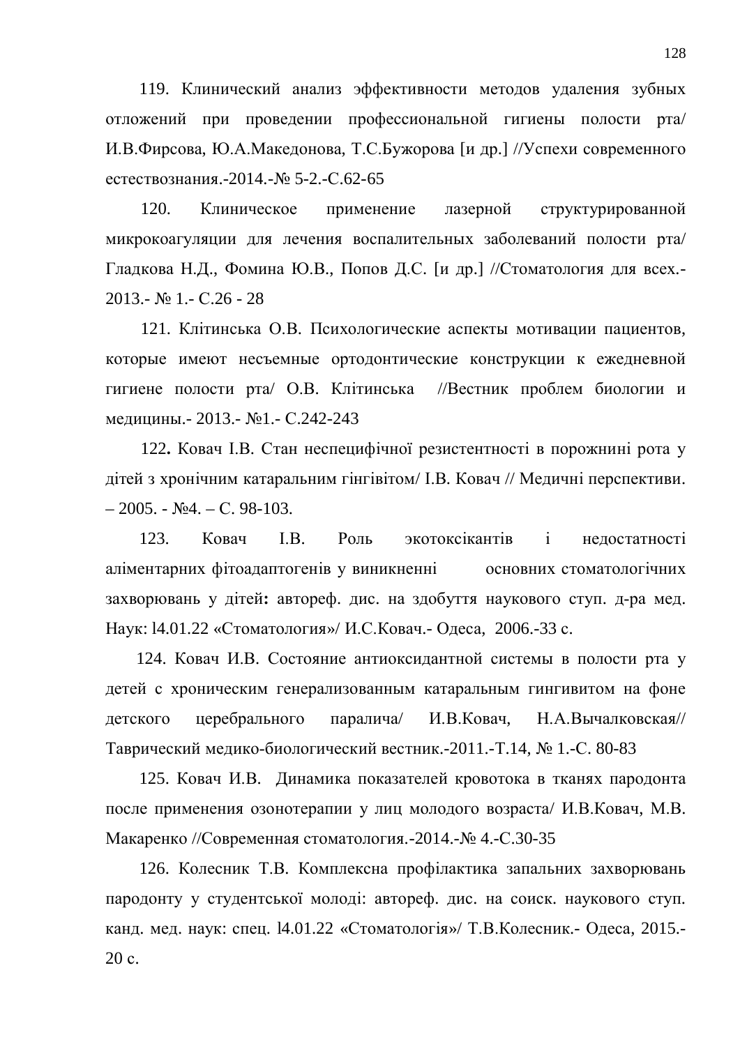119. Клинический анализ эффективности методов удаления зубных отложений при проведении профессиональной гигиены полости рта/ И.В.Фирсова, Ю.А.Македонова, Т.С.Бужорова [и др.] //Успехи современного естествознания.-2014.-№ 5-2.-С.62-65

120. Клиническое применение лазерной структурированной микрокоагуляции для лечения воспалительных заболеваний полости рта/ Гладкова Н.Д., Фомина Ю.В., Попов Д.С. [и др.] //Стоматология для всех.- 2013.- № 1.- С.26 - 28

121. Клітинська О.В. Психологические аспекты мотивации пациентов, которые имеют несъемные ортодонтические конструкции к ежедневной гигиене полости рта/ О.В. Клітинська //Вестник проблем биологии и медицины.- 2013.- №1.- С.242-243

122**.** Ковач І.В. Стан неспецифічної резистентності в порожнині рота у дітей з хронічним катаральним гінгівітом/ І.В. Ковач // Медичні перспективи. – 2005. - №4. – С. 98-103.

123. Ковач І.В. Роль экотоксікантів і недостатності аліментарних фітоадаптогенів у виникненні основних стоматологічних захворювань у дітей**:** автореф. дис. на здобуття наукового ступ. д-ра мед. Наук: l4.01.22 «Стоматология»/ И.С.Ковач.- Одеса, 2006.-33 с.

124. Ковач И.В. Состояние антиоксидантной системы в полости рта у детей с хроническим генерализованным катаральным гингивитом на фоне детского церебрального паралича/ И.В.Ковач, Н.А.Вычалковская// Таврический медико-биологический вестник.-2011.-Т.14, № 1.-С. 80-83

125. Ковач И.В. Динамика показателей кровотока в тканях пародонта после применения озонотерапии у лиц молодого возраста/ И.В.Ковач, М.В. Макаренко //Современная стоматология.-2014.-№ 4.-С.30-35

126. Колесник Т.В. Комплексна профілактика запальних захворювань пародонту у студентської молоді: автореф. дис. на соиск. наукового ступ. канд. мед. наук: спец. l4.01.22 «Стоматологія»/ Т.В.Колесник.- Одеса, 2015.- 20 с.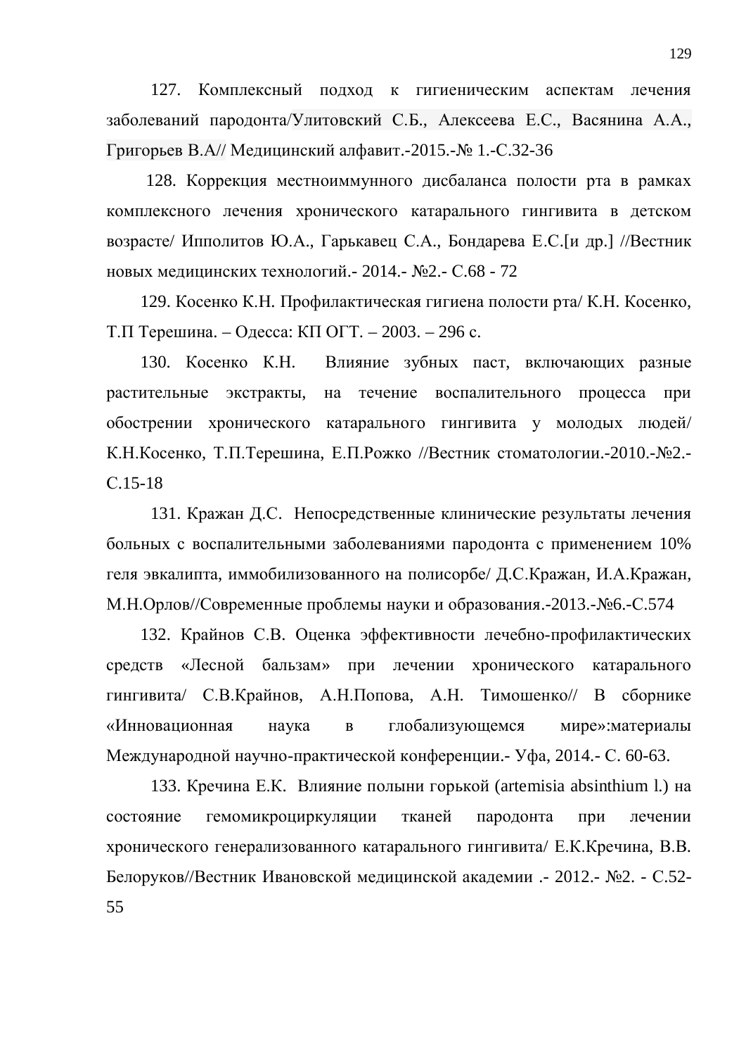127. Комплексный подход к гигиеническим аспектам лечения заболеваний пародонта/Улитовский С.Б., Алексеева Е.С., Васянина А.А., Григорьев В.А// Медицинский алфавит.-2015.-№ 1.-С.32-36

128. Коррекция местноиммунного дисбаланса полости рта в рамках комплексного лечения хронического катарального гингивита в детском возрасте/ Ипполитов Ю.А., Гарькавец С.А., Бондарева Е.С.[и др.] //Вестник новых медицинских технологий.- 2014.- №2.- С.68 - 72

129. Косенко К.Н. Профилактическая гигиена полости рта/ К.Н. Косенко, Т.П Терешина. – Одесса: КП ОГТ. – 2003. – 296 с.

130. Косенко К.Н. Влияние зубных паст, включающих разные растительные экстракты, на течение воспалительного процесса при обострении хронического катарального гингивита у молодых людей/ К.Н.Косенко, Т.П.Терешина, Е.П.Рожко //Вестник стоматологии.-2010.-№2.-С.15-18

131. Кражан Д.С. Непосредственные клинические результаты лечения больных с воспалительными заболеваниями пародонта с применением 10% геля эвкалипта, иммобилизованного на полисорбе/ Д.С.Кражан, И.А.Кражан, М.Н.Орлов//Современные проблемы науки и образования.-2013.-№6.-С.574

132. Крайнов С.В. Оценка эффективности лечебно-профилактических средств «Лесной бальзам» при лечении хронического катарального гингивита/ С.В.Крайнов, А.Н.Попова, А.Н. Тимошенко// В сборнике «Инновационная наука в глобализующемся мире»:материалы Международной научно-практической конференции.- Уфа, 2014.- С. 60-63.

133. Кречина Е.К. Влияние полыни горькой (artemisia absinthium l.) на состояние гемомикроциркуляции тканей пародонта при лечении хронического генерализованного катарального гингивита/ Е.К.Кречина, В.В. Белоруков//Вестник Ивановской медицинской академии .- 2012.- №2. - С.52-55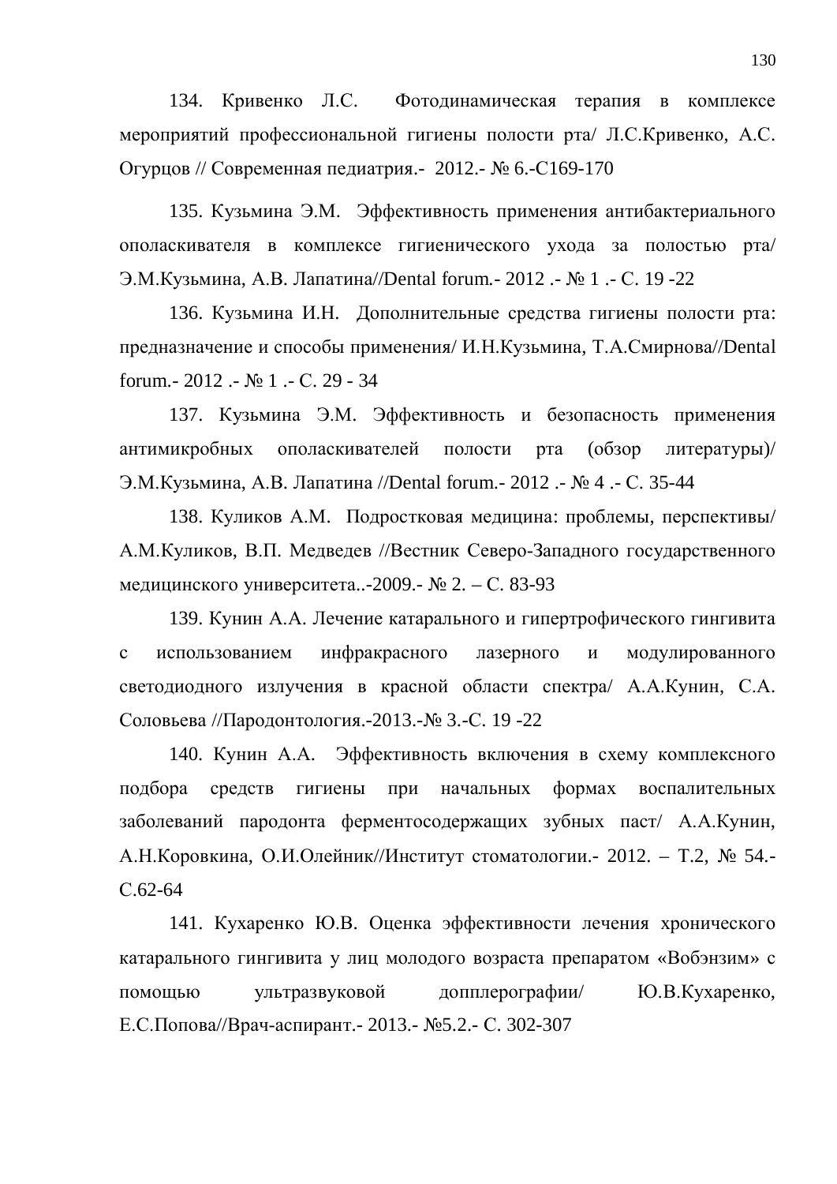134. Кривенко Л.С. Фотодинамическая терапия в комплексе мероприятий профессиональной гигиены полости рта/ Л.С.Кривенко, А.С. Огурцов // Современная педиатрия.- 2012.- № 6.-С169-170

135. Кузьмина Э.М. Эффективность применения антибактериального ополаскивателя в комплексе гигиенического ухода за полостью рта/ Э.М.Кузьмина, А.В. Лапатина//Dental forum.- 2012 .- № 1 .- С. 19 -22

136. Кузьмина И.Н. Дополнительные средства гигиены полости рта: предназначение и способы применения/ И.Н.Кузьмина, Т.А.Смирнова//Dental forum.- 2012 .- № 1 .- С. 29 - 34

137. Кузьмина Э.М. Эффективность и безопасность применения антимикробных ополаскивателей полости рта (обзор литературы)/ Э.М.Кузьмина, А.В. Лапатина //Dental forum.- 2012 .- № 4 .- С. 35-44

138. Куликов А.М. Подростковая медицина: проблемы, перспективы/ А.М.Куликов, В.П. Медведев //Вестник Северо-Западного государственного медицинского университета..-2009.- № 2. – С. 83-93

139. Кунин А.А. Лечение катарального и гипертрофического гингивита с использованием инфракрасного лазерного и модулированного светодиодного излучения в красной области спектра/ А.А.Кунин, С.А. Соловьева //Пародонтология.-2013.-№ 3.-С. 19 -22

140. Кунин А.А. Эффективность включения в схему комплексного подбора средств гигиены при начальных формах воспалительных заболеваний пародонта ферментосодержащих зубных паст/ А.А.Кунин, А.Н.Коровкина, О.И.Олейник//Институт стоматологии.- 2012. – Т.2, № 54.- С.62-64

141. Кухаренко Ю.В. Оценка эффективности лечения хронического катарального гингивита у лиц молодого возраста препаратом «Вобэнзим» с помощью ультразвуковой допплерографии/ Ю.В.Кухаренко, Е.С.Попова//Врач-аспирант.- 2013.- №5.2.- С. 302-307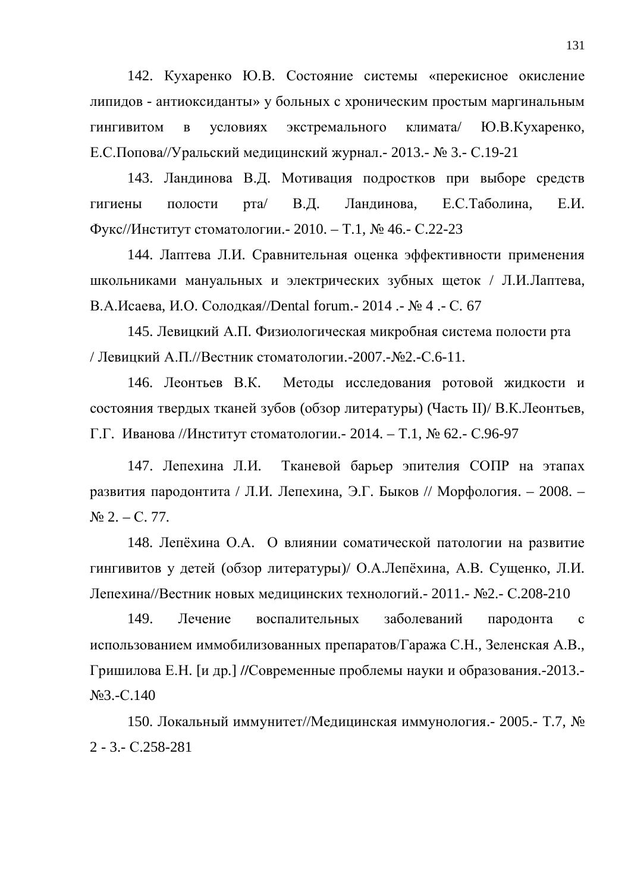142. Кухаренко Ю.В. Состояние системы «перекисное окисление липидов - антиоксиданты» у больных с хроническим простым маргинальным гингивитом в условиях экстремального климата/ Ю.В.Кухаренко, Е.С.Попова//Уральский медицинский журнал.- 2013.- № 3.- С.19-21

143. Ландинова В.Д. Мотивация подростков при выборе средств гигиены полости рта/ В.Д. Ландинова, Е.С.Таболина, Е.И. Фукс//Институт стоматологии.- 2010. – Т.1, № 46.- С.22-23

144. Лаптева Л.И. Сравнительная оценка эффективности применения школьниками мануальных и электрических зубных щеток / Л.И.Лаптева, В.А.Исаева, И.О. Солодкая//Dental forum.- 2014 .- № 4 .- С. 67

145. Левицкий А.П. Физиологическая микробная система полости рта / Левицкий А.П.//Вестник стоматологии.-2007.-№2.-С.6-11.

146. Леонтьев В.К. Методы исследования ротовой жидкости и состояния твердых тканей зубов (обзор литературы) (Часть II)/ В.К.Леонтьев, Г.Г. Иванова //Институт стоматологии.- 2014. – Т.1, № 62.- С.96-97

147. Лепехина Л.И. Тканевой барьер эпителия СОПР на этапах развития пародонтита / Л.И. Лепехина, Э.Г. Быков // Морфология. – 2008. – № 2. – С. 77.

148. Лепёхина О.А. О влиянии соматической патологии на развитие гингивитов у детей (обзор литературы)/ О.А.Лепёхина, А.В. Сущенко, Л.И. Лепехина//Вестник новых медицинских технологий.- 2011.- №2.- С.208-210

149. Лечение воспалительных заболеваний пародонта с использованием иммобилизованных препаратов/Гаража С.Н., Зеленская А.В., Гришилова Е.Н. [и др.] //Современные проблемы науки и образования.-2013.- №3.-С.140

150. Локальный иммунитет//Медицинская иммунология.- 2005.- Т.7, № 2 - 3.- С.258-281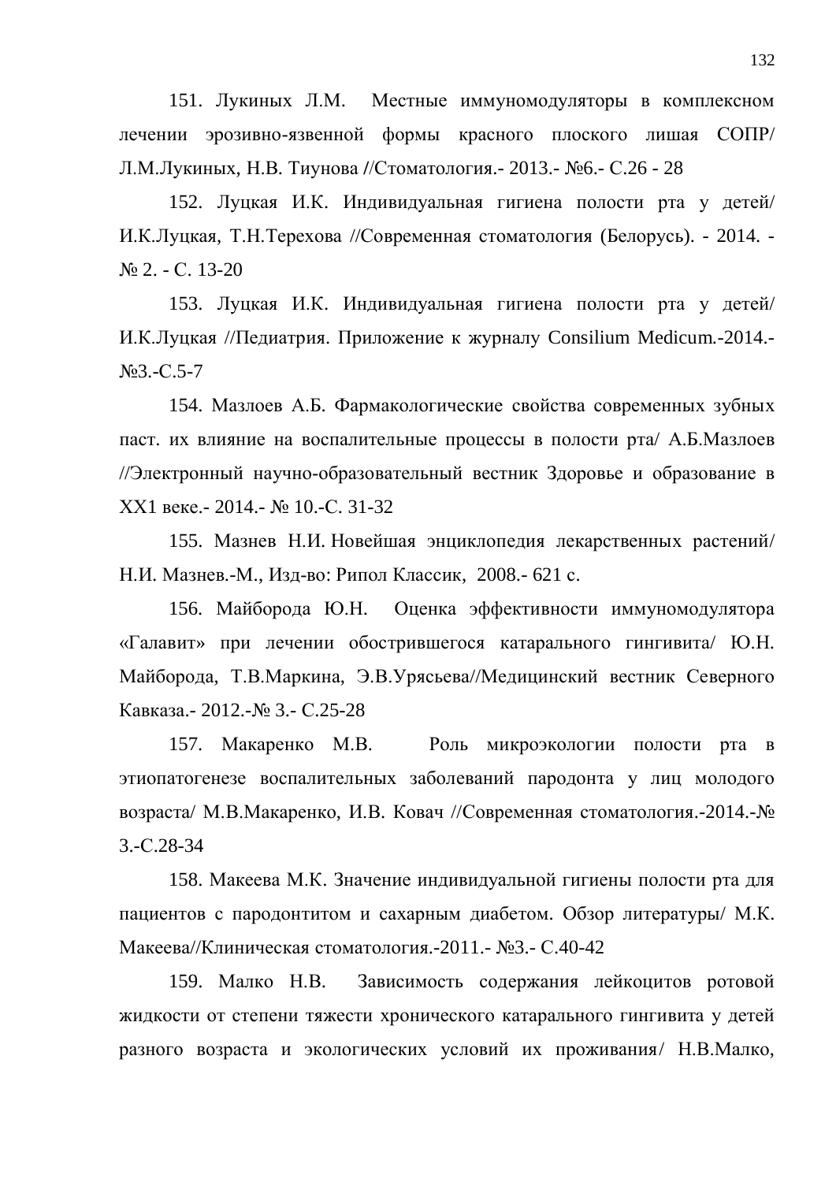151. Лукиных Л.М. Местные иммуномодуляторы в комплексном лечении эрозивно-язвенной формы красного плоского лишая СОПР/ Л.М.Лукиных, Н.В. Тиунова //Стоматология.- 2013.- №6.- С.26 - 28

152. Луцкая И.К. Индивидуальная гигиена полости рта у детей/ И.К.Луцкая, Т.Н.Терехова //Современная стоматология (Белорусь). - 2014. - № 2. - С. 13-20

153. Луцкая И.К. Индивидуальная гигиена полости рта у детей/ И.К.Луцкая //Педиатрия. Приложение к журналу Consilium Medicum.-2014.- №3.-С.5-7

154. Мазлоев А.Б. Фармакологические свойства современных зубных паст. их влияние на воспалительные процессы в полости рта/ А.Б.Мазлоев //Электронный научно-образовательный вестник Здоровье и образование в XX1 веке.- 2014.- № 10.-С. 31-32

155. Мазнев Н.И. Новейшая энциклопедия лекарственных растений/ Н.И. Мазнев.-М., Изд-во: Рипол Классик, 2008.- 621 с.

156. Майборода Ю.Н. Оценка эффективности иммуномодулятора «Галавит» при лечении обострившегося катарального гингивита/ Ю.Н. Майборода, Т.В.Маркина, Э.В.Урясьева//Медицинский вестник Северного Кавказа.- 2012.-№ 3.- С.25-28

157. Макаренко М.В. Роль микроэкологии полости рта в этиопатогенезе воспалительных заболеваний пародонта у лиц молодого возраста/ М.В.Макаренко, И.В. Ковач //Современная стоматология.-2014.-№ 3.-С.28-34

158. Макеева М.К. Значение индивидуальной гигиены полости рта для пациентов с пародонтитом и сахарным диабетом. Обзор литературы/ М.К. Макеева//Клиническая стоматология.-2011.- №3.- С.40-42

159. Малко Н.В. Зависимость содержания лейкоцитов ротовой жидкости от степени тяжести хронического катарального гингивита у детей разного возраста и экологических условий их проживания/ Н.В.Малко,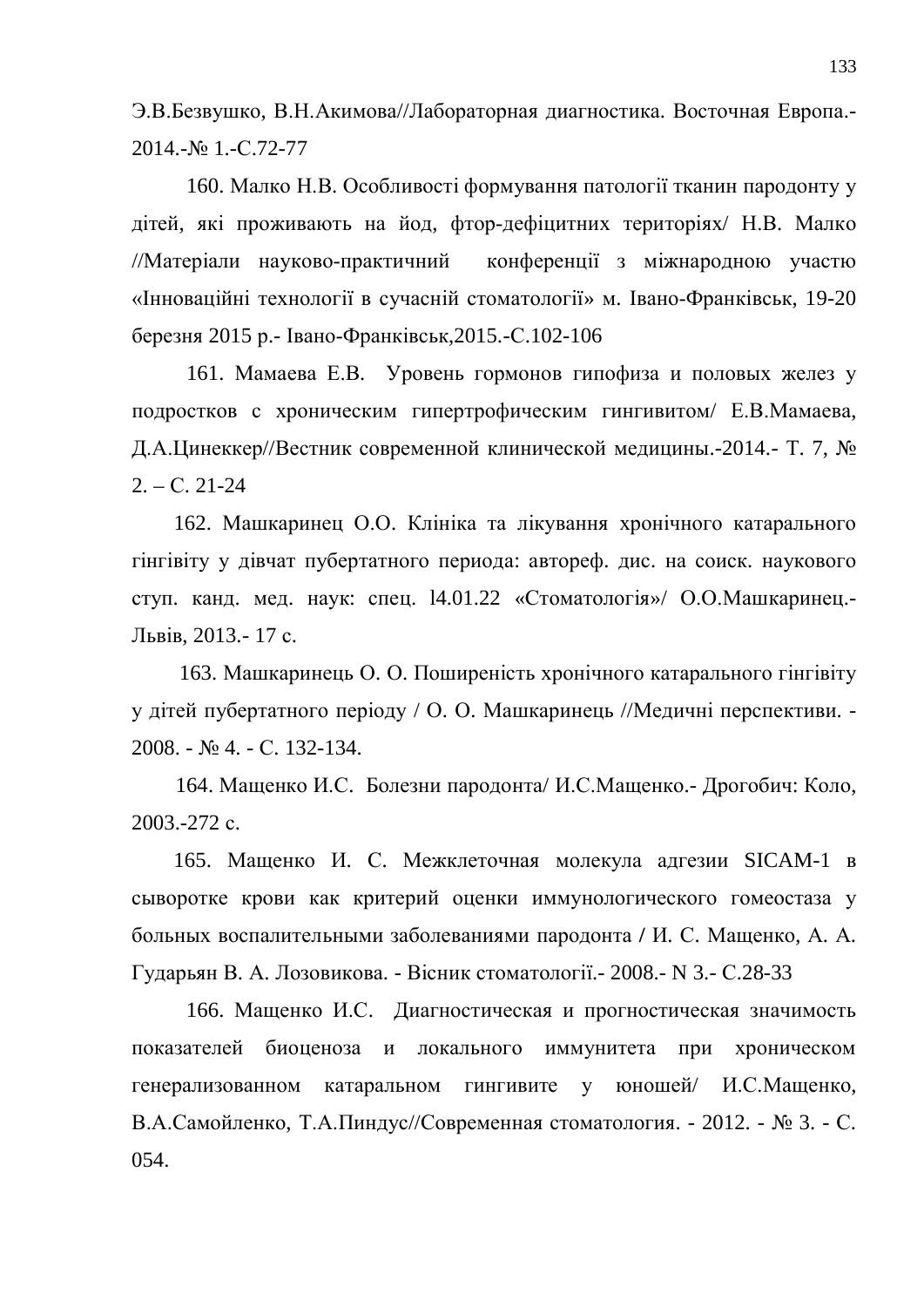Э.В.Безвушко, В.Н.Акимова//Лабораторная диагностика. Восточная Европа.- 2014.-№ 1.-С.72-77

160. Малко Н.В. Особливості формування патології тканин пародонту у дітей, які проживають на йод, фтор-дефіцитних територіях/ Н.В. Малко //Матеріали науково-практичний конференції з міжнародною участю «Інноваційні технології в сучасній стоматології» м. Івано-Франківськ, 19-20 березня 2015 р.- Івано-Франківськ,2015.-С.102-106

161. Мамаева Е.В. Уровень гормонов гипофиза и половых желез у подростков с хроническим гипертрофическим гингивитом/ Е.В.Мамаева, Д.А.Цинеккер//Вестник современной клинической медицины.-2014.- Т. 7, № 2. – С. 21-24

162. Машкаринец О.О. Клініка та лікування хронічного катарального гінгівіту у дівчат пубертатного периода: автореф. дис. на соиск. наукового ступ. канд. мед. наук: спец. l4.01.22 «Стоматологія»/ О.О.Машкаринец.- Львів, 2013.- 17 с.

163. Машкаринець О. О. Поширеність хронічного катарального гінгівіту у дітей пубертатного періоду / О. О. Машкаринець //Медичні перспективи. - 2008. - № 4. - С. 132-134.

164. Мащенко И.С. Болезни пародонта/ И.С.Мащенко.- Дрогобич: Коло, 2003.-272 с.

165. Мащенко И. С. Межклеточная молекула адгезии SICAM-1 в сыворотке крови как критерий оценки иммунологического гомеостаза у больных воспалительными заболеваниями пародонта / И. С. Мащенко, А. А. Гударьян В. А. Лозовикова. - Вісник стоматології.- 2008.- N 3.- С.28-33

166. Мащенко И.С. Диагностическая и прогностическая значимость показателей биоценоза и локального иммунитета при хроническом генерализованном катаральном гингивите у юношей/ И.С.Мащенко, В.А.Самойленко, Т.А.Пиндус//Современная стоматология. - 2012. - № 3. - С. 054.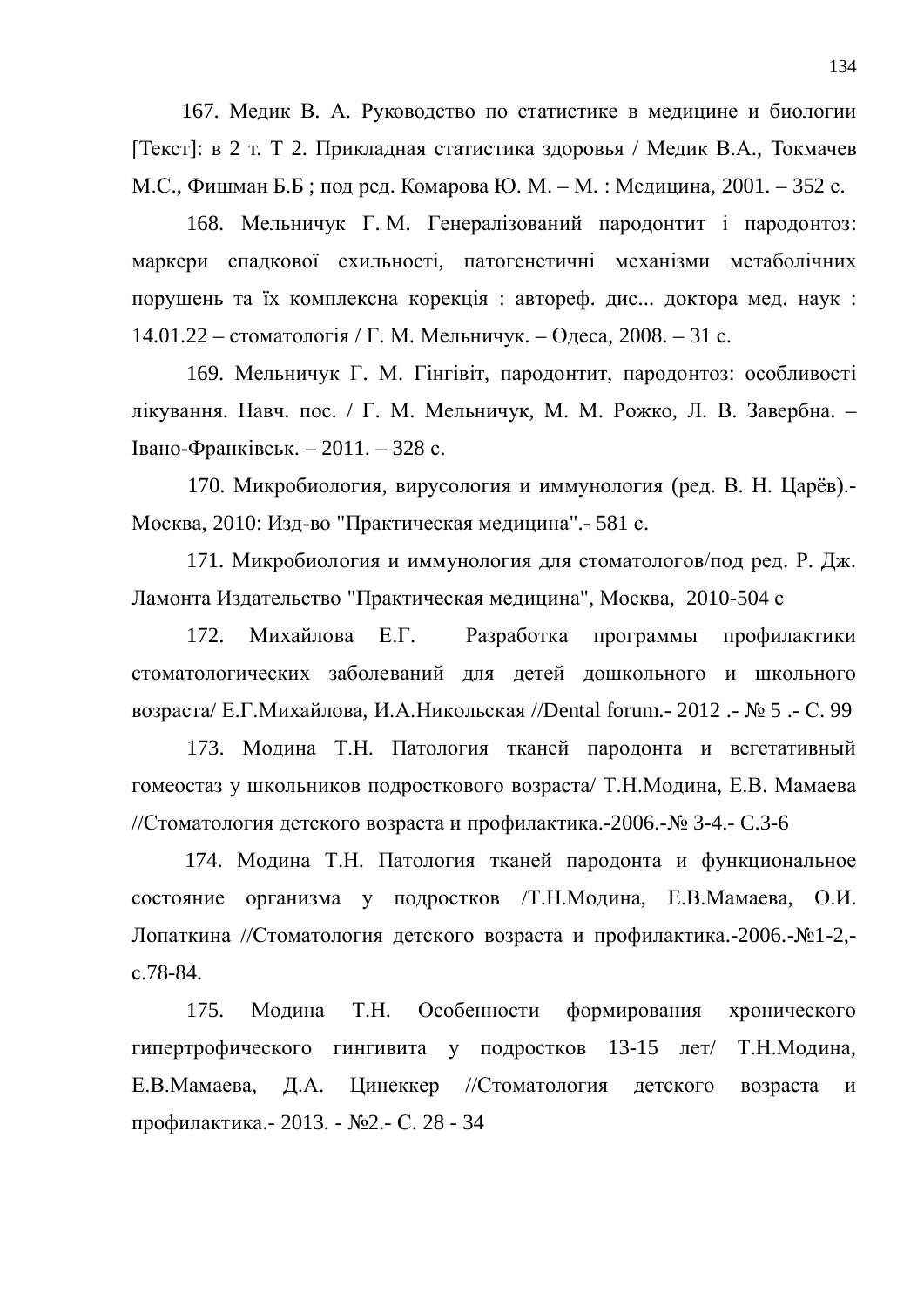167. Медик В. А. Руководство по статистике в медицине и биологии [Текст]: в 2 т. Т 2. Прикладная статистика здоровья / Медик В.А., Токмачев М.С., Фишман Б.Б ; под ред. Комарова Ю. М. – М. : Медицина, 2001. – 352 с.

168. Мельничук Г. М. Генералізований пародонтит і пародонтоз: маркери спадкової схильності, патогенетичні механізми метаболічних порушень та їх комплексна корекція : автореф. дис... доктора мед. наук : 14.01.22 – стоматологія / Г. М. Мельничук. – Одеса, 2008. – 31 с.

169. Мельничук Г. М. Гінгівіт, пародонтит, пародонтоз: особливості лікування. Навч. пос. / Г. М. Мельничук, М. М. Рожко, Л. В. Завербна. – Івано-Франківськ. – 2011. – 328 с.

170. Микробиология, вирусология и иммунология (ред. В. Н. Царёв).- Москва, 2010: Изд-во "Практическая медицина".- 581 с.

171. Микробиология и иммунология для стоматологов/под ред. Р. Дж. Ламонта Издательство "Практическая медицина", Москва, 2010-504 с

172. Михайлова Е.Г. Разработка программы профилактики стоматологических заболеваний для детей дошкольного и школьного возраста/ Е.Г.Михайлова, И.А.Никольская //Dental forum.- 2012 .- № 5 .- С. 99

173. Модина Т.Н. Патология тканей пародонта и вегетативный гомеостаз у школьников подросткового возраста/ Т.Н.Модина, Е.В. Мамаева //Стоматология детского возраста и профилактика.-2006.-№ 3-4.- С.3-6

174. Модина Т.Н. Патология тканей пародонта и функциональное состояние организма у подростков /Т.Н.Модина, Е.В.Мамаева, О.И. Лопаткина //Стоматология детского возраста и профилактика.-2006.-№1-2,- с.78-84.

175. Модина Т.Н. Особенности формирования хронического гипертрофического гингивита у подростков 13-15 лет/ Т.Н.Модина, Е.В.Мамаева, Д.А. Цинеккер //Стоматология детского возраста и профилактика.- 2013. - №2.- С. 28 - 34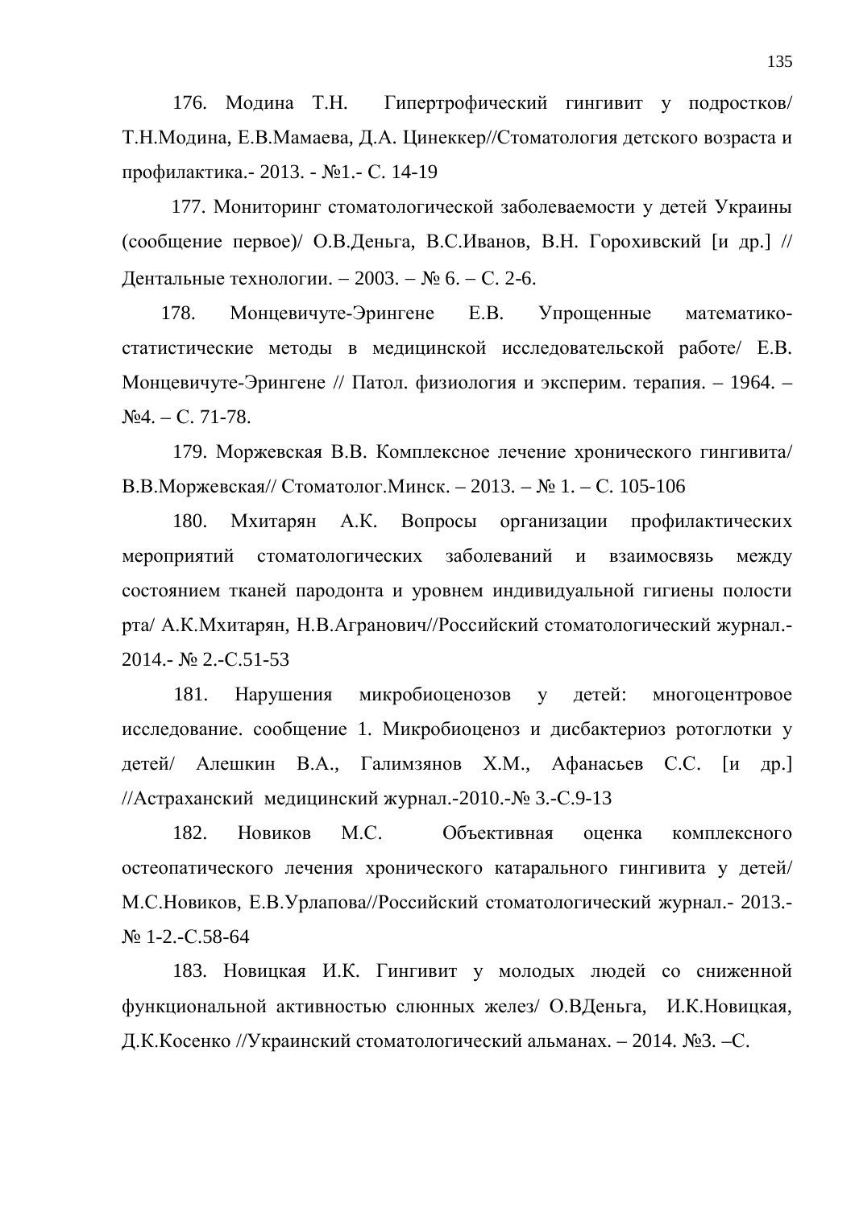176. Модина Т.Н. Гипертрофический гингивит у подростков/ Т.Н.Модина, Е.В.Мамаева, Д.А. Цинеккер//Стоматология детского возраста и профилактика.- 2013. - №1.- С. 14-19

177. Мониторинг стоматологической заболеваемости у детей Украины (сообщение первое)/ О.В.Деньга, В.С.Иванов, В.Н. Горохивский [и др.] // Дентальные технологии. – 2003. – № 6. – С. 2-6.

178. Монцевичуте-Эрингене Е.В. Упрощенные математико-статистические методы в медицинской исследовательской работе/ Е.В. Монцевичуте-Эрингене // Патол. физиология и эксперим. терапия. – 1964. – №4. – С. 71-78.

179. Моржевская В.В. Комплексное лечение хронического гингивита/ В.В.Моржевская// Стоматолог.Минск. – 2013. – № 1. – С. 105-106

180. Мхитарян А.К. Вопросы организации профилактических мероприятий стоматологических заболеваний и взаимосвязь между состоянием тканей пародонта и уровнем индивидуальной гигиены полости рта/ А.К.Мхитарян, Н.В.Агранович//Российский стоматологический журнал.- 2014.- № 2.-С.51-53

181. Нарушения микробиоценозов у детей: многоцентровое исследование. сообщение 1. Микробиоценоз и дисбактериоз ротоглотки у детей/ Алешкин В.А., Галимзянов Х.М., Афанасьев С.С. [и др.] //Астраханский медицинский журнал.-2010.-№ 3.-С.9-13

182. Новиков М.С. Объективная оценка комплексного остеопатического лечения хронического катарального гингивита у детей/ М.С.Новиков, Е.В.Урлапова//Российский стоматологический журнал.- 2013.- № 1-2.-С.58-64

183. Новицкая И.К. Гингивит у молодых людей со сниженной функциональной активностью слюнных желез/ О.ВДеньга, И.К.Новицкая, Д.К.Косенко //Украинский стоматологический альманах. – 2014. №3. –С.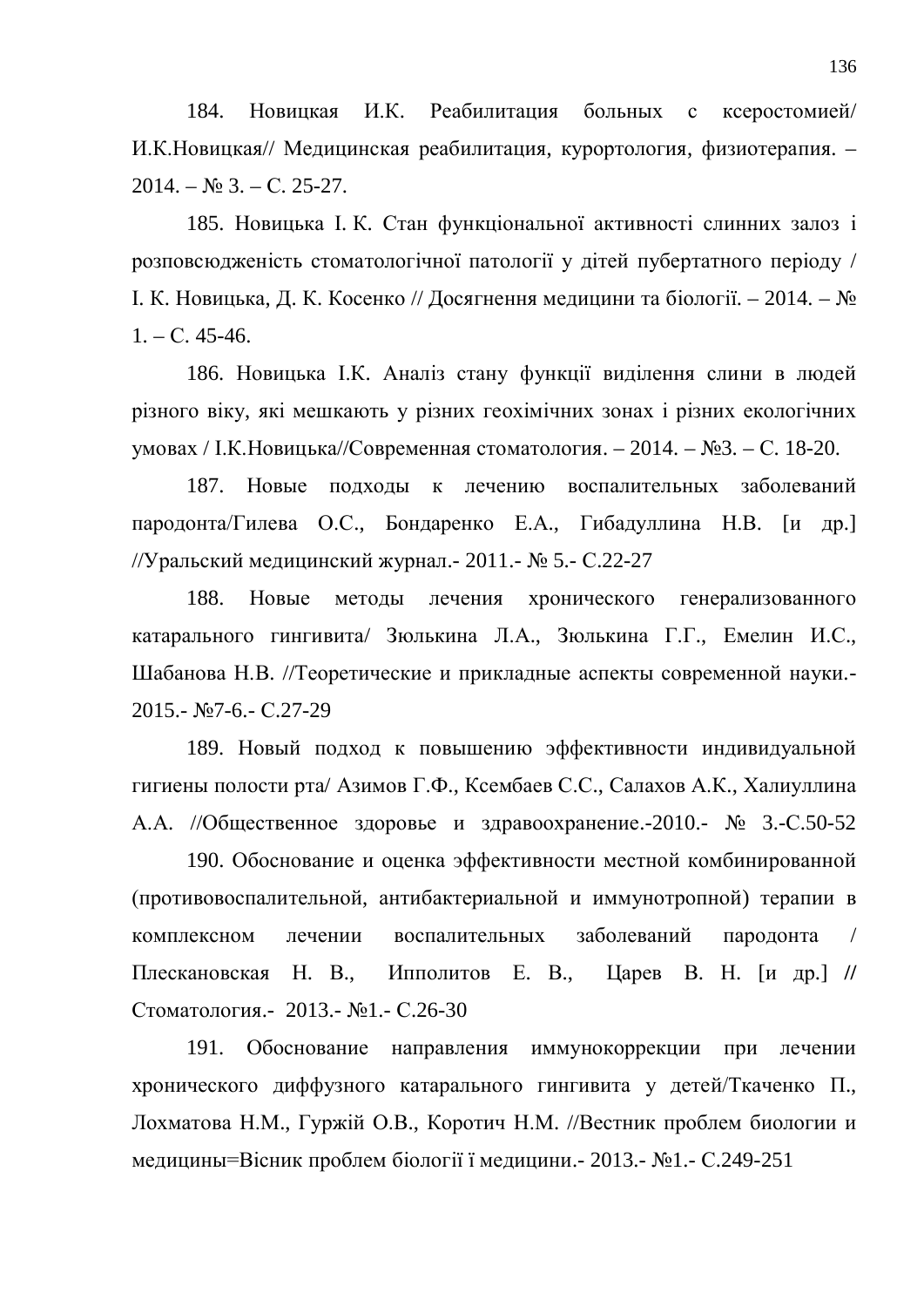184. Новицкая И.К. Реабилитация больных с ксеростомией/ И.К.Новицкая// Медицинская реабилитация, курортология, физиотерапия. – 2014. – № 3. – С. 25-27.

185. Новицька І. К. Стан функціональної активності слинних залоз і розповсюдженість стоматологічної патології у дітей пубертатного періоду / І. К. Новицька, Д. К. Косенко // Досягнення медицини та біології. – 2014. – № 1. – С. 45-46.

186. Новицька І.К. Аналіз стану функції виділення слини в людей різного віку, які мешкають у різних геохімічних зонах і різних екологічних умовах / І.К.Новицька//Современная стоматология. – 2014. – №3. – С. 18-20.

187. Новые подходы к лечению воспалительных заболеваний пародонта/Гилева О.С., Бондаренко Е.А., Гибадуллина Н.В. [и др.] //Уральский медицинский журнал.- 2011.- № 5.- С.22-27

188. Новые методы лечения хронического генерализованного катарального гингивита/ Зюлькина Л.А., Зюлькина Г.Г., Емелин И.С., Шабанова Н.В. //Теоретические и прикладные аспекты современной науки.- 2015.- №7-6.- С.27-29

189. Новый подход к повышению эффективности индивидуальной гигиены полости рта/ Азимов Г.Ф., Ксембаев С.С., Салахов А.К., Халиуллина А.А. //Общественное здоровье и здравоохранение.-2010.- № 3.-С.50-52

190. Обоснование и оценка эффективности местной комбинированной (противовоспалительной, антибактериальной и иммунотропной) терапии в комплексном лечении воспалительных заболеваний пародонта / Плескановская Н. В., Ипполитов Е. В., Царев В. Н. [и др.] // Стоматология.- 2013.- №1.- С.26-30

191. Обоснование направления иммунокоррекции при лечении хронического диффузного катарального гингивита у детей/Ткаченко П., Лохматова Н.М., Гуржій О.В., Коротич Н.М. //Вестник проблем биологии и медицины=Вісник проблем біології і медицини.- 2013.- №1.- С.249-251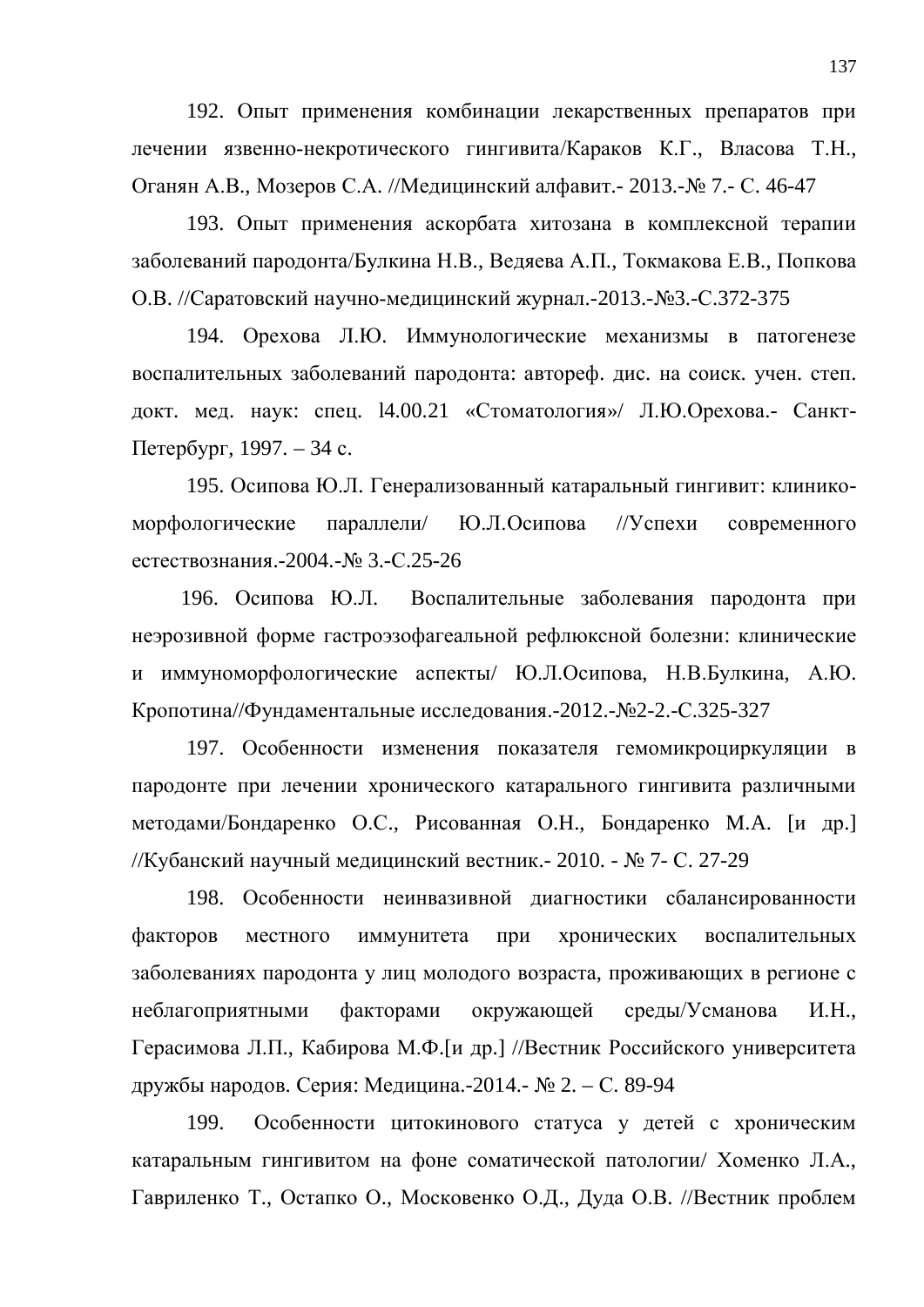192. Опыт применения комбинации лекарственных препаратов при лечении язвенно-некротического гингивита/Караков К.Г., Власова Т.Н., Оганян А.В., Мозеров С.А. //Медицинский алфавит.- 2013.-№ 7.- С. 46-47

193. Опыт применения аскорбата хитозана в комплексной терапии заболеваний пародонта/Булкина Н.В., Ведяева А.П., Токмакова Е.В., Попкова О.В. //Саратовский научно-медицинский журнал.-2013.-№3.-С.372-375

194. Орехова Л.Ю. Иммунологические механизмы в патогенезе воспалительных заболеваний пародонта: автореф. дис. на соиск. учен. степ. докт. мед. наук: спец. l4.00.21 «Стоматология»/ Л.Ю.Орехова.- Санкт-Петербург, 1997. – 34 с.

195. Осипова Ю.Л. Генерализованный катаральный гингивит: клинико-морфологические параллели/ Ю.Л.Осипова //Успехи современного естествознания.-2004.-№ 3.-С.25-26

196. Осипова Ю.Л. Воспалительные заболевания пародонта при неэрозивной форме гастроэзофагеальной рефлюксной болезни: клинические и иммуноморфологические аспекты/ Ю.Л.Осипова, Н.В.Булкина, А.Ю. Кропотина//Фундаментальные исследования.-2012.-№2-2.-С.325-327

197. Особенности изменения показателя гемомикроциркуляции в пародонте при лечении хронического катарального гингивита различными методами/Бондаренко О.С., Рисованная О.Н., Бондаренко М.А. [и др.] //Кубанский научный медицинский вестник.- 2010. - № 7- С. 27-29

198. Особенности неинвазивной диагностики сбалансированности факторов местного иммунитета при хронических воспалительных заболеваниях пародонта у лиц молодого возраста, проживающих в регионе с неблагоприятными факторами окружающей среды/Усманова И.Н., Герасимова Л.П., Кабирова М.Ф.[и др.] //Вестник Российского университета дружбы народов. Серия: Медицина.-2014.- № 2. – С. 89-94

199. Особенности цитокинового статуса у детей с хроническим катаральным гингивитом на фоне соматической патологии/ Хоменко Л.А., Гавриленко Т., Остапко О., Московенко О.Д., Дуда О.В. //Вестник проблем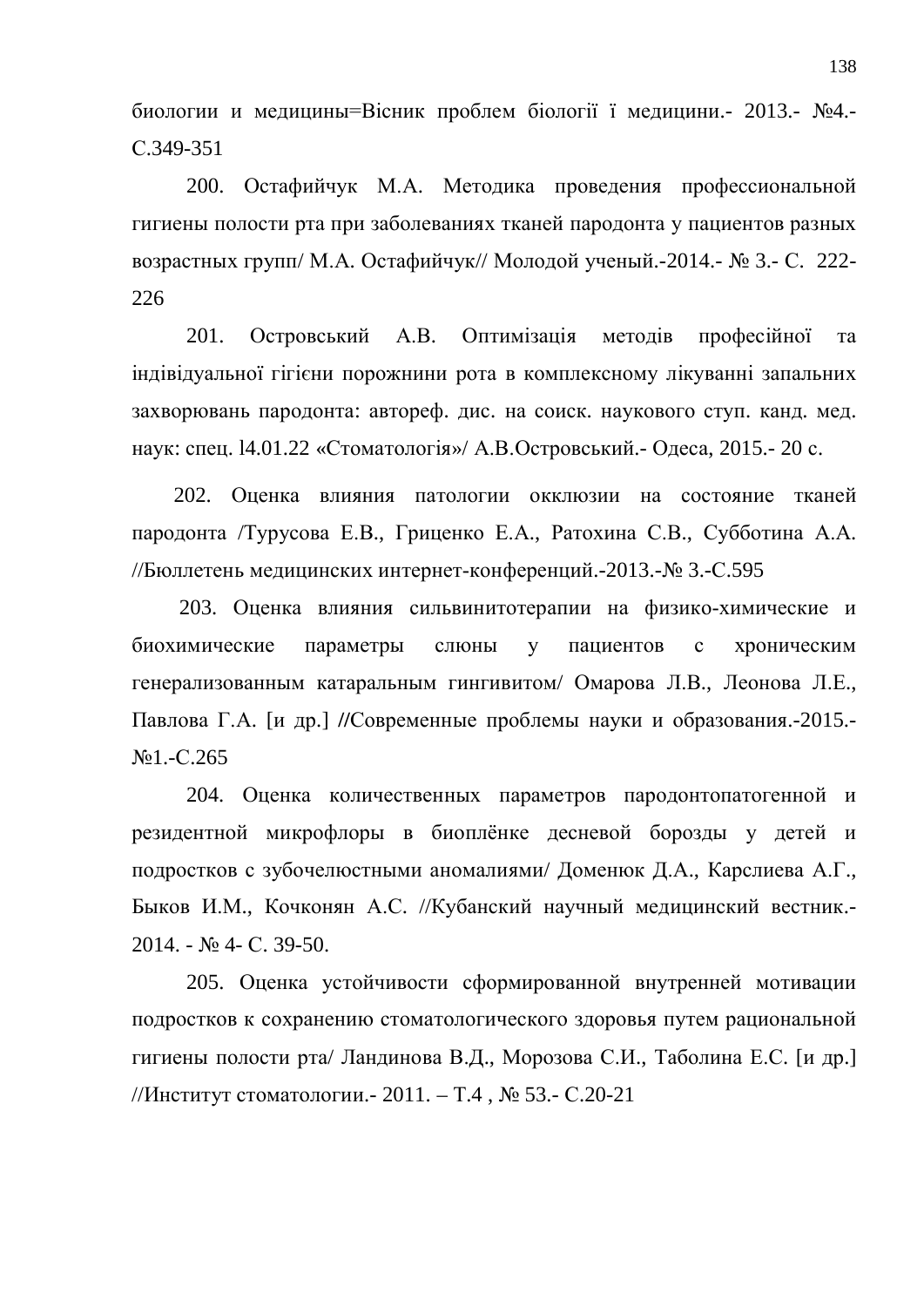биологии и медицины=Вісник проблем біології ї медицини.- 2013.- №4.- С.349-351

200. Остафийчук М.А. Методика проведения профессиональной гигиены полости рта при заболеваниях тканей пародонта у пациентов разных возрастных групп/ М.А. Остафийчук// Молодой ученый.-2014.- № 3.- С. 222-226

201. Островський А.В. Оптимізація методів професійної та індівідуальної гігієни порожнини рота в комплексному лікуванні запальних захворювань пародонта: автореф. дис. на соиск. наукового ступ. канд. мед. наук: спец. l4.01.22 «Стоматологія»/ А.В.Островський.- Одеса, 2015.- 20 с.

202. Оценка влияния патологии окклюзии на состояние тканей пародонта /Турусова Е.В., Гриценко Е.А., Ратохина С.В., Субботина А.А. //Бюллетень медицинских интернет-конференций.-2013.-№ 3.-С.595

203. Оценка влияния сильвинитотерапии на физико-химические и биохимические параметры слюны у пациентов с хроническим генерализованным катаральным гингивитом/ Омарова Л.В., Леонова Л.Е., Павлова Г.А. [и др.] //Современные проблемы науки и образования.-2015.-№1.-С.265

204. Оценка количественных параметров пародонтопатогенной и резидентной микрофлоры в биоплёнке десневой борозды у детей и подростков с зубочелюстными аномалиями/ Доменюк Д.А., Карслиева А.Г., Быков И.М., Кочконян А.С. //Кубанский научный медицинский вестник.-2014. - № 4- С. 39-50.

205. Оценка устойчивости сформированной внутренней мотивации подростков к сохранению стоматологического здоровья путем рациональной гигиены полости рта/ Ландинова В.Д., Морозова С.И., Таболина Е.С. [и др.] //Институт стоматологии.- 2011. – Т.4 , № 53.- С.20-21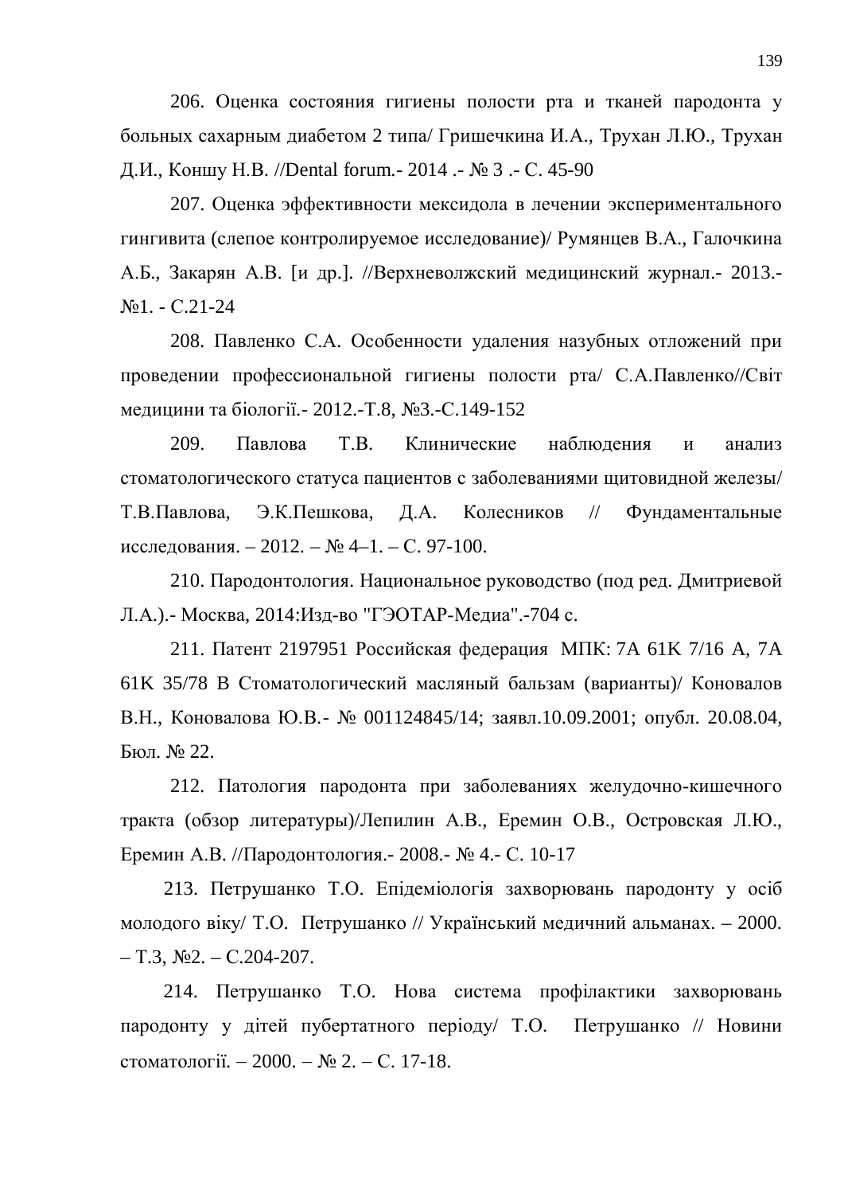206. Оценка состояния гигиены полости рта и тканей пародонта у больных сахарным диабетом 2 типа/ Гришечкина И.А., Трухан Л.Ю., Трухан Д.И., Коншу Н.В. //Dental forum.- 2014 .- № 3 .- С. 45-90

207. Оценка эффективности мексидола в лечении экспериментального гингивита (слепое контролируемое исследование)/ Румянцев В.А., Галочкина А.Б., Закарян А.В. [и др.]. //Верхневолжский медицинский журнал.- 2013.- №1. - С.21-24

208. Павленко С.А. Особенности удаления назубных отложений при проведении профессиональной гигиены полости рта/ С.А.Павленко//Світ медицини та біології.- 2012.-Т.8, №3.-С.149-152

209. Павлова Т.В. Клинические наблюдения и анализ стоматологического статуса пациентов с заболеваниями щитовидной железы/ Т.В.Павлова, Э.К.Пешкова, Д.А. Колесников // Фундаментальные исследования. – 2012. – № 4–1. – С. 97-100.

210. Пародонтология. Национальное руководство (под ред. Дмитриевой Л.А.).- Москва, 2014:Изд-во "ГЭОТАР-Медиа".-704 с.

211. Патент 2197951 Российская федерация МПК: 7A 61K 7/16 A, 7A 61K 35/78 B Стоматологический масляный бальзам (варианты)/ Коновалов В.Н., Коновалова Ю.В.- № 001124845/14; заявл.10.09.2001; опубл. 20.08.04, Бюл. № 22.

212. Патология пародонта при заболеваниях желудочно-кишечного тракта (обзор литературы)/Лепилин А.В., Еремин О.В., Островская Л.Ю., Еремин А.В. //Пародонтология.- 2008.- № 4.- С. 10-17

213. Петрушанко Т.О. Епідеміологія захворювань пародонту у осіб молодого віку/ Т.О. Петрушанко // Український медичний альманах. – 2000. – Т.3, №2. – С.204-207.

214. Петрушанко Т.О. Нова система профілактики захворювань пародонту у дітей пубертатного періоду/ Т.О. Петрушанко // Новини стоматології. – 2000. – № 2. – С. 17-18.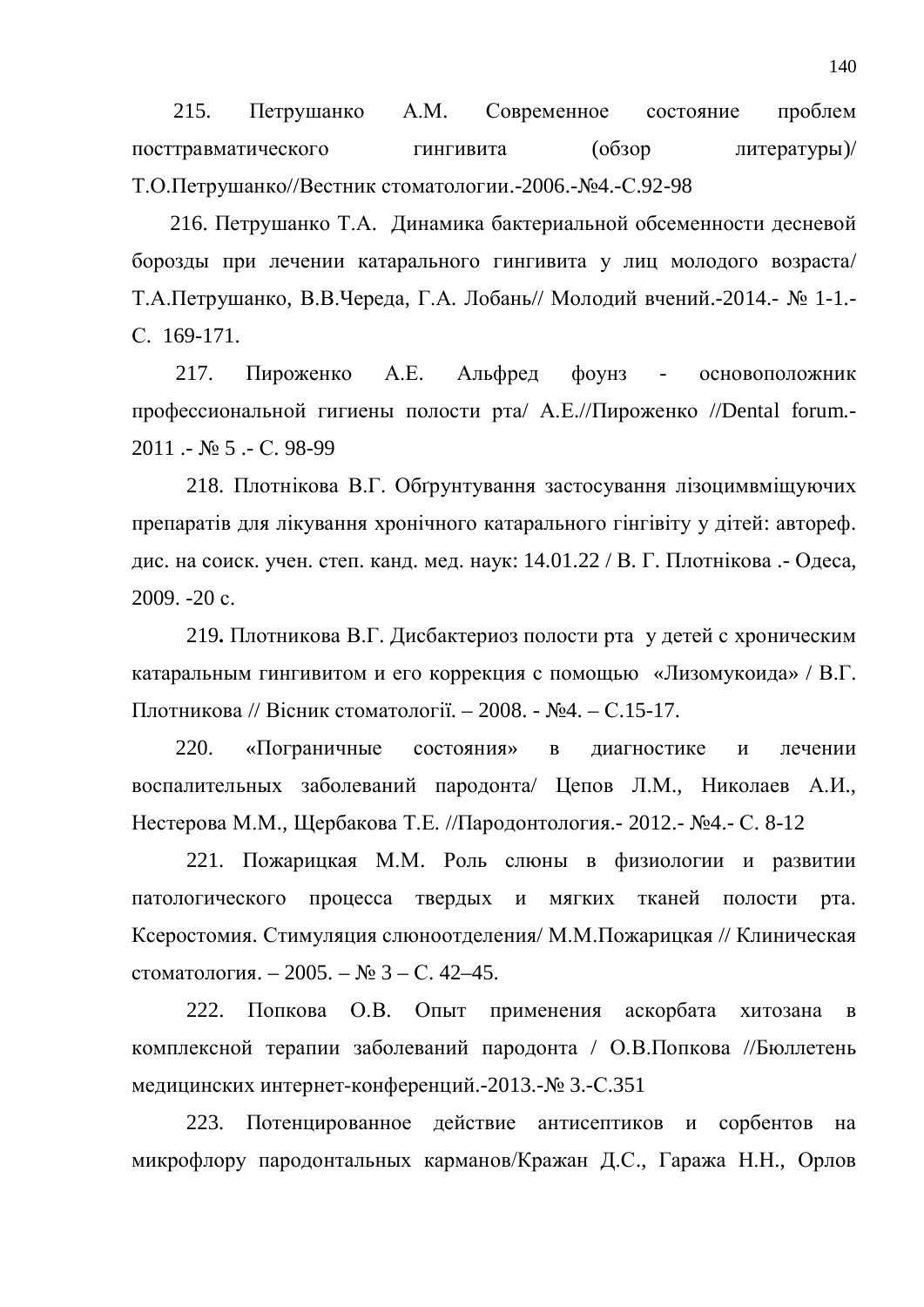215. Петрушанко А.М. Современное состояние проблем посттравматического гингивита (обзор литературы)/ Т.О.Петрушанко//Вестник стоматологии.-2006.-№4.-С.92-98

216. Петрушанко Т.А. Динамика бактериальной обсеменности десневой борозды при лечении катарального гингивита у лиц молодого возраста/ Т.А.Петрушанко, В.В.Череда, Г.А. Лобань// Молодий вчений.-2014.- № 1-1.- С. 169-171.

217. Пироженко А.Е. Альфред фоунз - основоположник профессиональной гигиены полости рта/ А.Е.//Пироженко //Dental forum.- 2011 .- № 5 .- С. 98-99

218. Плотнікова В.Г. Обґрунтування застосування лізоцимвміщуючих препаратів для лікування хронічного катарального гінгівіту у дітей: автореф. дис. на соиск. учен. степ. канд. мед. наук: 14.01.22 / В. Г. Плотнікова .- Одеса, 2009. -20 с.

219. Плотникова В.Г. Дисбактериоз полости рта у детей с хроническим катаральным гингивитом и его коррекция с помощью «Лизомукоида» / В.Г. Плотникова // Вісник стоматології. – 2008. - №4. – С.15-17.

220. «Пограничные состояния» в диагностике и лечении воспалительных заболеваний пародонта/ Цепов Л.М., Николаев А.И., Нестерова М.М., Щербакова Т.Е. //Пародонтология.- 2012.- №4.- С. 8-12

221. Пожарицкая М.М. Роль слюны в физиологии и развитии патологического процесса твердых и мягких тканей полости рта. Ксеростомия. Стимуляция слюноотделения/ М.М.Пожарицкая // Клиническая стоматология. – 2005. – № 3 – С. 42–45.

222. Попкова О.В. Опыт применения аскорбата хитозана в комплексной терапии заболеваний пародонта / О.В.Попкова //Бюллетень медицинских интернет-конференций.-2013.-№ 3.-С.351

223. Потенцированное действие антисептиков и сорбентов на микрофлору пародонтальных карманов/Кражан Д.С., Гаража Н.Н., Орлов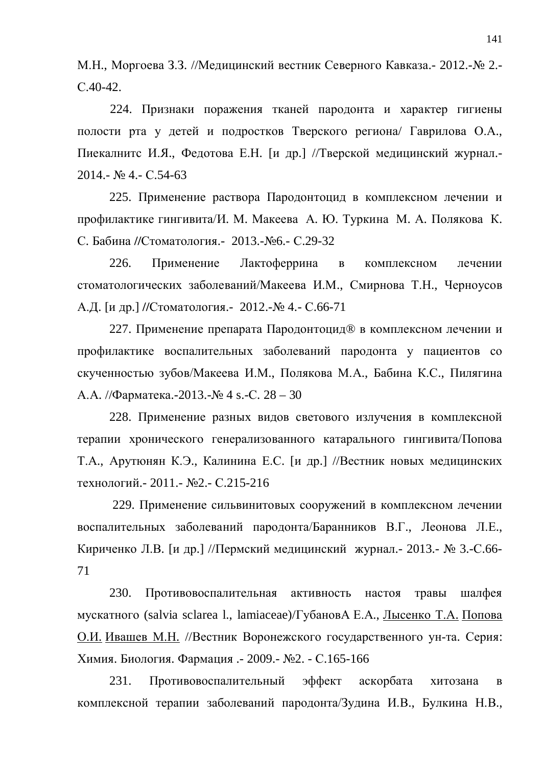М.Н., Моргоева З.З. //Медицинский вестник Северного Кавказа.- 2012.-№ 2.- С.40-42.

224. Признаки поражения тканей пародонта и характер гигиены полости рта у детей и подростков Тверского региона/ Гаврилова О.А., Пиекалнитс И.Я., Федотова Е.Н. [и др.] //Тверской медицинский журнал.- 2014.- № 4.- С.54-63

225. Применение раствора Пародонтоцид в комплексном лечении и профилактике гингивита/И. М. Макеева А. Ю. Туркина М. А. Полякова К. С. Бабина //Стоматология.- 2013.-№6.- С.29-32

226. Применение Лактоферрина в комплексном лечении стоматологических заболеваний/Макеева И.М., Смирнова Т.Н., Черноусов А.Д. [и др.] //Стоматология.- 2012.-№ 4.- С.66-71

227. Применение препарата Пародонтоцид® в комплексном лечении и профилактике воспалительных заболеваний пародонта у пациентов со скученностью зубов/Макеева И.М., Полякова М.А., Бабина К.С., Пилягина А.А. //Фарматека.-2013.-№ 4 s.-С. 28 – 30

228. Применение разных видов светового излучения в комплексной терапии хронического генерализованного катарального гингивита/Попова Т.А., Арутюнян К.Э., Калинина Е.С. [и др.] //Вестник новых медицинских технологий.- 2011.- №2.- С.215-216

229. Применение сильвинитовых сооружений в комплексном лечении воспалительных заболеваний пародонта/Баранников В.Г., Леонова Л.Е., Кириченко Л.В. [и др.] //Пермский медицинский журнал.- 2013.- № 3.-С.66-71

230. Противовоспалительная активность настоя травы шалфея мускатного (salvia sclarea l., lamiaceae)/ГубановА Е.А., Лысенко Т.А. Попова О.И. Ивашев М.Н. //Вестник Воронежского государственного ун-та. Серия: Химия. Биология. Фармация .- 2009.- №2. - С.165-166

231. Противовоспалительный эффект аскорбата хитозана в комплексной терапии заболеваний пародонта/Зудина И.В., Булкина Н.В.,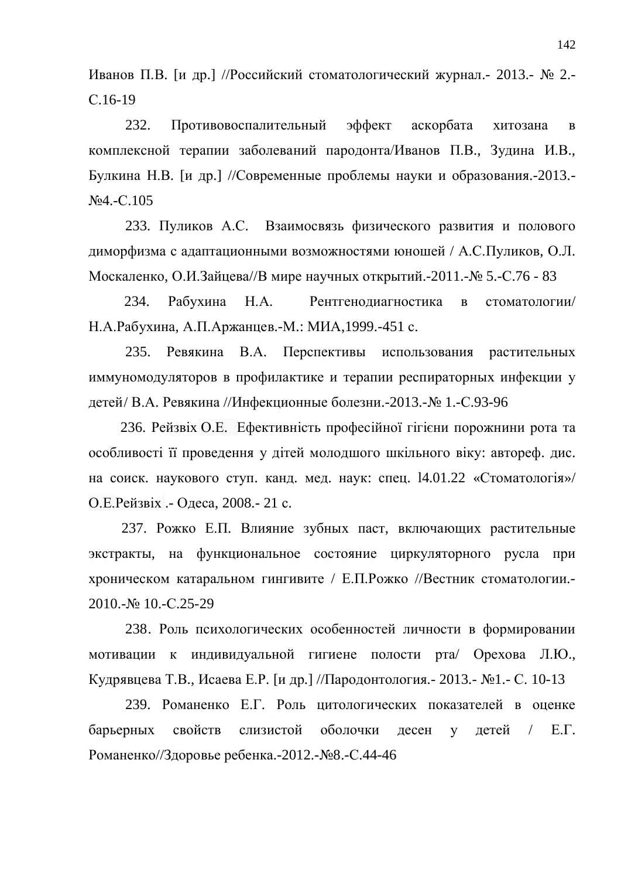Иванов П.В. [и др.] //Российский стоматологический журнал.- 2013.- № 2.- С.16-19

232. Противовоспалительный эффект аскорбата хитозана в комплексной терапии заболеваний пародонта/Иванов П.В., Зудина И.В., Булкина Н.В. [и др.] //Современные проблемы науки и образования.-2013.- №4.-С.105

233. Пуликов А.С. Взаимосвязь физического развития и полового диморфизма с адаптационными возможностями юношей / А.С.Пуликов, О.Л. Москаленко, О.И.Зайцева//В мире научных открытий.-2011.-№ 5.-С.76 - 83

234. Рабухина Н.А. Рентгенодиагностика в стоматологии/ Н.А.Рабухина, А.П.Аржанцев.-М.: МИА,1999.-451 с.

235. Ревякина В.А. Перспективы использования растительных иммуномодуляторов в профилактике и терапии респираторных инфекции у детей/ В.А. Ревякина //Инфекционные болезни.-2013.-№ 1.-С.93-96

236. Рейзвіх О.Е. Ефективність професійної гігієни порожнини рота та особливості її проведення у дітей молодшого шкільного віку: автореф. дис. на соиск. наукового ступ. канд. мед. наук: спец. 14.01.22 «Стоматологія»/ О.Е.Рейзвіх .- Одеса, 2008.- 21 с.

237. Рожко Е.П. Влияние зубных паст, включающих растительные экстракты, на функциональное состояние циркуляторного русла при хроническом катаральном гингивите / Е.П.Рожко //Вестник стоматологии.- 2010.-№ 10.-С.25-29

238. Роль психологических особенностей личности в формировании мотивации к индивидуальной гигиене полости рта/ Орехова Л.Ю., Кудрявцева Т.В., Исаева Е.Р. [и др.] //Пародонтология.- 2013.- №1.- С. 10-13

239. Романенко Е.Г. Роль цитологических показателей в оценке барьерных свойств слизистой оболочки десен у детей / Е.Г. Романенко//Здоровье ребенка.-2012.-№8.-С.44-46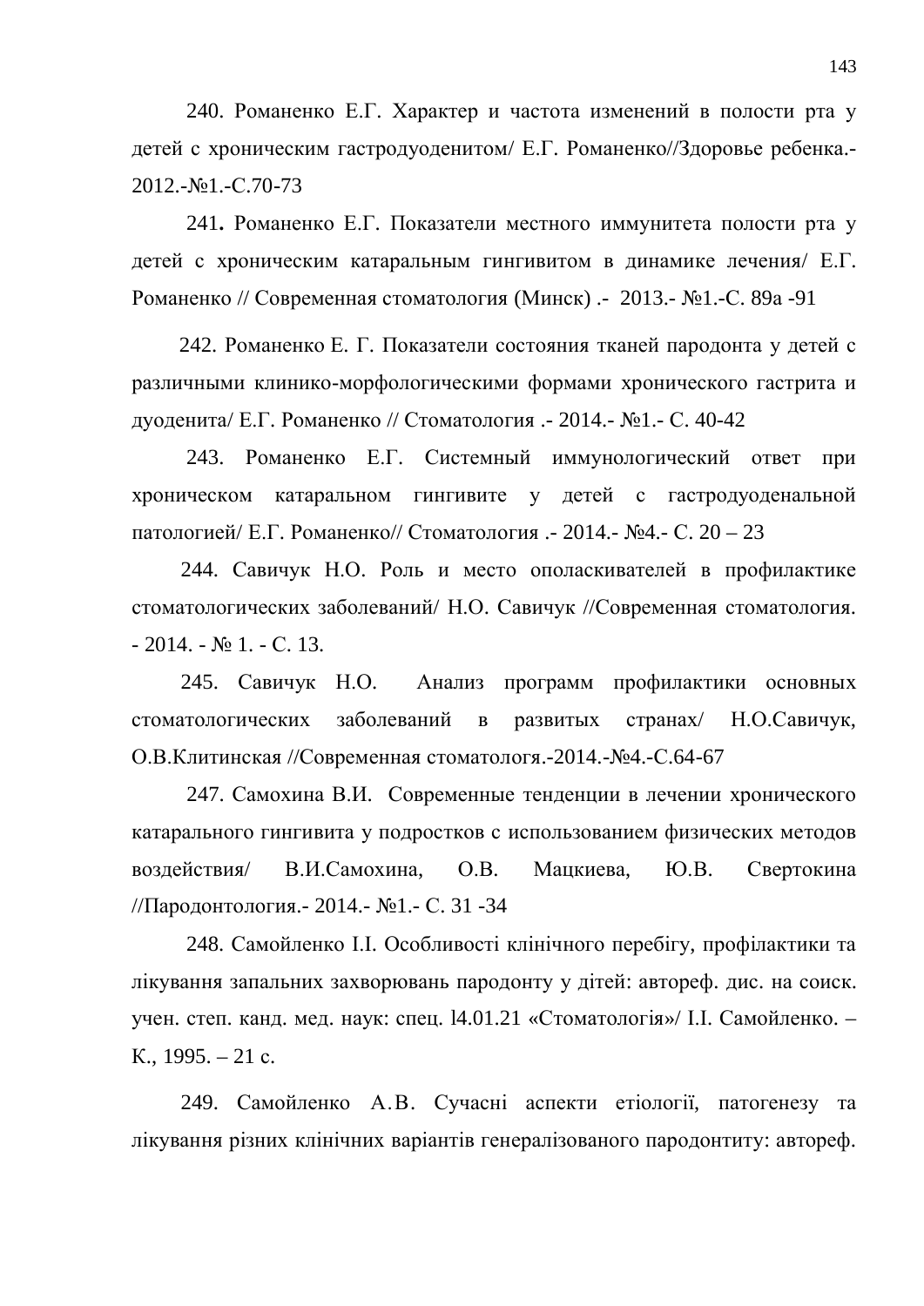240. Романенко Е.Г. Характер и частота изменений в полости рта у детей с хроническим гастродуоденитом/ Е.Г. Романенко//Здоровье ребенка.- 2012.-№1.-С.70-73

241**.** Романенко Е.Г. Показатели местного иммунитета полости рта у детей с хроническим катаральным гингивитом в динамике лечения/ Е.Г. Романенко // Современная стоматология (Минск) .- 2013.- №1.-С. 89а -91

242. Романенко Е. Г. Показатели состояния тканей пародонта у детей с различными клинико-морфологическими формами хронического гастрита и дуоденита/ Е.Г. Романенко // Стоматология .- 2014.- №1.- С. 40-42

243. Романенко Е.Г. Системный иммунологический ответ при хроническом катаральном гингивите у детей с гастродуоденальной патологией/ Е.Г. Романенко// Стоматология .- 2014.- №4.- С. 20 – 23

244. Савичук Н.О. Роль и место ополаскивателей в профилактике стоматологических заболеваний/ Н.О. Савичук //Современная стоматология. - 2014. - № 1. - С. 13.

245. Савичук Н.О. Анализ программ профилактики основных стоматологических заболеваний в развитых странах/ Н.О.Савичук, О.В.Клитинская //Современная стоматологя.-2014.-№4.-С.64-67

247. Самохина В.И. Современные тенденции в лечении хронического катарального гингивита у подростков с использованием физических методов воздействия/ В.И.Самохина, О.В. Мацкиева, Ю.В. Свертокина //Пародонтология.- 2014.- №1.- С. 31 -34

248. Самойленко І.І. Особливості клінічного перебігу, профілактики та лікування запальних захворювань пародонту у дітей: автореф. дис. на соиск. учен. степ. канд. мед. наук: спец. l4.01.21 «Стоматологія»/ І.І. Самойленко. – К., 1995. – 21 с.

249. Самойленко А.В. Сучасні аспекти етіології, патогенезу та лікування різних клінічних варіантів генералізованого пародонтиту: автореф.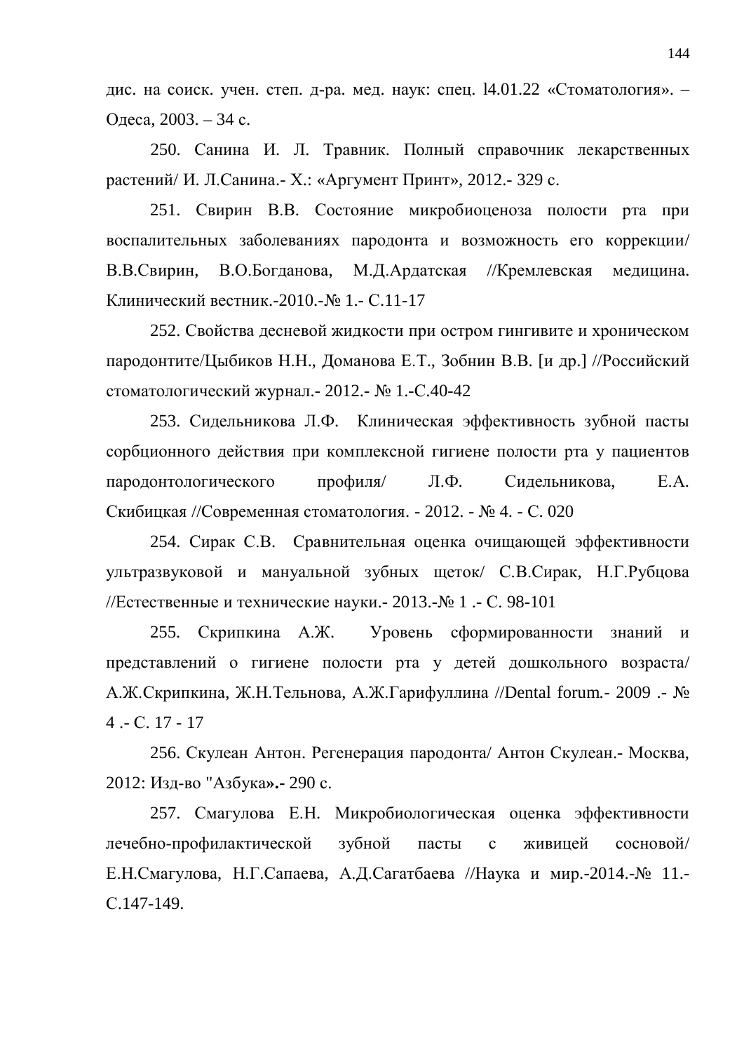дис. на соиск. учен. степ. д-ра. мед. наук: спец. l4.01.22 «Стоматология». – Одеса, 2003. – 34 с.

250. Санина И. Л. Травник. Полный справочник лекарственных растений/ И. Л.Санина.- Х.: «Аргумент Принт», 2012.- 329 с.

251. Свирин В.В. Состояние микробиоценоза полости рта при воспалительных заболеваниях пародонта и возможность его коррекции/ В.В.Свирин, В.О.Богданова, М.Д.Ардатская //Кремлевская медицина. Клинический вестник.-2010.-№ 1.- С.11-17

252. Свойства десневой жидкости при остром гингивите и хроническом пародонтите/Цыбиков Н.Н., Доманова Е.Т., Зобнин В.В. [и др.] //Российский стоматологический журнал.- 2012.- № 1.-С.40-42

253. Сидельникова Л.Ф. Клиническая эффективность зубной пасты сорбционного действия при комплексной гигиене полости рта у пациентов пародонтологического профиля/ Л.Ф. Сидельникова, Е.А. Скибицкая //Современная стоматология. - 2012. - № 4. - С. 020

254. Сирак С.В. Сравнительная оценка очищающей эффективности ультразвуковой и мануальной зубных щеток/ С.В.Сирак, Н.Г.Рубцова //Естественные и технические науки.- 2013.-№ 1 .- С. 98-101

255. Скрипкина А.Ж. Уровень сформированности знаний и представлений о гигиене полости рта у детей дошкольного возраста/ А.Ж.Скрипкина, Ж.Н.Тельнова, А.Ж.Гарифуллина //Dental forum.- 2009 .- № 4 .- С. 17 - 17

256. Скулеан Антон. Регенерация пародонта/ Антон Скулеан.- Москва, 2012: Изд-во "Азбука**».-** 290 с.

257. Смагулова Е.Н. Микробиологическая оценка эффективности лечебно-профилактической зубной пасты с живицей сосновой/ Е.Н.Смагулова, Н.Г.Сапаева, А.Д.Сагатбаева //Наука и мир.-2014.-№ 11.- С.147-149.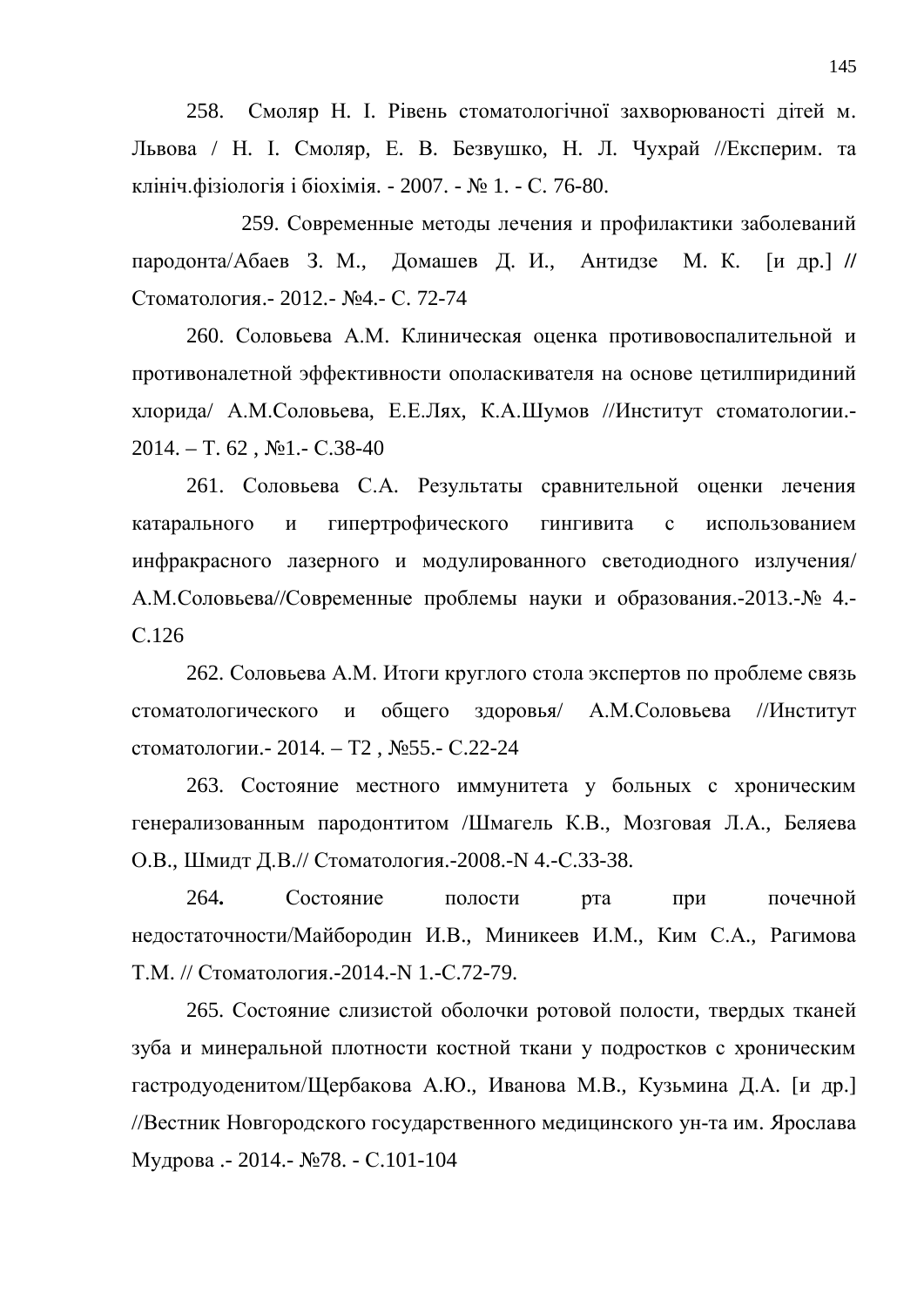258. Смоляр Н. І. Рівень стоматологічної захворюваності дітей м. Львова / Н. І. Смоляр, Е. В. Безвушко, Н. Л. Чухрай //Эксперим. та клініч.фізіологія і біохімія. - 2007. - № 1. - С. 76-80.

259. Современные методы лечения и профилактики заболеваний пародонта/Абаев З. М., Домашев Д. И., Антидзе М. К. [и др.] // Стоматология.- 2012.- №4.- С. 72-74

260. Соловьева А.М. Клиническая оценка противовоспалительной и противоналетной эффективности ополаскивателя на основе цетилпиридиний хлорида/ А.М.Соловьева, Е.Е.Лях, К.А.Шумов //Институт стоматологии.- 2014. – Т. 62 , №1.- С.38-40

261. Соловьева С.А. Результаты сравнительной оценки лечения катарального и гипертрофического гингивита с использованием инфракрасного лазерного и модулированного светодиодного излучения/ А.М.Соловьева//Современные проблемы науки и образования.-2013.-№ 4.- С.126

262. Соловьева А.М. Итоги круглого стола экспертов по проблеме связь стоматологического и общего здоровья/ А.М.Соловьева //Институт стоматологии.- 2014. – Т2 , №55.- С.22-24

263. Состояние местного иммунитета у больных с хроническим генерализованным пародонтитом /Шмагель К.В., Мозговая Л.А., Беляева О.В., Шмидт Д.В.// Стоматология.-2008.-N 4.-С.33-38.

264**.** Состояние полости рта при почечной недостаточности/Майбородин И.В., Миникеев И.М., Ким С.А., Рагимова Т.М. // Стоматология.-2014.-N 1.-С.72-79.

265. Состояние слизистой оболочки ротовой полости, твердых тканей зуба и минеральной плотности костной ткани у подростков с хроническим гастродуоденитом/Щербакова А.Ю., Иванова М.В., Кузьмина Д.А. [и др.] //Вестник Новгородского государственного медицинского ун-та им. Ярослава Мудрова .- 2014.- №78. - С.101-104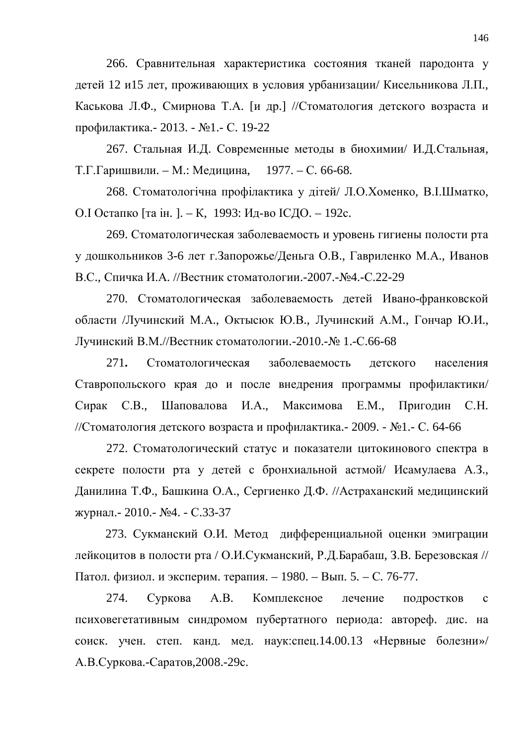266. Сравнительная характеристика состояния тканей пародонта у детей 12 и15 лет, проживающих в условия урбанизации/ Кисельникова Л.П., Каськова Л.Ф., Смирнова Т.А. [и др.] //Стоматология детского возраста и профилактика.- 2013. - №1.- С. 19-22

267. Стальная И.Д. Современные методы в биохимии/ И.Д.Стальная, Т.Г.Гаришвили. – М.: Медицина, 1977. – С. 66-68.

268. Стоматологічна профілактика у дітей/ Л.О.Хоменко, В.І.Шматко, О.І Остапко [та ін. ]. – К, 1993: Ид-во ІСДО. – 192с.

269. Стоматологическая заболеваемость и уровень гигиены полости рта у дошкольников 3-6 лет г.Запорожье/Деньга О.В., Гавриленко М.А., Иванов В.С., Спичка И.А. //Вестник стоматологии.-2007.-№4.-С.22-29

270. Стоматологическая заболеваемость детей Ивано-франковской области /Лучинский М.А., Октысюк Ю.В., Лучинский А.М., Гончар Ю.И., Лучинский В.М.//Вестник стоматологии.-2010.-№ 1.-С.66-68

271**.** Стоматологическая заболеваемость детского населения Ставропольского края до и после внедрения программы профилактики/ Сирак С.В., Шаповалова И.А., Максимова Е.М., Пригодин С.Н. //Стоматология детского возраста и профилактика.- 2009. - №1.- С. 64-66

272. Стоматологический статус и показатели цитокинового спектра в секрете полости рта у детей с бронхиальной астмой/ Исамулаева А.З., Данилина Т.Ф., Башкина О.А., Сергиенко Д.Ф. //Астраханский медицинский журнал.- 2010.- №4. - С.33-37

273. Сукманский О.И. Метод дифференциальной оценки эмиграции лейкоцитов в полости рта / О.И.Сукманский, Р.Д.Барабаш, З.В. Березовская // Патол. физиол. и эксперим. терапия. – 1980. – Вып. 5. – С. 76-77.

274. Суркова А.В. Комплексное лечение подростков с психовегетативным синдромом пубертатного периода: автореф. дис. на соиск. учен. степ. канд. мед. наук:спец.14.00.13 «Нервные болезни»/ А.В.Суркова.-Саратов,2008.-29с.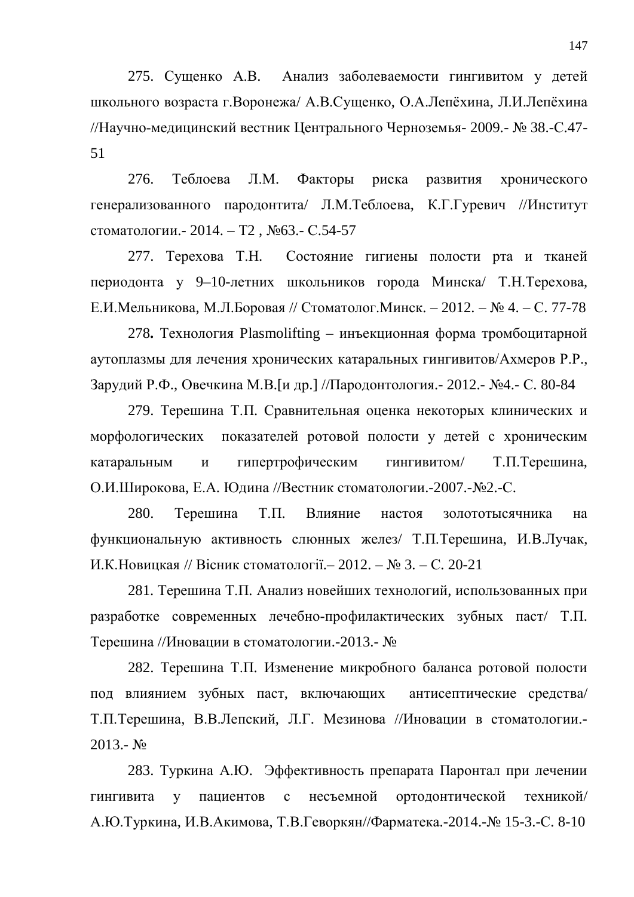275. Сущенко А.В. Анализ заболеваемости гингивитом у детей школьного возраста г.Воронежа/ А.В.Сущенко, О.А.Лепёхина, Л.И.Лепёхина //Научно-медицинский вестник Центрального Черноземья- 2009.- № 38.-С.47-51

276. Теблоева Л.М. Факторы риска развития хронического генерализованного пародонтита/ Л.М.Теблоева, К.Г.Гуревич //Институт стоматологии.- 2014. – Т2 , №63.- С.54-57

277. Терехова Т.Н. Состояние гигиены полости рта и тканей периодонта у 9–10-летних школьников города Минска/ Т.Н.Терехова, Е.И.Мельникова, М.Л.Боровая // Стоматолог.Минск. – 2012. – № 4. – С. 77-78

278**.** Технология Plasmolifting – инъекционная форма тромбоцитарной аутоплазмы для лечения хронических катаральных гингивитов/Ахмеров Р.Р., Зарудий Р.Ф., Овечкина М.В.[и др.] //Пародонтология.- 2012.- №4.- С. 80-84

279. Терешина Т.П. Сравнительная оценка некоторых клинических и морфологических показателей ротовой полости у детей с хроническим катаральным и гипертрофическим гингивитом/ Т.П.Терешина, О.И.Широкова, Е.А. Юдина //Вестник стоматологии.-2007.-№2.-С.

280. Терешина Т.П. Влияние настоя золототысячника на функциональную активность слюнных желез/ Т.П.Терешина, И.В.Лучак, И.К.Новицкая // Вiсник стоматологiї.– 2012. – № 3. – С. 20-21

281. Терешина Т.П. Анализ новейших технологий, использованных при разработке современных лечебно-профилактических зубных паст/ Т.П. Терешина //Иновации в стоматологии.-2013.- №

282. Терешина Т.П. Изменение микробного баланса ротовой полости под влиянием зубных паст, включающих антисептические средства/ Т.П.Терешина, В.В.Лепский, Л.Г. Мезинова //Иновации в стоматологии.-2013.- №

283. Туркина А.Ю. Эффективность препарата Паронтал при лечении гингивита у пациентов с несъемной ортодонтической техникой/ А.Ю.Туркина, И.В.Акимова, Т.В.Геворкян//Фарматека.-2014.-№ 15-3.-С. 8-10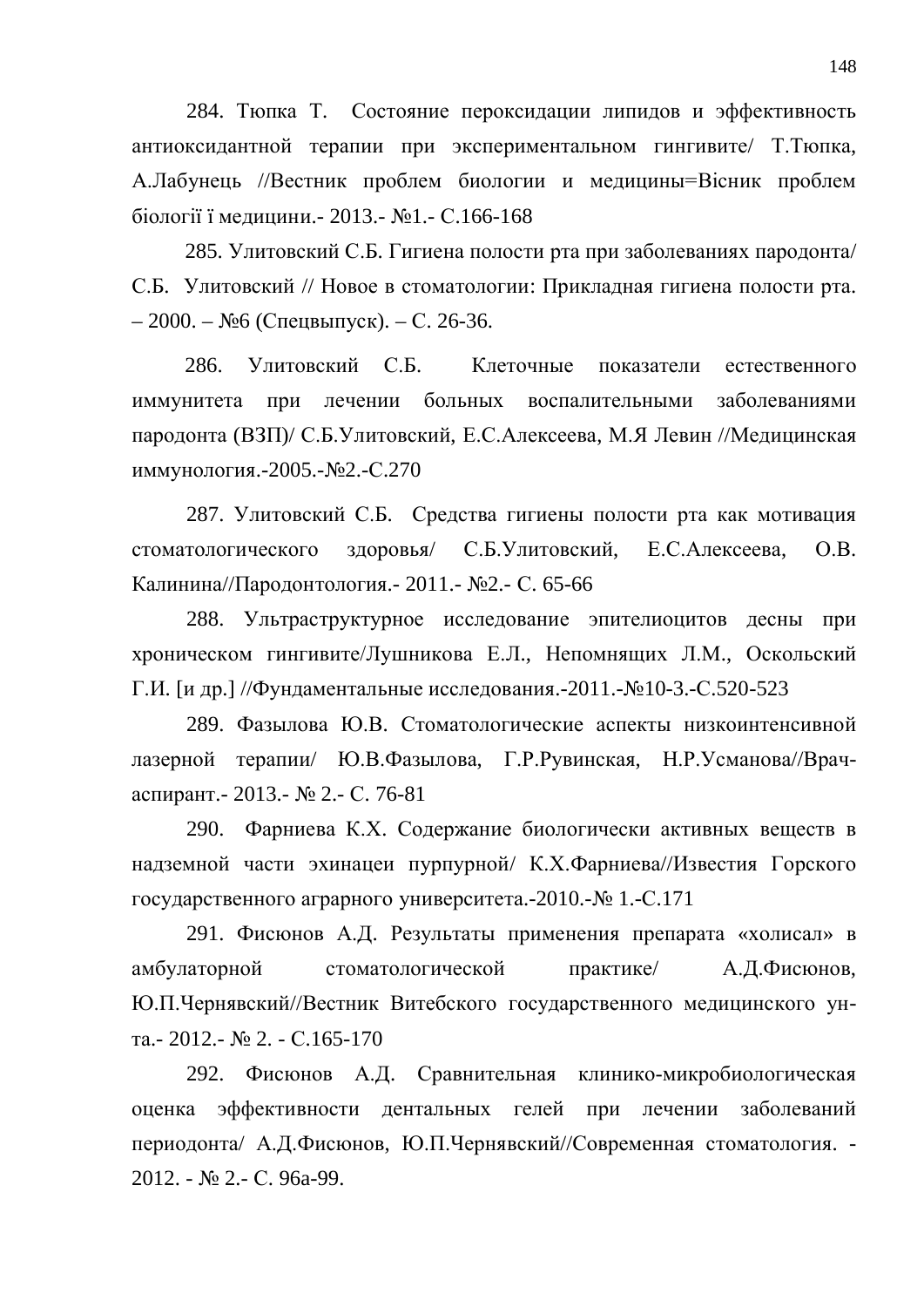284. Тюпка Т. Состояние пероксидации липидов и эффективность антиоксидантной терапии при экспериментальном гингивите/ Т.Тюпка, А.Лабунець //Вестник проблем биологии и медицины=Вісник проблем біології ї медицини.- 2013.- №1.- С.166-168

285. Улитовский С.Б. Гигиена полости рта при заболеваниях пародонта/ С.Б. Улитовский // Новое в стоматологии: Прикладная гигиена полости рта. – 2000. – №6 (Спецвыпуск). – С. 26-36.

286. Улитовский С.Б. Клеточные показатели естественного иммунитета при лечении больных воспалительными заболеваниями пародонта (ВЗП)/ С.Б.Улитовский, Е.С.Алексеева, М.Я Левин //Медицинская иммунология.-2005.-№2.-С.270

287. Улитовский С.Б. Средства гигиены полости рта как мотивация стоматологического здоровья/ С.Б.Улитовский, Е.С.Алексеева, О.В. Калинина//Пародонтология.- 2011.- №2.- С. 65-66

288. Ультраструктурное исследование эпителиоцитов десны при хроническом гингивите/Лушникова Е.Л., Непомнящих Л.М., Оскольский Г.И. [и др.] //Фундаментальные исследования.-2011.-№10-3.-С.520-523

289. Фазылова Ю.В. Стоматологические аспекты низкоинтенсивной лазерной терапии/ Ю.В.Фазылова, Г.Р.Рувинская, Н.Р.Усманова//Врач-аспирант.- 2013.- № 2.- С. 76-81

290. Фарниева К.Х. Содержание биологически активных веществ в надземной части эхинацеи пурпурной/ К.Х.Фарниева//Известия Горского государственного аграрного университета.-2010.-№ 1.-С.171

291. Фисюнов А.Д. Результаты применения препарата «холисал» в амбулаторной стоматологической практике/ А.Д.Фисюнов, Ю.П.Чернявский//Вестник Витебского государственного медицинского ун-та.- 2012.- № 2. - С.165-170

292. Фисюнов А.Д. Сравнительная клинико-микробиологическая оценка эффективности дентальных гелей при лечении заболеваний периодонта/ А.Д.Фисюнов, Ю.П.Чернявский//Современная стоматология. - 2012. - № 2.- С. 96а-99.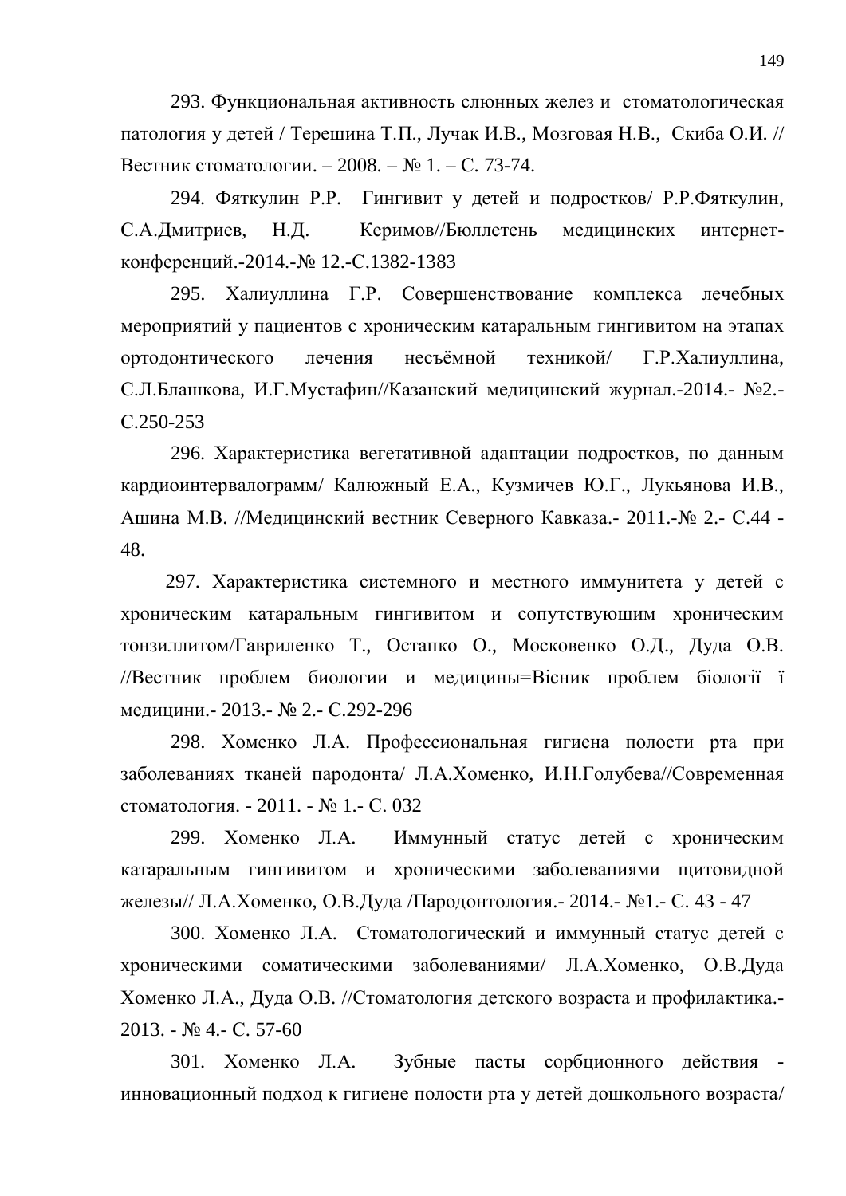293. Функциональная активность слюнных желез и стоматологическая патология у детей / Терешина Т.П., Лучак И.В., Мозговая Н.В., Скиба О.И. // Вестник стоматологии. – 2008. – № 1. – С. 73-74.

294. Фяткулин Р.Р. Гингивит у детей и подростков/ Р.Р.Фяткулин, С.А.Дмитриев, Н.Д. Керимов//Бюллетень медицинских интернет-конференций.-2014.-№ 12.-С.1382-1383

295. Халиуллина Г.Р. Совершенствование комплекса лечебных мероприятий у пациентов с хроническим катаральным гингивитом на этапах ортодонтического лечения несъёмной техникой/ Г.Р.Халиуллина, С.Л.Блашкова, И.Г.Мустафин//Казанский медицинский журнал.-2014.- №2.-С.250-253

296. Характеристика вегетативной адаптации подростков, по данным кардиоинтервалограмм/ Калюжный Е.А., Кузмичев Ю.Г., Лукьянова И.В., Ашина М.В. //Медицинский вестник Северного Кавказа.- 2011.-№ 2.- С.44 - 48.

297. Характеристика системного и местного иммунитета у детей с хроническим катаральным гингивитом и сопутствующим хроническим тонзиллитом/Гавриленко Т., Остапко О., Московенко О.Д., Дуда О.В. //Вестник проблем биологии и медицины=Вісник проблем біології ї медицини.- 2013.- № 2.- С.292-296

298. Хоменко Л.А. Профессиональная гигиена полости рта при заболеваниях тканей пародонта/ Л.А.Хоменко, И.Н.Голубева//Современная стоматология. - 2011. - № 1.- С. 032

299. Хоменко Л.А. Иммунный статус детей с хроническим катаральным гингивитом и хроническими заболеваниями щитовидной железы// Л.А.Хоменко, О.В.Дуда /Пародонтология.- 2014.- №1.- С. 43 - 47

300. Хоменко Л.А. Стоматологический и иммунный статус детей с хроническими соматическими заболеваниями/ Л.А.Хоменко, О.В.Дуда Хоменко Л.А., Дуда О.В. //Стоматология детского возраста и профилактика.- 2013. - № 4.- С. 57-60

301. Хоменко Л.А. Зубные пасты сорбционного действия - инновационный подход к гигиене полости рта у детей дошкольного возраста/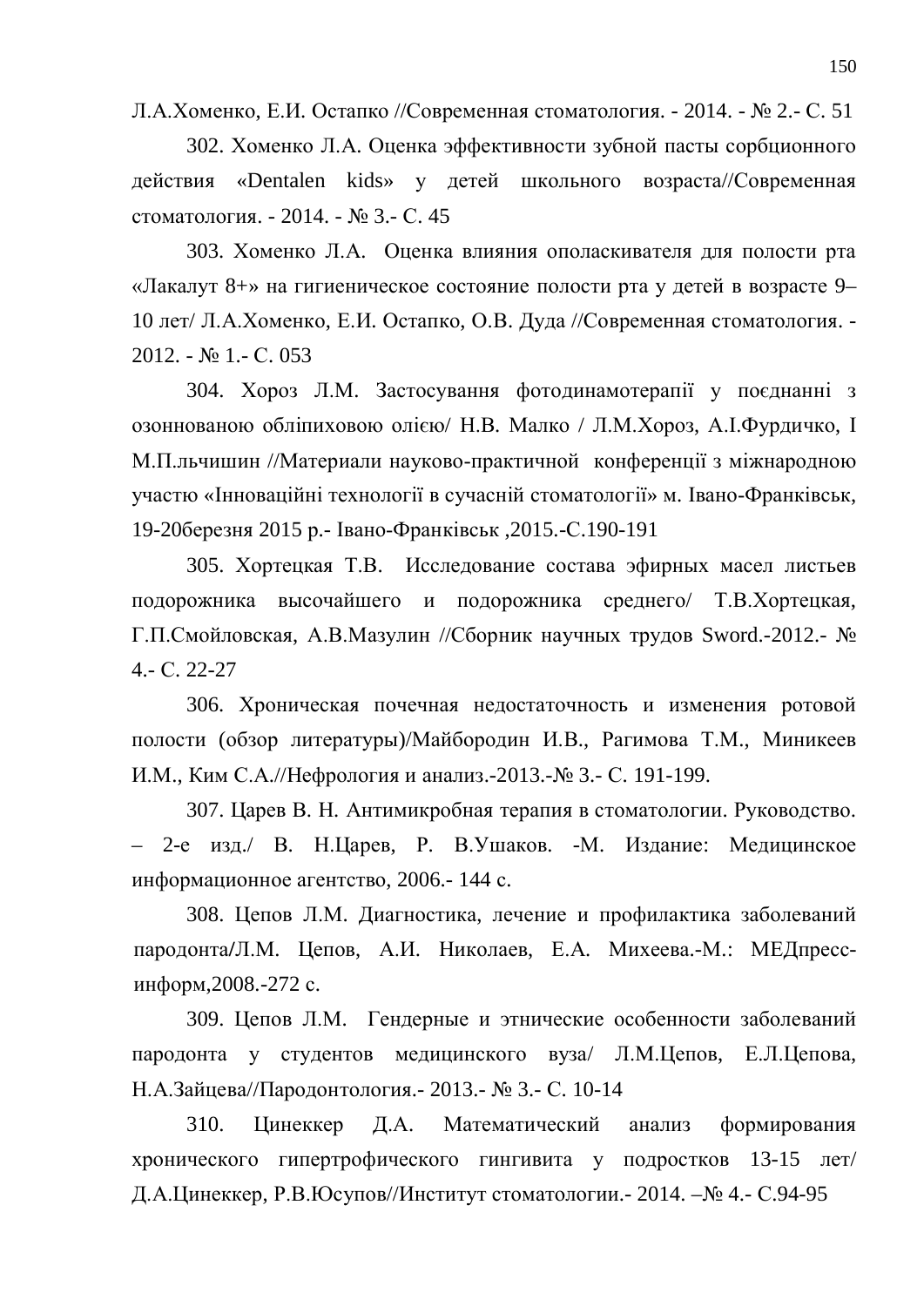Л.А.Хоменко, Е.И. Остапко //Современная стоматология. - 2014. - № 2.- С. 51

302. Хоменко Л.А. Оценка эффективности зубной пасты сорбционного действия «Dentalen kids» у детей школьного возраста//Современная стоматология. - 2014. - № 3.- С. 45

303. Хоменко Л.А. Оценка влияния ополаскивателя для полости рта «Лакалут 8+» на гигиеническое состояние полости рта у детей в возрасте 9–10 лет/ Л.А.Хоменко, Е.И. Остапко, О.В. Дуда //Современная стоматология. - 2012. - № 1.- С. 053

304. Хороз Л.М. Застосування фотодинамотерапії у поєднанні з озонованою обліпиховою олією/ Н.В. Малко / Л.М.Хороз, А.І.Фурдичко, І М.П.льчишин //Материали науково-практичной конференції з міжнародною участю «Інноваційні технології в сучасній стоматології» м. Івано-Франківськ, 19-20березня 2015 р.- Івано-Франківськ ,2015.-С.190-191

305. Хортецкая Т.В. Исследование состава эфирных масел листьев подорожника высочайшего и подорожника среднего/ Т.В.Хортецкая, Г.П.Смойловская, А.В.Мазулин //Сборник научных трудов Sword.-2012.- № 4.- С. 22-27

306. Хроническая почечная недостаточность и изменения ротовой полости (обзор литературы)/Майбородин И.В., Рагимова Т.М., Миникеев И.М., Ким С.А.//Нефрология и анализ.-2013.-№ 3.- С. 191-199.

307. Царев В. Н. Антимикробная терапия в стоматологии. Руководство. – 2-е изд./ В. Н.Царев, Р. В.Ушаков. -М. Издание: Медицинское информационное агентство, 2006.- 144 с.

308. Цепов Л.М. Диагностика, лечение и профилактика заболеваний пародонта/Л.М. Цепов, А.И. Николаев, Е.А. Михеева.-М.: МЕДпресс-информ,2008.-272 с.

309. Цепов Л.М. Гендерные и этнические особенности заболеваний пародонта у студентов медицинского вуза/ Л.М.Цепов, Е.Л.Цепова, Н.А.Зайцева//Пародонтология.- 2013.- № 3.- С. 10-14

310. Цинеккер Д.А. Математический анализ формирования хронического гипертрофического гингивита у подростков 13-15 лет/ Д.А.Цинеккер, Р.В.Юсупов//Институт стоматологии.- 2014. –№ 4.- С.94-95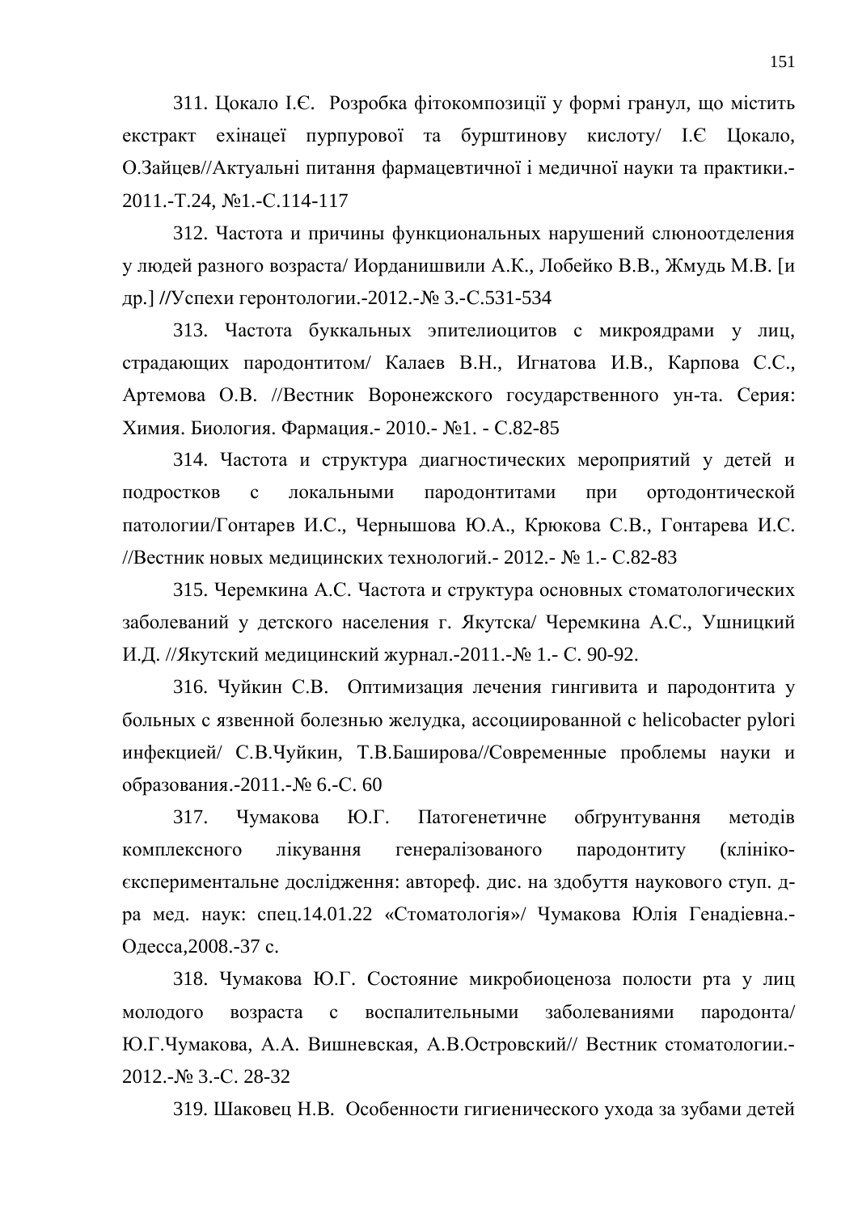311. Цокало І.Є. Розробка фітокомпозиції у формі гранул, що містить екстракт ехінацеї пурпурової та бурштинову кислоту/ І.Є Цокало, О.Зайцев//Актуальні питання фармацевтичної і медичної науки та практики.-2011.-Т.24, №1.-С.114-117

312. Частота и причины функциональных нарушений слюноотделения у людей разного возраста/ Иорданишвили А.К., Лобейко В.В., Жмудь М.В. [и др.] //Успехи геронтологии.-2012.-№ 3.-С.531-534

313. Частота буккальных эпителиоцитов с микроядрами у лиц, страдающих пародонтитом/ Калаев В.Н., Игнатова И.В., Карпова С.С., Артемова О.В. //Вестник Воронежского государственного ун-та. Серия: Химия. Биология. Фармация.- 2010.- №1. - С.82-85

314. Частота и структура диагностических мероприятий у детей и подростков с локальными пародонтитами при ортодонтической патологии/Гонтарев И.С., Чернышова Ю.А., Крюкова С.В., Гонтарева И.С. //Вестник новых медицинских технологий.- 2012.- № 1.- С.82-83

315. Черемкина А.С. Частота и структура основных стоматологических заболеваний у детского населения г. Якутска/ Черемкина А.С., Ушницкий И.Д. //Якутский медицинский журнал.-2011.-№ 1.- С. 90-92.

316. Чуйкин С.В. Оптимизация лечения гингивита и пародонтита у больных с язвенной болезнью желудка, ассоциированной с helicobacter pylori инфекцией/ С.В.Чуйкин, Т.В.Баширова//Современные проблемы науки и образования.-2011.-№ 6.-С. 60

317. Чумакова Ю.Г. Патогенетичне обґрунтування методів комплексного лікування генералізованого пародонтиту (клініко-єкспериментальне дослідження: автореф. дис. на здобуття наукового ступ. д-ра мед. наук: спец.14.01.22 «Стоматологія»/ Чумакова Юлія Генадіевна.-Одесса,2008.-37 с.

318. Чумакова Ю.Г. Состояние микробиоценоза полости рта у лиц молодого возраста с воспалительными заболеваниями пародонта/ Ю.Г.Чумакова, А.А. Вишневская, А.В.Островский// Вестник стоматологии.-2012.-№ 3.-С. 28-32

319. Шаковец Н.В. Особенности гигиенического ухода за зубами детей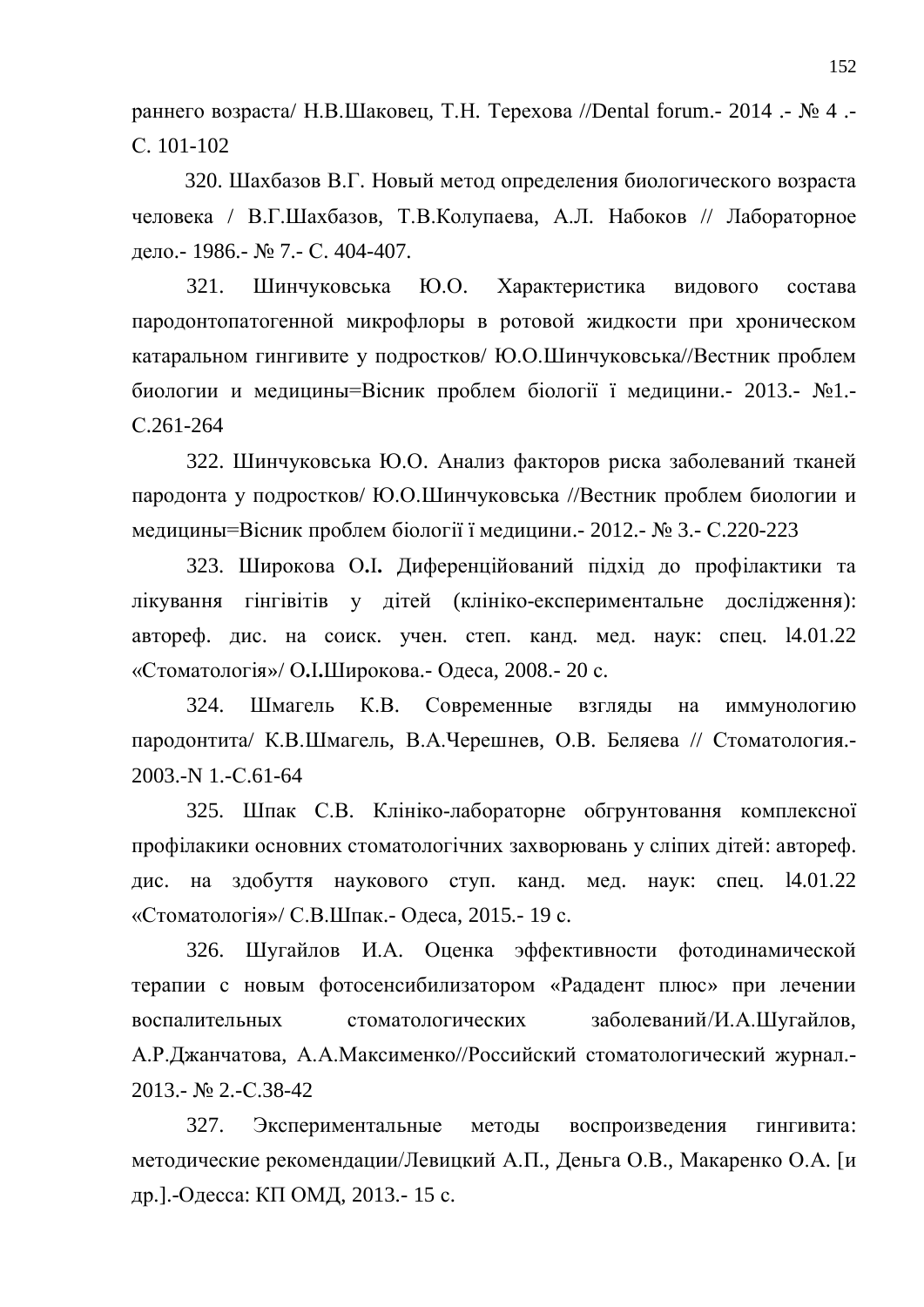раннего возраста/ Н.В.Шаковец, Т.Н. Терехова //Dental forum.- 2014 .- № 4 .- С. 101-102

320. Шахбазов В.Г. Новый метод определения биологического возраста человека / В.Г.Шахбазов, Т.В.Колупаева, А.Л. Набоков // Лабораторное дело.- 1986.- № 7.- С. 404-407.

321. Шинчуковська Ю.О. Характеристика видового состава пародонтопатогенной микрофлоры в ротовой жидкости при хроническом катаральном гингивите у подростков/ Ю.О.Шинчуковська//Вестник проблем биологии и медицины=Вісник проблем біології ї медицини.- 2013.- №1.- С.261-264

322. Шинчуковська Ю.О. Анализ факторов риска заболеваний тканей пародонта у подростков/ Ю.О.Шинчуковська //Вестник проблем биологии и медицины=Вісник проблем біології ї медицини.- 2012.- № 3.- С.220-223

323. Широкова О.І. Диференційований підхід до профілактики та лікування гінгівітів у дітей (клініко-експериментальне дослідження): автореф. дис. на соиск. учен. степ. канд. мед. наук: спец. l4.01.22 «Стоматологія»/ О.І.Широкова.- Одеса, 2008.- 20 с.

324. Шмагель К.В. Современные взгляды на иммунологию пародонтита/ К.В.Шмагель, В.А.Черешнев, О.В. Беляева // Стоматология.- 2003.-N 1.-С.61-64

325. Шпак С.В. Клініко-лабораторне обгрунтовання комплексної профілакики основних стоматологічних захворювань у сліпих дітей: автореф. дис. на здобуття наукового ступ. канд. мед. наук: спец. l4.01.22 «Стоматологія»/ С.В.Шпак.- Одеса, 2015.- 19 с.

326. Шугайлов И.А. Оценка эффективности фотодинамической терапии с новым фотосенсибилизатором «Рададент плюс» при лечении воспалительных стоматологических заболеваний/И.А.Шугайлов, А.Р.Джанчатова, А.А.Максименко//Российский стоматологический журнал.- 2013.- № 2.-С.38-42

327. Экспериментальные методы воспроизведения гингивита: методические рекомендации/Левицкий А.П., Деньга О.В., Макаренко О.А. [и др.].-Одесса: КП ОМД, 2013.- 15 с.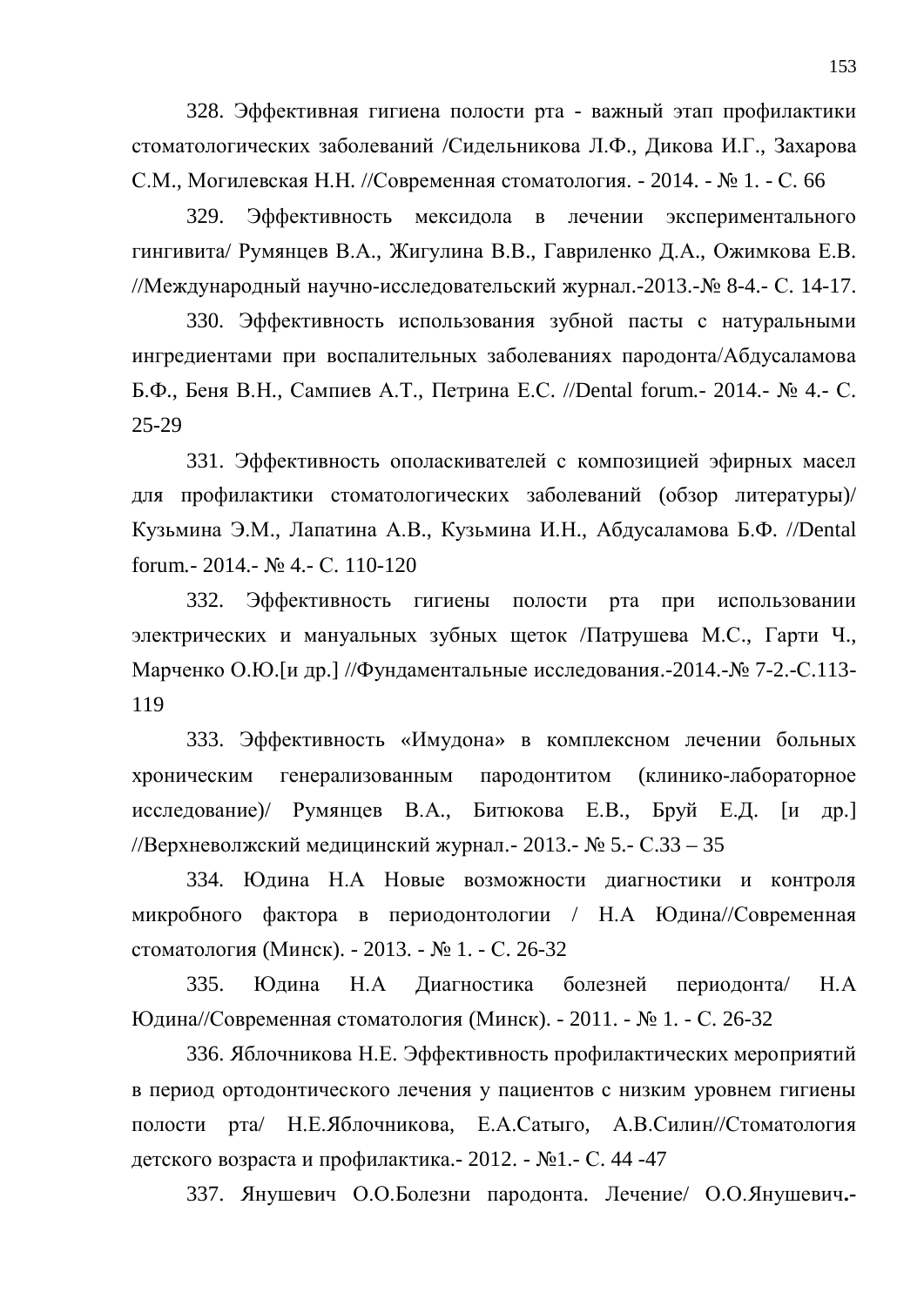328. Эффективная гигиена полости рта - важный этап профилактики стоматологических заболеваний /Сидельникова Л.Ф., Дикова И.Г., Захарова С.М., Могилевская Н.Н. //Современная стоматология. - 2014. - № 1. - С. 66

329. Эффективность мексидола в лечении экспериментального гингивита/ Румянцев В.А., Жигулина В.В., Гавриленко Д.А., Ожимкова Е.В. //Международный научно-исследовательский журнал.-2013.-№ 8-4.- С. 14-17.

330. Эффективность использования зубной пасты с натуральными ингредиентами при воспалительных заболеваниях пародонта/Абдусаламова Б.Ф., Беня В.Н., Сампиев А.Т., Петрина Е.С. //Dental forum.- 2014.- № 4.- С. 25-29

331. Эффективность ополаскивателей с композицией эфирных масел для профилактики стоматологических заболеваний (обзор литературы)/ Кузьмина Э.М., Лапатина А.В., Кузьмина И.Н., Абдусаламова Б.Ф. //Dental forum.- 2014.- № 4.- С. 110-120

332. Эффективность гигиены полости рта при использовании электрических и мануальных зубных щеток /Патрушева М.С., Гарти Ч., Марченко О.Ю.[и др.] //Фундаментальные исследования.-2014.-№ 7-2.-С.113-119

333. Эффективность «Имудона» в комплексном лечении больных хроническим генерализованным пародонтитом (клинико-лабораторное исследование)/ Румянцев В.А., Битюкова Е.В., Бруй Е.Д. [и др.] //Верхневолжский медицинский журнал.- 2013.- № 5.- С.33 – 35

334. Юдина Н.А Новые возможности диагностики и контроля микробного фактора в периодонтологии / Н.А Юдина//Современная стоматология (Минск). - 2013. - № 1. - С. 26-32

335. Юдина Н.А Диагностика болезней периодонта/ Н.А Юдина//Современная стоматология (Минск). - 2011. - № 1. - С. 26-32

336. Яблочникова Н.Е. Эффективность профилактических мероприятий в период ортодонтического лечения у пациентов с низким уровнем гигиены полости рта/ Н.Е.Яблочникова, Е.А.Сатыго, А.В.Силин//Стоматология детского возраста и профилактика.- 2012. - №1.- С. 44 -47

337. Янушевич О.О.Болезни пародонта. Лечение/ О.О.Янушевич.-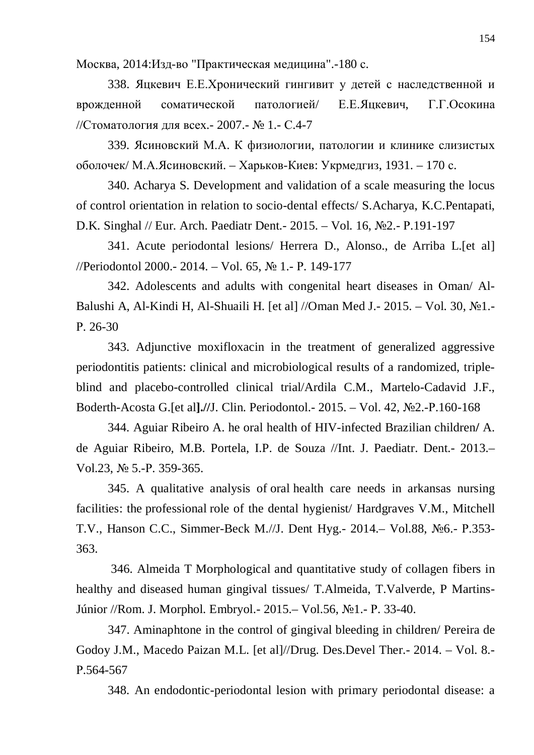Москва, 2014:Изд-во "Практическая медицина".-180 с.

338. Яцкевич Е.Е.Хронический гингивит у детей с наследственной и врожденной соматической патологией/ Е.Е.Яцкевич, Г.Г.Осокина //Стоматология для всех.- 2007.- № 1.- С.4-7

339. Ясиновский М.А. К физиологии, патологии и клинике слизистых оболочек/ М.А.Ясиновский. – Харьков-Киев: Укрмедгиз, 1931. – 170 с.

340. Acharya S. Development and validation of a scale measuring the locus of control orientation in relation to socio-dental effects/ S.Acharya, K.C.Pentapati, D.K. Singhal // Eur. Arch. Paediatr Dent.- 2015. – Vol. 16, №2.- P.191-197

341. Acute periodontal lesions/ Herrera D., Alonso., de Arriba L.[et al] //Periodontol 2000.- 2014. – Vol. 65, № 1.- P. 149-177

342. Adolescents and adults with congenital heart diseases in Oman/ Al-Balushi A, Al-Kindi H, Al-Shuaili H. [et al] //Oman Med J.- 2015. – Vol. 30, №1.- P. 26-30

343. Adjunctive moxifloxacin in the treatment of generalized aggressive periodontitis patients: clinical and microbiological results of a randomized, triple-blind and placebo-controlled clinical trial/Ardila C.M., Martelo-Cadavid J.F., Boderth-Acosta G.[et al**].//**J. Clin. Periodontol.- 2015. – Vol. 42, №2.-P.160-168

344. Aguiar Ribeiro A. he oral health of HIV-infected Brazilian children**/** A. de Aguiar Ribeiro, M.B. Portela, I.P. de Souza //Int. J. Paediatr. Dent.- 2013.– Vol.23, № 5.-P. 359-365.

345. A qualitative analysis of oral health care needs in arkansas nursing facilities: the professional role of the dental hygienist/ Hardgraves V.M., Mitchell T.V., Hanson C.C., Simmer-Beck M.//J. Dent Hyg.- 2014.– Vol.88, №6.- P.353-363.

346. Almeida T Morphological and quantitative study of collagen fibers in healthy and diseased human gingival tissues/ T.Almeida, T.Valverde, P Martins-Júnior //Rom. J. Morphol. Embryol.- 2015.– Vol.56, №1.- P. 33-40.

347. Aminaphtone in the control of gingival bleeding in children/ Pereira de Godoy J.M., Macedo Paizan M.L. [et al]//Drug. Des.Devel Ther.- 2014. – Vol. 8.- P.564-567

348. An endodontic-periodontal lesion with primary periodontal disease: a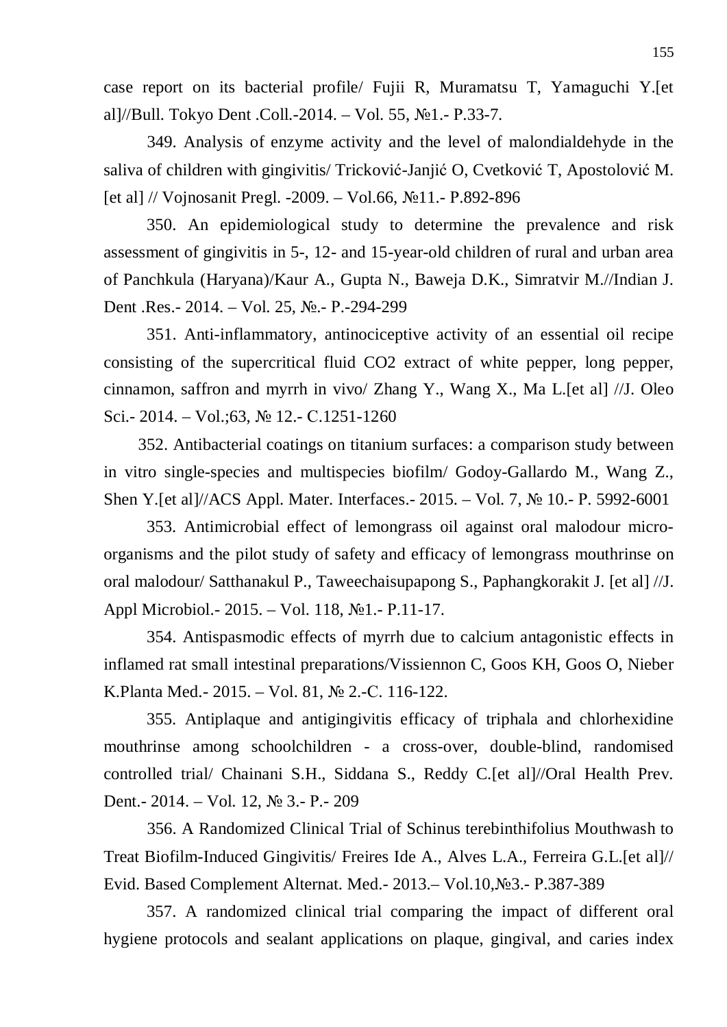case report on its bacterial profile/ Fujii R, Muramatsu T, Yamaguchi Y.[et al]//Bull. Tokyo Dent .Coll.-2014. – Vol. 55, №1.- P.33-7.

349. Analysis of enzyme activity and the level of malondialdehyde in the saliva of children with gingivitis/ Tricković-Janjić O, Cvetković T, Apostolović M. [et al] // Vojnosanit Pregl. -2009. – Vol.66, №11.- P.892-896

350. An epidemiological study to determine the prevalence and risk assessment of gingivitis in 5-, 12- and 15-year-old children of rural and urban area of Panchkula (Haryana)/Kaur A., Gupta N., Baweja D.K., Simratvir M.//Indian J. Dent .Res.- 2014. – Vol. 25, №.- P.-294-299

351. Anti-inflammatory, antinociceptive activity of an essential oil recipe consisting of the supercritical fluid CO2 extract of white pepper, long pepper, cinnamon, saffron and myrrh in vivo/ Zhang Y., Wang X., Ma L.[et al] //J. Oleo Sci.- 2014. – Vol.;63, № 12.- C.1251-1260

352. Antibacterial coatings on titanium surfaces: a comparison study between in vitro single-species and multispecies biofilm/ Godoy-Gallardo M., Wang Z., Shen Y.[et al]//ACS Appl. Mater. Interfaces.- 2015. – Vol. 7, № 10.- P. 5992-6001

353. Antimicrobial effect of lemongrass oil against oral malodour micro-organisms and the pilot study of safety and efficacy of lemongrass mouthrinse on oral malodour/ Satthanakul P., Taweechaisupapong S., Paphangkorakit J. [et al] //J. Appl Microbiol.- 2015. – Vol. 118, №1.- P.11-17.

354. Antispasmodic effects of myrrh due to calcium antagonistic effects in inflamed rat small intestinal preparations/Vissiennon C, Goos KH, Goos O, Nieber K.Planta Med.- 2015. – Vol. 81, № 2.-C. 116-122.

355. Antiplaque and antigingivitis efficacy of triphala and chlorhexidine mouthrinse among schoolchildren - a cross-over, double-blind, randomised controlled trial/ Chainani S.H., Siddana S., Reddy C.[et al]//Oral Health Prev. Dent.- 2014. – Vol. 12, № 3.- P.- 209

356. A Randomized Clinical Trial of Schinus terebinthifolius Mouthwash to Treat Biofilm-Induced Gingivitis/ Freires Ide A., Alves L.A., Ferreira G.L.[et al]// Evid. Based Complement Alternat. Med.- 2013.– Vol.10,№3.- P.387-389

357. A randomized clinical trial comparing the impact of different oral hygiene protocols and sealant applications on plaque, gingival, and caries index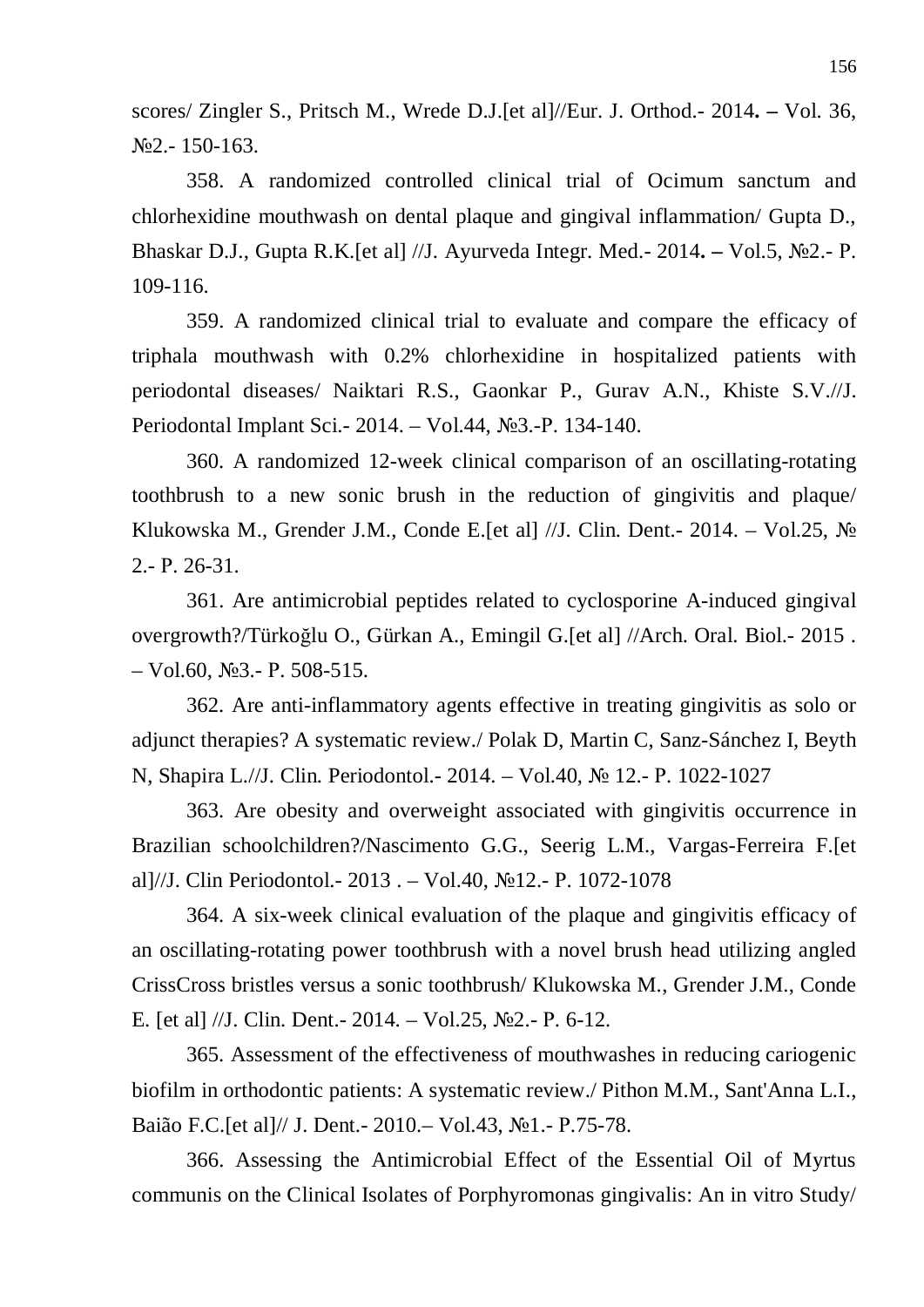scores/ Zingler S., Pritsch M., Wrede D.J.[et al]//Eur. J. Orthod.- 2014**. –** Vol. 36, №2.- 150-163.

358. A randomized controlled clinical trial of Ocimum sanctum and chlorhexidine mouthwash on dental plaque and gingival inflammation/ Gupta D., Bhaskar D.J., Gupta R.K.[et al] //J. Ayurveda Integr. Med.- 2014**. –** Vol.5, №2.- P. 109-116.

359. A randomized clinical trial to evaluate and compare the efficacy of triphala mouthwash with 0.2% chlorhexidine in hospitalized patients with periodontal diseases/ Naiktari R.S., Gaonkar P., Gurav A.N., Khiste S.V.//J. Periodontal Implant Sci.- 2014. – Vol.44, №3.-P. 134-140.

360. A randomized 12-week clinical comparison of an oscillating-rotating toothbrush to a new sonic brush in the reduction of gingivitis and plaque/ Klukowska M., Grender J.M., Conde E.[et al] //J. Clin. Dent.- 2014. – Vol.25, № 2.- P. 26-31.

361. Are antimicrobial peptides related to cyclosporine A-induced gingival overgrowth?/Türkoğlu O., Gürkan A., Emingil G.[et al] //Arch. Oral. Biol.- 2015 . – Vol.60, №3.- P. 508-515.

362. Are anti-inflammatory agents effective in treating gingivitis as solo or adjunct therapies? A systematic review./ Polak D, Martin C, Sanz-Sánchez I, Beyth N, Shapira L.//J. Clin. Periodontol.- 2014. – Vol.40, № 12.- P. 1022-1027

363. Are obesity and overweight associated with gingivitis occurrence in Brazilian schoolchildren?/Nascimento G.G., Seerig L.M., Vargas-Ferreira F.[et al]//J. Clin Periodontol.- 2013 . – Vol.40, №12.- P. 1072-1078

364. A six-week clinical evaluation of the plaque and gingivitis efficacy of an oscillating-rotating power toothbrush with a novel brush head utilizing angled CrissCross bristles versus a sonic toothbrush/ Klukowska M., Grender J.M., Conde E. [et al] //J. Clin. Dent.- 2014. – Vol.25, №2.- P. 6-12.

365. Assessment of the effectiveness of mouthwashes in reducing cariogenic biofilm in orthodontic patients: A systematic review./ Pithon M.M., Sant'Anna L.I., Baião F.C.[et al]// J. Dent.- 2010.– Vol.43, №1.- P.75-78.

366. Assessing the Antimicrobial Effect of the Essential Oil of Myrtus communis on the Clinical Isolates of Porphyromonas gingivalis: An in vitro Study/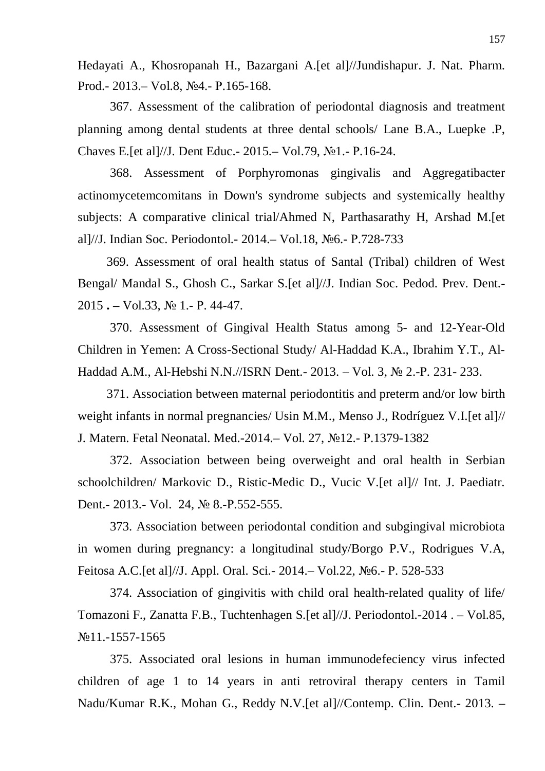Hedayati A., Khosropanah H., Bazargani A.[et al]//Jundishapur. J. Nat. Pharm. Prod.- 2013.– Vol.8, №4.- P.165-168.

367. Assessment of the calibration of periodontal diagnosis and treatment planning among dental students at three dental schools/ Lane B.A., Luepke .P, Chaves E.[et al]//J. Dent Educ.- 2015.– Vol.79, №1.- P.16-24.

368. Assessment of Porphyromonas gingivalis and Aggregatibacter actinomycetemcomitans in Down's syndrome subjects and systemically healthy subjects: A comparative clinical trial/Ahmed N, Parthasarathy H, Arshad M.[et al]//J. Indian Soc. Periodontol.- 2014.– Vol.18, №6.- P.728-733

369. Assessment of oral health status of Santal (Tribal) children of West Bengal/ Mandal S., Ghosh C., Sarkar S.[et al]//J. Indian Soc. Pedod. Prev. Dent.- 2015 **. –** Vol.33, № 1.- P. 44-47.

370. Assessment of Gingival Health Status among 5- and 12-Year-Old Children in Yemen: A Cross-Sectional Study/ Al-Haddad K.A., Ibrahim Y.T., Al-Haddad A.M., Al-Hebshi N.N.//ISRN Dent.- 2013. – Vol. 3, № 2.-P. 231- 233.

371. Association between maternal periodontitis and preterm and/or low birth weight infants in normal pregnancies/ Usin M.M., Menso J., Rodríguez V.I.[et al]// J. Matern. Fetal Neonatal. Med.-2014.– Vol. 27, №12.- P.1379-1382

372. Association between being overweight and oral health in Serbian schoolchildren/ Markovic D., Ristic-Medic D., Vucic V.[et al]// Int. J. Paediatr. Dent.- 2013.- Vol. 24, № 8.-P.552-555.

373. Association between periodontal condition and subgingival microbiota in women during pregnancy: a longitudinal study/Borgo P.V., Rodrigues V.A, Feitosa A.C.[et al]//J. Appl. Oral. Sci.- 2014.– Vol.22, №6.- P. 528-533

374. Association of gingivitis with child oral health-related quality of life/ Tomazoni F., Zanatta F.B., Tuchtenhagen S.[et al]//J. Periodontol.-2014 . – Vol.85, №11.-1557-1565

375. Associated oral lesions in human immunodefeciency virus infected children of age 1 to 14 years in anti retroviral therapy centers in Tamil Nadu/Kumar R.K., Mohan G., Reddy N.V.[et al]//Contemp. Clin. Dent.- 2013. –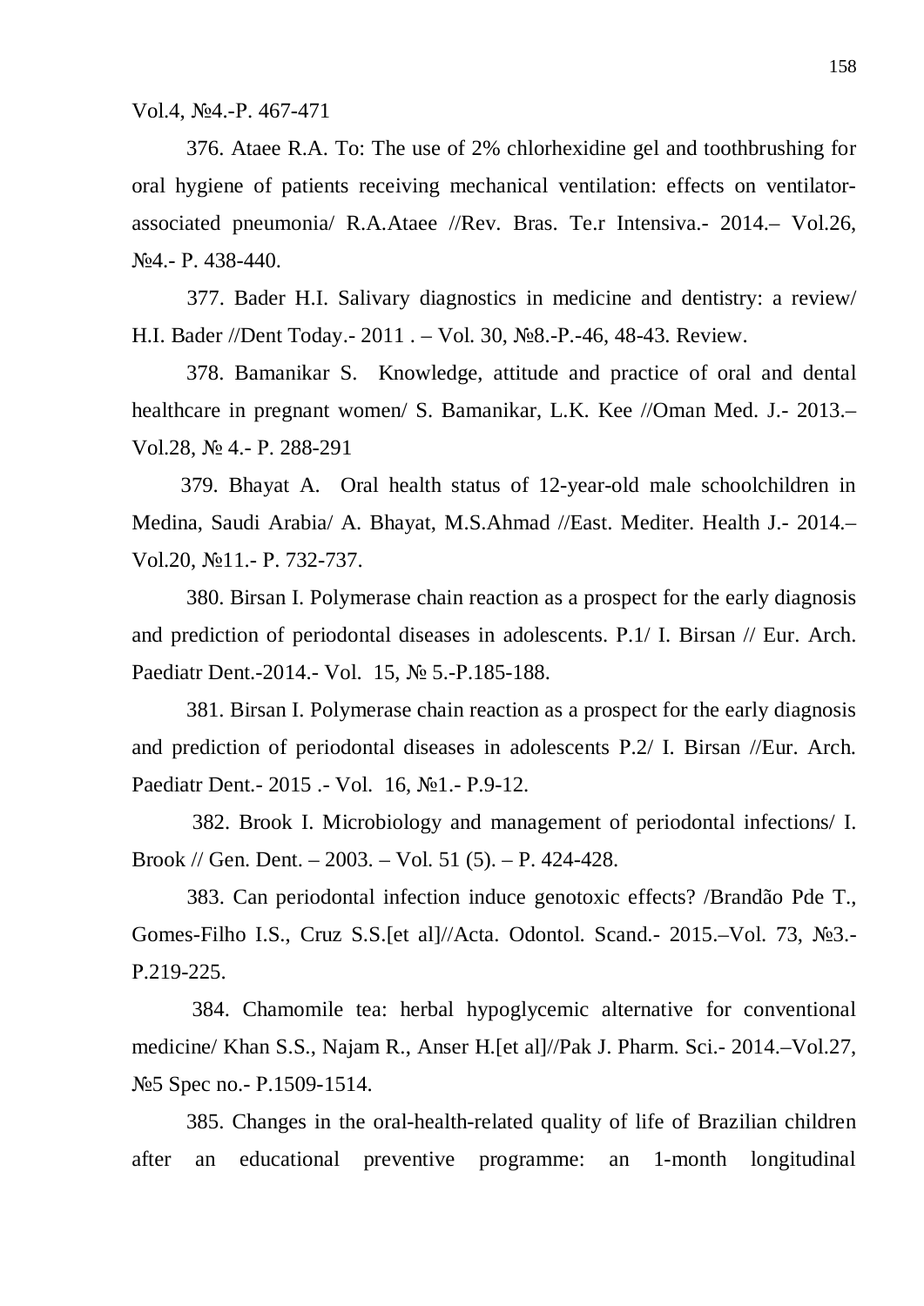Vol.4, №4.-P. 467-471

376. Ataee R.A. To: The use of 2% chlorhexidine gel and toothbrushing for oral hygiene of patients receiving mechanical ventilation: effects on ventilator-associated pneumonia/ R.A.Ataee //Rev. Bras. Te.r Intensiva.- 2014.– Vol.26, №4.- P. 438-440.

377. Bader H.I. Salivary diagnostics in medicine and dentistry: a review/ H.I. Bader //Dent Today.- 2011 . – Vol. 30, №8.-P.-46, 48-43. Review.

378. Bamanikar S. Knowledge, attitude and practice of oral and dental healthcare in pregnant women/ S. Bamanikar, L.K. Kee //Oman Med. J.- 2013.– Vol.28, № 4.- P. 288-291

379. Bhayat A. Oral health status of 12-year-old male schoolchildren in Medina, Saudi Arabia/ A. Bhayat, M.S.Ahmad //East. Mediter. Health J.- 2014.– Vol.20, №11.- P. 732-737.

380. Birsan I. Polymerase chain reaction as a prospect for the early diagnosis and prediction of periodontal diseases in adolescents. P.1/ I. Birsan // Eur. Arch. Paediatr Dent.-2014.- Vol. 15, № 5.-P.185-188.

381. Birsan I. Polymerase chain reaction as a prospect for the early diagnosis and prediction of periodontal diseases in adolescents P.2/ I. Birsan //Eur. Arch. Paediatr Dent.- 2015 .- Vol. 16, №1.- P.9-12.

382. Brook I. Microbiology and management of periodontal infections/ I. Brook // Gen. Dent. – 2003. – Vol. 51 (5). – P. 424-428.

383. Can periodontal infection induce genotoxic effects? /Brandão Pde T., Gomes-Filho I.S., Cruz S.S.[et al]//Acta. Odontol. Scand.- 2015.–Vol. 73, №3.- P.219-225.

384. Chamomile tea: herbal hypoglycemic alternative for conventional medicine/ Khan S.S., Najam R., Anser H.[et al]//Pak J. Pharm. Sci.- 2014.–Vol.27, №5 Spec no.- P.1509-1514.

385. Changes in the oral-health-related quality of life of Brazilian children after an educational preventive programme: an 1-month longitudinal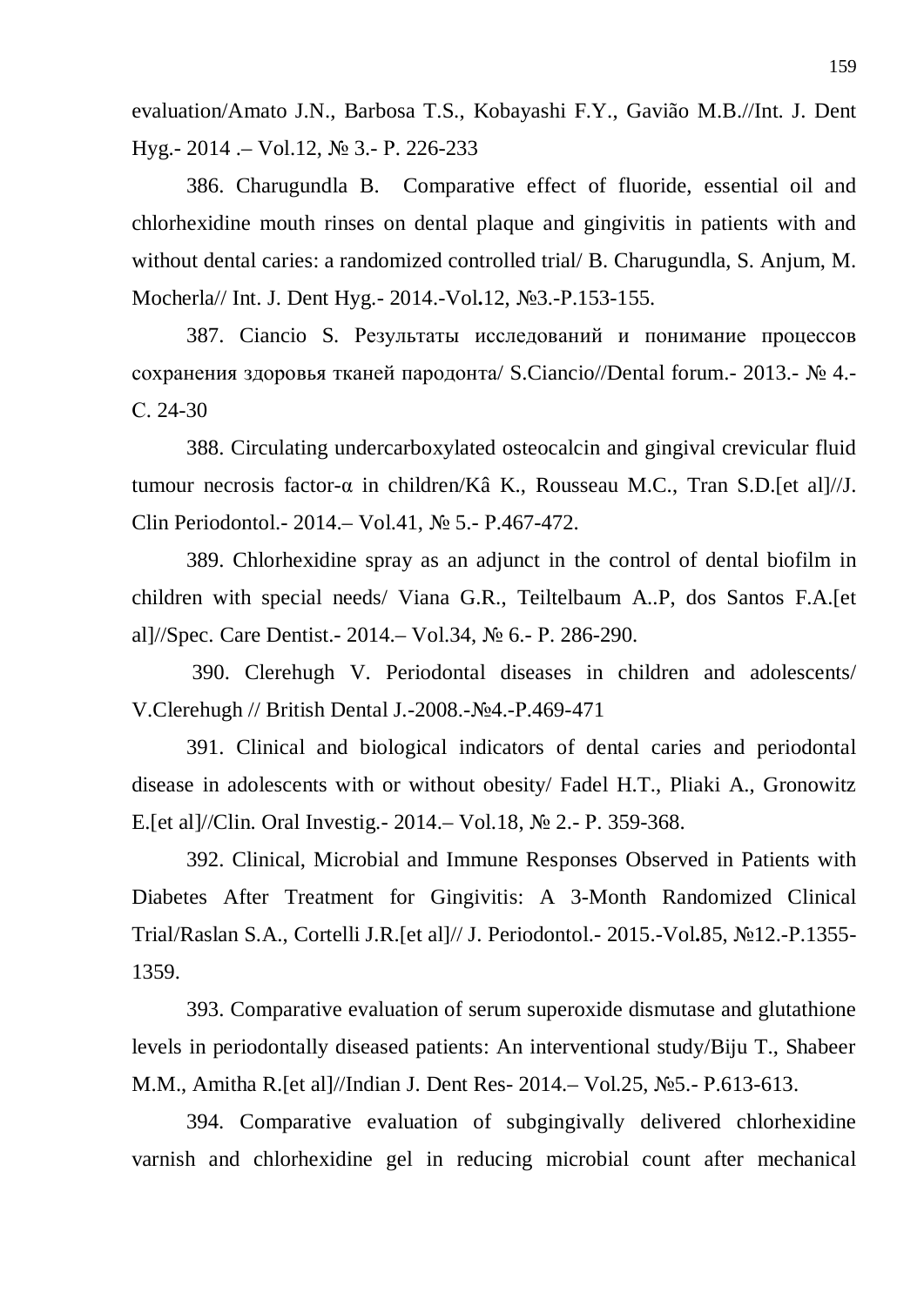evaluation/Amato J.N., Barbosa T.S., Kobayashi F.Y., Gavião M.B.//Int. J. Dent Hyg.- 2014 .– Vol.12, № 3.- P. 226-233

386. Charugundla B. Comparative effect of fluoride, essential oil and chlorhexidine mouth rinses on dental plaque and gingivitis in patients with and without dental caries: a randomized controlled trial/ B. Charugundla, S. Anjum, M. Mocherla// Int. J. Dent Hyg.- 2014.-Vol**.**12, №3.-P.153-155.

387. Ciancio S. Результаты исследований и понимание процессов сохранения здоровья тканей пародонта/ S.Ciancio//Dental forum.- 2013.- № 4.- С. 24-30

388. Circulating undercarboxylated osteocalcin and gingival crevicular fluid tumour necrosis factor-α in children/Kâ K., Rousseau M.C., Tran S.D.[et al]//J. Clin Periodontol.- 2014.– Vol.41, № 5.- P.467-472.

389. Chlorhexidine spray as an adjunct in the control of dental biofilm in children with special needs/ Viana G.R., Teiltelbaum A..P, dos Santos F.A.[et al]//Spec. Care Dentist.- 2014.– Vol.34, № 6.- P. 286-290.

390. Clerehugh V. Periodontal diseases in children and adolescents/ V.Clerehugh // British Dental J.-2008.-№4.-P.469-471

391. Clinical and biological indicators of dental caries and periodontal disease in adolescents with or without obesity/ Fadel H.T., Pliaki A., Gronowitz E.[et al]//Clin. Oral Investig.- 2014.– Vol.18, № 2.- P. 359-368.

392. Clinical, Microbial and Immune Responses Observed in Patients with Diabetes After Treatment for Gingivitis: A 3-Month Randomized Clinical Trial/Raslan S.A., Cortelli J.R.[et al]// J. Periodontol.- 2015.-Vol**.**85, №12.-P.1355-1359.

393. Comparative evaluation of serum superoxide dismutase and glutathione levels in periodontally diseased patients: An interventional study/Biju T., Shabeer M.M., Amitha R.[et al]//Indian J. Dent Res- 2014.– Vol.25, №5.- P.613-613.

394. Comparative evaluation of subgingivally delivered chlorhexidine varnish and chlorhexidine gel in reducing microbial count after mechanical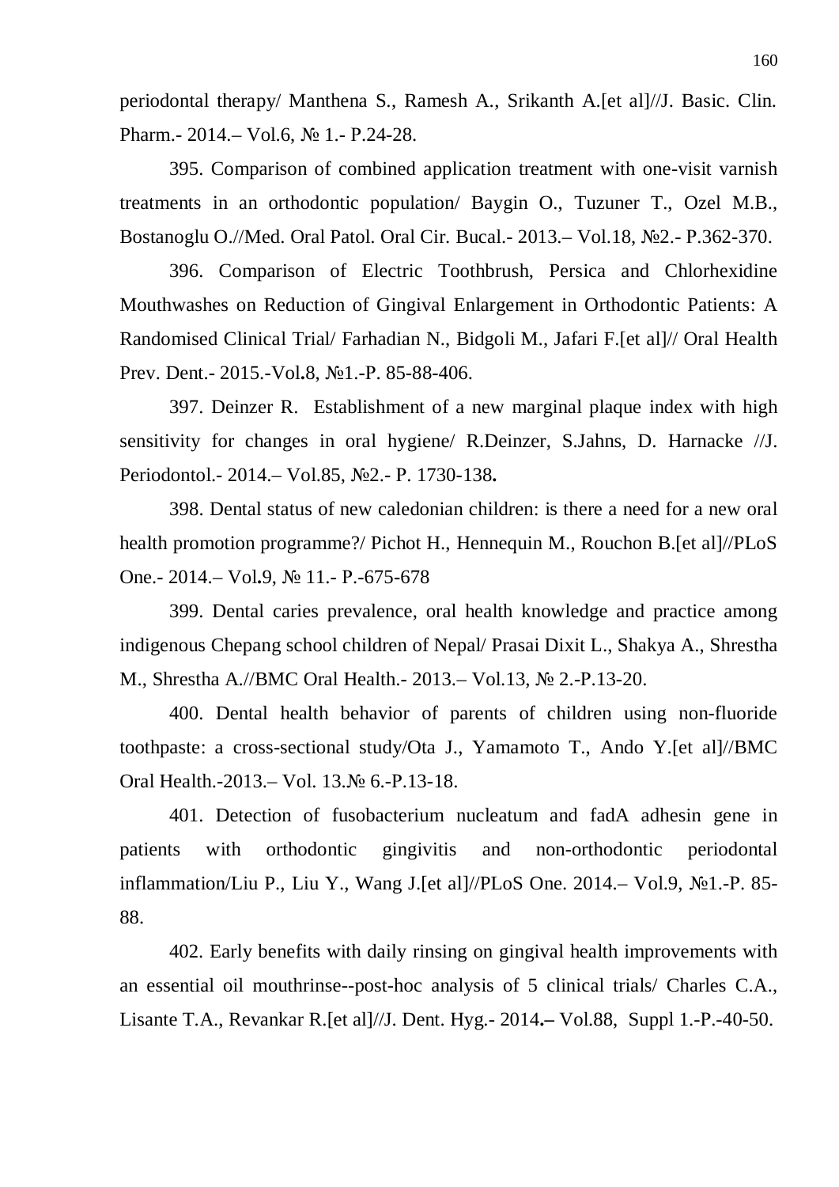periodontal therapy/ Manthena S., Ramesh A., Srikanth A.[et al]//J. Basic. Clin. Pharm.- 2014.– Vol.6, № 1.- P.24-28.

395. Comparison of combined application treatment with one-visit varnish treatments in an orthodontic population/ Baygin O., Tuzuner T., Ozel M.B., Bostanoglu O.//Med. Oral Patol. Oral Cir. Bucal.- 2013.– Vol.18, №2.- P.362-370.

396. Comparison of Electric Toothbrush, Persica and Chlorhexidine Mouthwashes on Reduction of Gingival Enlargement in Orthodontic Patients: A Randomised Clinical Trial/ Farhadian N., Bidgoli M., Jafari F.[et al]// Oral Health Prev. Dent.- 2015.-Vol**.**8, №1.-P. 85-88-406.

397. Deinzer R. Establishment of a new marginal plaque index with high sensitivity for changes in oral hygiene/ R.Deinzer, S.Jahns, D. Harnacke //J. Periodontol.- 2014.– Vol.85, №2.- P. 1730-138**.**

398. Dental status of new caledonian children: is there a need for a new oral health promotion programme?/ Pichot H., Hennequin M., Rouchon B.[et al]//PLoS One.- 2014.– Vol**.**9, № 11.- P.-675-678

399. Dental caries prevalence, oral health knowledge and practice among indigenous Chepang school children of Nepal/ Prasai Dixit L., Shakya A., Shrestha M., Shrestha A.//BMC Oral Health.- 2013.– Vol.13, № 2.-P.13-20.

400. Dental health behavior of parents of children using non-fluoride toothpaste: a cross-sectional study/Ota J., Yamamoto T., Ando Y.[et al]//BMC Oral Health.-2013.– Vol. 13.№ 6.-P.13-18.

401. Detection of fusobacterium nucleatum and fadA adhesin gene in patients with orthodontic gingivitis and non-orthodontic periodontal inflammation/Liu P., Liu Y., Wang J.[et al]//PLoS One. 2014.– Vol.9, №1.-P. 85-88.

402. Early benefits with daily rinsing on gingival health improvements with an essential oil mouthrinse--post-hoc analysis of 5 clinical trials/ Charles C.A., Lisante T.A., Revankar R.[et al]//J. Dent. Hyg.- 2014**.–** Vol.88, Suppl 1.-P.-40-50.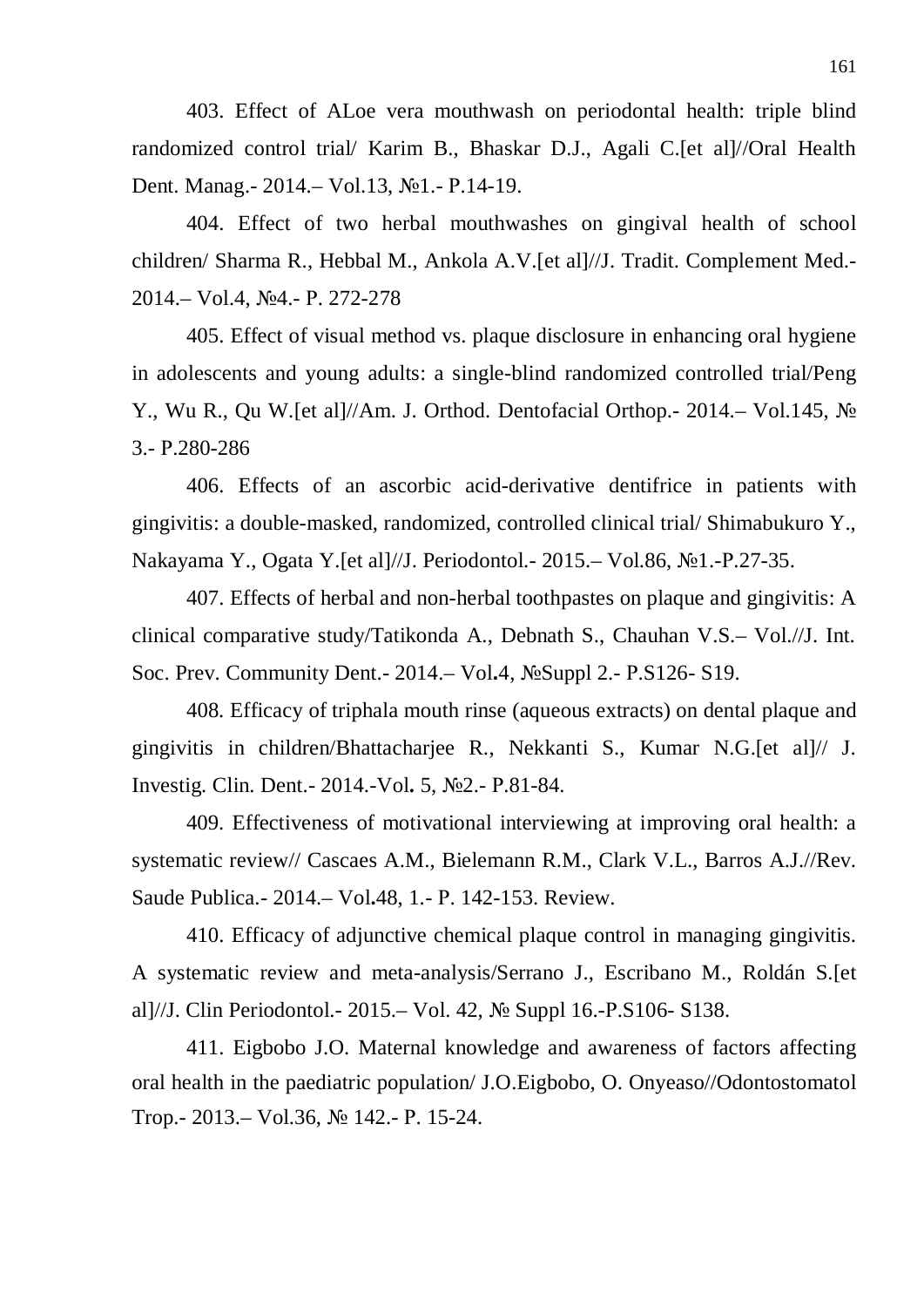403. Effect of ALoe vera mouthwash on periodontal health: triple blind randomized control trial/ Karim B., Bhaskar D.J., Agali C.[et al]//Oral Health Dent. Manag.- 2014.– Vol.13, №1.- P.14-19.

404. Effect of two herbal mouthwashes on gingival health of school children/ Sharma R., Hebbal M., Ankola A.V.[et al]//J. Tradit. Complement Med.- 2014.– Vol.4, №4.- P. 272-278

405. Effect of visual method vs. plaque disclosure in enhancing oral hygiene in adolescents and young adults: a single-blind randomized controlled trial/Peng Y., Wu R., Qu W.[et al]//Am. J. Orthod. Dentofacial Orthop.- 2014.– Vol.145, № 3.- P.280-286

406. Effects of an ascorbic acid-derivative dentifrice in patients with gingivitis: a double-masked, randomized, controlled clinical trial/ Shimabukuro Y., Nakayama Y., Ogata Y.[et al]//J. Periodontol.- 2015.– Vol.86, №1.-P.27-35.

407. Effects of herbal and non-herbal toothpastes on plaque and gingivitis: A clinical comparative study/Tatikonda A., Debnath S., Chauhan V.S.– Vol.//J. Int. Soc. Prev. Community Dent.- 2014.– Vol**.**4, №Suppl 2.- P.S126- S19.

408. Efficacy of triphala mouth rinse (aqueous extracts) on dental plaque and gingivitis in children/Bhattacharjee R., Nekkanti S., Kumar N.G.[et al]// J. Investig. Clin. Dent.- 2014.-Vol**.** 5, №2.- P.81-84.

409. Effectiveness of motivational interviewing at improving oral health: a systematic review// Cascaes A.M., Bielemann R.M., Clark V.L., Barros A.J.//Rev. Saude Publica.- 2014.– Vol**.**48, 1.- P. 142-153. Review.

410. Efficacy of adjunctive chemical plaque control in managing gingivitis. A systematic review and meta-analysis/Serrano J., Escribano M., Roldán S.[et al]//J. Clin Periodontol.- 2015.– Vol. 42, № Suppl 16.-P.S106- S138.

411. Eigbobo J.O. Maternal knowledge and awareness of factors affecting oral health in the paediatric population/ J.O.Eigbobo, O. Onyeaso//Odontostomatol Trop.- 2013.– Vol.36, № 142.- P. 15-24.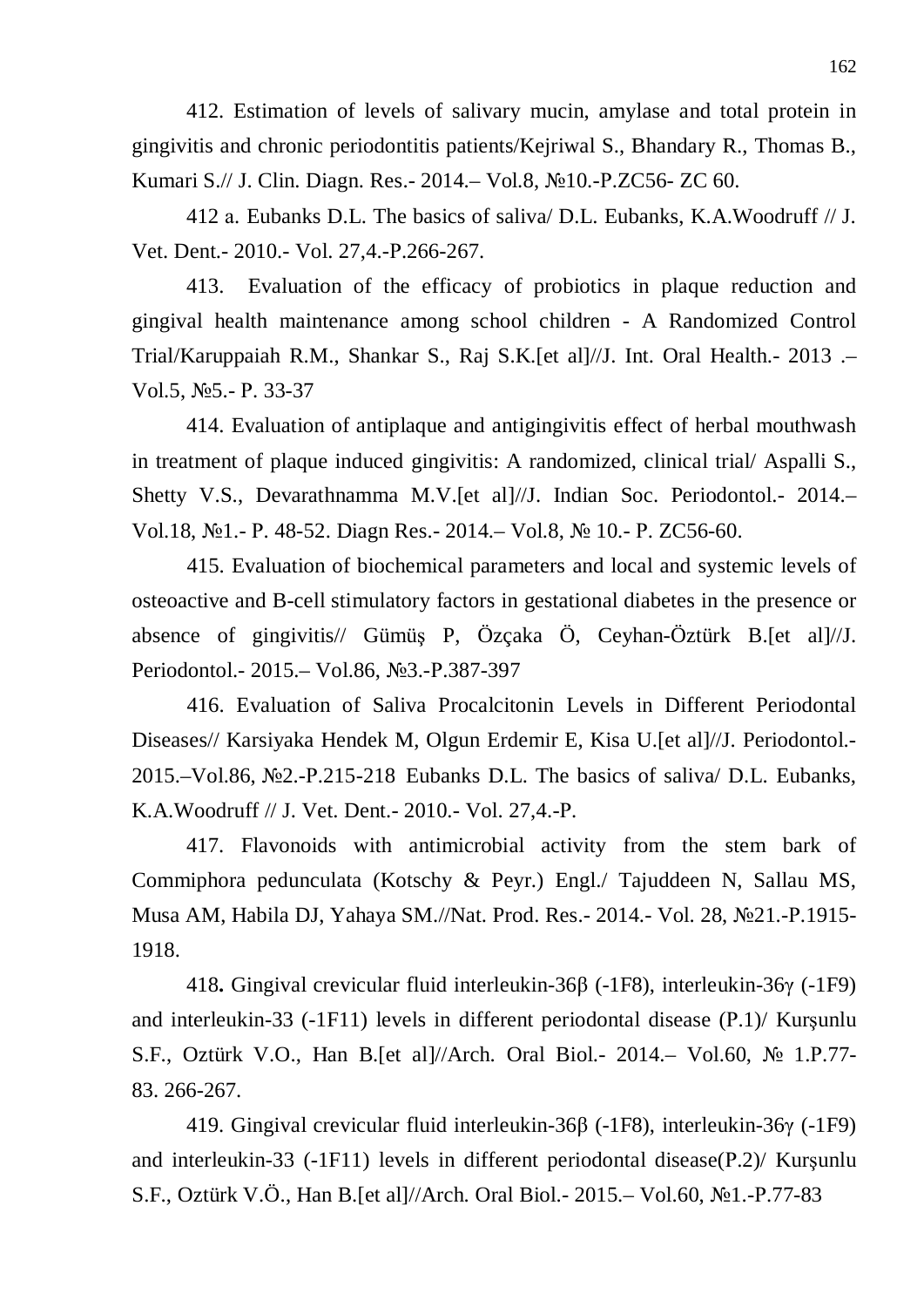412. Estimation of levels of salivary mucin, amylase and total protein in gingivitis and chronic periodontitis patients/Kejriwal S., Bhandary R., Thomas B., Kumari S.// J. Clin. Diagn. Res.- 2014.– Vol.8, №10.-P.ZC56- ZC 60.

412 a. Eubanks D.L. The basics of saliva/ D.L. Eubanks, K.A.Woodruff // J. Vet. Dent.- 2010.- Vol. 27,4.-P.266-267.

413. Evaluation of the efficacy of probiotics in plaque reduction and gingival health maintenance among school children - A Randomized Control Trial/Karuppaiah R.M., Shankar S., Raj S.K.[et al]//J. Int. Oral Health.- 2013 .– Vol.5, №5.- P. 33-37

414. Evaluation of antiplaque and antigingivitis effect of herbal mouthwash in treatment of plaque induced gingivitis: A randomized, clinical trial/ Aspalli S., Shetty V.S., Devarathnamma M.V.[et al]//J. Indian Soc. Periodontol.- 2014.– Vol.18, №1.- P. 48-52. Diagn Res.- 2014.– Vol.8, № 10.- P. ZC56-60.

415. Evaluation of biochemical parameters and local and systemic levels of osteoactive and B-cell stimulatory factors in gestational diabetes in the presence or absence of gingivitis// Gümüş P, Özçaka Ö, Ceyhan-Öztürk B.[et al]//J. Periodontol.- 2015.– Vol.86, №3.-P.387-397

416. Evaluation of Saliva Procalcitonin Levels in Different Periodontal Diseases// Karsiyaka Hendek M, Olgun Erdemir E, Kisa U.[et al]//J. Periodontol.- 2015.–Vol.86, №2.-P.215-218 Eubanks D.L. The basics of saliva/ D.L. Eubanks, K.A.Woodruff // J. Vet. Dent.- 2010.- Vol. 27,4.-P.

417. Flavonoids with antimicrobial activity from the stem bark of Commiphora pedunculata (Kotschy & Peyr.) Engl./ Tajuddeen N, Sallau MS, Musa AM, Habila DJ, Yahaya SM.//Nat. Prod. Res.- 2014.- Vol. 28, №21.-P.1915-1918.

418**.** Gingival crevicular fluid interleukin-36β (-1F8), interleukin-36γ (-1F9) and interleukin-33 (-1F11) levels in different periodontal disease (P.1)/ Kurşunlu S.F., Oztürk V.O., Han B.[et al]//Arch. Oral Biol.- 2014.– Vol.60, № 1.P.77-83. 266-267.

419. Gingival crevicular fluid interleukin-36β (-1F8), interleukin-36γ (-1F9) and interleukin-33 (-1F11) levels in different periodontal disease(P.2)/ Kurşunlu S.F., Oztürk V.Ö., Han B.[et al]//Arch. Oral Biol.- 2015.– Vol.60, №1.-P.77-83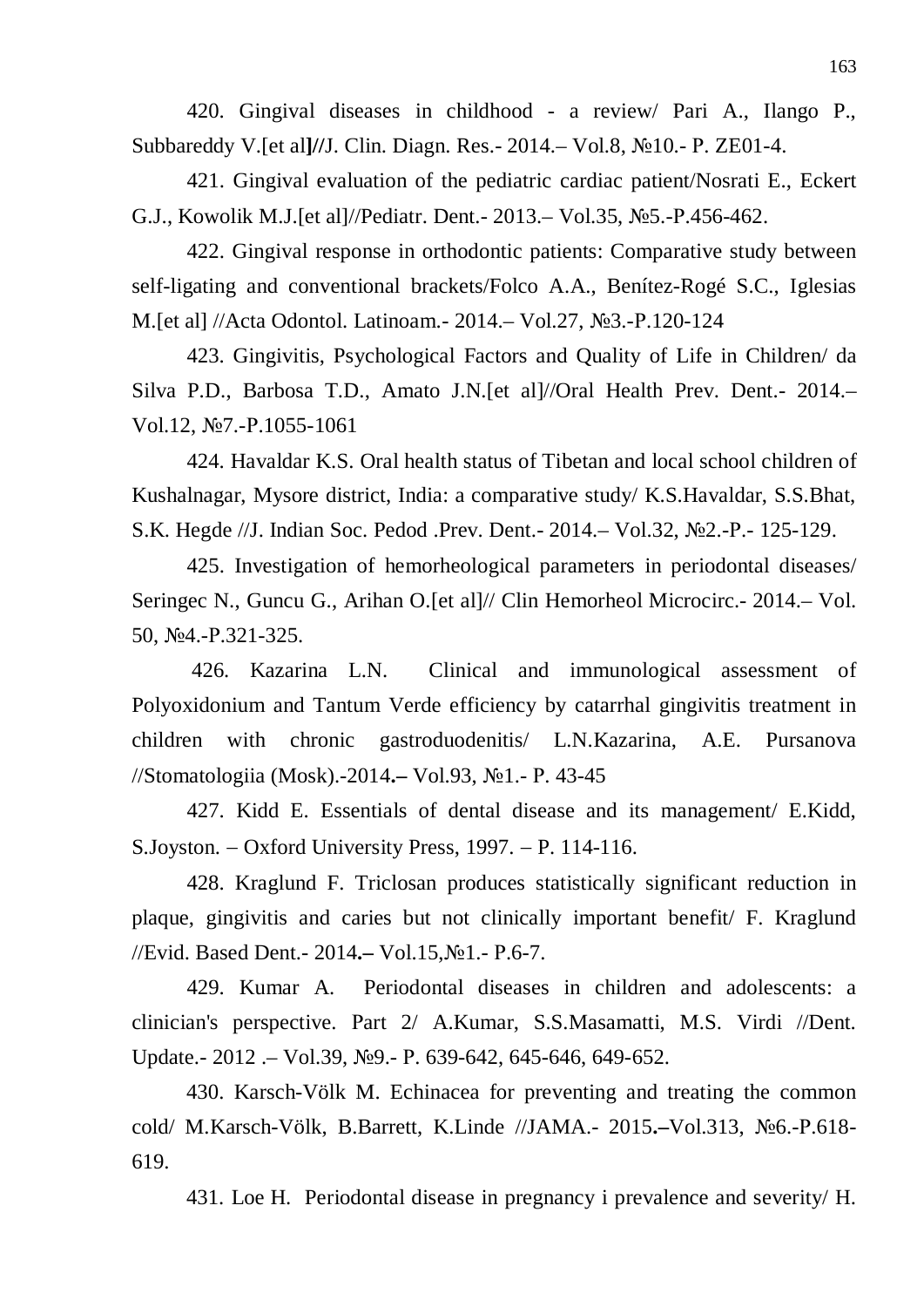420. Gingival diseases in childhood - a review/ Pari A., Ilango P., Subbareddy V.[et al]//J. Clin. Diagn. Res.- 2014.– Vol.8, №10.- P. ZE01-4.

421. Gingival evaluation of the pediatric cardiac patient/Nosrati E., Eckert G.J., Kowolik M.J.[et al]//Pediatr. Dent.- 2013.– Vol.35, №5.-P.456-462.

422. Gingival response in orthodontic patients: Comparative study between self-ligating and conventional brackets/Folco A.A., Benítez-Rogé S.C., Iglesias M.[et al] //Acta Odontol. Latinoam.- 2014.– Vol.27, №3.-P.120-124

423. Gingivitis, Psychological Factors and Quality of Life in Children/ da Silva P.D., Barbosa T.D., Amato J.N.[et al]//Oral Health Prev. Dent.- 2014.– Vol.12, №7.-P.1055-1061

424. Havaldar K.S. Oral health status of Tibetan and local school children of Kushalnagar, Mysore district, India: a comparative study/ K.S.Havaldar, S.S.Bhat, S.K. Hegde //J. Indian Soc. Pedod .Prev. Dent.- 2014.– Vol.32, №2.-P.- 125-129.

425. Investigation of hemorheological parameters in periodontal diseases/ Seringec N., Guncu G., Arihan O.[et al]// Clin Hemorheol Microcirc.- 2014.– Vol. 50, №4.-P.321-325.

426. Kazarina L.N. Clinical and immunological assessment of Polyoxidonium and Tantum Verde efficiency by catarrhal gingivitis treatment in children with chronic gastroduodenitis/ L.N.Kazarina, A.E. Pursanova //Stomatologiia (Mosk).-2014.– Vol.93, №1.- P. 43-45

427. Kidd E. Essentials of dental disease and its management/ E.Kidd, S.Joyston. – Oxford University Press, 1997. – P. 114-116.

428. Kraglund F. Triclosan produces statistically significant reduction in plaque, gingivitis and caries but not clinically important benefit/ F. Kraglund //Evid. Based Dent.- 2014.– Vol.15,№1.- P.6-7.

429. Kumar A. Periodontal diseases in children and adolescents: a clinician's perspective. Part 2/ A.Kumar, S.S.Masamatti, M.S. Virdi //Dent. Update.- 2012 .– Vol.39, №9.- P. 639-642, 645-646, 649-652.

430. Karsch-Völk M. Echinacea for preventing and treating the common cold/ M.Karsch-Völk, B.Barrett, K.Linde //JAMA.- 2015.–Vol.313, №6.-P.618-619.

431. Loe H. Periodontal disease in pregnancy i prevalence and severity/ H.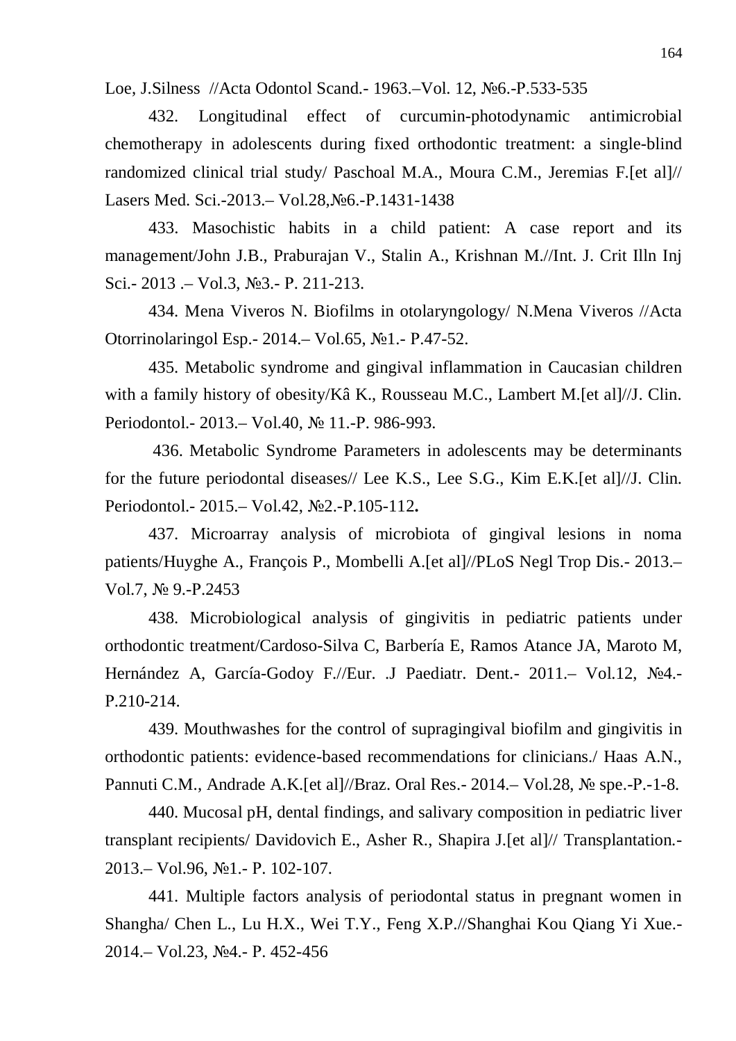Loe, J.Silness //Acta Odontol Scand.- 1963.–Vol. 12, №6.-P.533-535

432. Longitudinal effect of curcumin-photodynamic antimicrobial chemotherapy in adolescents during fixed orthodontic treatment: a single-blind randomized clinical trial study/ Paschoal M.A., Moura C.M., Jeremias F.[et al]// Lasers Med. Sci.-2013.– Vol.28,№6.-P.1431-1438

433. Masochistic habits in a child patient: A case report and its management/John J.B., Praburajan V., Stalin A., Krishnan M.//Int. J. Crit Illn Inj Sci.- 2013 .– Vol.3, №3.- P. 211-213.

434. Mena Viveros N. Biofilms in otolaryngology/ N.Mena Viveros //Acta Otorrinolaringol Esp.- 2014.– Vol.65, №1.- P.47-52.

435. Metabolic syndrome and gingival inflammation in Caucasian children with a family history of obesity/Kâ K., Rousseau M.C., Lambert M.[et al]//J. Clin. Periodontol.- 2013.– Vol.40, № 11.-P. 986-993.

436. Metabolic Syndrome Parameters in adolescents may be determinants for the future periodontal diseases// Lee K.S., Lee S.G., Kim E.K.[et al]//J. Clin. Periodontol.- 2015.– Vol.42, №2.-P.105-112**.**

437. Microarray analysis of microbiota of gingival lesions in noma patients/Huyghe A., François P., Mombelli A.[et al]//PLoS Negl Trop Dis.- 2013.– Vol.7, № 9.-P.2453

438. Microbiological analysis of gingivitis in pediatric patients under orthodontic treatment/Cardoso-Silva C, Barbería E, Ramos Atance JA, Maroto M, Hernández A, García-Godoy F.//Eur. .J Paediatr. Dent.- 2011.– Vol.12, №4.-P.210-214.

439. Mouthwashes for the control of supragingival biofilm and gingivitis in orthodontic patients: evidence-based recommendations for clinicians./ Haas A.N., Pannuti C.M., Andrade A.K.[et al]//Braz. Oral Res.- 2014.– Vol.28, № spe.-P.-1-8.

440. Mucosal pH, dental findings, and salivary composition in pediatric liver transplant recipients/ Davidovich E., Asher R., Shapira J.[et al]// Transplantation.- 2013.– Vol.96, №1.- P. 102-107.

441. Multiple factors analysis of periodontal status in pregnant women in Shangha/ Chen L., Lu H.X., Wei T.Y., Feng X.P.//Shanghai Kou Qiang Yi Xue.- 2014.– Vol.23, №4.- P. 452-456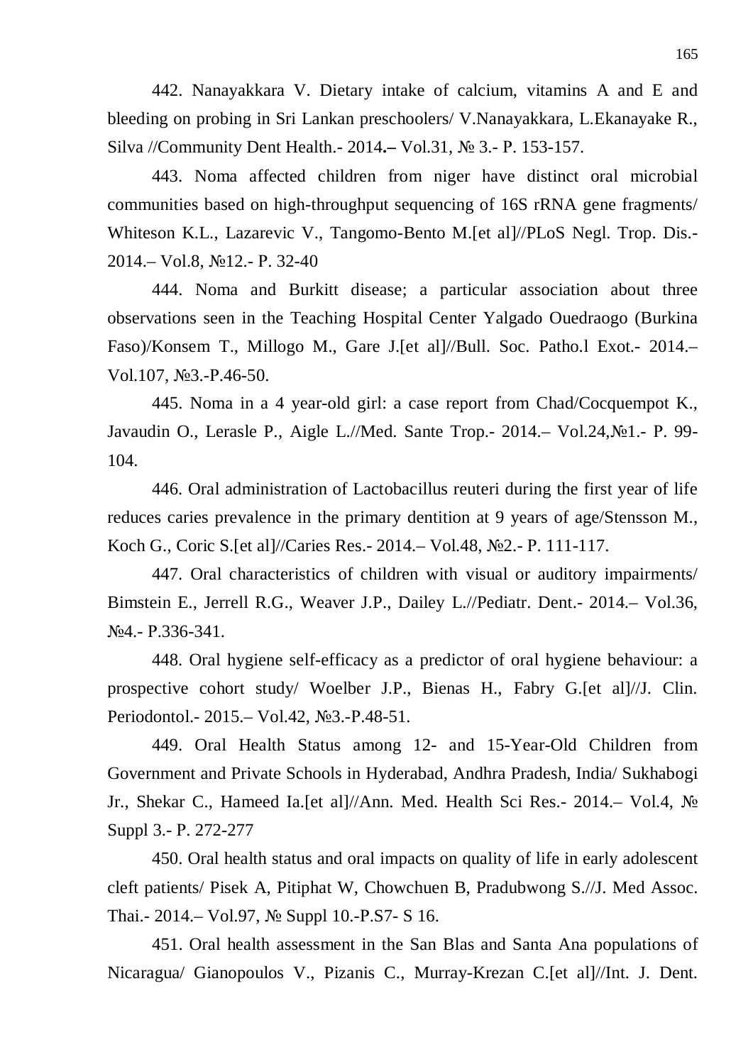442. Nanayakkara V. Dietary intake of calcium, vitamins A and E and bleeding on probing in Sri Lankan preschoolers/ V.Nanayakkara, L.Ekanayake R., Silva //Community Dent Health.- 2014.– Vol.31, № 3.- P. 153-157.

443. Noma affected children from niger have distinct oral microbial communities based on high-throughput sequencing of 16S rRNA gene fragments/ Whiteson K.L., Lazarevic V., Tangomo-Bento M.[et al]//PLoS Negl. Trop. Dis.- 2014.– Vol.8, №12.- P. 32-40

444. Noma and Burkitt disease; a particular association about three observations seen in the Teaching Hospital Center Yalgado Ouedraogo (Burkina Faso)/Konsem T., Millogo M., Gare J.[et al]//Bull. Soc. Patho.l Exot.- 2014.– Vol.107, №3.-P.46-50.

445. Noma in a 4 year-old girl: a case report from Chad/Cocquempot K., Javaudin O., Lerasle P., Aigle L.//Med. Sante Trop.- 2014.– Vol.24,№1.- P. 99-104.

446. Oral administration of Lactobacillus reuteri during the first year of life reduces caries prevalence in the primary dentition at 9 years of age/Stensson M., Koch G., Coric S.[et al]//Caries Res.- 2014.– Vol.48, №2.- P. 111-117.

447. Oral characteristics of children with visual or auditory impairments/ Bimstein E., Jerrell R.G., Weaver J.P., Dailey L.//Pediatr. Dent.- 2014.– Vol.36, №4.- P.336-341.

448. Oral hygiene self-efficacy as a predictor of oral hygiene behaviour: a prospective cohort study/ Woelber J.P., Bienas H., Fabry G.[et al]//J. Clin. Periodontol.- 2015.– Vol.42, №3.-P.48-51.

449. Oral Health Status among 12- and 15-Year-Old Children from Government and Private Schools in Hyderabad, Andhra Pradesh, India/ Sukhabogi Jr., Shekar C., Hameed Ia.[et al]//Ann. Med. Health Sci Res.- 2014.– Vol.4, № Suppl 3.- P. 272-277

450. Oral health status and oral impacts on quality of life in early adolescent cleft patients/ Pisek A, Pitiphat W, Chowchuen B, Pradubwong S.//J. Med Assoc. Thai.- 2014.– Vol.97, № Suppl 10.-P.S7- S 16.

451. Oral health assessment in the San Blas and Santa Ana populations of Nicaragua/ Gianopoulos V., Pizanis C., Murray-Krezan C.[et al]//Int. J. Dent.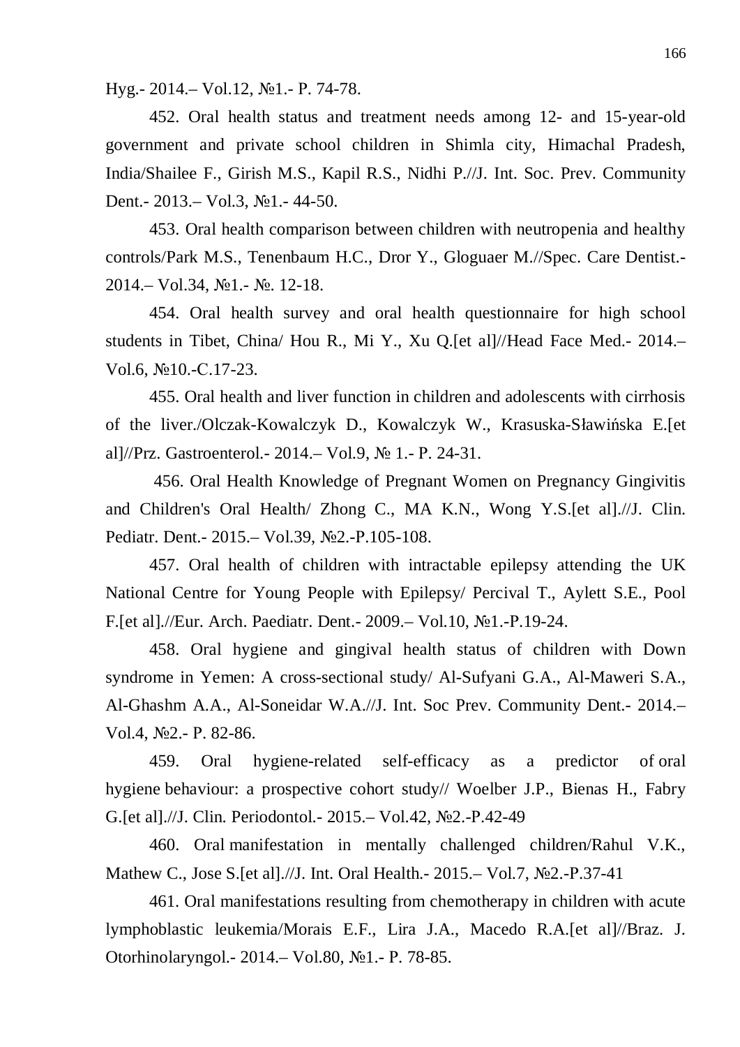Hyg.- 2014.– Vol.12, №1.- P. 74-78.

452. Oral health status and treatment needs among 12- and 15-year-old government and private school children in Shimla city, Himachal Pradesh, India/Shailee F., Girish M.S., Kapil R.S., Nidhi P.//J. Int. Soc. Prev. Community Dent.- 2013.– Vol.3, №1.- 44-50.

453. Oral health comparison between children with neutropenia and healthy controls/Park M.S., Tenenbaum H.C., Dror Y., Gloguaer M.//Spec. Care Dentist.- 2014.– Vol.34, №1.- №. 12-18.

454. Oral health survey and oral health questionnaire for high school students in Tibet, China/ Hou R., Mi Y., Xu Q.[et al]//Head Face Med.- 2014.– Vol.6, №10.-C.17-23.

455. Oral health and liver function in children and adolescents with cirrhosis of the liver./Olczak-Kowalczyk D., Kowalczyk W., Krasuska-Sławińska E.[et al]//Prz. Gastroenterol.- 2014.– Vol.9, № 1.- P. 24-31.

456. Oral Health Knowledge of Pregnant Women on Pregnancy Gingivitis and Children's Oral Health/ Zhong C., MA K.N., Wong Y.S.[et al].//J. Clin. Pediatr. Dent.- 2015.– Vol.39, №2.-P.105-108.

457. Oral health of children with intractable epilepsy attending the UK National Centre for Young People with Epilepsy/ Percival T., Aylett S.E., Pool F.[et al].//Eur. Arch. Paediatr. Dent.- 2009.– Vol.10, №1.-P.19-24.

458. Oral hygiene and gingival health status of children with Down syndrome in Yemen: A cross-sectional study/ Al-Sufyani G.A., Al-Maweri S.A., Al-Ghashm A.A., Al-Soneidar W.A.//J. Int. Soc Prev. Community Dent.- 2014.– Vol.4, №2.- P. 82-86.

459. Oral hygiene-related self-efficacy as a predictor of oral hygiene behaviour: a prospective cohort study// Woelber J.P., Bienas H., Fabry G.[et al].//J. Clin. Periodontol.- 2015.– Vol.42, №2.-P.42-49

460. Oral manifestation in mentally challenged children/Rahul V.K., Mathew C., Jose S.[et al].//J. Int. Oral Health.- 2015.– Vol.7, №2.-P.37-41

461. Oral manifestations resulting from chemotherapy in children with acute lymphoblastic leukemia/Morais E.F., Lira J.A., Macedo R.A.[et al]//Braz. J. Otorhinolaryngol.- 2014.– Vol.80, №1.- P. 78-85.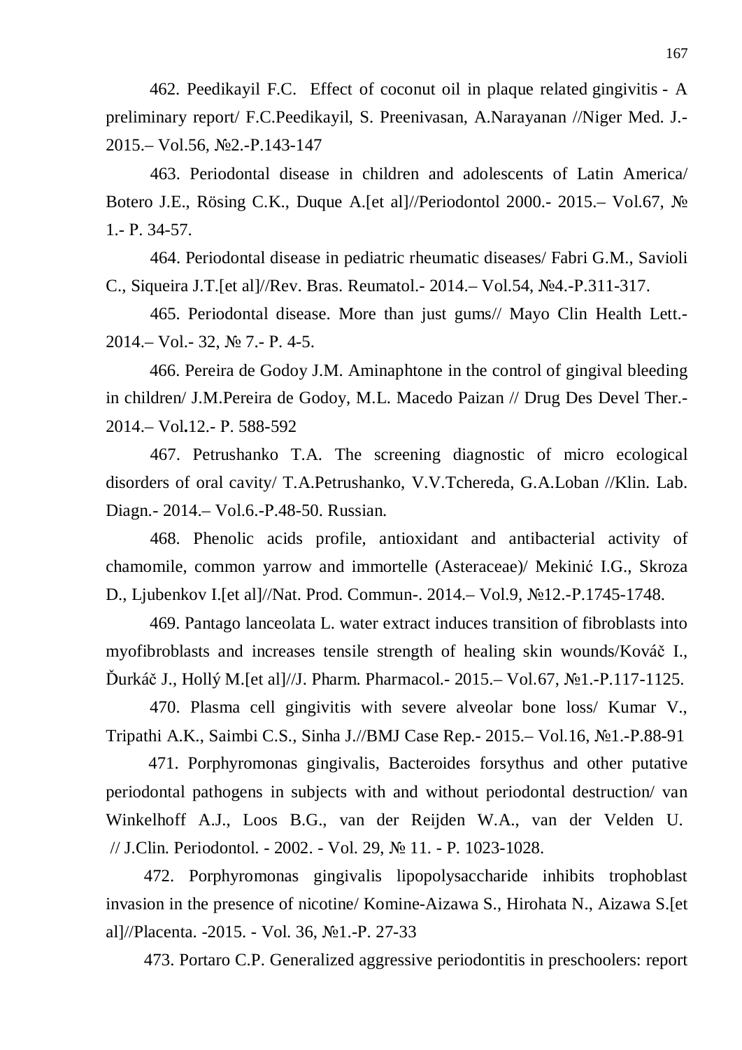462. Peedikayil F.C. Effect of coconut oil in plaque related gingivitis - A preliminary report/ F.C.Peedikayil, S. Preenivasan, A.Narayanan //Niger Med. J.- 2015.– Vol.56, №2.-P.143-147

463. Periodontal disease in children and adolescents of Latin America/ Botero J.E., Rösing C.K., Duque A.[et al]//Periodontol 2000.- 2015.– Vol.67, № 1.- P. 34-57.

464. Periodontal disease in pediatric rheumatic diseases/ Fabri G.M., Savioli C., Siqueira J.T.[et al]//Rev. Bras. Reumatol.- 2014.– Vol.54, №4.-P.311-317.

465. Periodontal disease. More than just gums// Mayo Clin Health Lett.- 2014.– Vol.- 32, № 7.- P. 4-5.

466. Pereira de Godoy J.M. Aminaphtone in the control of gingival bleeding in children/ J.M.Pereira de Godoy, M.L. Macedo Paizan // Drug Des Devel Ther.- 2014.– Vol**.**12.- P. 588-592

467. Petrushanko T.A. The screening diagnostic of micro ecological disorders of oral cavity/ T.A.Petrushanko, V.V.Tchereda, G.A.Loban //Klin. Lab. Diagn.- 2014.– Vol.6.-P.48-50. Russian.

468. Phenolic acids profile, antioxidant and antibacterial activity of chamomile, common yarrow and immortelle (Asteraceae)/ Mekinić I.G., Skroza D., Ljubenkov I.[et al]//Nat. Prod. Commun-. 2014.– Vol.9, №12.-P.1745-1748.

469. Pantago lanceolata L. water extract induces transition of fibroblasts into myofibroblasts and increases tensile strength of healing skin wounds/Kováč I., Ďurkáč J., Hollý M.[et al]//J. Pharm. Pharmacol.- 2015.– Vol.67, №1.-P.117-1125.

470. Plasma cell gingivitis with severe alveolar bone loss/ Kumar V., Tripathi A.K., Saimbi C.S., Sinha J.//BMJ Case Rep.- 2015.– Vol.16, №1.-P.88-91

471. Porphyromonas gingivalis, Bacteroides forsythus and other putative periodontal pathogens in subjects with and without periodontal destruction/ van Winkelhoff A.J., Loos B.G., van der Reijden W.A., van der Velden U. // J.Clin. Periodontol. - 2002. - Vol. 29, № 11. - P. 1023-1028.

472. Porphyromonas gingivalis lipopolysaccharide inhibits trophoblast invasion in the presence of nicotine/ Komine-Aizawa S., Hirohata N., Aizawa S.[et al]//Placenta. -2015. - Vol. 36, №1.-P. 27-33

473. Portaro C.P. Generalized aggressive periodontitis in preschoolers: report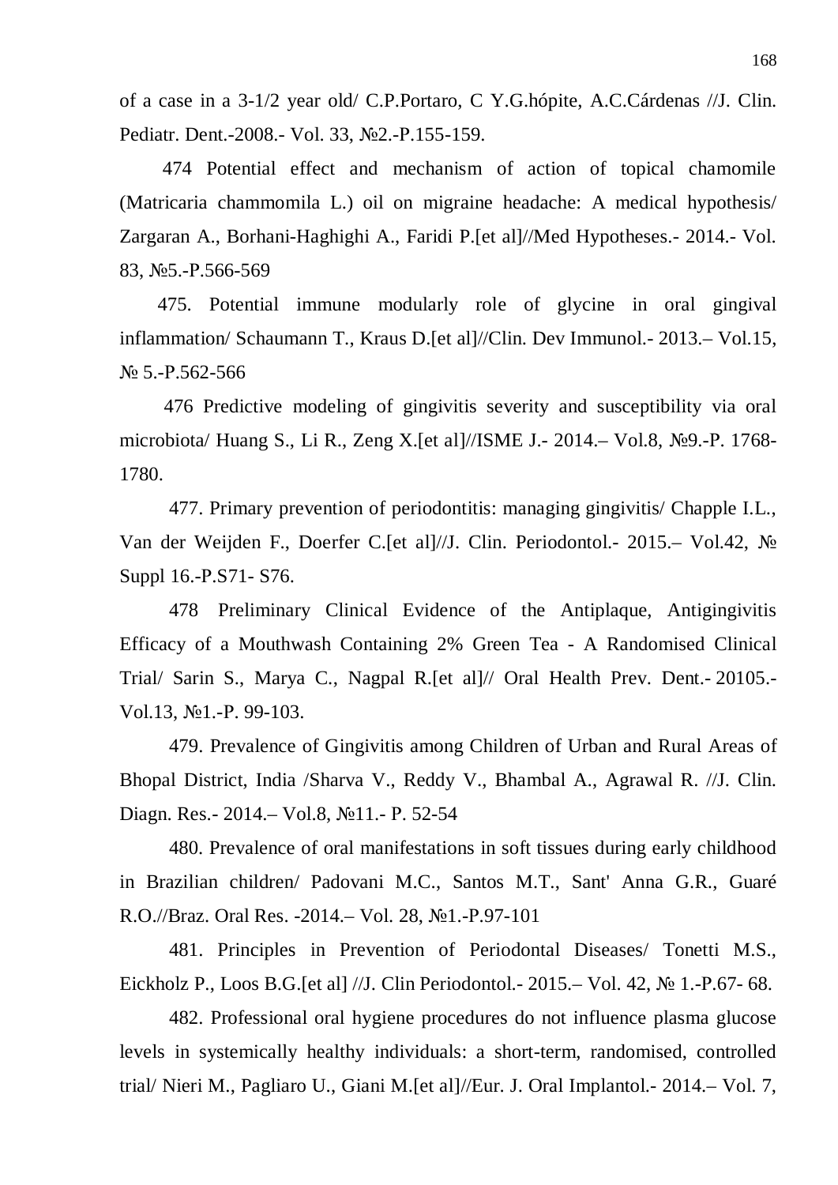of a case in a 3-1/2 year old/ C.P.Portaro, C Y.G.hópite, A.C.Cárdenas //J. Clin. Pediatr. Dent.-2008.- Vol. 33, №2.-P.155-159.

474 Potential effect and mechanism of action of topical chamomile (Matricaria chammomila L.) oil on migraine headache: A medical hypothesis/ Zargaran A., Borhani-Haghighi A., Faridi P.[et al]//Med Hypotheses.- 2014.- Vol. 83, №5.-P.566-569

475. Potential immune modularly role of glycine in oral gingival inflammation/ Schaumann T., Kraus D.[et al]//Clin. Dev Immunol.- 2013.– Vol.15, № 5.-P.562-566

476 Predictive modeling of gingivitis severity and susceptibility via oral microbiota/ Huang S., Li R., Zeng X.[et al]//ISME J.- 2014.– Vol.8, №9.-P. 1768-1780.

477. Primary prevention of periodontitis: managing gingivitis/ Chapple I.L., Van der Weijden F., Doerfer C.[et al]//J. Clin. Periodontol.- 2015.– Vol.42, № Suppl 16.-P.S71- S76.

478 Preliminary Clinical Evidence of the Antiplaque, Antigingivitis Efficacy of a Mouthwash Containing 2% Green Tea - A Randomised Clinical Trial/ Sarin S., Marya C., Nagpal R.[et al]// Oral Health Prev. Dent.- 20105.- Vol.13, №1.-P. 99-103.

479. Prevalence of Gingivitis among Children of Urban and Rural Areas of Bhopal District, India /Sharva V., Reddy V., Bhambal A., Agrawal R. //J. Clin. Diagn. Res.- 2014.– Vol.8, №11.- P. 52-54

480. Prevalence of oral manifestations in soft tissues during early childhood in Brazilian children/ Padovani M.C., Santos M.T., Sant' Anna G.R., Guaré R.O.//Braz. Oral Res. -2014.– Vol. 28, №1.-P.97-101

481. Principles in Prevention of Periodontal Diseases/ Tonetti M.S., Eickholz P., Loos B.G.[et al] //J. Clin Periodontol.- 2015.– Vol. 42, № 1.-P.67- 68.

482. Professional oral hygiene procedures do not influence plasma glucose levels in systemically healthy individuals: a short-term, randomised, controlled trial/ Nieri M., Pagliaro U., Giani M.[et al]//Eur. J. Oral Implantol.- 2014.– Vol. 7,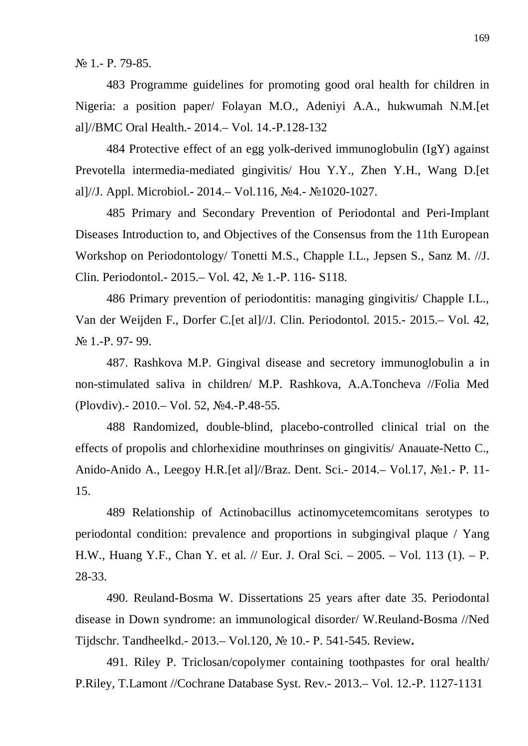№ 1.- P. 79-85.

483 Programme guidelines for promoting good oral health for children in Nigeria: a position paper/ Folayan M.O., Adeniyi A.A., hukwumah N.M.[et al]//BMC Oral Health.- 2014.– Vol. 14.-P.128-132

484 Protective effect of an egg yolk-derived immunoglobulin (IgY) against Prevotella intermedia-mediated gingivitis/ Hou Y.Y., Zhen Y.H., Wang D.[et al]//J. Appl. Microbiol.- 2014.– Vol.116, №4.- №1020-1027.

485 Primary and Secondary Prevention of Periodontal and Peri-Implant Diseases Introduction to, and Objectives of the Consensus from the 11th European Workshop on Periodontology/ Tonetti M.S., Chapple I.L., Jepsen S., Sanz M. //J. Clin. Periodontol.- 2015.– Vol. 42, № 1.-P. 116- S118.

486 Primary prevention of periodontitis: managing gingivitis/ Chapple I.L., Van der Weijden F., Dorfer C.[et al]//J. Clin. Periodontol. 2015.- 2015.– Vol. 42, № 1.-P. 97- 99.

487. Rashkova M.P. Gingival disease and secretory immunoglobulin a in non-stimulated saliva in children/ M.P. Rashkova, A.A.Toncheva //Folia Med (Plovdiv).- 2010.– Vol. 52, №4.-P.48-55.

488 Randomized, double-blind, placebo-controlled clinical trial on the effects of propolis and chlorhexidine mouthrinses on gingivitis/ Anauate-Netto C., Anido-Anido A., Leegoy H.R.[et al]//Braz. Dent. Sci.- 2014.– Vol.17, №1.- P. 11-15.

489 Relationship of Actinobacillus actinomycetemcomitans serotypes to periodontal condition: prevalence and proportions in subgingival plaque / Yang H.W., Huang Y.F., Chan Y. et al. // Eur. J. Oral Sci. – 2005. – Vol. 113 (1). – P. 28-33.

490. Reuland-Bosma W. Dissertations 25 years after date 35. Periodontal disease in Down syndrome: an immunological disorder/ W.Reuland-Bosma //Ned Tijdschr. Tandheelkd.- 2013.– Vol.120, № 10.- P. 541-545. Review**.**

491. Riley P. Triclosan/copolymer containing toothpastes for oral health/ P.Riley, T.Lamont //Cochrane Database Syst. Rev.- 2013.– Vol. 12.-P. 1127-1131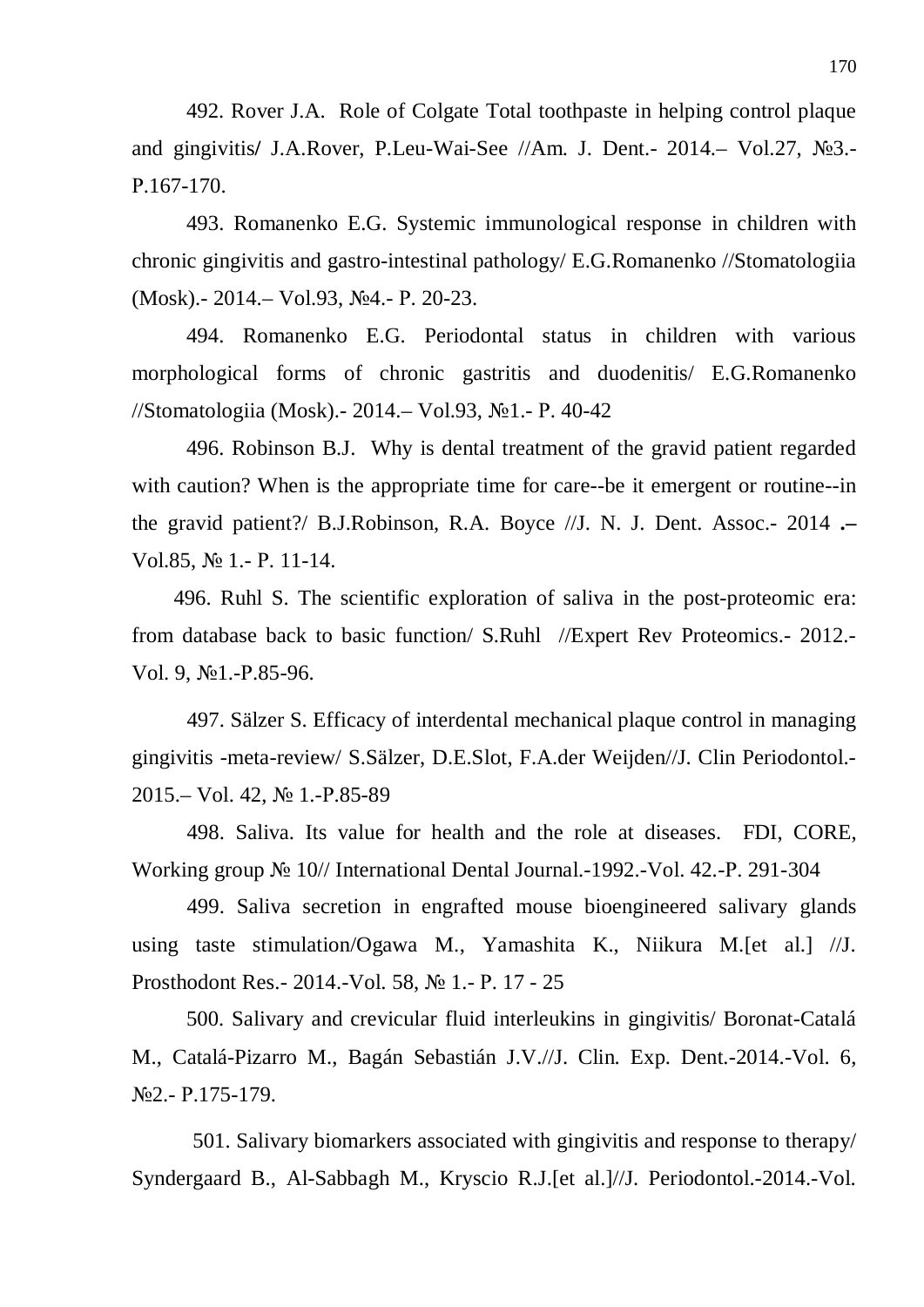492. Rover J.A. Role of Colgate Total toothpaste in helping control plaque and gingivitis/ J.A.Rover, P.Leu-Wai-See //Am. J. Dent.- 2014.– Vol.27, №3.- P.167-170.

493. Romanenko E.G. Systemic immunological response in children with chronic gingivitis and gastro-intestinal pathology/ E.G.Romanenko //Stomatologiia (Mosk).- 2014.– Vol.93, №4.- P. 20-23.

494. Romanenko E.G. Periodontal status in children with various morphological forms of chronic gastritis and duodenitis/ E.G.Romanenko //Stomatologiia (Mosk).- 2014.– Vol.93, №1.- P. 40-42

496. Robinson B.J. Why is dental treatment of the gravid patient regarded with caution? When is the appropriate time for care--be it emergent or routine--in the gravid patient?/ B.J.Robinson, R.A. Boyce //J. N. J. Dent. Assoc.- 2014 .– Vol.85, № 1.- P. 11-14.

496. Ruhl S. The scientific exploration of saliva in the post-proteomic era: from database back to basic function/ S.Ruhl //Expert Rev Proteomics.- 2012.- Vol. 9, №1.-P.85-96.

497. Sälzer S. Efficacy of interdental mechanical plaque control in managing gingivitis -meta-review/ S.Sälzer, D.E.Slot, F.A.der Weijden//J. Clin Periodontol.- 2015.– Vol. 42, № 1.-P.85-89

498. Saliva. Its value for health and the role at diseases. FDI, CORE, Working group № 10// International Dental Journal.-1992.-Vol. 42.-P. 291-304

499. Saliva secretion in engrafted mouse bioengineered salivary glands using taste stimulation/Ogawa M., Yamashita K., Niikura M.[et al.] //J. Prosthodont Res.- 2014.-Vol. 58, № 1.- P. 17 - 25

500. Salivary and crevicular fluid interleukins in gingivitis/ Boronat-Catalá M., Catalá-Pizarro M., Bagán Sebastián J.V.//J. Clin. Exp. Dent.-2014.-Vol. 6, №2.- P.175-179.

501. Salivary biomarkers associated with gingivitis and response to therapy/ Syndergaard B., Al-Sabbagh M., Kryscio R.J.[et al.]//J. Periodontol.-2014.-Vol.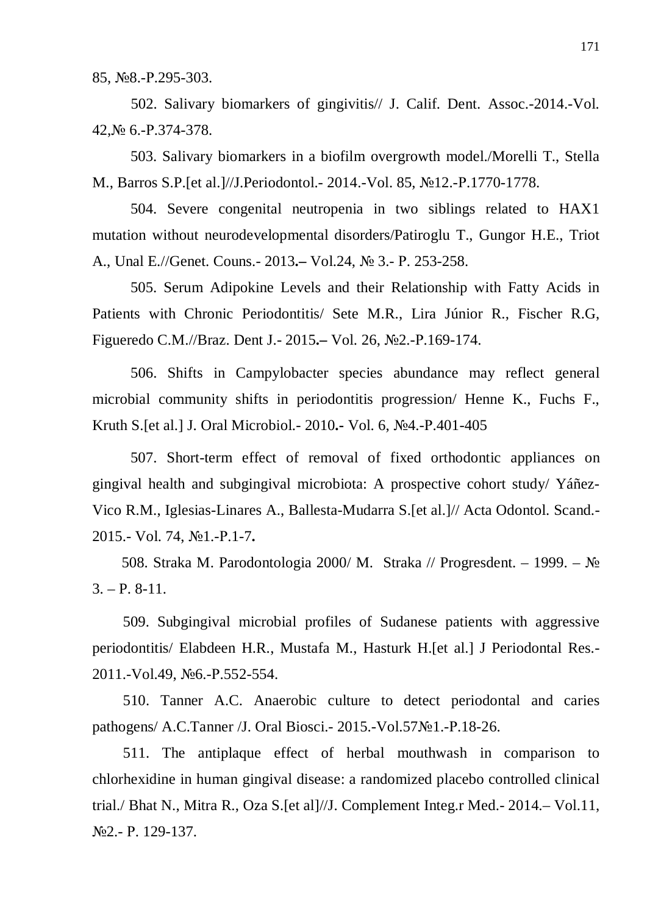85, №8.-P.295-303.

502. Salivary biomarkers of gingivitis// J. Calif. Dent. Assoc.-2014.-Vol. 42,№ 6.-P.374-378.

503. Salivary biomarkers in a biofilm overgrowth model./Morelli T., Stella M., Barros S.P.[et al.]//J.Periodontol.- 2014.-Vol. 85, №12.-P.1770-1778.

504. Severe congenital neutropenia in two siblings related to HAX1 mutation without neurodevelopmental disorders/Patiroglu T., Gungor H.E., Triot A., Unal E.//Genet. Couns.- 2013.– Vol.24, № 3.- P. 253-258.

505. Serum Adipokine Levels and their Relationship with Fatty Acids in Patients with Chronic Periodontitis/ Sete M.R., Lira Júnior R., Fischer R.G, Figueredo C.M.//Braz. Dent J.- 2015.– Vol. 26, №2.-P.169-174.

506. Shifts in Campylobacter species abundance may reflect general microbial community shifts in periodontitis progression/ Henne K., Fuchs F., Kruth S.[et al.] J. Oral Microbiol.- 2010.- Vol. 6, №4.-P.401-405

507. Short-term effect of removal of fixed orthodontic appliances on gingival health and subgingival microbiota: A prospective cohort study/ Yáñez-Vico R.M., Iglesias-Linares A., Ballesta-Mudarra S.[et al.]// Acta Odontol. Scand.- 2015.- Vol. 74, №1.-P.1-7.

508. Straka M. Parodontologia 2000/ M. Straka // Progresdent. – 1999. – № 3. – P. 8-11.

509. Subgingival microbial profiles of Sudanese patients with aggressive periodontitis/ Elabdeen H.R., Mustafa M., Hasturk H.[et al.] J Periodontal Res.- 2011.-Vol.49, №6.-P.552-554.

510. Tanner A.C. Anaerobic culture to detect periodontal and caries pathogens/ A.C.Tanner /J. Oral Biosci.- 2015.-Vol.57№1.-P.18-26.

511. The antiplaque effect of herbal mouthwash in comparison to chlorhexidine in human gingival disease: a randomized placebo controlled clinical trial./ Bhat N., Mitra R., Oza S.[et al]//J. Complement Integ.r Med.- 2014.– Vol.11, №2.- P. 129-137.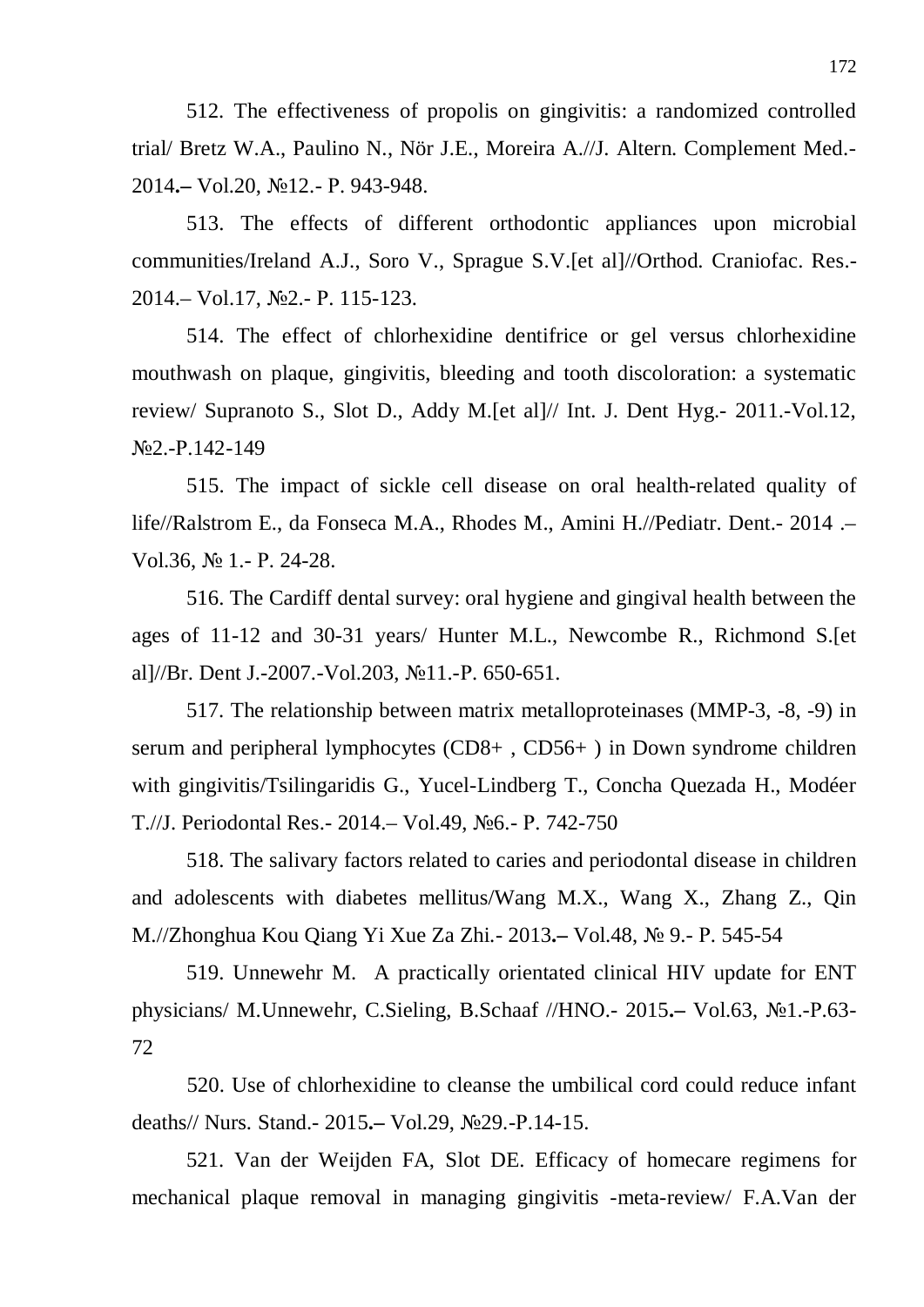512. The effectiveness of propolis on gingivitis: a randomized controlled trial/ Bretz W.A., Paulino N., Nör J.E., Moreira A.//J. Altern. Complement Med.- 2014.– Vol.20, №12.- P. 943-948.

513. The effects of different orthodontic appliances upon microbial communities/Ireland A.J., Soro V., Sprague S.V.[et al]//Orthod. Craniofac. Res.- 2014.– Vol.17, №2.- P. 115-123.

514. The effect of chlorhexidine dentifrice or gel versus chlorhexidine mouthwash on plaque, gingivitis, bleeding and tooth discoloration: a systematic review/ Supranoto S., Slot D., Addy M.[et al]// Int. J. Dent Hyg.- 2011.-Vol.12, №2.-P.142-149

515. The impact of sickle cell disease on oral health-related quality of life//Ralstrom E., da Fonseca M.A., Rhodes M., Amini H.//Pediatr. Dent.- 2014 .– Vol.36, № 1.- P. 24-28.

516. The Cardiff dental survey: oral hygiene and gingival health between the ages of 11-12 and 30-31 years/ Hunter M.L., Newcombe R., Richmond S.[et al]//Br. Dent J.-2007.-Vol.203, №11.-P. 650-651.

517. The relationship between matrix metalloproteinases (MMP-3, -8, -9) in serum and peripheral lymphocytes (CD8+ , CD56+ ) in Down syndrome children with gingivitis/Tsilingaridis G., Yucel-Lindberg T., Concha Quezada H., Modéer T.//J. Periodontal Res.- 2014.– Vol.49, №6.- P. 742-750

518. The salivary factors related to caries and periodontal disease in children and adolescents with diabetes mellitus/Wang M.X., Wang X., Zhang Z., Qin M.//Zhonghua Kou Qiang Yi Xue Za Zhi.- 2013.– Vol.48, № 9.- P. 545-54

519. Unnewehr M. A practically orientated clinical HIV update for ENT physicians/ M.Unnewehr, C.Sieling, B.Schaaf //HNO.- 2015.– Vol.63, №1.-P.63-72

520. Use of chlorhexidine to cleanse the umbilical cord could reduce infant deaths// Nurs. Stand.- 2015.– Vol.29, №29.-P.14-15.

521. Van der Weijden FA, Slot DE. Efficacy of homecare regimens for mechanical plaque removal in managing gingivitis -meta-review/ F.A.Van der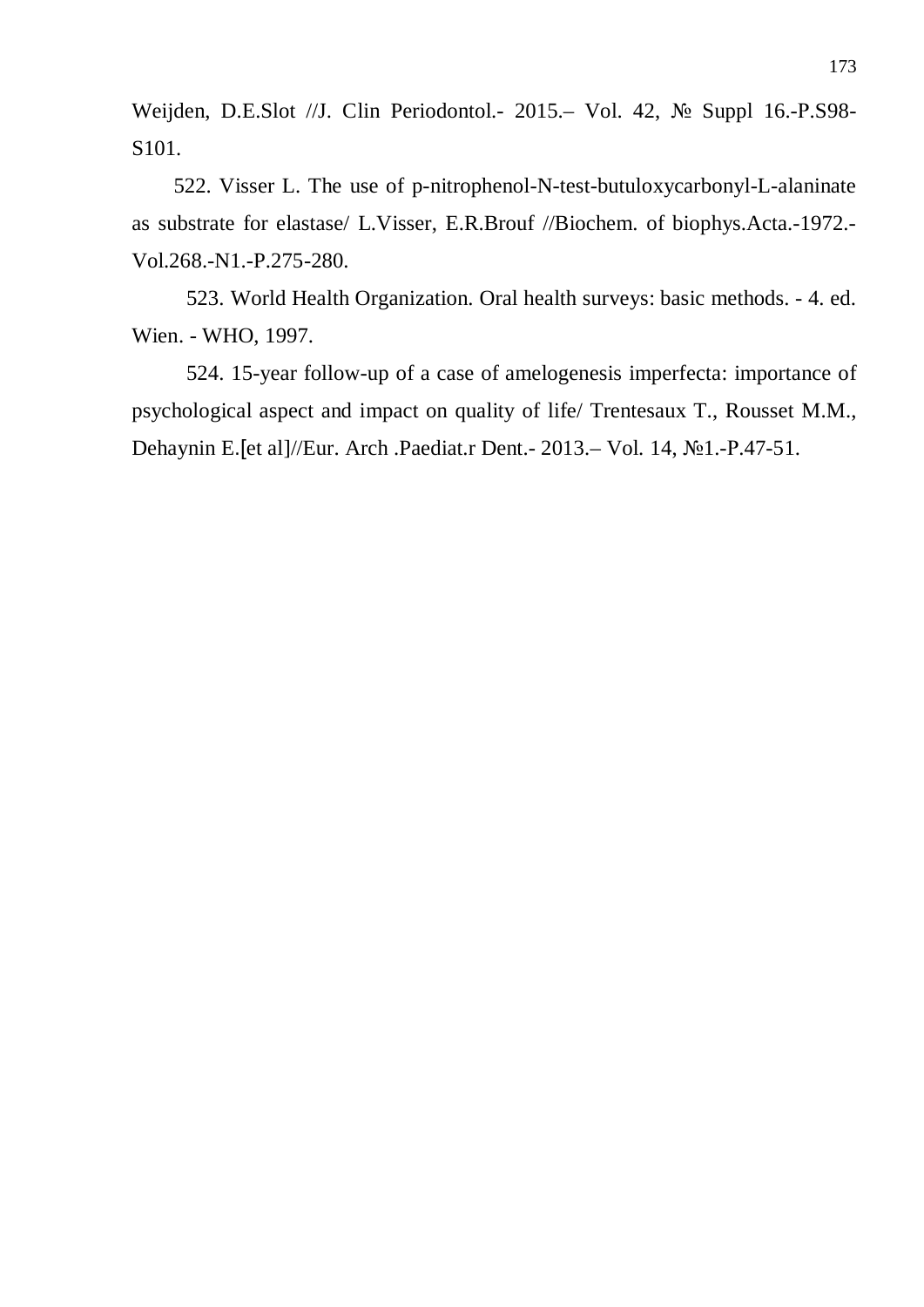Weijden, D.E.Slot //J. Clin Periodontol.- 2015.– Vol. 42, № Suppl 16.-P.S98-S101.

522. Visser L. The use of p-nitrophenol-N-test-butuloxycarbonyl-L-alaninate as substrate for elastase/ L.Visser, E.R.Brouf //Biochem. of biophys.Acta.-1972.-Vol.268.-N1.-P.275-280.

523. World Health Organization. Oral health surveys: basic methods. - 4. ed. Wien. - WHO, 1997.

524. 15-year follow-up of a case of amelogenesis imperfecta: importance of psychological aspect and impact on quality of life/ Trentesaux T., Rousset M.M., Dehaynin E.[et al]//Eur. Arch .Paediat.r Dent.- 2013.– Vol. 14, №1.-P.47-51.